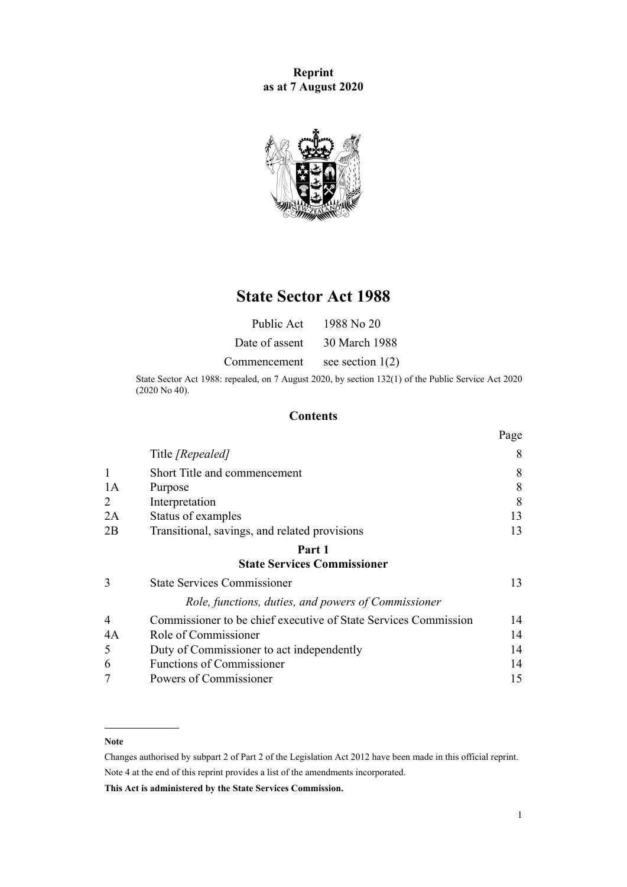**Reprint**
**as at 7 August 2020**

# State Sector Act 1988

| | |
|---|---|
| Public Act | 1988 No 20 |
| Date of assent | 30 March 1988 |
| Commencement | see section 1(2) |

State Sector Act 1988: repealed, on 7 August 2020, by section 132(1) of the Public Service Act 2020 (2020 No 40).

## Contents

| | | Page |
|---|---|---|
| | Title *[Repealed]* | 8 |
| 1 | Short Title and commencement | 8 |
| 1A | Purpose | 8 |
| 2 | Interpretation | 8 |
| 2A | Status of examples | 13 |
| 2B | Transitional, savings, and related provisions | 13 |
| | **Part 1** **State Services Commissioner** | |
| 3 | State Services Commissioner | 13 |
| | *Role, functions, duties, and powers of Commissioner* | |
| 4 | Commissioner to be chief executive of State Services Commission | 14 |
| 4A | Role of Commissioner | 14 |
| 5 | Duty of Commissioner to act independently | 14 |
| 6 | Functions of Commissioner | 14 |
| 7 | Powers of Commissioner | 15 |

**Note**

Changes authorised by subpart 2 of Part 2 of the Legislation Act 2012 have been made in this official reprint.

Note 4 at the end of this reprint provides a list of the amendments incorporated.

**This Act is administered by the State Services Commission.**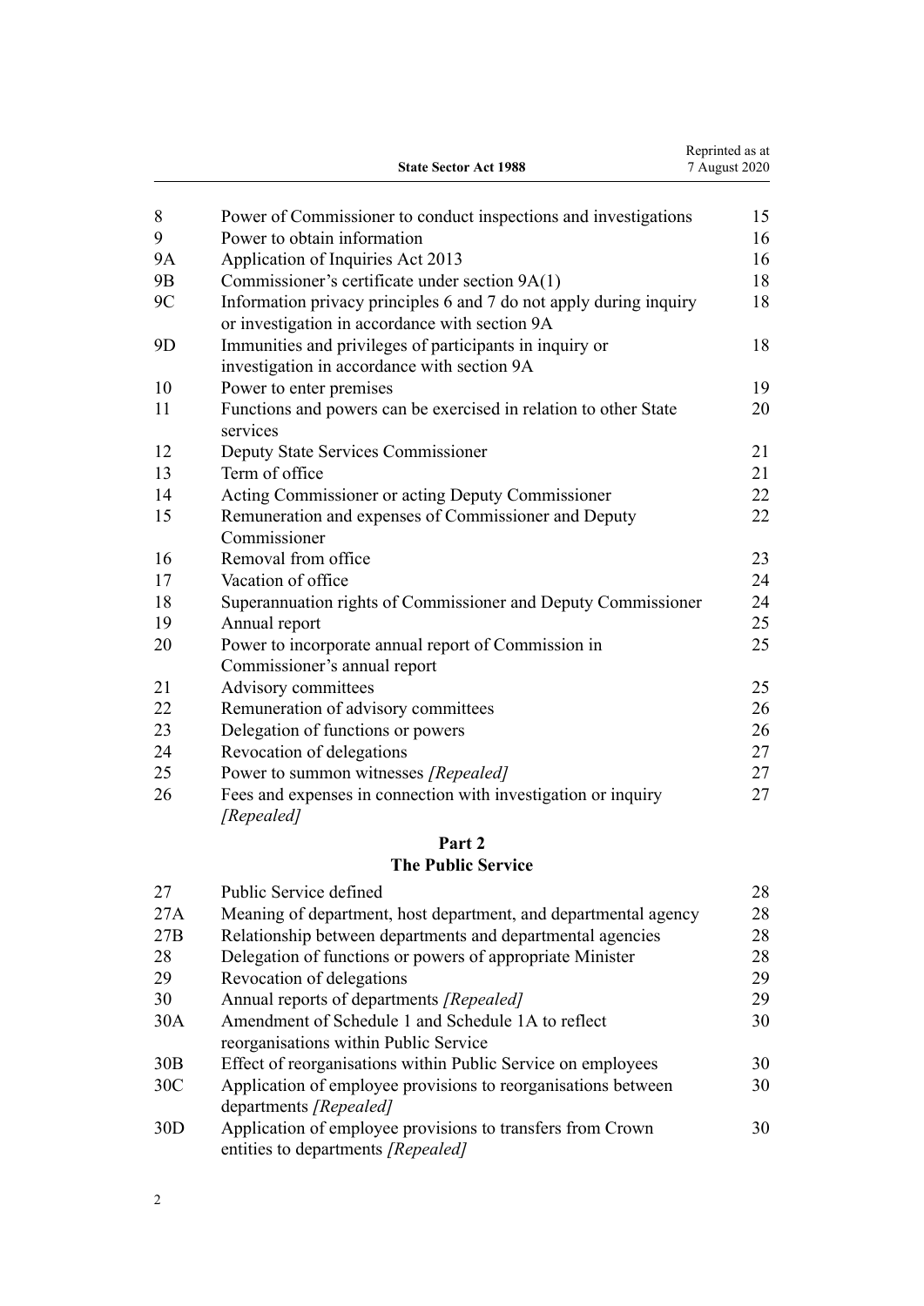| | | |
|---|---|---|
| 8 | Power of Commissioner to conduct inspections and investigations | 15 |
| 9 | Power to obtain information | 16 |
| 9A | Application of Inquiries Act 2013 | 16 |
| 9B | Commissioner's certificate under section 9A(1) | 18 |
| 9C | Information privacy principles 6 and 7 do not apply during inquiry or investigation in accordance with section 9A | 18 |
| 9D | Immunities and privileges of participants in inquiry or investigation in accordance with section 9A | 18 |
| 10 | Power to enter premises | 19 |
| 11 | Functions and powers can be exercised in relation to other State services | 20 |
| 12 | Deputy State Services Commissioner | 21 |
| 13 | Term of office | 21 |
| 14 | Acting Commissioner or acting Deputy Commissioner | 22 |
| 15 | Remuneration and expenses of Commissioner and Deputy Commissioner | 22 |
| 16 | Removal from office | 23 |
| 17 | Vacation of office | 24 |
| 18 | Superannuation rights of Commissioner and Deputy Commissioner | 24 |
| 19 | Annual report | 25 |
| 20 | Power to incorporate annual report of Commission in Commissioner's annual report | 25 |
| 21 | Advisory committees | 25 |
| 22 | Remuneration of advisory committees | 26 |
| 23 | Delegation of functions or powers | 26 |
| 24 | Revocation of delegations | 27 |
| 25 | Power to summon witnesses *[Repealed]* | 27 |
| 26 | Fees and expenses in connection with investigation or inquiry *[Repealed]* | 27 |

## Part 2
## The Public Service

| | | |
|---|---|---|
| 27 | Public Service defined | 28 |
| 27A | Meaning of department, host department, and departmental agency | 28 |
| 27B | Relationship between departments and departmental agencies | 28 |
| 28 | Delegation of functions or powers of appropriate Minister | 28 |
| 29 | Revocation of delegations | 29 |
| 30 | Annual reports of departments *[Repealed]* | 29 |
| 30A | Amendment of Schedule 1 and Schedule 1A to reflect reorganisations within Public Service | 30 |
| 30B | Effect of reorganisations within Public Service on employees | 30 |
| 30C | Application of employee provisions to reorganisations between departments *[Repealed]* | 30 |
| 30D | Application of employee provisions to transfers from Crown entities to departments *[Repealed]* | 30 |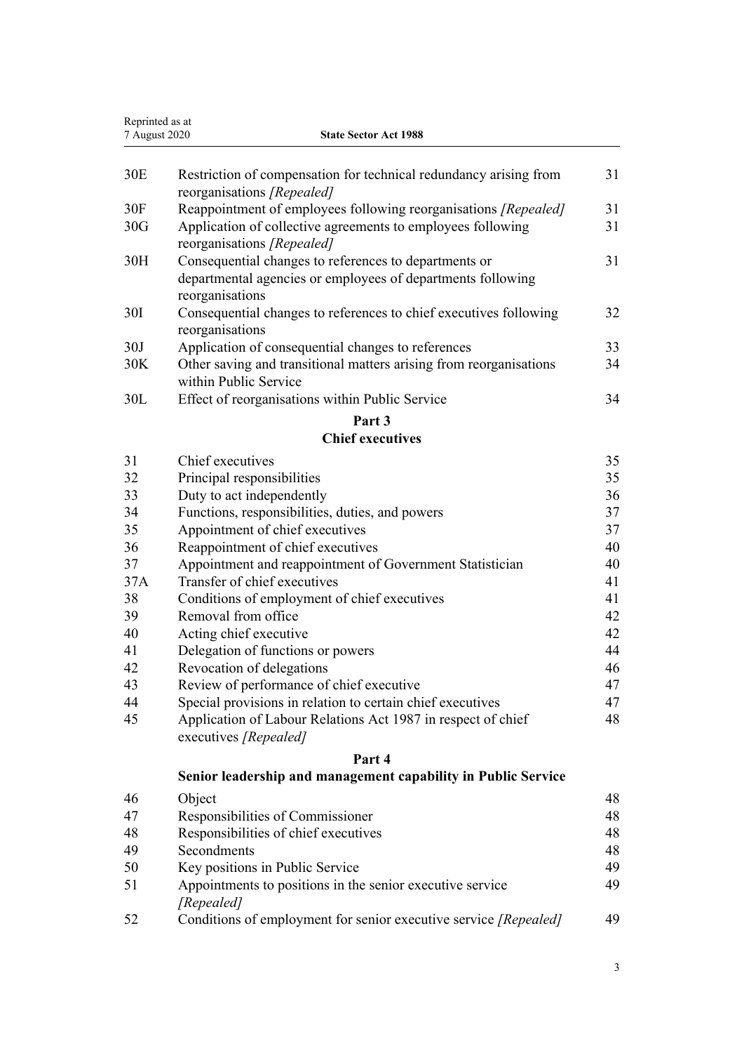| | | |
|---|---|---|
| 30E | Restriction of compensation for technical redundancy arising from reorganisations *[Repealed]* | 31 |
| 30F | Reappointment of employees following reorganisations *[Repealed]* | 31 |
| 30G | Application of collective agreements to employees following reorganisations *[Repealed]* | 31 |
| 30H | Consequential changes to references to departments or departmental agencies or employees of departments following reorganisations | 31 |
| 30I | Consequential changes to references to chief executives following reorganisations | 32 |
| 30J | Application of consequential changes to references | 33 |
| 30K | Other saving and transitional matters arising from reorganisations within Public Service | 34 |
| 30L | Effect of reorganisations within Public Service | 34 |

## Part 3
## Chief executives

| | | |
|---|---|---|
| 31 | Chief executives | 35 |
| 32 | Principal responsibilities | 35 |
| 33 | Duty to act independently | 36 |
| 34 | Functions, responsibilities, duties, and powers | 37 |
| 35 | Appointment of chief executives | 37 |
| 36 | Reappointment of chief executives | 40 |
| 37 | Appointment and reappointment of Government Statistician | 40 |
| 37A | Transfer of chief executives | 41 |
| 38 | Conditions of employment of chief executives | 41 |
| 39 | Removal from office | 42 |
| 40 | Acting chief executive | 42 |
| 41 | Delegation of functions or powers | 44 |
| 42 | Revocation of delegations | 46 |
| 43 | Review of performance of chief executive | 47 |
| 44 | Special provisions in relation to certain chief executives | 47 |
| 45 | Application of Labour Relations Act 1987 in respect of chief executives *[Repealed]* | 48 |

## Part 4
## Senior leadership and management capability in Public Service

| | | |
|---|---|---|
| 46 | Object | 48 |
| 47 | Responsibilities of Commissioner | 48 |
| 48 | Responsibilities of chief executives | 48 |
| 49 | Secondments | 48 |
| 50 | Key positions in Public Service | 49 |
| 51 | Appointments to positions in the senior executive service *[Repealed]* | 49 |
| 52 | Conditions of employment for senior executive service *[Repealed]* | 49 |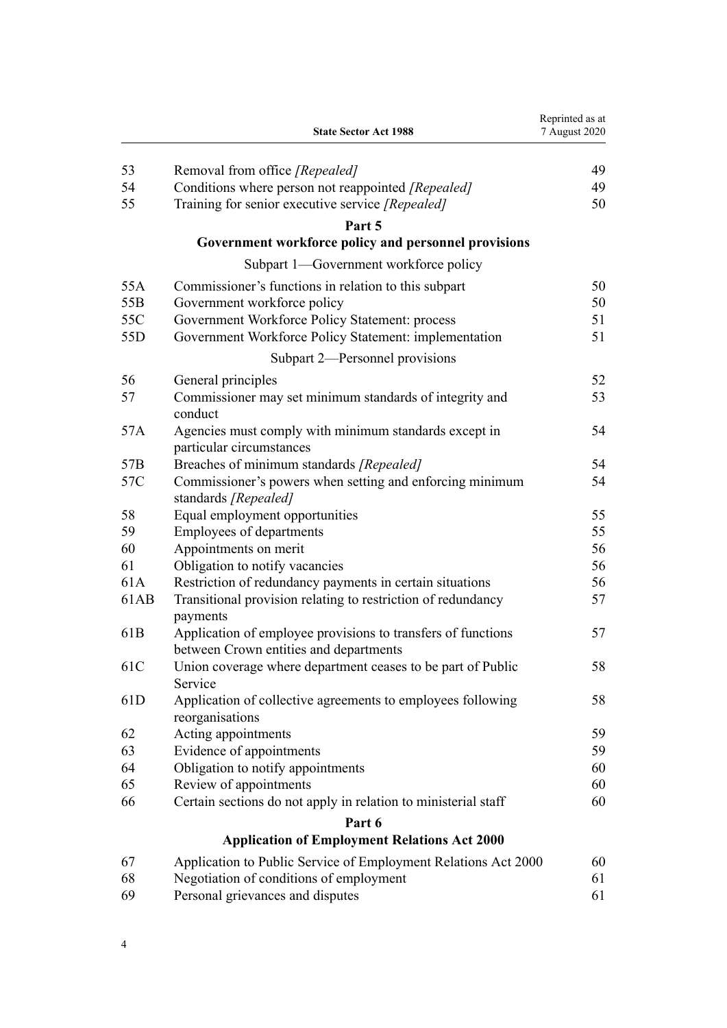| | | |
|---|---|---|
| 53 | Removal from office *[Repealed]* | 49 |
| 54 | Conditions where person not reappointed *[Repealed]* | 49 |
| 55 | Training for senior executive service *[Repealed]* | 50 |

## Part 5
## Government workforce policy and personnel provisions

### Subpart 1—Government workforce policy

| | | |
|---|---|---|
| 55A | Commissioner's functions in relation to this subpart | 50 |
| 55B | Government workforce policy | 50 |
| 55C | Government Workforce Policy Statement: process | 51 |
| 55D | Government Workforce Policy Statement: implementation | 51 |

### Subpart 2—Personnel provisions

| | | |
|---|---|---|
| 56 | General principles | 52 |
| 57 | Commissioner may set minimum standards of integrity and conduct | 53 |
| 57A | Agencies must comply with minimum standards except in particular circumstances | 54 |
| 57B | Breaches of minimum standards *[Repealed]* | 54 |
| 57C | Commissioner's powers when setting and enforcing minimum standards *[Repealed]* | 54 |
| 58 | Equal employment opportunities | 55 |
| 59 | Employees of departments | 55 |
| 60 | Appointments on merit | 56 |
| 61 | Obligation to notify vacancies | 56 |
| 61A | Restriction of redundancy payments in certain situations | 56 |
| 61AB | Transitional provision relating to restriction of redundancy payments | 57 |
| 61B | Application of employee provisions to transfers of functions between Crown entities and departments | 57 |
| 61C | Union coverage where department ceases to be part of Public Service | 58 |
| 61D | Application of collective agreements to employees following reorganisations | 58 |
| 62 | Acting appointments | 59 |
| 63 | Evidence of appointments | 59 |
| 64 | Obligation to notify appointments | 60 |
| 65 | Review of appointments | 60 |
| 66 | Certain sections do not apply in relation to ministerial staff | 60 |

## Part 6
## Application of Employment Relations Act 2000

| | | |
|---|---|---|
| 67 | Application to Public Service of Employment Relations Act 2000 | 60 |
| 68 | Negotiation of conditions of employment | 61 |
| 69 | Personal grievances and disputes | 61 |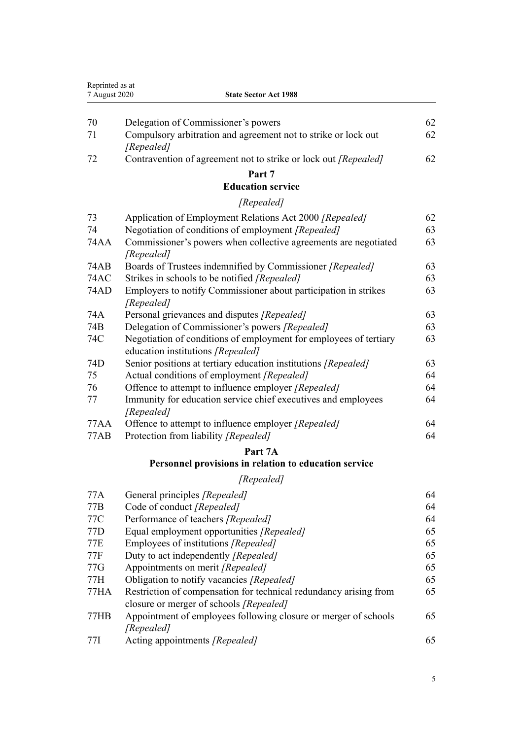| | | |
|---|---|---|
| 70 | Delegation of Commissioner's powers | 62 |
| 71 | Compulsory arbitration and agreement not to strike or lock out *[Repealed]* | 62 |
| 72 | Contravention of agreement not to strike or lock out *[Repealed]* | 62 |

**Part 7**
**Education service**

*[Repealed]*

| | | |
|---|---|---|
| 73 | Application of Employment Relations Act 2000 *[Repealed]* | 62 |
| 74 | Negotiation of conditions of employment *[Repealed]* | 63 |
| 74AA | Commissioner's powers when collective agreements are negotiated *[Repealed]* | 63 |
| 74AB | Boards of Trustees indemnified by Commissioner *[Repealed]* | 63 |
| 74AC | Strikes in schools to be notified *[Repealed]* | 63 |
| 74AD | Employers to notify Commissioner about participation in strikes *[Repealed]* | 63 |
| 74A | Personal grievances and disputes *[Repealed]* | 63 |
| 74B | Delegation of Commissioner's powers *[Repealed]* | 63 |
| 74C | Negotiation of conditions of employment for employees of tertiary education institutions *[Repealed]* | 63 |
| 74D | Senior positions at tertiary education institutions *[Repealed]* | 63 |
| 75 | Actual conditions of employment *[Repealed]* | 64 |
| 76 | Offence to attempt to influence employer *[Repealed]* | 64 |
| 77 | Immunity for education service chief executives and employees *[Repealed]* | 64 |
| 77AA | Offence to attempt to influence employer *[Repealed]* | 64 |
| 77AB | Protection from liability *[Repealed]* | 64 |

**Part 7A**
**Personnel provisions in relation to education service**

*[Repealed]*

| | | |
|---|---|---|
| 77A | General principles *[Repealed]* | 64 |
| 77B | Code of conduct *[Repealed]* | 64 |
| 77C | Performance of teachers *[Repealed]* | 64 |
| 77D | Equal employment opportunities *[Repealed]* | 65 |
| 77E | Employees of institutions *[Repealed]* | 65 |
| 77F | Duty to act independently *[Repealed]* | 65 |
| 77G | Appointments on merit *[Repealed]* | 65 |
| 77H | Obligation to notify vacancies *[Repealed]* | 65 |
| 77HA | Restriction of compensation for technical redundancy arising from closure or merger of schools *[Repealed]* | 65 |
| 77HB | Appointment of employees following closure or merger of schools *[Repealed]* | 65 |
| 77I | Acting appointments *[Repealed]* | 65 |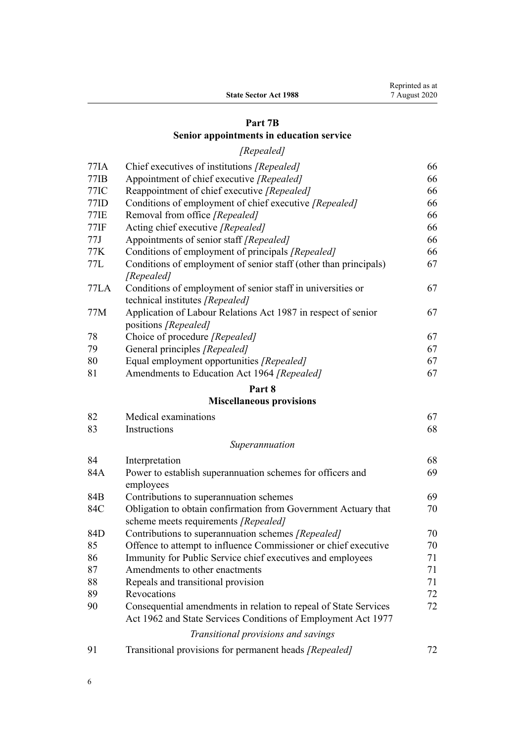## Part 7B
## Senior appointments in education service

*[Repealed]*

| | | |
|---|---|---|
| 77IA | Chief executives of institutions *[Repealed]* | 66 |
| 77IB | Appointment of chief executive *[Repealed]* | 66 |
| 77IC | Reappointment of chief executive *[Repealed]* | 66 |
| 77ID | Conditions of employment of chief executive *[Repealed]* | 66 |
| 77IE | Removal from office *[Repealed]* | 66 |
| 77IF | Acting chief executive *[Repealed]* | 66 |
| 77J | Appointments of senior staff *[Repealed]* | 66 |
| 77K | Conditions of employment of principals *[Repealed]* | 66 |
| 77L | Conditions of employment of senior staff (other than principals) *[Repealed]* | 67 |
| 77LA | Conditions of employment of senior staff in universities or technical institutes *[Repealed]* | 67 |
| 77M | Application of Labour Relations Act 1987 in respect of senior positions *[Repealed]* | 67 |
| 78 | Choice of procedure *[Repealed]* | 67 |
| 79 | General principles *[Repealed]* | 67 |
| 80 | Equal employment opportunities *[Repealed]* | 67 |
| 81 | Amendments to Education Act 1964 *[Repealed]* | 67 |

## Part 8
## Miscellaneous provisions

| | | |
|---|---|---|
| 82 | Medical examinations | 67 |
| 83 | Instructions | 68 |
| | *Superannuation* | |
| 84 | Interpretation | 68 |
| 84A | Power to establish superannuation schemes for officers and employees | 69 |
| 84B | Contributions to superannuation schemes | 69 |
| 84C | Obligation to obtain confirmation from Government Actuary that scheme meets requirements *[Repealed]* | 70 |
| 84D | Contributions to superannuation schemes *[Repealed]* | 70 |
| 85 | Offence to attempt to influence Commissioner or chief executive | 70 |
| 86 | Immunity for Public Service chief executives and employees | 71 |
| 87 | Amendments to other enactments | 71 |
| 88 | Repeals and transitional provision | 71 |
| 89 | Revocations | 72 |
| 90 | Consequential amendments in relation to repeal of State Services Act 1962 and State Services Conditions of Employment Act 1977 | 72 |
| | *Transitional provisions and savings* | |
| 91 | Transitional provisions for permanent heads *[Repealed]* | 72 |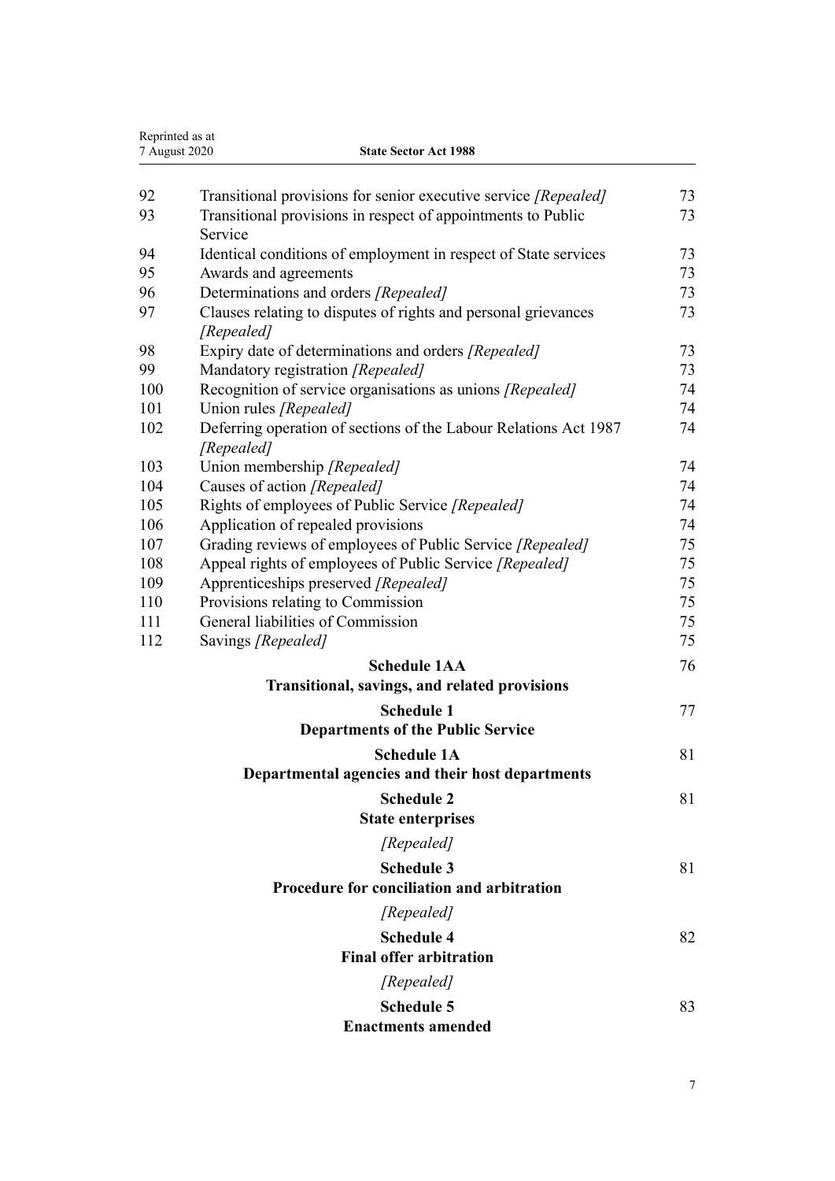| | | |
|---|---|---|
| 92 | Transitional provisions for senior executive service *[Repealed]* | 73 |
| 93 | Transitional provisions in respect of appointments to Public Service | 73 |
| 94 | Identical conditions of employment in respect of State services | 73 |
| 95 | Awards and agreements | 73 |
| 96 | Determinations and orders *[Repealed]* | 73 |
| 97 | Clauses relating to disputes of rights and personal grievances *[Repealed]* | 73 |
| 98 | Expiry date of determinations and orders *[Repealed]* | 73 |
| 99 | Mandatory registration *[Repealed]* | 73 |
| 100 | Recognition of service organisations as unions *[Repealed]* | 74 |
| 101 | Union rules *[Repealed]* | 74 |
| 102 | Deferring operation of sections of the Labour Relations Act 1987 *[Repealed]* | 74 |
| 103 | Union membership *[Repealed]* | 74 |
| 104 | Causes of action *[Repealed]* | 74 |
| 105 | Rights of employees of Public Service *[Repealed]* | 74 |
| 106 | Application of repealed provisions | 74 |
| 107 | Grading reviews of employees of Public Service *[Repealed]* | 75 |
| 108 | Appeal rights of employees of Public Service *[Repealed]* | 75 |
| 109 | Apprenticeships preserved *[Repealed]* | 75 |
| 110 | Provisions relating to Commission | 75 |
| 111 | General liabilities of Commission | 75 |
| 112 | Savings *[Repealed]* | 75 |

**Schedule 1AA** — 76
**Transitional, savings, and related provisions**

**Schedule 1** — 77
**Departments of the Public Service**

**Schedule 1A** — 81
**Departmental agencies and their host departments**

**Schedule 2** — 81
**State enterprises**

*[Repealed]*

**Schedule 3** — 81
**Procedure for conciliation and arbitration**

*[Repealed]*

**Schedule 4** — 82
**Final offer arbitration**

*[Repealed]*

**Schedule 5** — 83
**Enactments amended**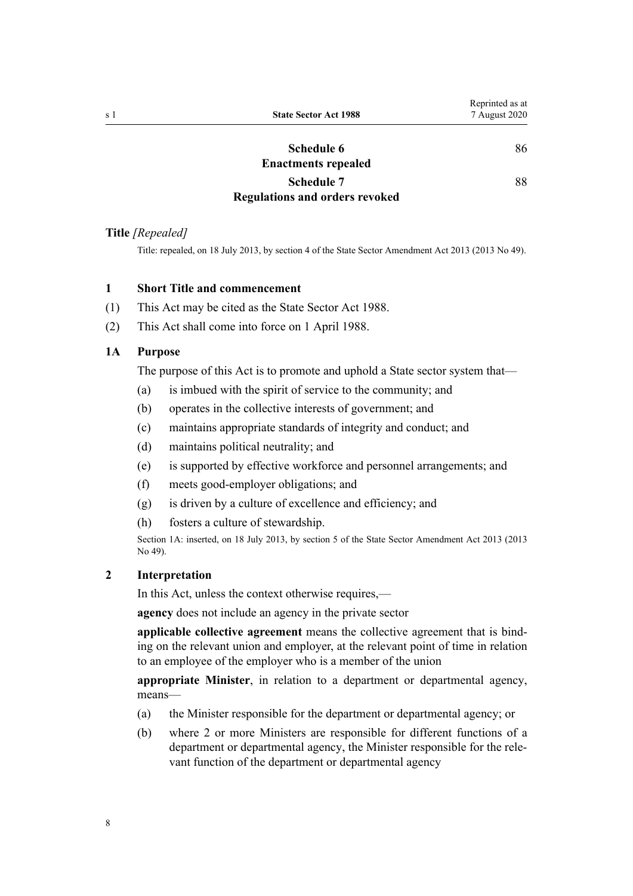**Schedule 6**
**Enactments repealed** 86

**Schedule 7**
**Regulations and orders revoked** 88

**Title** *[Repealed]*

Title: repealed, on 18 July 2013, by section 4 of the State Sector Amendment Act 2013 (2013 No 49).

### 1 Short Title and commencement

(1) This Act may be cited as the State Sector Act 1988.

(2) This Act shall come into force on 1 April 1988.

### 1A Purpose

The purpose of this Act is to promote and uphold a State sector system that—

(a) is imbued with the spirit of service to the community; and

(b) operates in the collective interests of government; and

(c) maintains appropriate standards of integrity and conduct; and

(d) maintains political neutrality; and

(e) is supported by effective workforce and personnel arrangements; and

(f) meets good-employer obligations; and

(g) is driven by a culture of excellence and efficiency; and

(h) fosters a culture of stewardship.

Section 1A: inserted, on 18 July 2013, by section 5 of the State Sector Amendment Act 2013 (2013 No 49).

### 2 Interpretation

In this Act, unless the context otherwise requires,—

**agency** does not include an agency in the private sector

**applicable collective agreement** means the collective agreement that is binding on the relevant union and employer, at the relevant point of time in relation to an employee of the employer who is a member of the union

**appropriate Minister**, in relation to a department or departmental agency, means—

(a) the Minister responsible for the department or departmental agency; or

(b) where 2 or more Ministers are responsible for different functions of a department or departmental agency, the Minister responsible for the relevant function of the department or departmental agency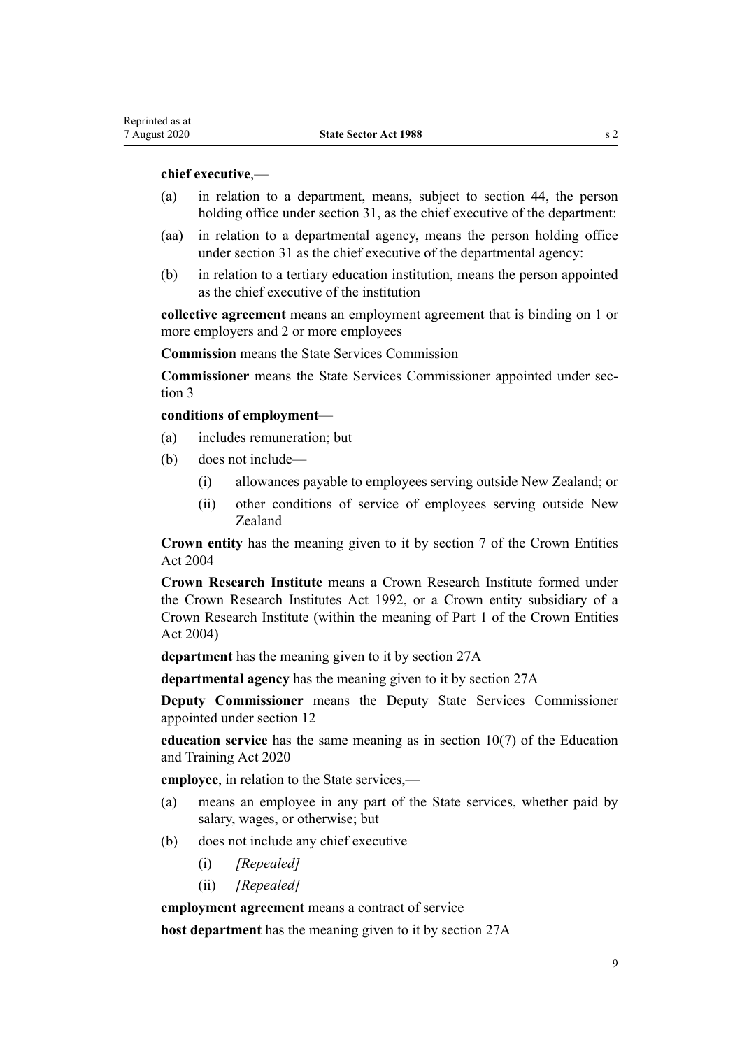**chief executive**,—

(a) in relation to a department, means, subject to section 44, the person holding office under section 31, as the chief executive of the department:

(aa) in relation to a departmental agency, means the person holding office under section 31 as the chief executive of the departmental agency:

(b) in relation to a tertiary education institution, means the person appointed as the chief executive of the institution

**collective agreement** means an employment agreement that is binding on 1 or more employers and 2 or more employees

**Commission** means the State Services Commission

**Commissioner** means the State Services Commissioner appointed under section 3

**conditions of employment**—

(a) includes remuneration; but

(b) does not include—

  (i) allowances payable to employees serving outside New Zealand; or

  (ii) other conditions of service of employees serving outside New Zealand

**Crown entity** has the meaning given to it by section 7 of the Crown Entities Act 2004

**Crown Research Institute** means a Crown Research Institute formed under the Crown Research Institutes Act 1992, or a Crown entity subsidiary of a Crown Research Institute (within the meaning of Part 1 of the Crown Entities Act 2004)

**department** has the meaning given to it by section 27A

**departmental agency** has the meaning given to it by section 27A

**Deputy Commissioner** means the Deputy State Services Commissioner appointed under section 12

**education service** has the same meaning as in section 10(7) of the Education and Training Act 2020

**employee**, in relation to the State services,—

(a) means an employee in any part of the State services, whether paid by salary, wages, or otherwise; but

(b) does not include any chief executive

  (i) *[Repealed]*

  (ii) *[Repealed]*

**employment agreement** means a contract of service

**host department** has the meaning given to it by section 27A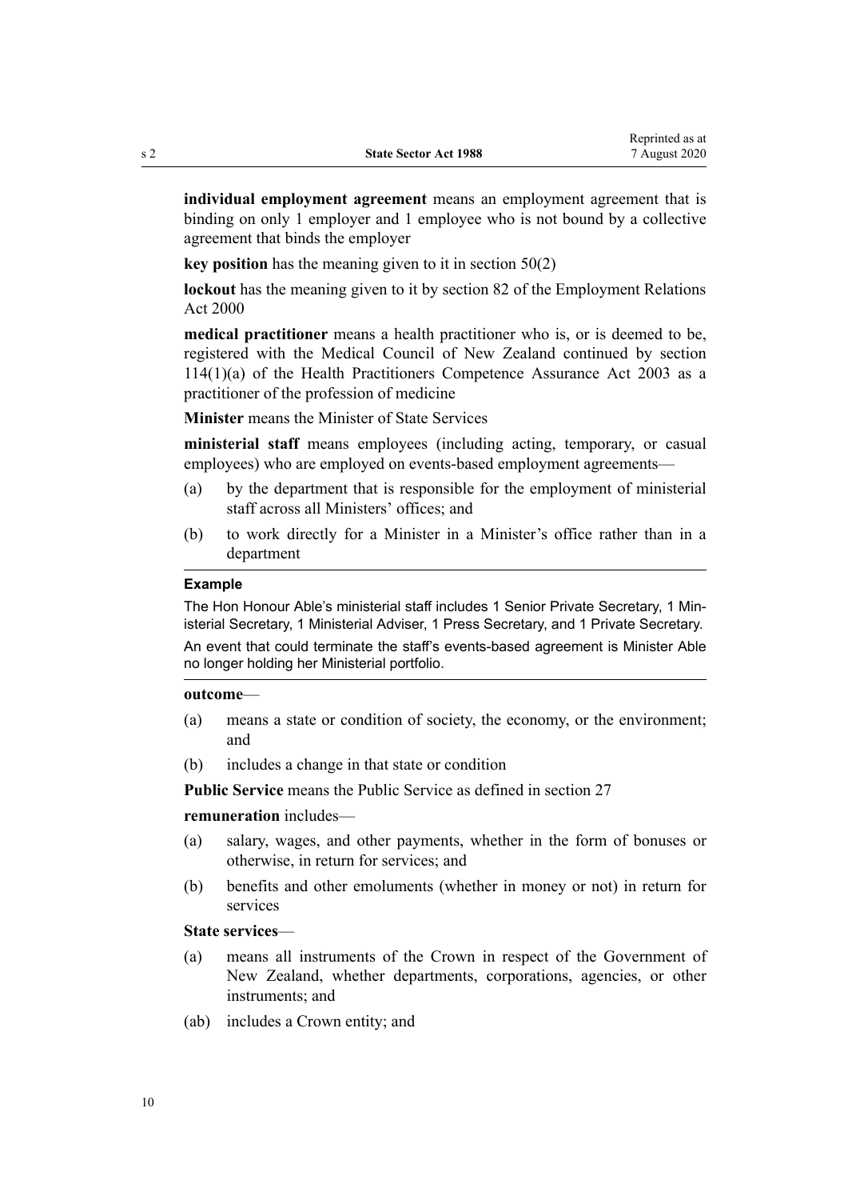**individual employment agreement** means an employment agreement that is binding on only 1 employer and 1 employee who is not bound by a collective agreement that binds the employer

**key position** has the meaning given to it in section 50(2)

**lockout** has the meaning given to it by section 82 of the Employment Relations Act 2000

**medical practitioner** means a health practitioner who is, or is deemed to be, registered with the Medical Council of New Zealand continued by section 114(1)(a) of the Health Practitioners Competence Assurance Act 2003 as a practitioner of the profession of medicine

**Minister** means the Minister of State Services

**ministerial staff** means employees (including acting, temporary, or casual employees) who are employed on events-based employment agreements—

(a) by the department that is responsible for the employment of ministerial staff across all Ministers' offices; and

(b) to work directly for a Minister in a Minister's office rather than in a department

---

**Example**

The Hon Honour Able's ministerial staff includes 1 Senior Private Secretary, 1 Ministerial Secretary, 1 Ministerial Adviser, 1 Press Secretary, and 1 Private Secretary.

An event that could terminate the staff's events-based agreement is Minister Able no longer holding her Ministerial portfolio.

---

**outcome**—

(a) means a state or condition of society, the economy, or the environment; and

(b) includes a change in that state or condition

**Public Service** means the Public Service as defined in section 27

**remuneration** includes—

(a) salary, wages, and other payments, whether in the form of bonuses or otherwise, in return for services; and

(b) benefits and other emoluments (whether in money or not) in return for services

**State services**—

(a) means all instruments of the Crown in respect of the Government of New Zealand, whether departments, corporations, agencies, or other instruments; and

(ab) includes a Crown entity; and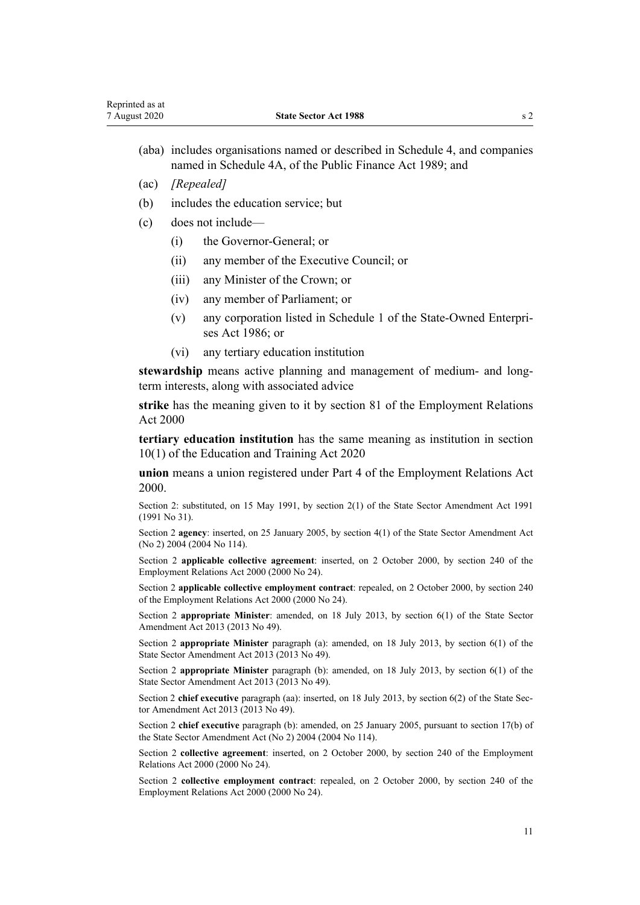(aba) includes organisations named or described in Schedule 4, and companies named in Schedule 4A, of the Public Finance Act 1989; and

(ac) *[Repealed]*

(b) includes the education service; but

(c) does not include—

  (i) the Governor-General; or

  (ii) any member of the Executive Council; or

  (iii) any Minister of the Crown; or

  (iv) any member of Parliament; or

  (v) any corporation listed in Schedule 1 of the State-Owned Enterprises Act 1986; or

  (vi) any tertiary education institution

**stewardship** means active planning and management of medium- and long-term interests, along with associated advice

**strike** has the meaning given to it by section 81 of the Employment Relations Act 2000

**tertiary education institution** has the same meaning as institution in section 10(1) of the Education and Training Act 2020

**union** means a union registered under Part 4 of the Employment Relations Act 2000.

Section 2: substituted, on 15 May 1991, by section 2(1) of the State Sector Amendment Act 1991 (1991 No 31).

Section 2 **agency**: inserted, on 25 January 2005, by section 4(1) of the State Sector Amendment Act (No 2) 2004 (2004 No 114).

Section 2 **applicable collective agreement**: inserted, on 2 October 2000, by section 240 of the Employment Relations Act 2000 (2000 No 24).

Section 2 **applicable collective employment contract**: repealed, on 2 October 2000, by section 240 of the Employment Relations Act 2000 (2000 No 24).

Section 2 **appropriate Minister**: amended, on 18 July 2013, by section 6(1) of the State Sector Amendment Act 2013 (2013 No 49).

Section 2 **appropriate Minister** paragraph (a): amended, on 18 July 2013, by section 6(1) of the State Sector Amendment Act 2013 (2013 No 49).

Section 2 **appropriate Minister** paragraph (b): amended, on 18 July 2013, by section 6(1) of the State Sector Amendment Act 2013 (2013 No 49).

Section 2 **chief executive** paragraph (aa): inserted, on 18 July 2013, by section 6(2) of the State Sector Amendment Act 2013 (2013 No 49).

Section 2 **chief executive** paragraph (b): amended, on 25 January 2005, pursuant to section 17(b) of the State Sector Amendment Act (No 2) 2004 (2004 No 114).

Section 2 **collective agreement**: inserted, on 2 October 2000, by section 240 of the Employment Relations Act 2000 (2000 No 24).

Section 2 **collective employment contract**: repealed, on 2 October 2000, by section 240 of the Employment Relations Act 2000 (2000 No 24).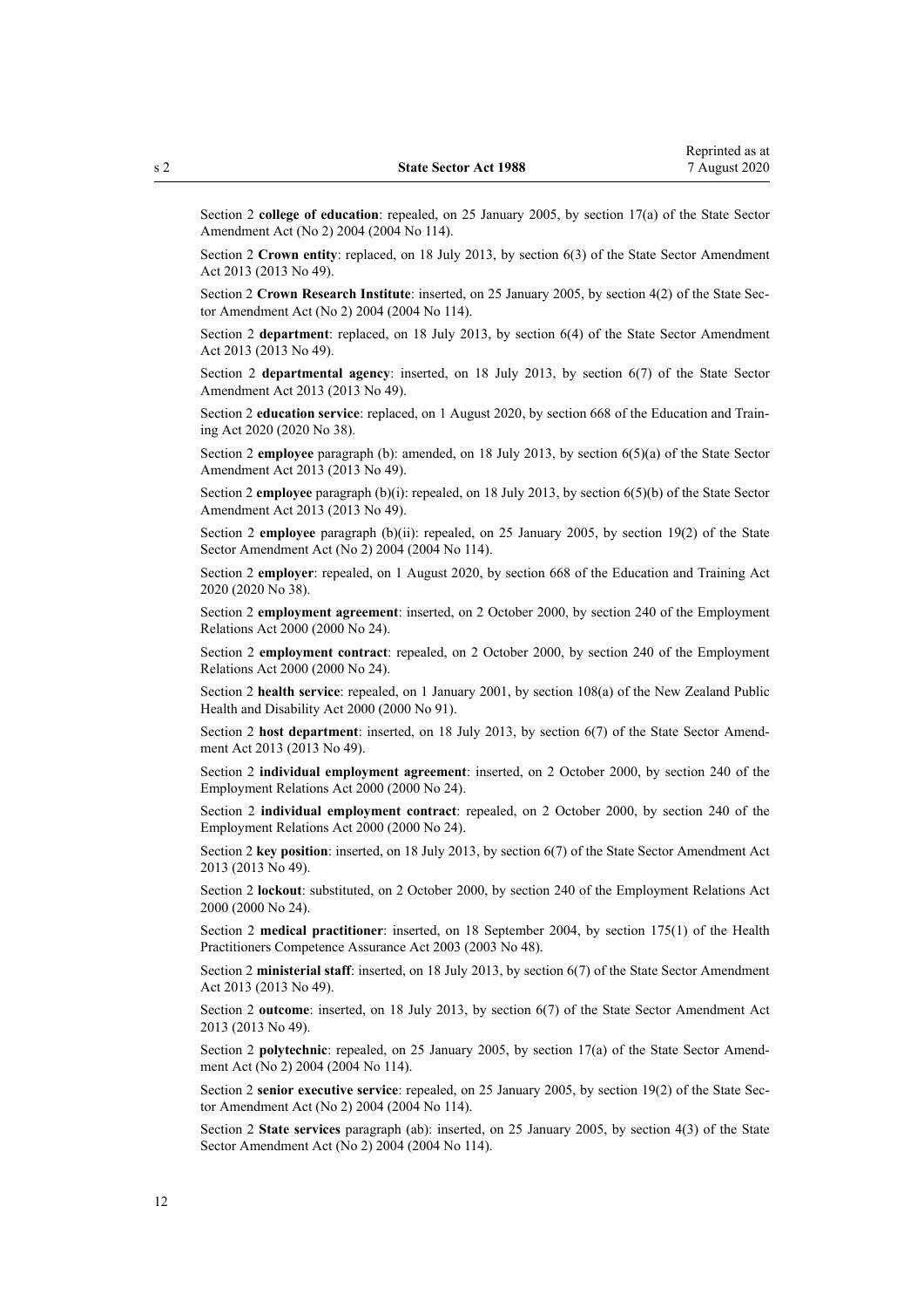Section 2 **college of education**: repealed, on 25 January 2005, by section 17(a) of the State Sector Amendment Act (No 2) 2004 (2004 No 114).

Section 2 **Crown entity**: replaced, on 18 July 2013, by section 6(3) of the State Sector Amendment Act 2013 (2013 No 49).

Section 2 **Crown Research Institute**: inserted, on 25 January 2005, by section 4(2) of the State Sector Amendment Act (No 2) 2004 (2004 No 114).

Section 2 **department**: replaced, on 18 July 2013, by section 6(4) of the State Sector Amendment Act 2013 (2013 No 49).

Section 2 **departmental agency**: inserted, on 18 July 2013, by section 6(7) of the State Sector Amendment Act 2013 (2013 No 49).

Section 2 **education service**: replaced, on 1 August 2020, by section 668 of the Education and Training Act 2020 (2020 No 38).

Section 2 **employee** paragraph (b): amended, on 18 July 2013, by section 6(5)(a) of the State Sector Amendment Act 2013 (2013 No 49).

Section 2 **employee** paragraph (b)(i): repealed, on 18 July 2013, by section 6(5)(b) of the State Sector Amendment Act 2013 (2013 No 49).

Section 2 **employee** paragraph (b)(ii): repealed, on 25 January 2005, by section 19(2) of the State Sector Amendment Act (No 2) 2004 (2004 No 114).

Section 2 **employer**: repealed, on 1 August 2020, by section 668 of the Education and Training Act 2020 (2020 No 38).

Section 2 **employment agreement**: inserted, on 2 October 2000, by section 240 of the Employment Relations Act 2000 (2000 No 24).

Section 2 **employment contract**: repealed, on 2 October 2000, by section 240 of the Employment Relations Act 2000 (2000 No 24).

Section 2 **health service**: repealed, on 1 January 2001, by section 108(a) of the New Zealand Public Health and Disability Act 2000 (2000 No 91).

Section 2 **host department**: inserted, on 18 July 2013, by section 6(7) of the State Sector Amendment Act 2013 (2013 No 49).

Section 2 **individual employment agreement**: inserted, on 2 October 2000, by section 240 of the Employment Relations Act 2000 (2000 No 24).

Section 2 **individual employment contract**: repealed, on 2 October 2000, by section 240 of the Employment Relations Act 2000 (2000 No 24).

Section 2 **key position**: inserted, on 18 July 2013, by section 6(7) of the State Sector Amendment Act 2013 (2013 No 49).

Section 2 **lockout**: substituted, on 2 October 2000, by section 240 of the Employment Relations Act 2000 (2000 No 24).

Section 2 **medical practitioner**: inserted, on 18 September 2004, by section 175(1) of the Health Practitioners Competence Assurance Act 2003 (2003 No 48).

Section 2 **ministerial staff**: inserted, on 18 July 2013, by section 6(7) of the State Sector Amendment Act 2013 (2013 No 49).

Section 2 **outcome**: inserted, on 18 July 2013, by section 6(7) of the State Sector Amendment Act 2013 (2013 No 49).

Section 2 **polytechnic**: repealed, on 25 January 2005, by section 17(a) of the State Sector Amendment Act (No 2) 2004 (2004 No 114).

Section 2 **senior executive service**: repealed, on 25 January 2005, by section 19(2) of the State Sector Amendment Act (No 2) 2004 (2004 No 114).

Section 2 **State services** paragraph (ab): inserted, on 25 January 2005, by section 4(3) of the State Sector Amendment Act (No 2) 2004 (2004 No 114).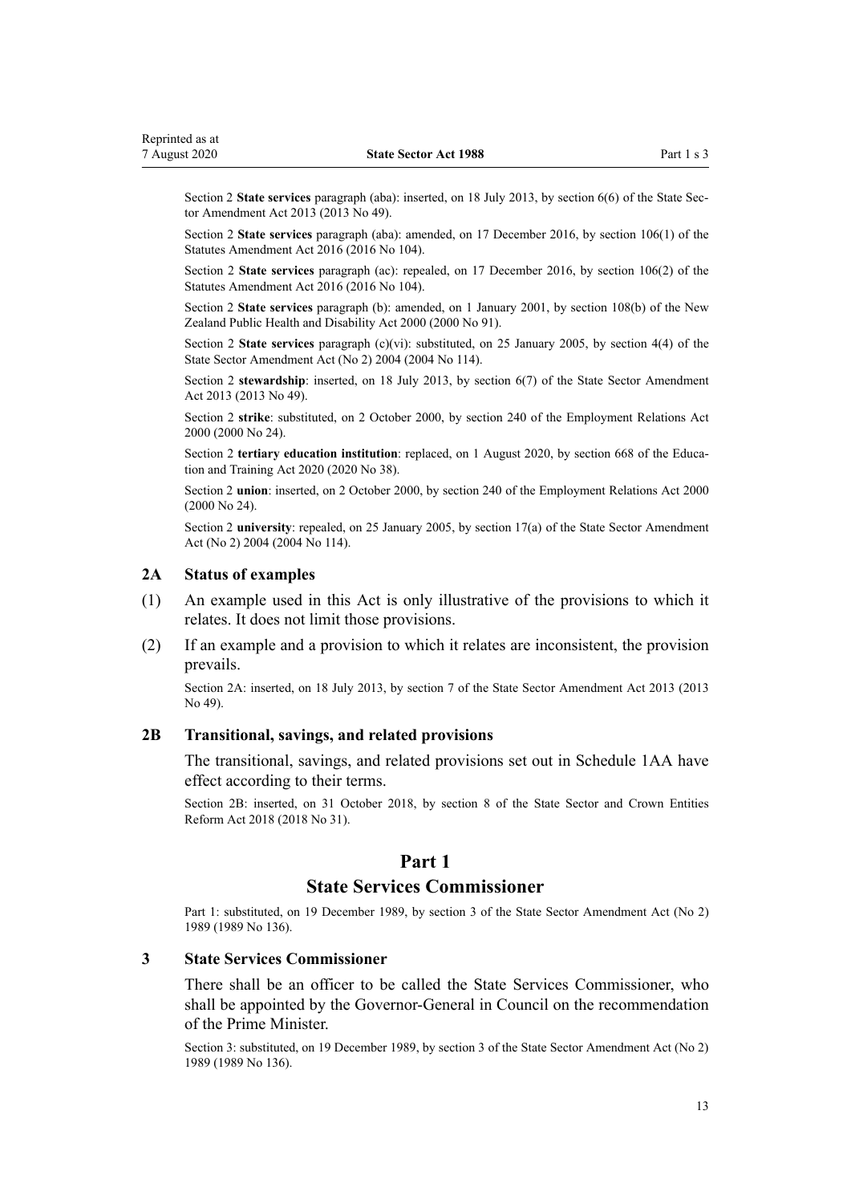Section 2 **State services** paragraph (aba): inserted, on 18 July 2013, by section 6(6) of the State Sector Amendment Act 2013 (2013 No 49).

Section 2 **State services** paragraph (aba): amended, on 17 December 2016, by section 106(1) of the Statutes Amendment Act 2016 (2016 No 104).

Section 2 **State services** paragraph (ac): repealed, on 17 December 2016, by section 106(2) of the Statutes Amendment Act 2016 (2016 No 104).

Section 2 **State services** paragraph (b): amended, on 1 January 2001, by section 108(b) of the New Zealand Public Health and Disability Act 2000 (2000 No 91).

Section 2 **State services** paragraph (c)(vi): substituted, on 25 January 2005, by section 4(4) of the State Sector Amendment Act (No 2) 2004 (2004 No 114).

Section 2 **stewardship**: inserted, on 18 July 2013, by section 6(7) of the State Sector Amendment Act 2013 (2013 No 49).

Section 2 **strike**: substituted, on 2 October 2000, by section 240 of the Employment Relations Act 2000 (2000 No 24).

Section 2 **tertiary education institution**: replaced, on 1 August 2020, by section 668 of the Education and Training Act 2020 (2020 No 38).

Section 2 **union**: inserted, on 2 October 2000, by section 240 of the Employment Relations Act 2000 (2000 No 24).

Section 2 **university**: repealed, on 25 January 2005, by section 17(a) of the State Sector Amendment Act (No 2) 2004 (2004 No 114).

### 2A Status of examples

(1) An example used in this Act is only illustrative of the provisions to which it relates. It does not limit those provisions.

(2) If an example and a provision to which it relates are inconsistent, the provision prevails.

Section 2A: inserted, on 18 July 2013, by section 7 of the State Sector Amendment Act 2013 (2013 No 49).

### 2B Transitional, savings, and related provisions

The transitional, savings, and related provisions set out in Schedule 1AA have effect according to their terms.

Section 2B: inserted, on 31 October 2018, by section 8 of the State Sector and Crown Entities Reform Act 2018 (2018 No 31).

## Part 1
## State Services Commissioner

Part 1: substituted, on 19 December 1989, by section 3 of the State Sector Amendment Act (No 2) 1989 (1989 No 136).

### 3 State Services Commissioner

There shall be an officer to be called the State Services Commissioner, who shall be appointed by the Governor-General in Council on the recommendation of the Prime Minister.

Section 3: substituted, on 19 December 1989, by section 3 of the State Sector Amendment Act (No 2) 1989 (1989 No 136).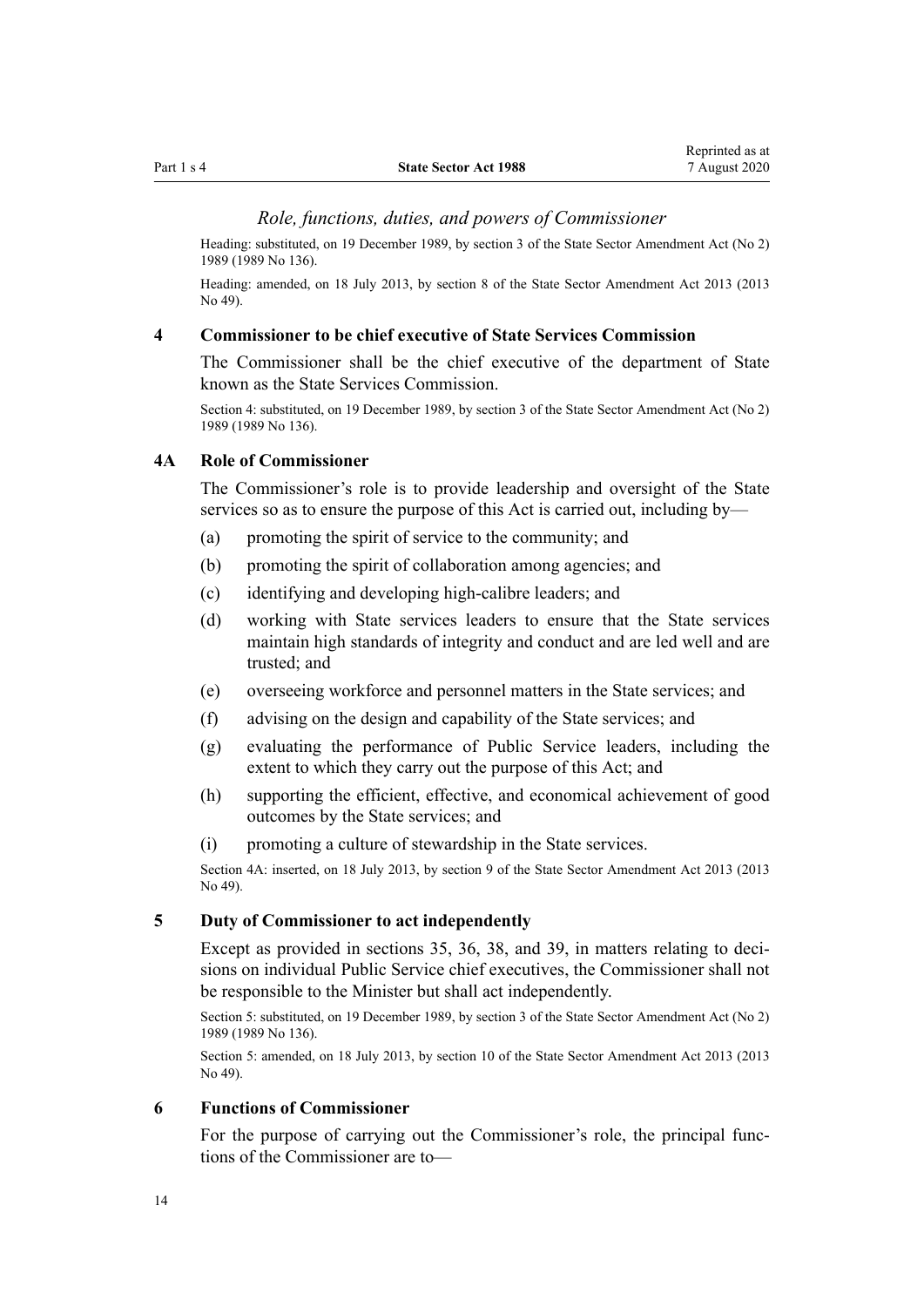### *Role, functions, duties, and powers of Commissioner*

Heading: substituted, on 19 December 1989, by section 3 of the State Sector Amendment Act (No 2) 1989 (1989 No 136).

Heading: amended, on 18 July 2013, by section 8 of the State Sector Amendment Act 2013 (2013 No 49).

**4 Commissioner to be chief executive of State Services Commission**

The Commissioner shall be the chief executive of the department of State known as the State Services Commission.

Section 4: substituted, on 19 December 1989, by section 3 of the State Sector Amendment Act (No 2) 1989 (1989 No 136).

**4A Role of Commissioner**

The Commissioner's role is to provide leadership and oversight of the State services so as to ensure the purpose of this Act is carried out, including by—

(a) promoting the spirit of service to the community; and

(b) promoting the spirit of collaboration among agencies; and

(c) identifying and developing high-calibre leaders; and

(d) working with State services leaders to ensure that the State services maintain high standards of integrity and conduct and are led well and are trusted; and

(e) overseeing workforce and personnel matters in the State services; and

(f) advising on the design and capability of the State services; and

(g) evaluating the performance of Public Service leaders, including the extent to which they carry out the purpose of this Act; and

(h) supporting the efficient, effective, and economical achievement of good outcomes by the State services; and

(i) promoting a culture of stewardship in the State services.

Section 4A: inserted, on 18 July 2013, by section 9 of the State Sector Amendment Act 2013 (2013 No 49).

**5 Duty of Commissioner to act independently**

Except as provided in sections 35, 36, 38, and 39, in matters relating to decisions on individual Public Service chief executives, the Commissioner shall not be responsible to the Minister but shall act independently.

Section 5: substituted, on 19 December 1989, by section 3 of the State Sector Amendment Act (No 2) 1989 (1989 No 136).

Section 5: amended, on 18 July 2013, by section 10 of the State Sector Amendment Act 2013 (2013 No 49).

**6 Functions of Commissioner**

For the purpose of carrying out the Commissioner's role, the principal functions of the Commissioner are to—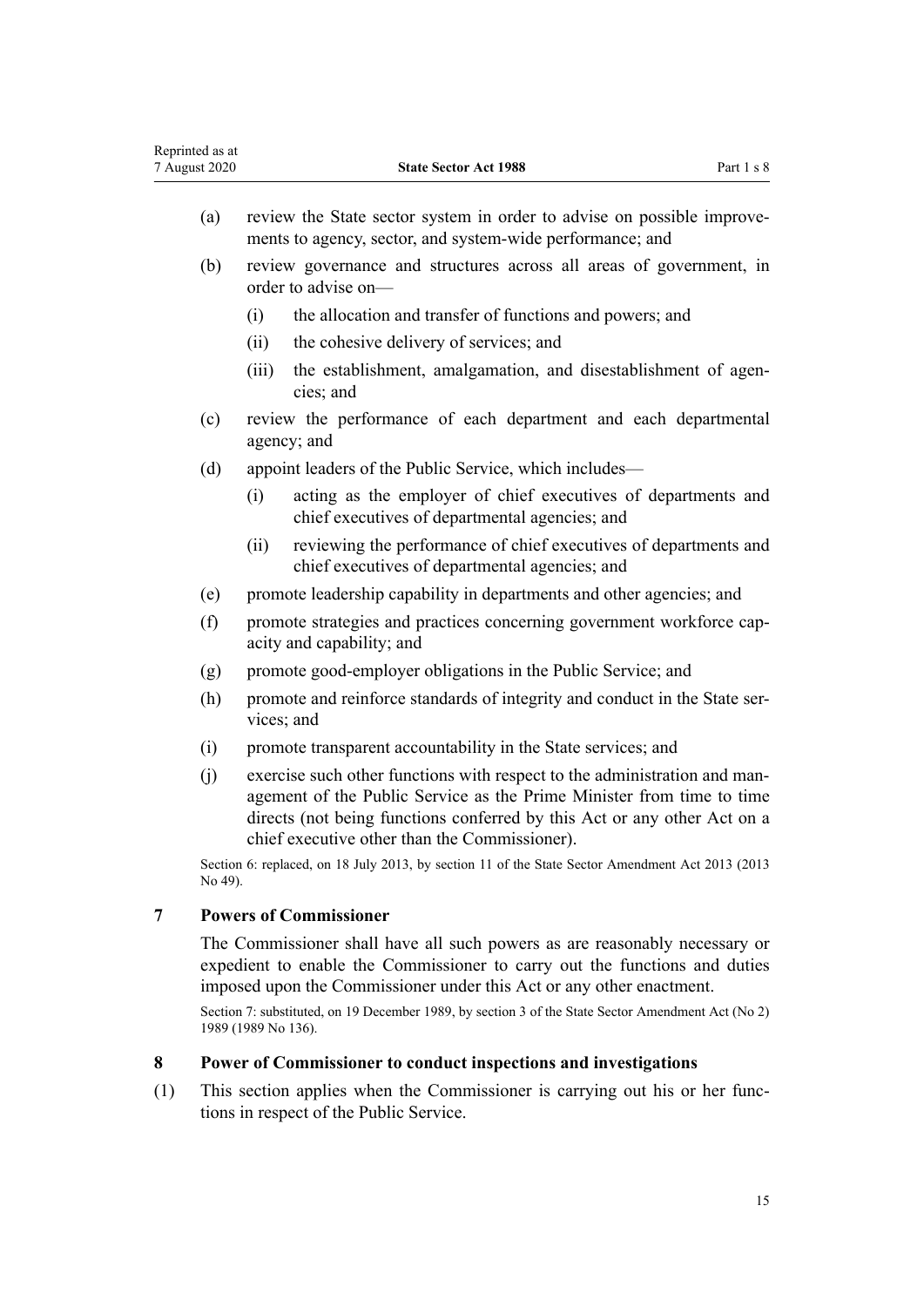(a) review the State sector system in order to advise on possible improvements to agency, sector, and system-wide performance; and

(b) review governance and structures across all areas of government, in order to advise on—

  (i) the allocation and transfer of functions and powers; and

  (ii) the cohesive delivery of services; and

  (iii) the establishment, amalgamation, and disestablishment of agencies; and

(c) review the performance of each department and each departmental agency; and

(d) appoint leaders of the Public Service, which includes—

  (i) acting as the employer of chief executives of departments and chief executives of departmental agencies; and

  (ii) reviewing the performance of chief executives of departments and chief executives of departmental agencies; and

(e) promote leadership capability in departments and other agencies; and

(f) promote strategies and practices concerning government workforce capacity and capability; and

(g) promote good-employer obligations in the Public Service; and

(h) promote and reinforce standards of integrity and conduct in the State services; and

(i) promote transparent accountability in the State services; and

(j) exercise such other functions with respect to the administration and management of the Public Service as the Prime Minister from time to time directs (not being functions conferred by this Act or any other Act on a chief executive other than the Commissioner).

Section 6: replaced, on 18 July 2013, by section 11 of the State Sector Amendment Act 2013 (2013 No 49).

### 7 Powers of Commissioner

The Commissioner shall have all such powers as are reasonably necessary or expedient to enable the Commissioner to carry out the functions and duties imposed upon the Commissioner under this Act or any other enactment.

Section 7: substituted, on 19 December 1989, by section 3 of the State Sector Amendment Act (No 2) 1989 (1989 No 136).

### 8 Power of Commissioner to conduct inspections and investigations

(1) This section applies when the Commissioner is carrying out his or her functions in respect of the Public Service.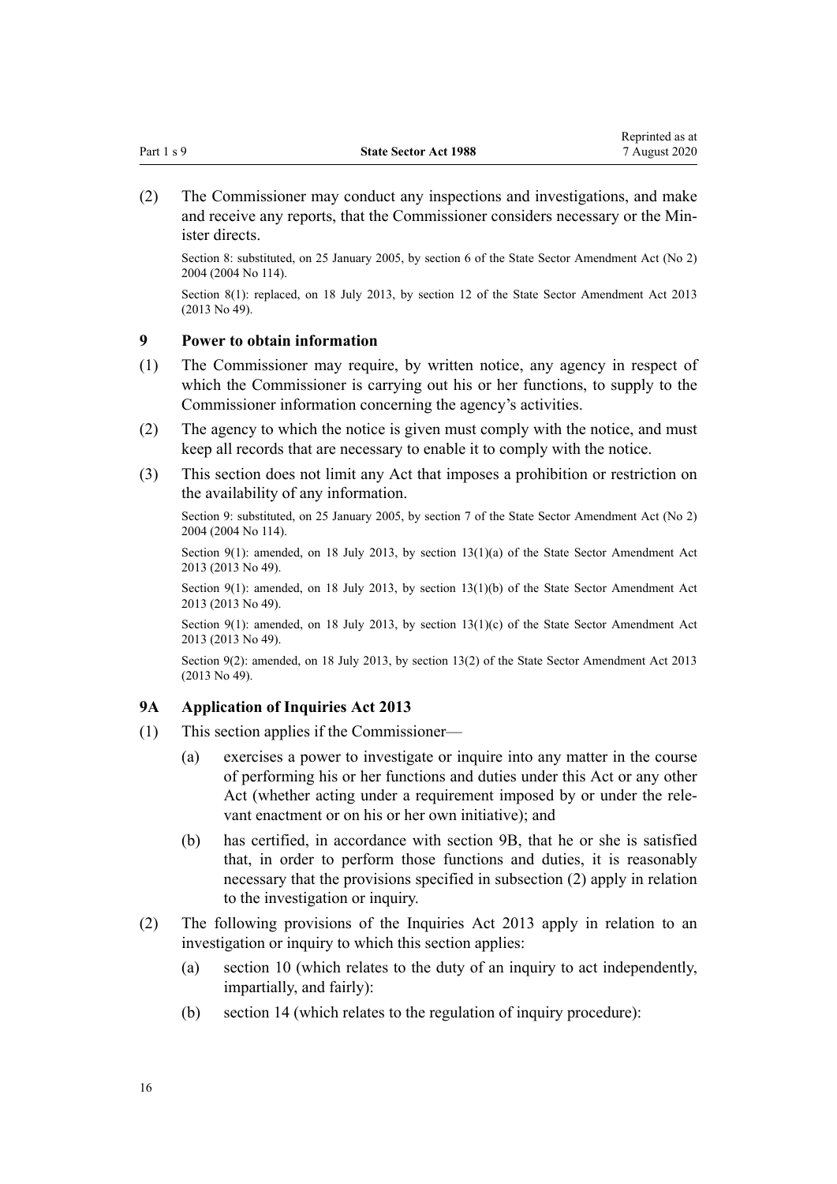(2) The Commissioner may conduct any inspections and investigations, and make and receive any reports, that the Commissioner considers necessary or the Minister directs.

Section 8: substituted, on 25 January 2005, by section 6 of the State Sector Amendment Act (No 2) 2004 (2004 No 114).

Section 8(1): replaced, on 18 July 2013, by section 12 of the State Sector Amendment Act 2013 (2013 No 49).

### 9 Power to obtain information

(1) The Commissioner may require, by written notice, any agency in respect of which the Commissioner is carrying out his or her functions, to supply to the Commissioner information concerning the agency's activities.

(2) The agency to which the notice is given must comply with the notice, and must keep all records that are necessary to enable it to comply with the notice.

(3) This section does not limit any Act that imposes a prohibition or restriction on the availability of any information.

Section 9: substituted, on 25 January 2005, by section 7 of the State Sector Amendment Act (No 2) 2004 (2004 No 114).

Section 9(1): amended, on 18 July 2013, by section 13(1)(a) of the State Sector Amendment Act 2013 (2013 No 49).

Section 9(1): amended, on 18 July 2013, by section 13(1)(b) of the State Sector Amendment Act 2013 (2013 No 49).

Section 9(1): amended, on 18 July 2013, by section 13(1)(c) of the State Sector Amendment Act 2013 (2013 No 49).

Section 9(2): amended, on 18 July 2013, by section 13(2) of the State Sector Amendment Act 2013 (2013 No 49).

### 9A Application of Inquiries Act 2013

(1) This section applies if the Commissioner—

(a) exercises a power to investigate or inquire into any matter in the course of performing his or her functions and duties under this Act or any other Act (whether acting under a requirement imposed by or under the relevant enactment or on his or her own initiative); and

(b) has certified, in accordance with section 9B, that he or she is satisfied that, in order to perform those functions and duties, it is reasonably necessary that the provisions specified in subsection (2) apply in relation to the investigation or inquiry.

(2) The following provisions of the Inquiries Act 2013 apply in relation to an investigation or inquiry to which this section applies:

(a) section 10 (which relates to the duty of an inquiry to act independently, impartially, and fairly):

(b) section 14 (which relates to the regulation of inquiry procedure):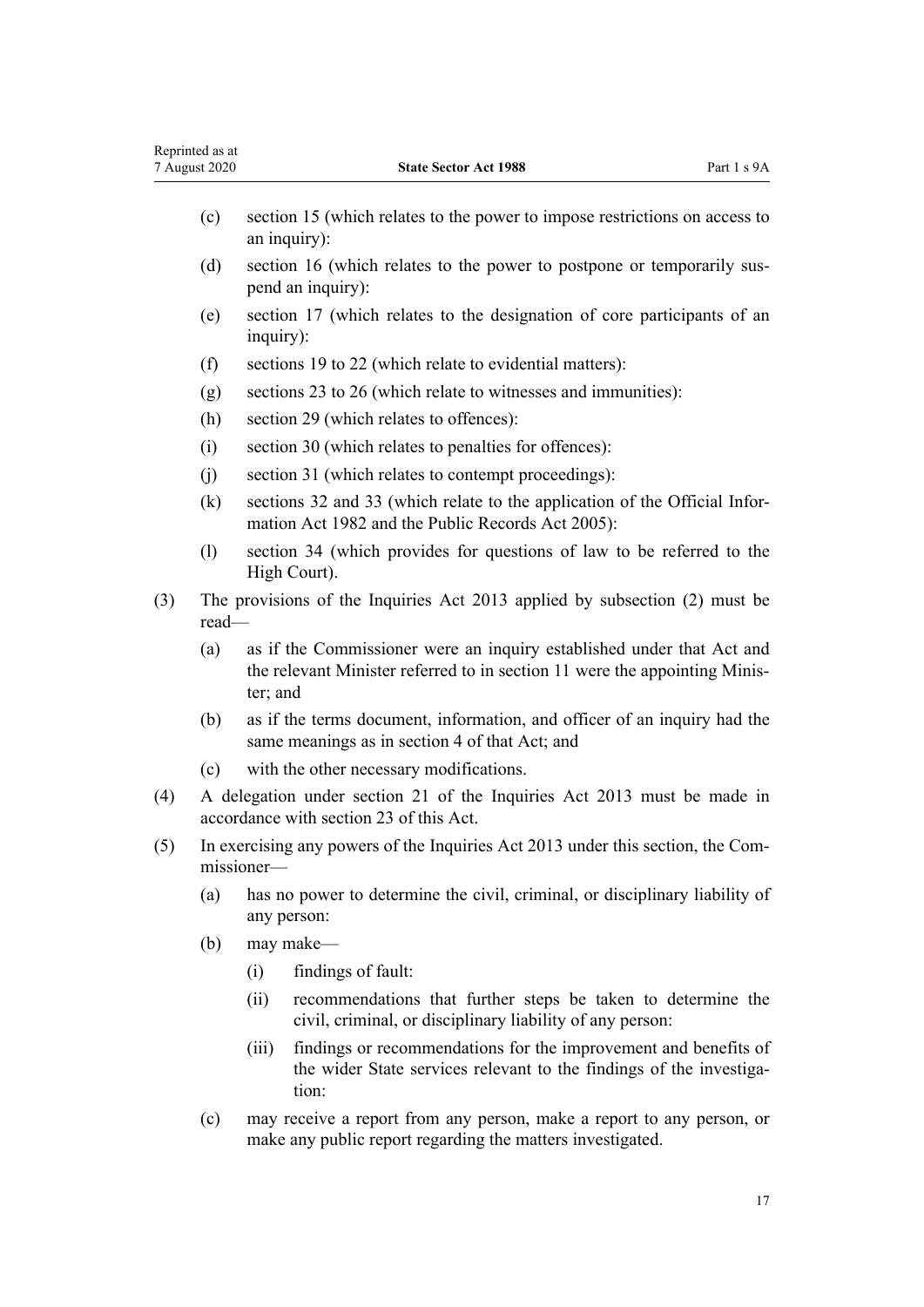(c) section 15 (which relates to the power to impose restrictions on access to an inquiry):

(d) section 16 (which relates to the power to postpone or temporarily suspend an inquiry):

(e) section 17 (which relates to the designation of core participants of an inquiry):

(f) sections 19 to 22 (which relate to evidential matters):

(g) sections 23 to 26 (which relate to witnesses and immunities):

(h) section 29 (which relates to offences):

(i) section 30 (which relates to penalties for offences):

(j) section 31 (which relates to contempt proceedings):

(k) sections 32 and 33 (which relate to the application of the Official Information Act 1982 and the Public Records Act 2005):

(l) section 34 (which provides for questions of law to be referred to the High Court).

(3) The provisions of the Inquiries Act 2013 applied by subsection (2) must be read—

(a) as if the Commissioner were an inquiry established under that Act and the relevant Minister referred to in section 11 were the appointing Minister; and

(b) as if the terms document, information, and officer of an inquiry had the same meanings as in section 4 of that Act; and

(c) with the other necessary modifications.

(4) A delegation under section 21 of the Inquiries Act 2013 must be made in accordance with section 23 of this Act.

(5) In exercising any powers of the Inquiries Act 2013 under this section, the Commissioner—

(a) has no power to determine the civil, criminal, or disciplinary liability of any person:

(b) may make—

(i) findings of fault:

(ii) recommendations that further steps be taken to determine the civil, criminal, or disciplinary liability of any person:

(iii) findings or recommendations for the improvement and benefits of the wider State services relevant to the findings of the investigation:

(c) may receive a report from any person, make a report to any person, or make any public report regarding the matters investigated.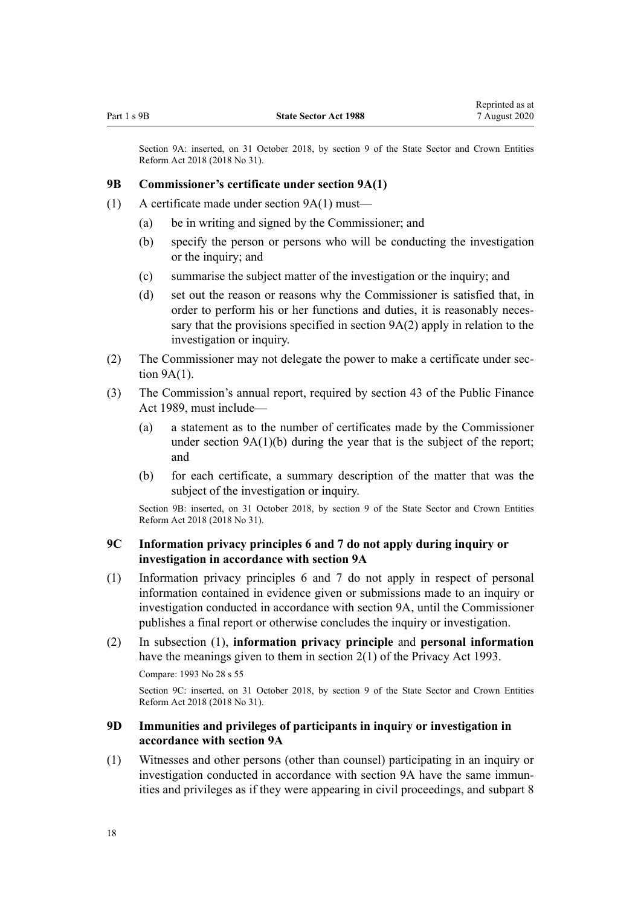Section 9A: inserted, on 31 October 2018, by section 9 of the State Sector and Crown Entities Reform Act 2018 (2018 No 31).

### 9B Commissioner's certificate under section 9A(1)

(1) A certificate made under section 9A(1) must—

(a) be in writing and signed by the Commissioner; and

(b) specify the person or persons who will be conducting the investigation or the inquiry; and

(c) summarise the subject matter of the investigation or the inquiry; and

(d) set out the reason or reasons why the Commissioner is satisfied that, in order to perform his or her functions and duties, it is reasonably necessary that the provisions specified in section 9A(2) apply in relation to the investigation or inquiry.

(2) The Commissioner may not delegate the power to make a certificate under section 9A(1).

(3) The Commission's annual report, required by section 43 of the Public Finance Act 1989, must include—

(a) a statement as to the number of certificates made by the Commissioner under section 9A(1)(b) during the year that is the subject of the report; and

(b) for each certificate, a summary description of the matter that was the subject of the investigation or inquiry.

Section 9B: inserted, on 31 October 2018, by section 9 of the State Sector and Crown Entities Reform Act 2018 (2018 No 31).

### 9C Information privacy principles 6 and 7 do not apply during inquiry or investigation in accordance with section 9A

(1) Information privacy principles 6 and 7 do not apply in respect of personal information contained in evidence given or submissions made to an inquiry or investigation conducted in accordance with section 9A, until the Commissioner publishes a final report or otherwise concludes the inquiry or investigation.

(2) In subsection (1), **information privacy principle** and **personal information** have the meanings given to them in section 2(1) of the Privacy Act 1993.

Compare: 1993 No 28 s 55

Section 9C: inserted, on 31 October 2018, by section 9 of the State Sector and Crown Entities Reform Act 2018 (2018 No 31).

### 9D Immunities and privileges of participants in inquiry or investigation in accordance with section 9A

(1) Witnesses and other persons (other than counsel) participating in an inquiry or investigation conducted in accordance with section 9A have the same immunities and privileges as if they were appearing in civil proceedings, and subpart 8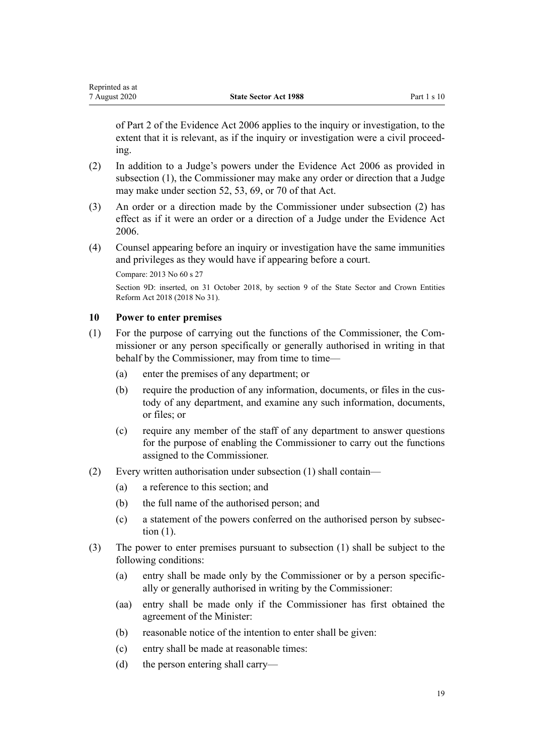of Part 2 of the Evidence Act 2006 applies to the inquiry or investigation, to the extent that it is relevant, as if the inquiry or investigation were a civil proceeding.

(2) In addition to a Judge's powers under the Evidence Act 2006 as provided in subsection (1), the Commissioner may make any order or direction that a Judge may make under section 52, 53, 69, or 70 of that Act.

(3) An order or a direction made by the Commissioner under subsection (2) has effect as if it were an order or a direction of a Judge under the Evidence Act 2006.

(4) Counsel appearing before an inquiry or investigation have the same immunities and privileges as they would have if appearing before a court.

Compare: 2013 No 60 s 27

Section 9D: inserted, on 31 October 2018, by section 9 of the State Sector and Crown Entities Reform Act 2018 (2018 No 31).

### 10 Power to enter premises

(1) For the purpose of carrying out the functions of the Commissioner, the Commissioner or any person specifically or generally authorised in writing in that behalf by the Commissioner, may from time to time—

(a) enter the premises of any department; or

(b) require the production of any information, documents, or files in the custody of any department, and examine any such information, documents, or files; or

(c) require any member of the staff of any department to answer questions for the purpose of enabling the Commissioner to carry out the functions assigned to the Commissioner.

(2) Every written authorisation under subsection (1) shall contain—

(a) a reference to this section; and

(b) the full name of the authorised person; and

(c) a statement of the powers conferred on the authorised person by subsection (1).

(3) The power to enter premises pursuant to subsection (1) shall be subject to the following conditions:

(a) entry shall be made only by the Commissioner or by a person specifically or generally authorised in writing by the Commissioner:

(aa) entry shall be made only if the Commissioner has first obtained the agreement of the Minister:

(b) reasonable notice of the intention to enter shall be given:

(c) entry shall be made at reasonable times:

(d) the person entering shall carry—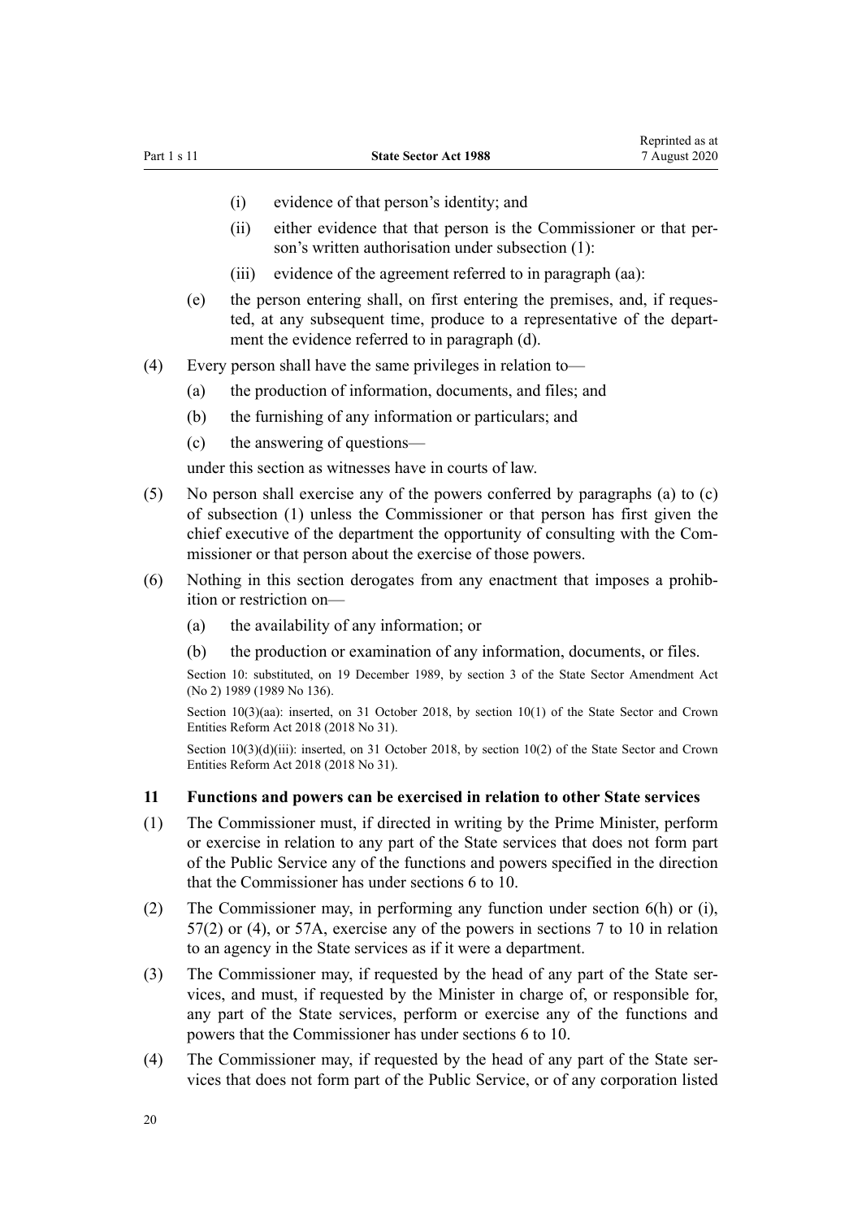(i) evidence of that person's identity; and

(ii) either evidence that that person is the Commissioner or that person's written authorisation under subsection (1):

(iii) evidence of the agreement referred to in paragraph (aa):

(e) the person entering shall, on first entering the premises, and, if requested, at any subsequent time, produce to a representative of the department the evidence referred to in paragraph (d).

(4) Every person shall have the same privileges in relation to—

(a) the production of information, documents, and files; and

(b) the furnishing of any information or particulars; and

(c) the answering of questions—

under this section as witnesses have in courts of law.

(5) No person shall exercise any of the powers conferred by paragraphs (a) to (c) of subsection (1) unless the Commissioner or that person has first given the chief executive of the department the opportunity of consulting with the Commissioner or that person about the exercise of those powers.

(6) Nothing in this section derogates from any enactment that imposes a prohibition or restriction on—

(a) the availability of any information; or

(b) the production or examination of any information, documents, or files.

Section 10: substituted, on 19 December 1989, by section 3 of the State Sector Amendment Act (No 2) 1989 (1989 No 136).

Section 10(3)(aa): inserted, on 31 October 2018, by section 10(1) of the State Sector and Crown Entities Reform Act 2018 (2018 No 31).

Section 10(3)(d)(iii): inserted, on 31 October 2018, by section 10(2) of the State Sector and Crown Entities Reform Act 2018 (2018 No 31).

### 11 Functions and powers can be exercised in relation to other State services

(1) The Commissioner must, if directed in writing by the Prime Minister, perform or exercise in relation to any part of the State services that does not form part of the Public Service any of the functions and powers specified in the direction that the Commissioner has under sections 6 to 10.

(2) The Commissioner may, in performing any function under section 6(h) or (i), 57(2) or (4), or 57A, exercise any of the powers in sections 7 to 10 in relation to an agency in the State services as if it were a department.

(3) The Commissioner may, if requested by the head of any part of the State services, and must, if requested by the Minister in charge of, or responsible for, any part of the State services, perform or exercise any of the functions and powers that the Commissioner has under sections 6 to 10.

(4) The Commissioner may, if requested by the head of any part of the State services that does not form part of the Public Service, or of any corporation listed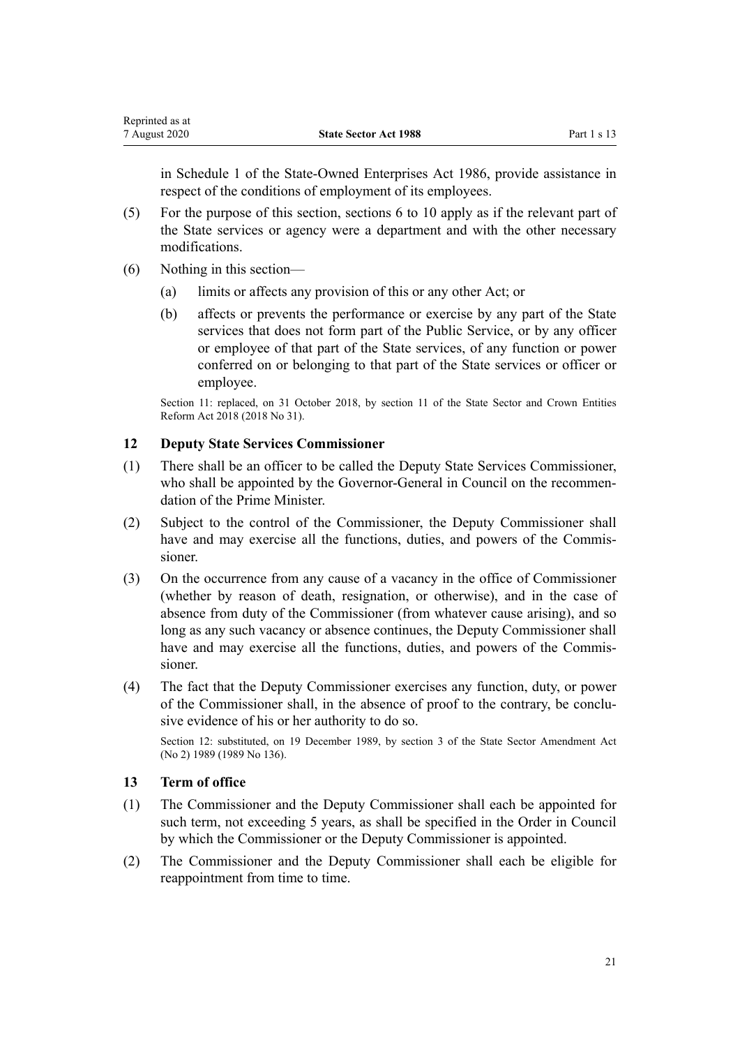in Schedule 1 of the State-Owned Enterprises Act 1986, provide assistance in respect of the conditions of employment of its employees.

(5) For the purpose of this section, sections 6 to 10 apply as if the relevant part of the State services or agency were a department and with the other necessary modifications.

(6) Nothing in this section—

(a) limits or affects any provision of this or any other Act; or

(b) affects or prevents the performance or exercise by any part of the State services that does not form part of the Public Service, or by any officer or employee of that part of the State services, of any function or power conferred on or belonging to that part of the State services or officer or employee.

Section 11: replaced, on 31 October 2018, by section 11 of the State Sector and Crown Entities Reform Act 2018 (2018 No 31).

### 12 Deputy State Services Commissioner

(1) There shall be an officer to be called the Deputy State Services Commissioner, who shall be appointed by the Governor-General in Council on the recommendation of the Prime Minister.

(2) Subject to the control of the Commissioner, the Deputy Commissioner shall have and may exercise all the functions, duties, and powers of the Commissioner.

(3) On the occurrence from any cause of a vacancy in the office of Commissioner (whether by reason of death, resignation, or otherwise), and in the case of absence from duty of the Commissioner (from whatever cause arising), and so long as any such vacancy or absence continues, the Deputy Commissioner shall have and may exercise all the functions, duties, and powers of the Commissioner.

(4) The fact that the Deputy Commissioner exercises any function, duty, or power of the Commissioner shall, in the absence of proof to the contrary, be conclusive evidence of his or her authority to do so.

Section 12: substituted, on 19 December 1989, by section 3 of the State Sector Amendment Act (No 2) 1989 (1989 No 136).

### 13 Term of office

(1) The Commissioner and the Deputy Commissioner shall each be appointed for such term, not exceeding 5 years, as shall be specified in the Order in Council by which the Commissioner or the Deputy Commissioner is appointed.

(2) The Commissioner and the Deputy Commissioner shall each be eligible for reappointment from time to time.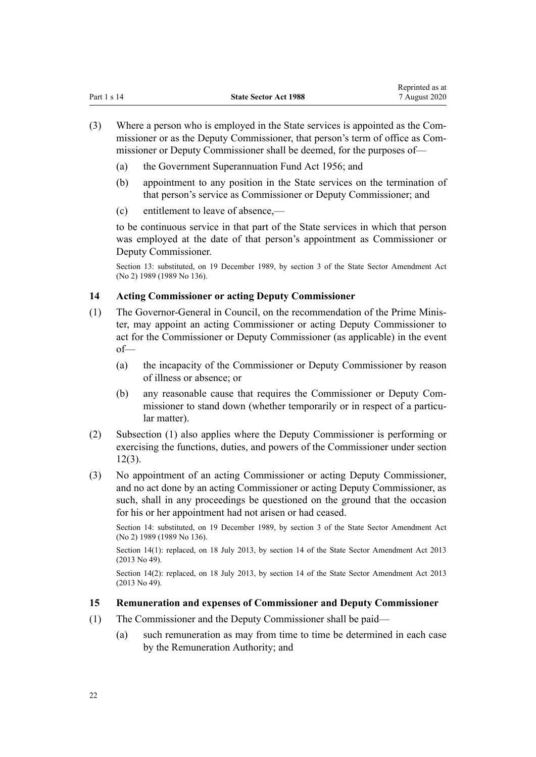(3) Where a person who is employed in the State services is appointed as the Commissioner or as the Deputy Commissioner, that person's term of office as Commissioner or Deputy Commissioner shall be deemed, for the purposes of—

  (a) the Government Superannuation Fund Act 1956; and

  (b) appointment to any position in the State services on the termination of that person's service as Commissioner or Deputy Commissioner; and

  (c) entitlement to leave of absence,—

  to be continuous service in that part of the State services in which that person was employed at the date of that person's appointment as Commissioner or Deputy Commissioner.

Section 13: substituted, on 19 December 1989, by section 3 of the State Sector Amendment Act (No 2) 1989 (1989 No 136).

### 14 Acting Commissioner or acting Deputy Commissioner

(1) The Governor-General in Council, on the recommendation of the Prime Minister, may appoint an acting Commissioner or acting Deputy Commissioner to act for the Commissioner or Deputy Commissioner (as applicable) in the event of—

  (a) the incapacity of the Commissioner or Deputy Commissioner by reason of illness or absence; or

  (b) any reasonable cause that requires the Commissioner or Deputy Commissioner to stand down (whether temporarily or in respect of a particular matter).

(2) Subsection (1) also applies where the Deputy Commissioner is performing or exercising the functions, duties, and powers of the Commissioner under section 12(3).

(3) No appointment of an acting Commissioner or acting Deputy Commissioner, and no act done by an acting Commissioner or acting Deputy Commissioner, as such, shall in any proceedings be questioned on the ground that the occasion for his or her appointment had not arisen or had ceased.

Section 14: substituted, on 19 December 1989, by section 3 of the State Sector Amendment Act (No 2) 1989 (1989 No 136).

Section 14(1): replaced, on 18 July 2013, by section 14 of the State Sector Amendment Act 2013 (2013 No 49).

Section 14(2): replaced, on 18 July 2013, by section 14 of the State Sector Amendment Act 2013 (2013 No 49).

### 15 Remuneration and expenses of Commissioner and Deputy Commissioner

(1) The Commissioner and the Deputy Commissioner shall be paid—

  (a) such remuneration as may from time to time be determined in each case by the Remuneration Authority; and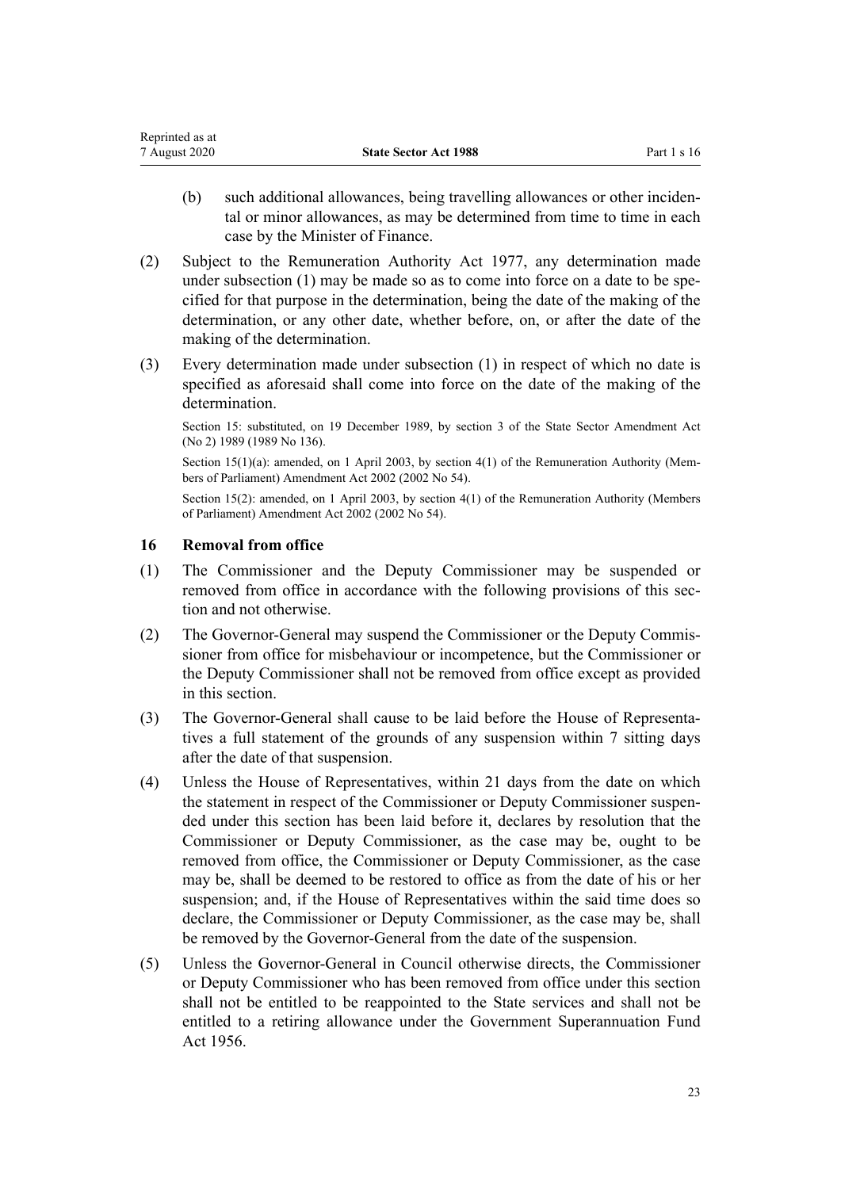(b) such additional allowances, being travelling allowances or other incidental or minor allowances, as may be determined from time to time in each case by the Minister of Finance.

(2) Subject to the Remuneration Authority Act 1977, any determination made under subsection (1) may be made so as to come into force on a date to be specified for that purpose in the determination, being the date of the making of the determination, or any other date, whether before, on, or after the date of the making of the determination.

(3) Every determination made under subsection (1) in respect of which no date is specified as aforesaid shall come into force on the date of the making of the determination.

Section 15: substituted, on 19 December 1989, by section 3 of the State Sector Amendment Act (No 2) 1989 (1989 No 136).

Section 15(1)(a): amended, on 1 April 2003, by section 4(1) of the Remuneration Authority (Members of Parliament) Amendment Act 2002 (2002 No 54).

Section 15(2): amended, on 1 April 2003, by section 4(1) of the Remuneration Authority (Members of Parliament) Amendment Act 2002 (2002 No 54).

### 16 Removal from office

(1) The Commissioner and the Deputy Commissioner may be suspended or removed from office in accordance with the following provisions of this section and not otherwise.

(2) The Governor-General may suspend the Commissioner or the Deputy Commissioner from office for misbehaviour or incompetence, but the Commissioner or the Deputy Commissioner shall not be removed from office except as provided in this section.

(3) The Governor-General shall cause to be laid before the House of Representatives a full statement of the grounds of any suspension within 7 sitting days after the date of that suspension.

(4) Unless the House of Representatives, within 21 days from the date on which the statement in respect of the Commissioner or Deputy Commissioner suspended under this section has been laid before it, declares by resolution that the Commissioner or Deputy Commissioner, as the case may be, ought to be removed from office, the Commissioner or Deputy Commissioner, as the case may be, shall be deemed to be restored to office as from the date of his or her suspension; and, if the House of Representatives within the said time does so declare, the Commissioner or Deputy Commissioner, as the case may be, shall be removed by the Governor-General from the date of the suspension.

(5) Unless the Governor-General in Council otherwise directs, the Commissioner or Deputy Commissioner who has been removed from office under this section shall not be entitled to be reappointed to the State services and shall not be entitled to a retiring allowance under the Government Superannuation Fund Act 1956.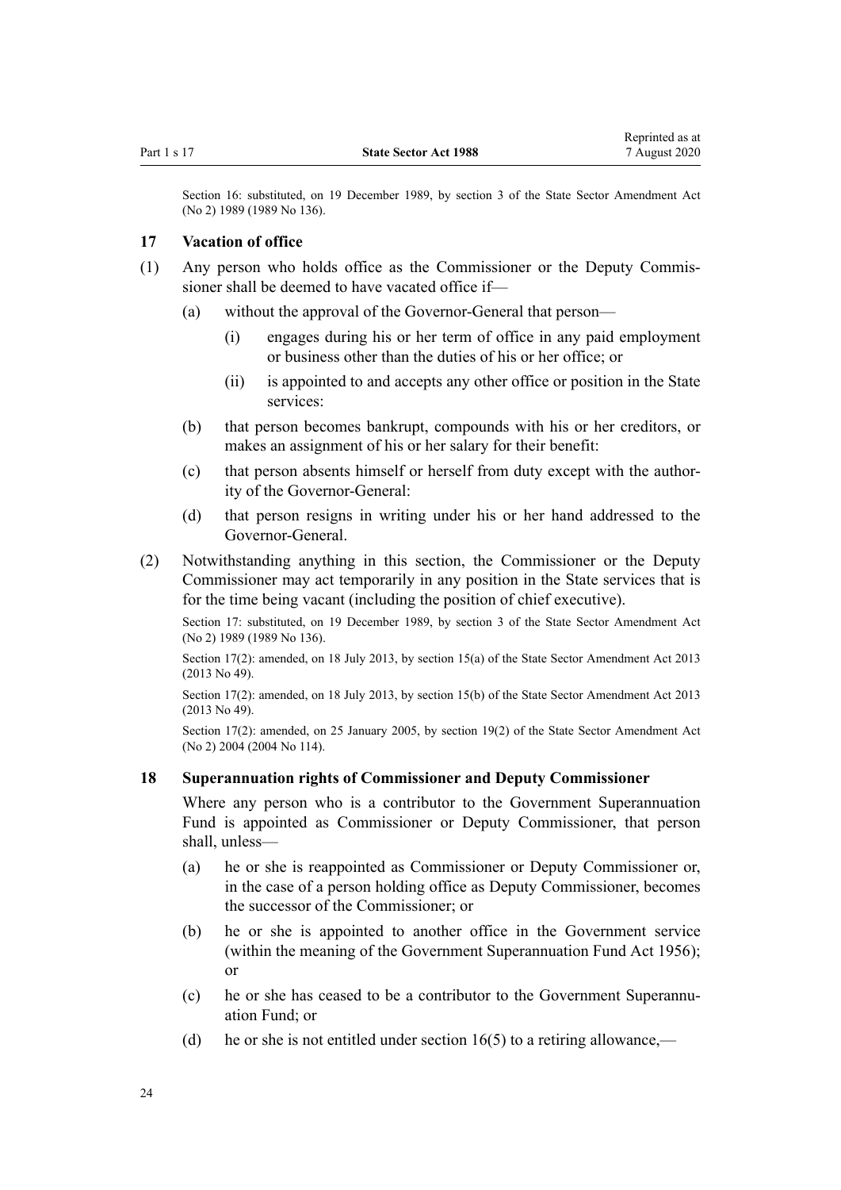Section 16: substituted, on 19 December 1989, by section 3 of the State Sector Amendment Act (No 2) 1989 (1989 No 136).

### 17 Vacation of office

(1) Any person who holds office as the Commissioner or the Deputy Commissioner shall be deemed to have vacated office if—

(a) without the approval of the Governor-General that person—

(i) engages during his or her term of office in any paid employment or business other than the duties of his or her office; or

(ii) is appointed to and accepts any other office or position in the State services:

(b) that person becomes bankrupt, compounds with his or her creditors, or makes an assignment of his or her salary for their benefit:

(c) that person absents himself or herself from duty except with the authority of the Governor-General:

(d) that person resigns in writing under his or her hand addressed to the Governor-General.

(2) Notwithstanding anything in this section, the Commissioner or the Deputy Commissioner may act temporarily in any position in the State services that is for the time being vacant (including the position of chief executive).

Section 17: substituted, on 19 December 1989, by section 3 of the State Sector Amendment Act (No 2) 1989 (1989 No 136).

Section 17(2): amended, on 18 July 2013, by section 15(a) of the State Sector Amendment Act 2013 (2013 No 49).

Section 17(2): amended, on 18 July 2013, by section 15(b) of the State Sector Amendment Act 2013 (2013 No 49).

Section 17(2): amended, on 25 January 2005, by section 19(2) of the State Sector Amendment Act (No 2) 2004 (2004 No 114).

### 18 Superannuation rights of Commissioner and Deputy Commissioner

Where any person who is a contributor to the Government Superannuation Fund is appointed as Commissioner or Deputy Commissioner, that person shall, unless—

(a) he or she is reappointed as Commissioner or Deputy Commissioner or, in the case of a person holding office as Deputy Commissioner, becomes the successor of the Commissioner; or

(b) he or she is appointed to another office in the Government service (within the meaning of the Government Superannuation Fund Act 1956); or

(c) he or she has ceased to be a contributor to the Government Superannuation Fund; or

(d) he or she is not entitled under section 16(5) to a retiring allowance,—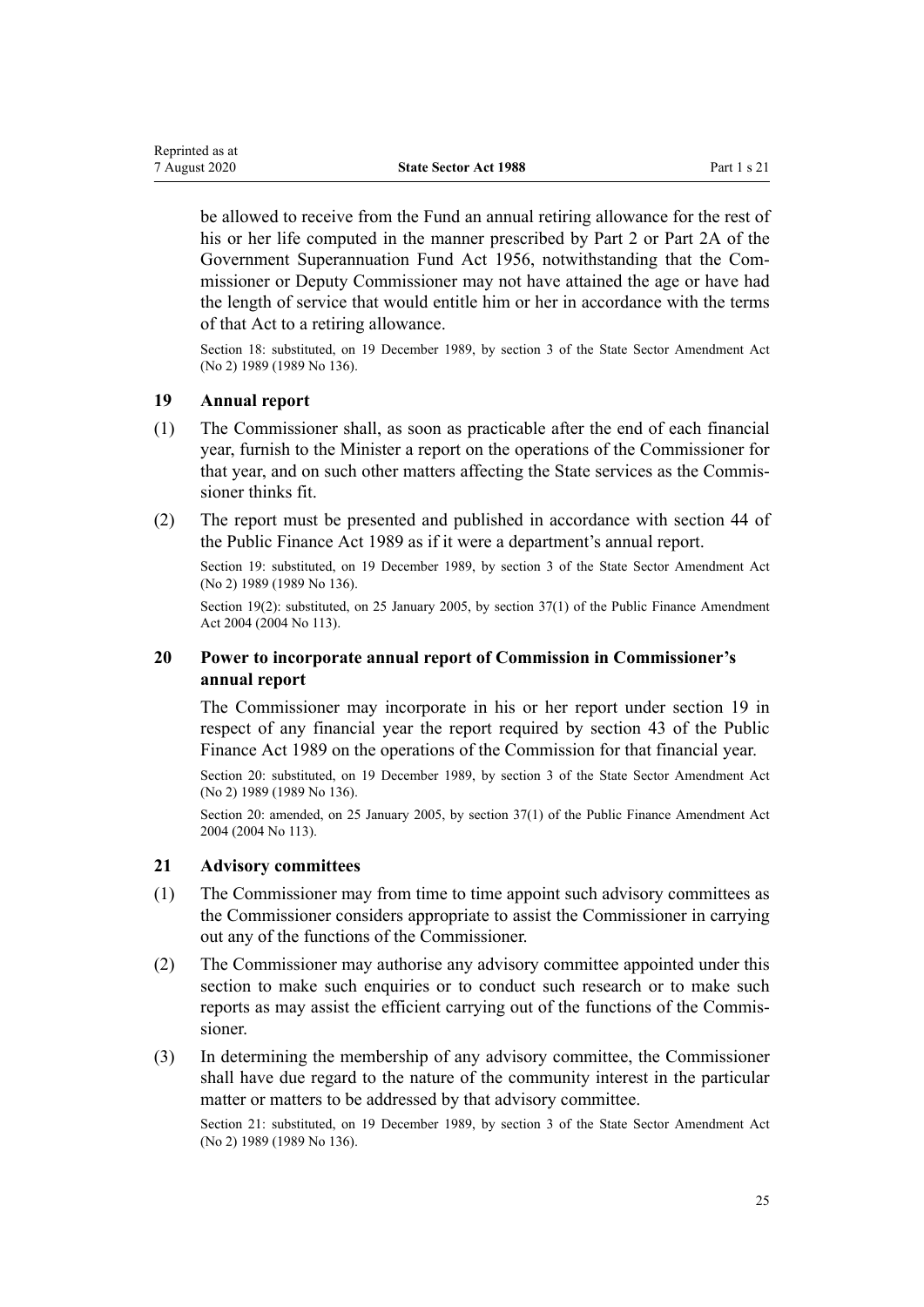be allowed to receive from the Fund an annual retiring allowance for the rest of his or her life computed in the manner prescribed by Part 2 or Part 2A of the Government Superannuation Fund Act 1956, notwithstanding that the Commissioner or Deputy Commissioner may not have attained the age or have had the length of service that would entitle him or her in accordance with the terms of that Act to a retiring allowance.

Section 18: substituted, on 19 December 1989, by section 3 of the State Sector Amendment Act (No 2) 1989 (1989 No 136).

### 19 Annual report

(1) The Commissioner shall, as soon as practicable after the end of each financial year, furnish to the Minister a report on the operations of the Commissioner for that year, and on such other matters affecting the State services as the Commissioner thinks fit.

(2) The report must be presented and published in accordance with section 44 of the Public Finance Act 1989 as if it were a department's annual report.

Section 19: substituted, on 19 December 1989, by section 3 of the State Sector Amendment Act (No 2) 1989 (1989 No 136).

Section 19(2): substituted, on 25 January 2005, by section 37(1) of the Public Finance Amendment Act 2004 (2004 No 113).

### 20 Power to incorporate annual report of Commission in Commissioner's annual report

The Commissioner may incorporate in his or her report under section 19 in respect of any financial year the report required by section 43 of the Public Finance Act 1989 on the operations of the Commission for that financial year.

Section 20: substituted, on 19 December 1989, by section 3 of the State Sector Amendment Act (No 2) 1989 (1989 No 136).

Section 20: amended, on 25 January 2005, by section 37(1) of the Public Finance Amendment Act 2004 (2004 No 113).

### 21 Advisory committees

(1) The Commissioner may from time to time appoint such advisory committees as the Commissioner considers appropriate to assist the Commissioner in carrying out any of the functions of the Commissioner.

(2) The Commissioner may authorise any advisory committee appointed under this section to make such enquiries or to conduct such research or to make such reports as may assist the efficient carrying out of the functions of the Commissioner.

(3) In determining the membership of any advisory committee, the Commissioner shall have due regard to the nature of the community interest in the particular matter or matters to be addressed by that advisory committee.

Section 21: substituted, on 19 December 1989, by section 3 of the State Sector Amendment Act (No 2) 1989 (1989 No 136).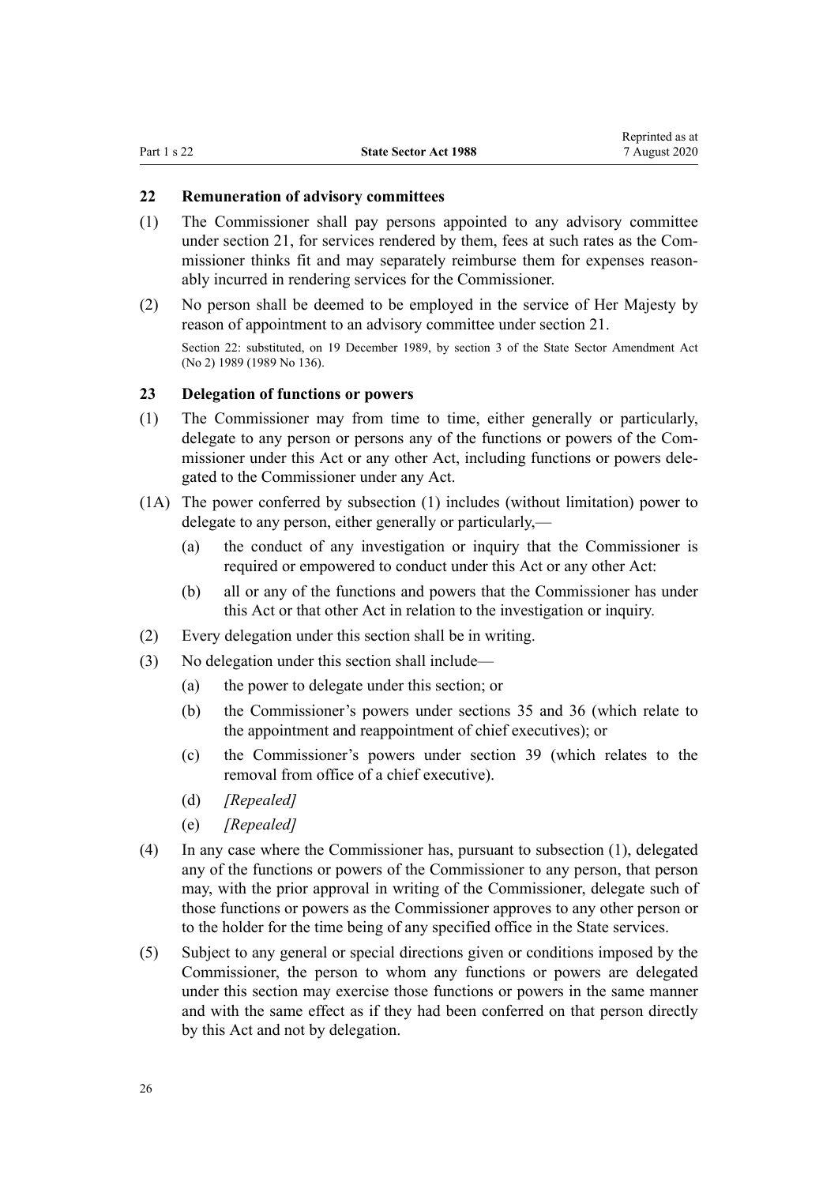### 22 Remuneration of advisory committees

(1) The Commissioner shall pay persons appointed to any advisory committee under section 21, for services rendered by them, fees at such rates as the Commissioner thinks fit and may separately reimburse them for expenses reasonably incurred in rendering services for the Commissioner.

(2) No person shall be deemed to be employed in the service of Her Majesty by reason of appointment to an advisory committee under section 21.

Section 22: substituted, on 19 December 1989, by section 3 of the State Sector Amendment Act (No 2) 1989 (1989 No 136).

### 23 Delegation of functions or powers

(1) The Commissioner may from time to time, either generally or particularly, delegate to any person or persons any of the functions or powers of the Commissioner under this Act or any other Act, including functions or powers delegated to the Commissioner under any Act.

(1A) The power conferred by subsection (1) includes (without limitation) power to delegate to any person, either generally or particularly,—

(a) the conduct of any investigation or inquiry that the Commissioner is required or empowered to conduct under this Act or any other Act:

(b) all or any of the functions and powers that the Commissioner has under this Act or that other Act in relation to the investigation or inquiry.

(2) Every delegation under this section shall be in writing.

(3) No delegation under this section shall include—

(a) the power to delegate under this section; or

(b) the Commissioner's powers under sections 35 and 36 (which relate to the appointment and reappointment of chief executives); or

(c) the Commissioner's powers under section 39 (which relates to the removal from office of a chief executive).

(d) *[Repealed]*

(e) *[Repealed]*

(4) In any case where the Commissioner has, pursuant to subsection (1), delegated any of the functions or powers of the Commissioner to any person, that person may, with the prior approval in writing of the Commissioner, delegate such of those functions or powers as the Commissioner approves to any other person or to the holder for the time being of any specified office in the State services.

(5) Subject to any general or special directions given or conditions imposed by the Commissioner, the person to whom any functions or powers are delegated under this section may exercise those functions or powers in the same manner and with the same effect as if they had been conferred on that person directly by this Act and not by delegation.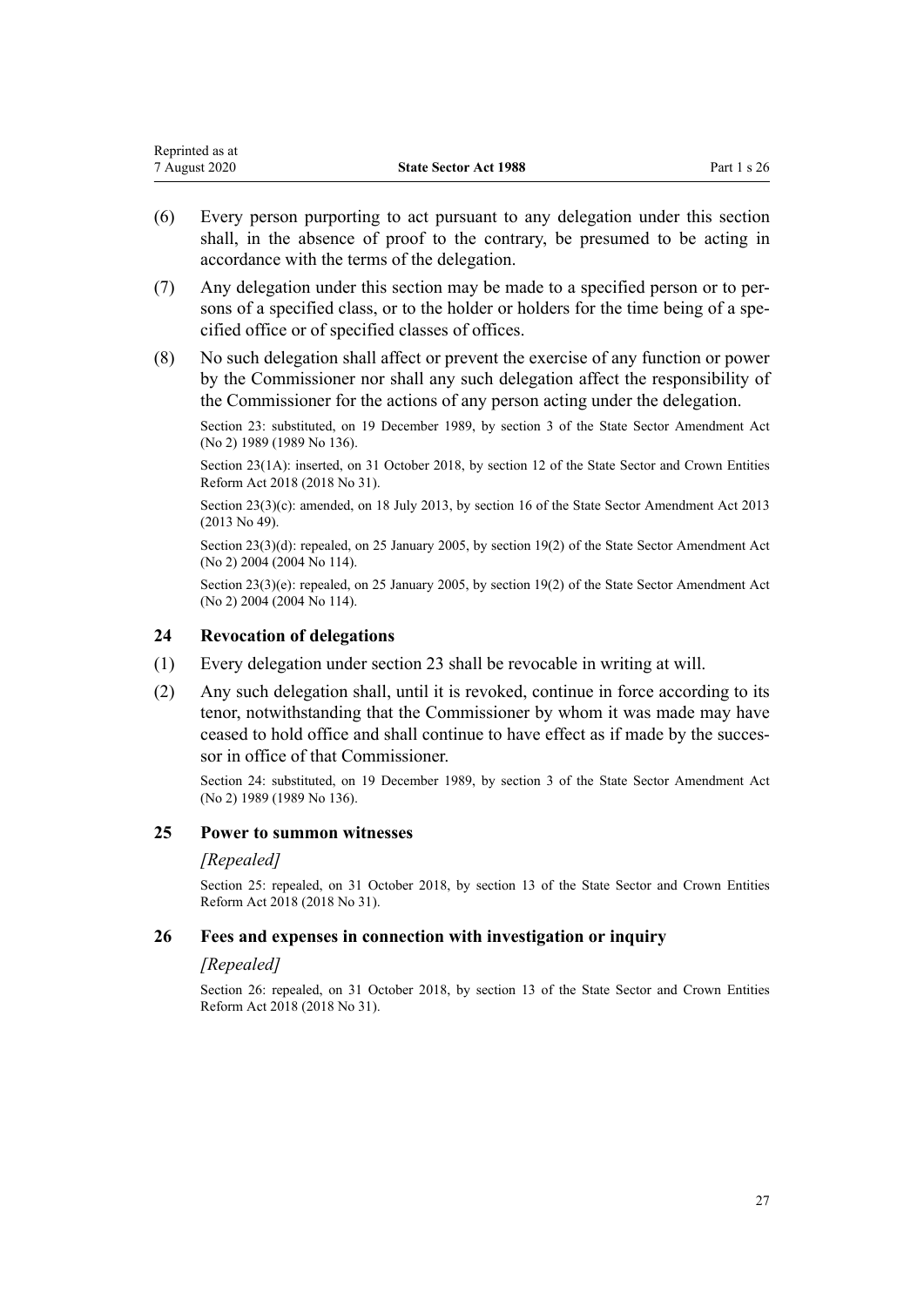(6) Every person purporting to act pursuant to any delegation under this section shall, in the absence of proof to the contrary, be presumed to be acting in accordance with the terms of the delegation.

(7) Any delegation under this section may be made to a specified person or to persons of a specified class, or to the holder or holders for the time being of a specified office or of specified classes of offices.

(8) No such delegation shall affect or prevent the exercise of any function or power by the Commissioner nor shall any such delegation affect the responsibility of the Commissioner for the actions of any person acting under the delegation.

Section 23: substituted, on 19 December 1989, by section 3 of the State Sector Amendment Act (No 2) 1989 (1989 No 136).

Section 23(1A): inserted, on 31 October 2018, by section 12 of the State Sector and Crown Entities Reform Act 2018 (2018 No 31).

Section 23(3)(c): amended, on 18 July 2013, by section 16 of the State Sector Amendment Act 2013 (2013 No 49).

Section 23(3)(d): repealed, on 25 January 2005, by section 19(2) of the State Sector Amendment Act (No 2) 2004 (2004 No 114).

Section 23(3)(e): repealed, on 25 January 2005, by section 19(2) of the State Sector Amendment Act (No 2) 2004 (2004 No 114).

### 24 Revocation of delegations

(1) Every delegation under section 23 shall be revocable in writing at will.

(2) Any such delegation shall, until it is revoked, continue in force according to its tenor, notwithstanding that the Commissioner by whom it was made may have ceased to hold office and shall continue to have effect as if made by the successor in office of that Commissioner.

Section 24: substituted, on 19 December 1989, by section 3 of the State Sector Amendment Act (No 2) 1989 (1989 No 136).

### 25 Power to summon witnesses

*[Repealed]*

Section 25: repealed, on 31 October 2018, by section 13 of the State Sector and Crown Entities Reform Act 2018 (2018 No 31).

### 26 Fees and expenses in connection with investigation or inquiry

*[Repealed]*

Section 26: repealed, on 31 October 2018, by section 13 of the State Sector and Crown Entities Reform Act 2018 (2018 No 31).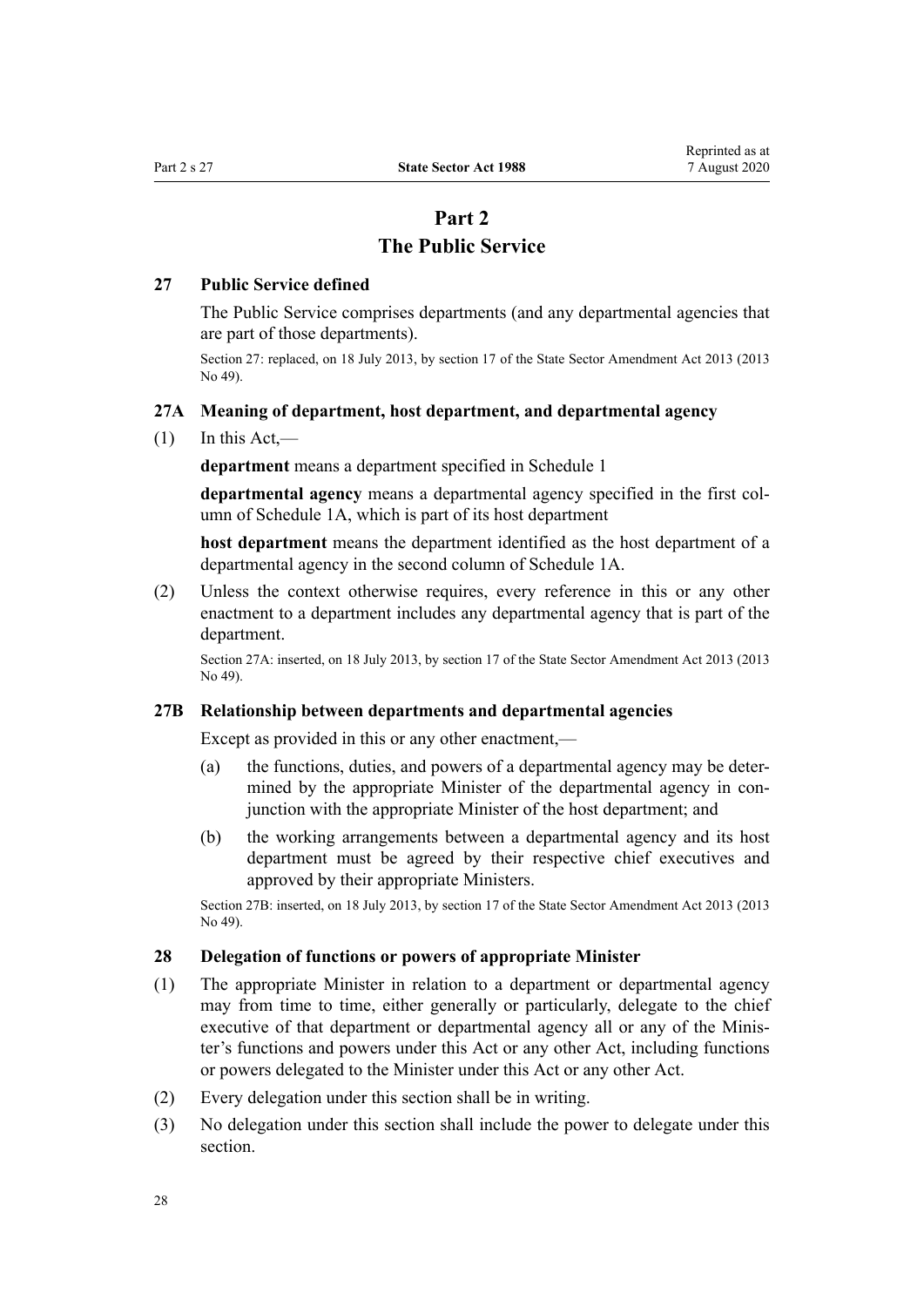# Part 2
# The Public Service

### 27 Public Service defined

The Public Service comprises departments (and any departmental agencies that are part of those departments).

Section 27: replaced, on 18 July 2013, by section 17 of the State Sector Amendment Act 2013 (2013 No 49).

### 27A Meaning of department, host department, and departmental agency

(1) In this Act,—

**department** means a department specified in Schedule 1

**departmental agency** means a departmental agency specified in the first column of Schedule 1A, which is part of its host department

**host department** means the department identified as the host department of a departmental agency in the second column of Schedule 1A.

(2) Unless the context otherwise requires, every reference in this or any other enactment to a department includes any departmental agency that is part of the department.

Section 27A: inserted, on 18 July 2013, by section 17 of the State Sector Amendment Act 2013 (2013 No 49).

### 27B Relationship between departments and departmental agencies

Except as provided in this or any other enactment,—

(a) the functions, duties, and powers of a departmental agency may be determined by the appropriate Minister of the departmental agency in conjunction with the appropriate Minister of the host department; and

(b) the working arrangements between a departmental agency and its host department must be agreed by their respective chief executives and approved by their appropriate Ministers.

Section 27B: inserted, on 18 July 2013, by section 17 of the State Sector Amendment Act 2013 (2013 No 49).

### 28 Delegation of functions or powers of appropriate Minister

(1) The appropriate Minister in relation to a department or departmental agency may from time to time, either generally or particularly, delegate to the chief executive of that department or departmental agency all or any of the Minister's functions and powers under this Act or any other Act, including functions or powers delegated to the Minister under this Act or any other Act.

(2) Every delegation under this section shall be in writing.

(3) No delegation under this section shall include the power to delegate under this section.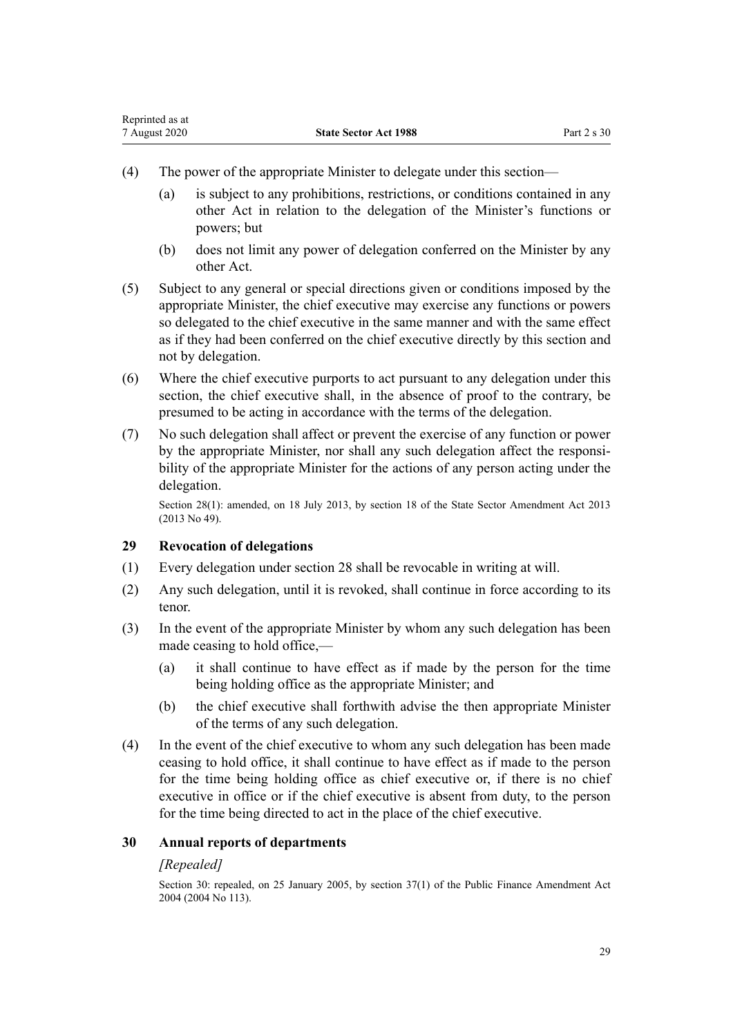(4) The power of the appropriate Minister to delegate under this section—

(a) is subject to any prohibitions, restrictions, or conditions contained in any other Act in relation to the delegation of the Minister's functions or powers; but

(b) does not limit any power of delegation conferred on the Minister by any other Act.

(5) Subject to any general or special directions given or conditions imposed by the appropriate Minister, the chief executive may exercise any functions or powers so delegated to the chief executive in the same manner and with the same effect as if they had been conferred on the chief executive directly by this section and not by delegation.

(6) Where the chief executive purports to act pursuant to any delegation under this section, the chief executive shall, in the absence of proof to the contrary, be presumed to be acting in accordance with the terms of the delegation.

(7) No such delegation shall affect or prevent the exercise of any function or power by the appropriate Minister, nor shall any such delegation affect the responsibility of the appropriate Minister for the actions of any person acting under the delegation.

Section 28(1): amended, on 18 July 2013, by section 18 of the State Sector Amendment Act 2013 (2013 No 49).

### 29 Revocation of delegations

(1) Every delegation under section 28 shall be revocable in writing at will.

(2) Any such delegation, until it is revoked, shall continue in force according to its tenor.

(3) In the event of the appropriate Minister by whom any such delegation has been made ceasing to hold office,—

(a) it shall continue to have effect as if made by the person for the time being holding office as the appropriate Minister; and

(b) the chief executive shall forthwith advise the then appropriate Minister of the terms of any such delegation.

(4) In the event of the chief executive to whom any such delegation has been made ceasing to hold office, it shall continue to have effect as if made to the person for the time being holding office as chief executive or, if there is no chief executive in office or if the chief executive is absent from duty, to the person for the time being directed to act in the place of the chief executive.

### 30 Annual reports of departments

*[Repealed]*

Section 30: repealed, on 25 January 2005, by section 37(1) of the Public Finance Amendment Act 2004 (2004 No 113).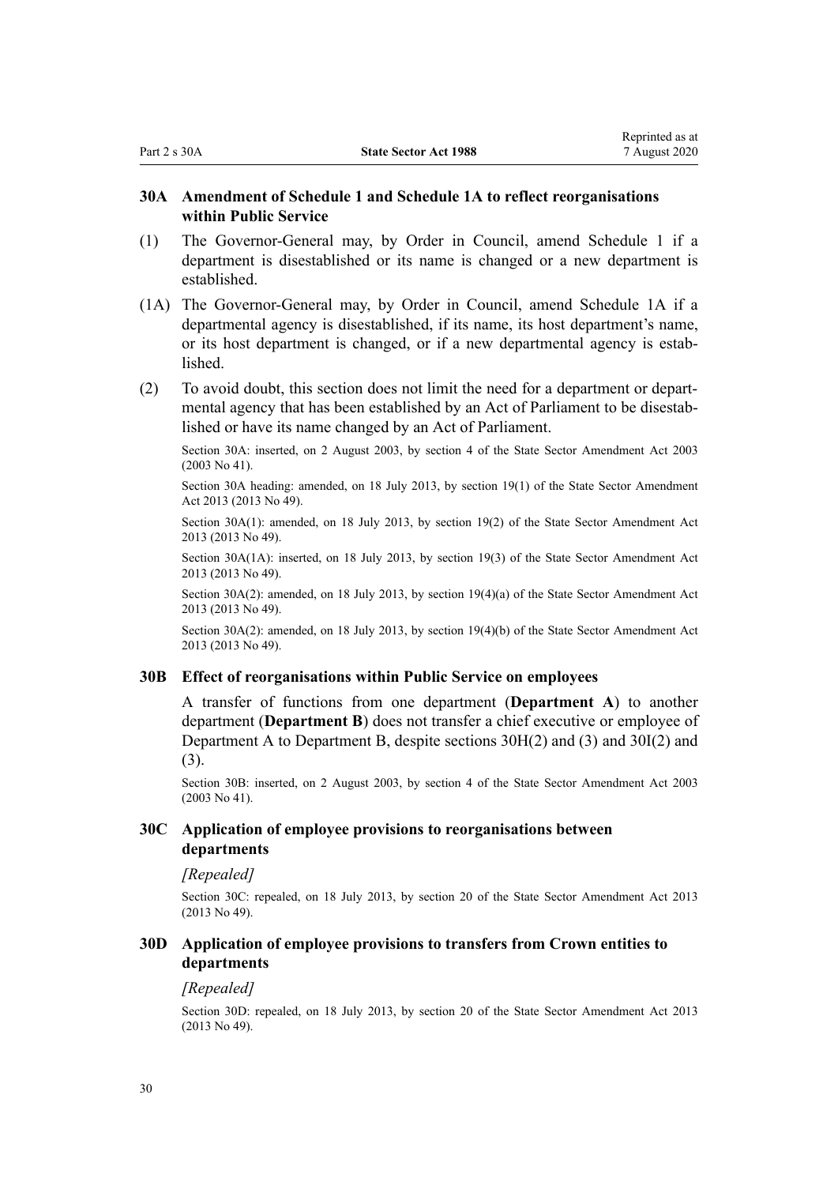### 30A Amendment of Schedule 1 and Schedule 1A to reflect reorganisations within Public Service

(1) The Governor-General may, by Order in Council, amend Schedule 1 if a department is disestablished or its name is changed or a new department is established.

(1A) The Governor-General may, by Order in Council, amend Schedule 1A if a departmental agency is disestablished, if its name, its host department's name, or its host department is changed, or if a new departmental agency is established.

(2) To avoid doubt, this section does not limit the need for a department or departmental agency that has been established by an Act of Parliament to be disestablished or have its name changed by an Act of Parliament.

Section 30A: inserted, on 2 August 2003, by section 4 of the State Sector Amendment Act 2003 (2003 No 41).

Section 30A heading: amended, on 18 July 2013, by section 19(1) of the State Sector Amendment Act 2013 (2013 No 49).

Section 30A(1): amended, on 18 July 2013, by section 19(2) of the State Sector Amendment Act 2013 (2013 No 49).

Section 30A(1A): inserted, on 18 July 2013, by section 19(3) of the State Sector Amendment Act 2013 (2013 No 49).

Section 30A(2): amended, on 18 July 2013, by section 19(4)(a) of the State Sector Amendment Act 2013 (2013 No 49).

Section 30A(2): amended, on 18 July 2013, by section 19(4)(b) of the State Sector Amendment Act 2013 (2013 No 49).

### 30B Effect of reorganisations within Public Service on employees

A transfer of functions from one department (**Department A**) to another department (**Department B**) does not transfer a chief executive or employee of Department A to Department B, despite sections 30H(2) and (3) and 30I(2) and (3).

Section 30B: inserted, on 2 August 2003, by section 4 of the State Sector Amendment Act 2003 (2003 No 41).

### 30C Application of employee provisions to reorganisations between departments

*[Repealed]*

Section 30C: repealed, on 18 July 2013, by section 20 of the State Sector Amendment Act 2013 (2013 No 49).

### 30D Application of employee provisions to transfers from Crown entities to departments

*[Repealed]*

Section 30D: repealed, on 18 July 2013, by section 20 of the State Sector Amendment Act 2013 (2013 No 49).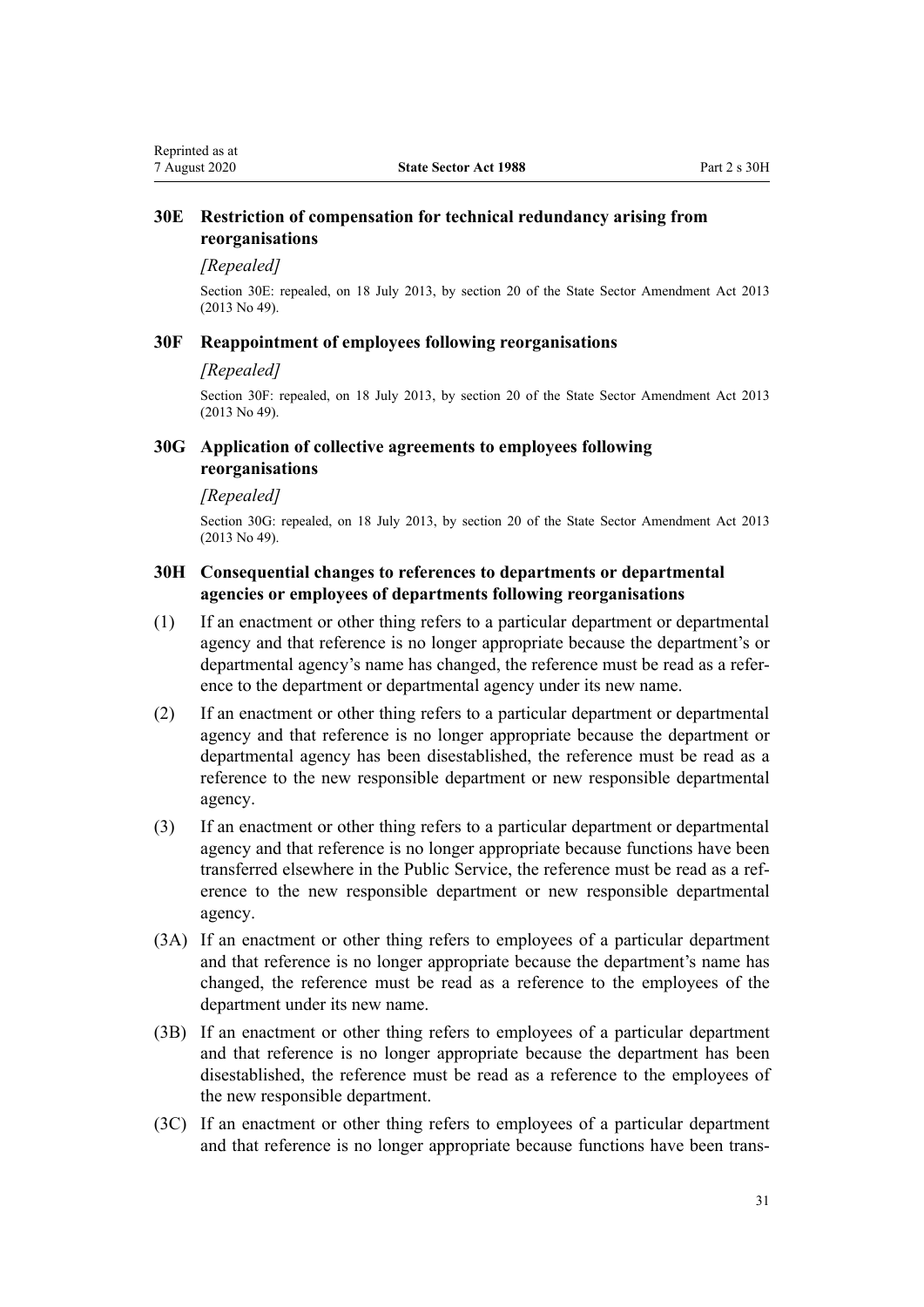### 30E Restriction of compensation for technical redundancy arising from reorganisations

*[Repealed]*

Section 30E: repealed, on 18 July 2013, by section 20 of the State Sector Amendment Act 2013 (2013 No 49).

### 30F Reappointment of employees following reorganisations

*[Repealed]*

Section 30F: repealed, on 18 July 2013, by section 20 of the State Sector Amendment Act 2013 (2013 No 49).

### 30G Application of collective agreements to employees following reorganisations

*[Repealed]*

Section 30G: repealed, on 18 July 2013, by section 20 of the State Sector Amendment Act 2013 (2013 No 49).

### 30H Consequential changes to references to departments or departmental agencies or employees of departments following reorganisations

(1) If an enactment or other thing refers to a particular department or departmental agency and that reference is no longer appropriate because the department's or departmental agency's name has changed, the reference must be read as a reference to the department or departmental agency under its new name.

(2) If an enactment or other thing refers to a particular department or departmental agency and that reference is no longer appropriate because the department or departmental agency has been disestablished, the reference must be read as a reference to the new responsible department or new responsible departmental agency.

(3) If an enactment or other thing refers to a particular department or departmental agency and that reference is no longer appropriate because functions have been transferred elsewhere in the Public Service, the reference must be read as a reference to the new responsible department or new responsible departmental agency.

(3A) If an enactment or other thing refers to employees of a particular department and that reference is no longer appropriate because the department's name has changed, the reference must be read as a reference to the employees of the department under its new name.

(3B) If an enactment or other thing refers to employees of a particular department and that reference is no longer appropriate because the department has been disestablished, the reference must be read as a reference to the employees of the new responsible department.

(3C) If an enactment or other thing refers to employees of a particular department and that reference is no longer appropriate because functions have been trans-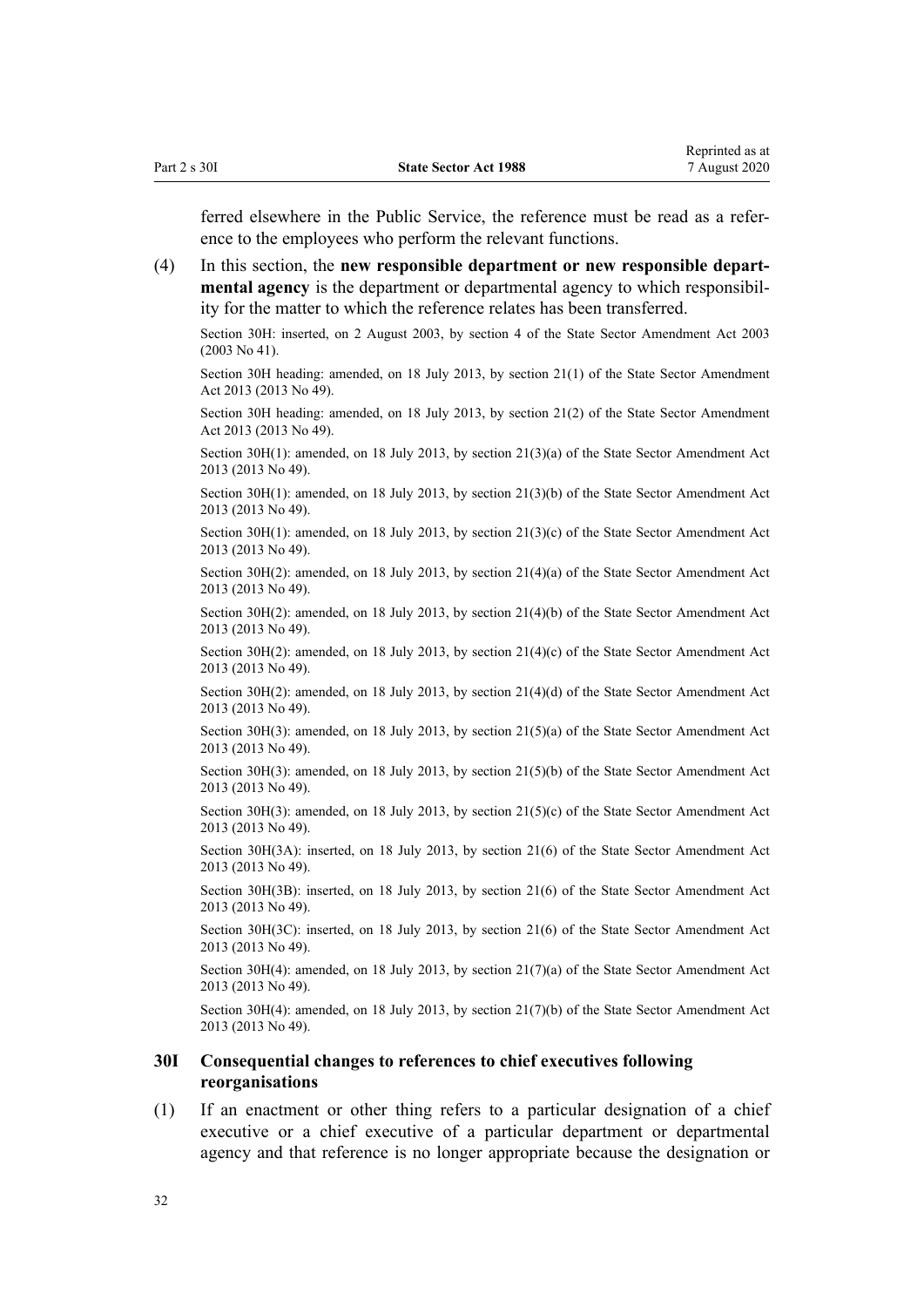ferred elsewhere in the Public Service, the reference must be read as a reference to the employees who perform the relevant functions.

(4) In this section, the **new responsible department or new responsible departmental agency** is the department or departmental agency to which responsibility for the matter to which the reference relates has been transferred.

Section 30H: inserted, on 2 August 2003, by section 4 of the State Sector Amendment Act 2003 (2003 No 41).

Section 30H heading: amended, on 18 July 2013, by section 21(1) of the State Sector Amendment Act 2013 (2013 No 49).

Section 30H heading: amended, on 18 July 2013, by section 21(2) of the State Sector Amendment Act 2013 (2013 No 49).

Section 30H(1): amended, on 18 July 2013, by section 21(3)(a) of the State Sector Amendment Act 2013 (2013 No 49).

Section 30H(1): amended, on 18 July 2013, by section 21(3)(b) of the State Sector Amendment Act 2013 (2013 No 49).

Section 30H(1): amended, on 18 July 2013, by section 21(3)(c) of the State Sector Amendment Act 2013 (2013 No 49).

Section 30H(2): amended, on 18 July 2013, by section 21(4)(a) of the State Sector Amendment Act 2013 (2013 No 49).

Section 30H(2): amended, on 18 July 2013, by section 21(4)(b) of the State Sector Amendment Act 2013 (2013 No 49).

Section 30H(2): amended, on 18 July 2013, by section 21(4)(c) of the State Sector Amendment Act 2013 (2013 No 49).

Section 30H(2): amended, on 18 July 2013, by section 21(4)(d) of the State Sector Amendment Act 2013 (2013 No 49).

Section 30H(3): amended, on 18 July 2013, by section 21(5)(a) of the State Sector Amendment Act 2013 (2013 No 49).

Section 30H(3): amended, on 18 July 2013, by section 21(5)(b) of the State Sector Amendment Act 2013 (2013 No 49).

Section 30H(3): amended, on 18 July 2013, by section 21(5)(c) of the State Sector Amendment Act 2013 (2013 No 49).

Section 30H(3A): inserted, on 18 July 2013, by section 21(6) of the State Sector Amendment Act 2013 (2013 No 49).

Section 30H(3B): inserted, on 18 July 2013, by section 21(6) of the State Sector Amendment Act 2013 (2013 No 49).

Section 30H(3C): inserted, on 18 July 2013, by section 21(6) of the State Sector Amendment Act 2013 (2013 No 49).

Section 30H(4): amended, on 18 July 2013, by section 21(7)(a) of the State Sector Amendment Act 2013 (2013 No 49).

Section 30H(4): amended, on 18 July 2013, by section 21(7)(b) of the State Sector Amendment Act 2013 (2013 No 49).

### 30I Consequential changes to references to chief executives following reorganisations

(1) If an enactment or other thing refers to a particular designation of a chief executive or a chief executive of a particular department or departmental agency and that reference is no longer appropriate because the designation or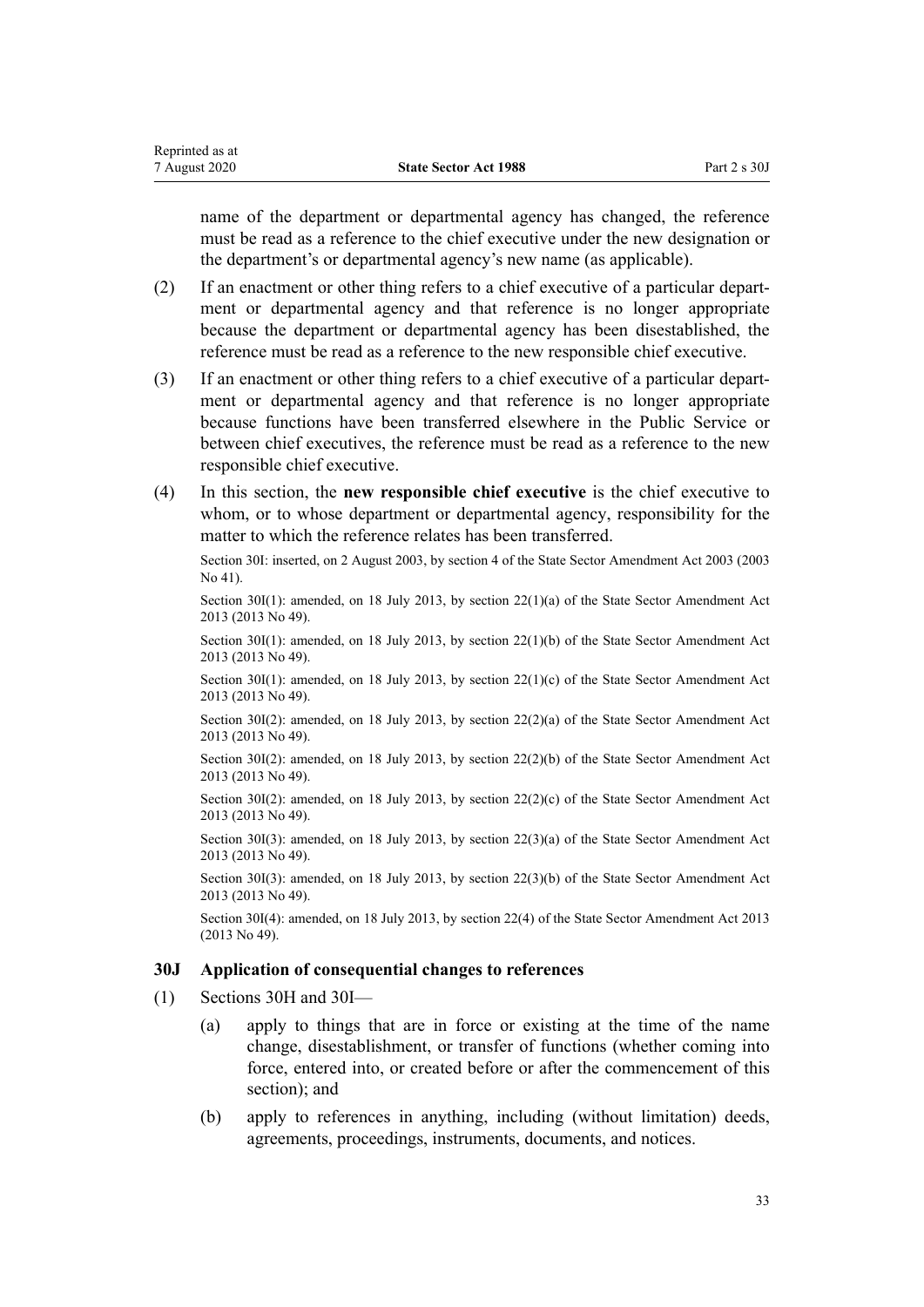name of the department or departmental agency has changed, the reference must be read as a reference to the chief executive under the new designation or the department's or departmental agency's new name (as applicable).

(2) If an enactment or other thing refers to a chief executive of a particular department or departmental agency and that reference is no longer appropriate because the department or departmental agency has been disestablished, the reference must be read as a reference to the new responsible chief executive.

(3) If an enactment or other thing refers to a chief executive of a particular department or departmental agency and that reference is no longer appropriate because functions have been transferred elsewhere in the Public Service or between chief executives, the reference must be read as a reference to the new responsible chief executive.

(4) In this section, the **new responsible chief executive** is the chief executive to whom, or to whose department or departmental agency, responsibility for the matter to which the reference relates has been transferred.

Section 30I: inserted, on 2 August 2003, by section 4 of the State Sector Amendment Act 2003 (2003 No 41).

Section 30I(1): amended, on 18 July 2013, by section 22(1)(a) of the State Sector Amendment Act 2013 (2013 No 49).

Section 30I(1): amended, on 18 July 2013, by section 22(1)(b) of the State Sector Amendment Act 2013 (2013 No 49).

Section 30I(1): amended, on 18 July 2013, by section 22(1)(c) of the State Sector Amendment Act 2013 (2013 No 49).

Section 30I(2): amended, on 18 July 2013, by section 22(2)(a) of the State Sector Amendment Act 2013 (2013 No 49).

Section 30I(2): amended, on 18 July 2013, by section 22(2)(b) of the State Sector Amendment Act 2013 (2013 No 49).

Section 30I(2): amended, on 18 July 2013, by section 22(2)(c) of the State Sector Amendment Act 2013 (2013 No 49).

Section 30I(3): amended, on 18 July 2013, by section 22(3)(a) of the State Sector Amendment Act 2013 (2013 No 49).

Section 30I(3): amended, on 18 July 2013, by section 22(3)(b) of the State Sector Amendment Act 2013 (2013 No 49).

Section 30I(4): amended, on 18 July 2013, by section 22(4) of the State Sector Amendment Act 2013 (2013 No 49).

### 30J Application of consequential changes to references

(1) Sections 30H and 30I—

  (a) apply to things that are in force or existing at the time of the name change, disestablishment, or transfer of functions (whether coming into force, entered into, or created before or after the commencement of this section); and

  (b) apply to references in anything, including (without limitation) deeds, agreements, proceedings, instruments, documents, and notices.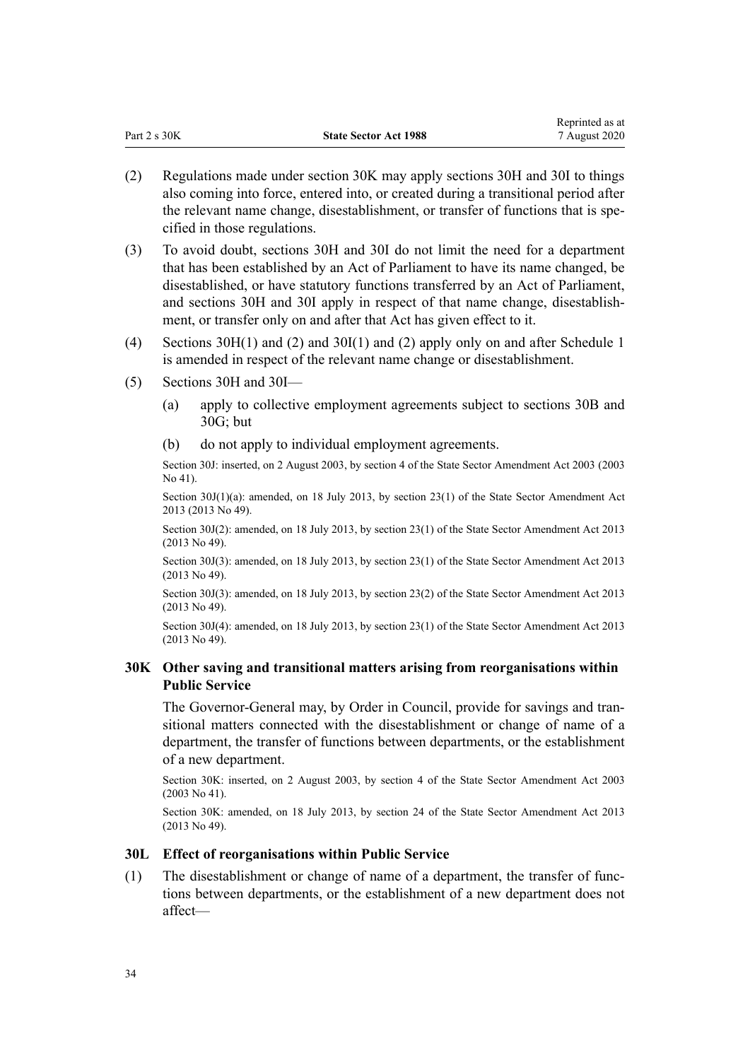(2) Regulations made under section 30K may apply sections 30H and 30I to things also coming into force, entered into, or created during a transitional period after the relevant name change, disestablishment, or transfer of functions that is specified in those regulations.

(3) To avoid doubt, sections 30H and 30I do not limit the need for a department that has been established by an Act of Parliament to have its name changed, be disestablished, or have statutory functions transferred by an Act of Parliament, and sections 30H and 30I apply in respect of that name change, disestablishment, or transfer only on and after that Act has given effect to it.

(4) Sections 30H(1) and (2) and 30I(1) and (2) apply only on and after Schedule 1 is amended in respect of the relevant name change or disestablishment.

(5) Sections 30H and 30I—

  (a) apply to collective employment agreements subject to sections 30B and 30G; but

  (b) do not apply to individual employment agreements.

Section 30J: inserted, on 2 August 2003, by section 4 of the State Sector Amendment Act 2003 (2003 No 41).

Section 30J(1)(a): amended, on 18 July 2013, by section 23(1) of the State Sector Amendment Act 2013 (2013 No 49).

Section 30J(2): amended, on 18 July 2013, by section 23(1) of the State Sector Amendment Act 2013 (2013 No 49).

Section 30J(3): amended, on 18 July 2013, by section 23(1) of the State Sector Amendment Act 2013 (2013 No 49).

Section 30J(3): amended, on 18 July 2013, by section 23(2) of the State Sector Amendment Act 2013 (2013 No 49).

Section 30J(4): amended, on 18 July 2013, by section 23(1) of the State Sector Amendment Act 2013 (2013 No 49).

### 30K Other saving and transitional matters arising from reorganisations within Public Service

The Governor-General may, by Order in Council, provide for savings and transitional matters connected with the disestablishment or change of name of a department, the transfer of functions between departments, or the establishment of a new department.

Section 30K: inserted, on 2 August 2003, by section 4 of the State Sector Amendment Act 2003 (2003 No 41).

Section 30K: amended, on 18 July 2013, by section 24 of the State Sector Amendment Act 2013 (2013 No 49).

### 30L Effect of reorganisations within Public Service

(1) The disestablishment or change of name of a department, the transfer of functions between departments, or the establishment of a new department does not affect—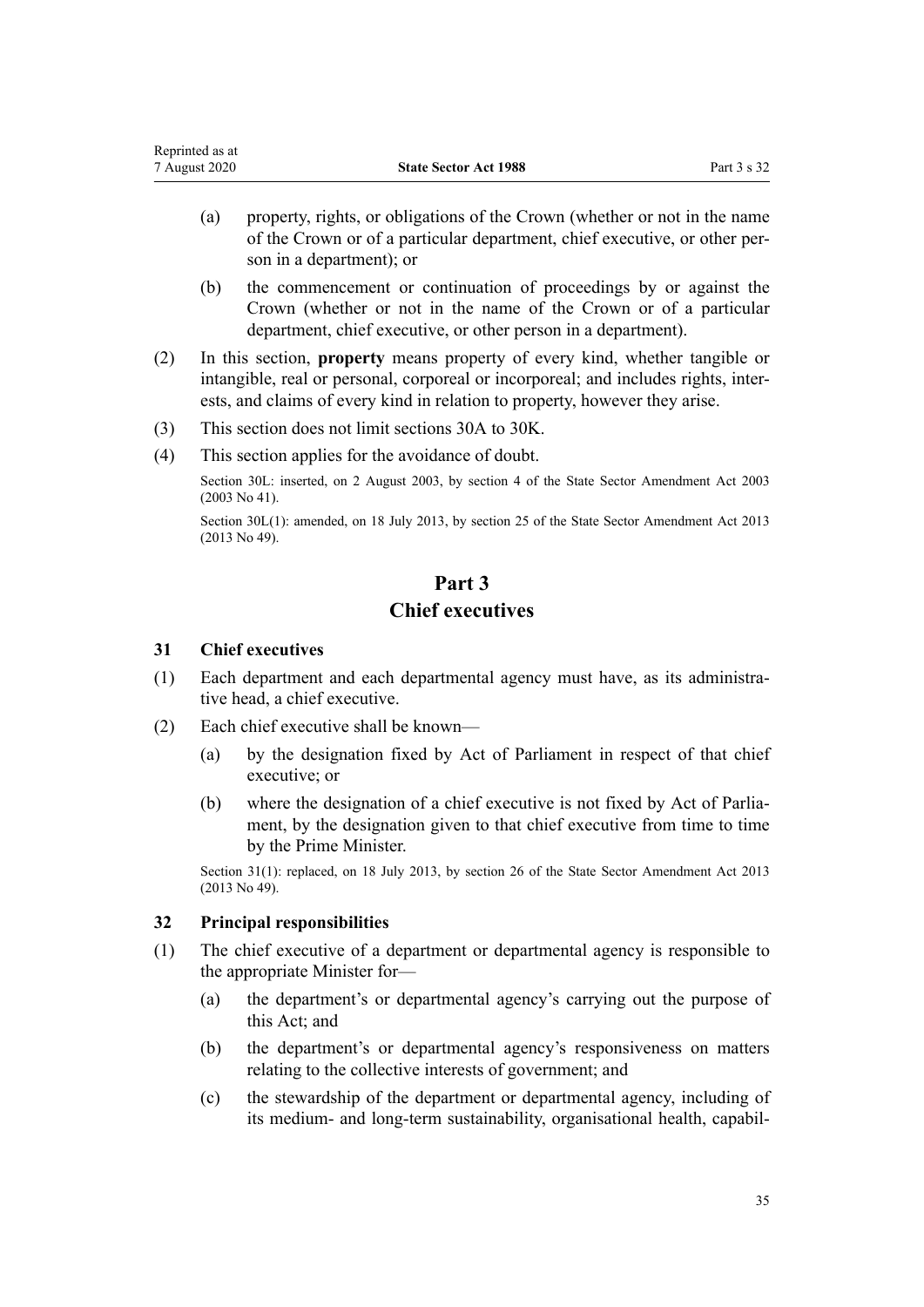(a) property, rights, or obligations of the Crown (whether or not in the name of the Crown or of a particular department, chief executive, or other person in a department); or

(b) the commencement or continuation of proceedings by or against the Crown (whether or not in the name of the Crown or of a particular department, chief executive, or other person in a department).

(2) In this section, **property** means property of every kind, whether tangible or intangible, real or personal, corporeal or incorporeal; and includes rights, interests, and claims of every kind in relation to property, however they arise.

(3) This section does not limit sections 30A to 30K.

(4) This section applies for the avoidance of doubt.

Section 30L: inserted, on 2 August 2003, by section 4 of the State Sector Amendment Act 2003 (2003 No 41).

Section 30L(1): amended, on 18 July 2013, by section 25 of the State Sector Amendment Act 2013 (2013 No 49).

# Part 3
# Chief executives

### 31 Chief executives

(1) Each department and each departmental agency must have, as its administrative head, a chief executive.

(2) Each chief executive shall be known—

(a) by the designation fixed by Act of Parliament in respect of that chief executive; or

(b) where the designation of a chief executive is not fixed by Act of Parliament, by the designation given to that chief executive from time to time by the Prime Minister.

Section 31(1): replaced, on 18 July 2013, by section 26 of the State Sector Amendment Act 2013 (2013 No 49).

### 32 Principal responsibilities

(1) The chief executive of a department or departmental agency is responsible to the appropriate Minister for—

(a) the department's or departmental agency's carrying out the purpose of this Act; and

(b) the department's or departmental agency's responsiveness on matters relating to the collective interests of government; and

(c) the stewardship of the department or departmental agency, including of its medium- and long-term sustainability, organisational health, capabil-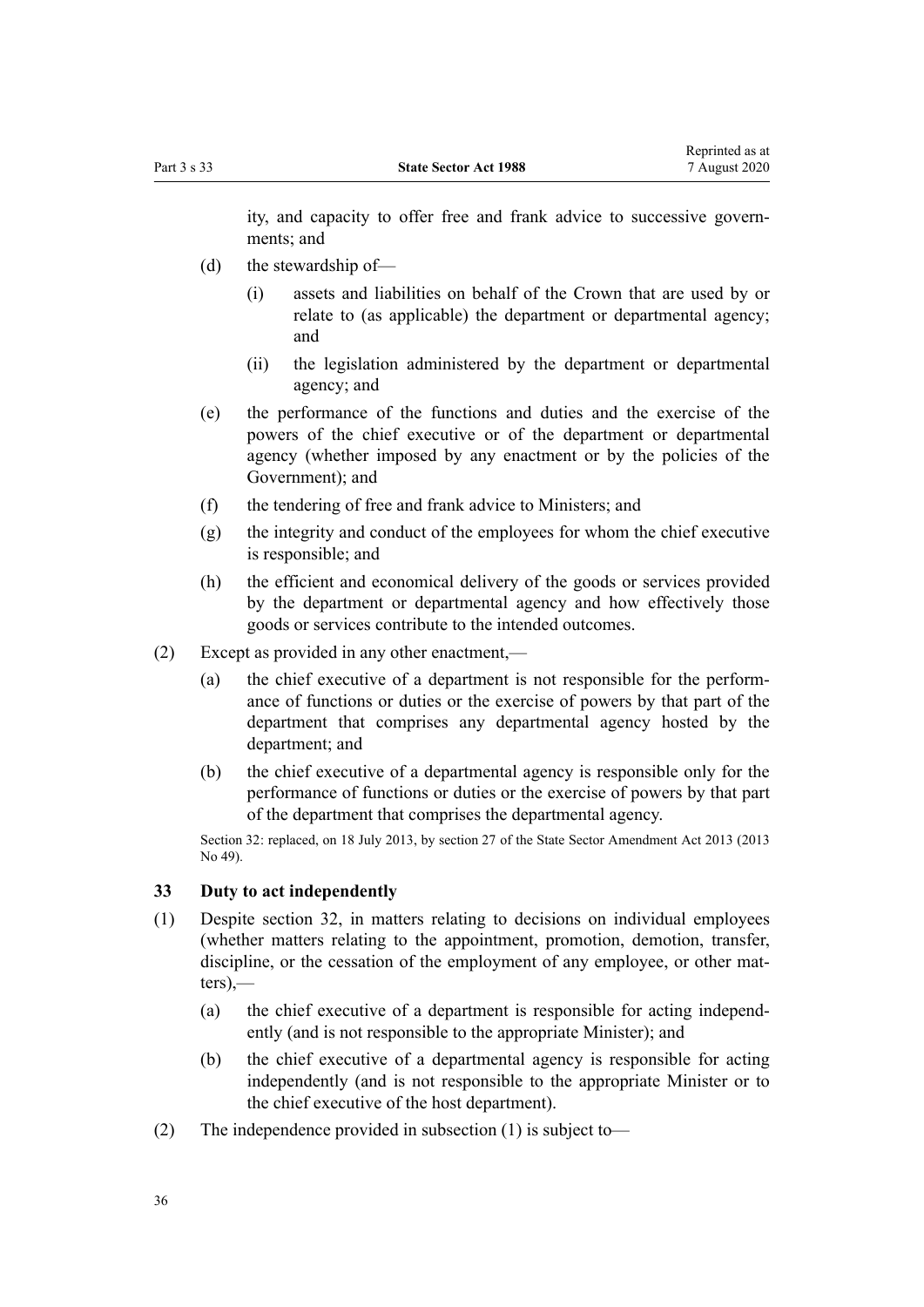ity, and capacity to offer free and frank advice to successive governments; and

(d) the stewardship of—

(i) assets and liabilities on behalf of the Crown that are used by or relate to (as applicable) the department or departmental agency; and

(ii) the legislation administered by the department or departmental agency; and

(e) the performance of the functions and duties and the exercise of the powers of the chief executive or of the department or departmental agency (whether imposed by any enactment or by the policies of the Government); and

(f) the tendering of free and frank advice to Ministers; and

(g) the integrity and conduct of the employees for whom the chief executive is responsible; and

(h) the efficient and economical delivery of the goods or services provided by the department or departmental agency and how effectively those goods or services contribute to the intended outcomes.

(2) Except as provided in any other enactment,—

(a) the chief executive of a department is not responsible for the performance of functions or duties or the exercise of powers by that part of the department that comprises any departmental agency hosted by the department; and

(b) the chief executive of a departmental agency is responsible only for the performance of functions or duties or the exercise of powers by that part of the department that comprises the departmental agency.

Section 32: replaced, on 18 July 2013, by section 27 of the State Sector Amendment Act 2013 (2013 No 49).

### 33 Duty to act independently

(1) Despite section 32, in matters relating to decisions on individual employees (whether matters relating to the appointment, promotion, demotion, transfer, discipline, or the cessation of the employment of any employee, or other matters),—

(a) the chief executive of a department is responsible for acting independently (and is not responsible to the appropriate Minister); and

(b) the chief executive of a departmental agency is responsible for acting independently (and is not responsible to the appropriate Minister or to the chief executive of the host department).

(2) The independence provided in subsection (1) is subject to—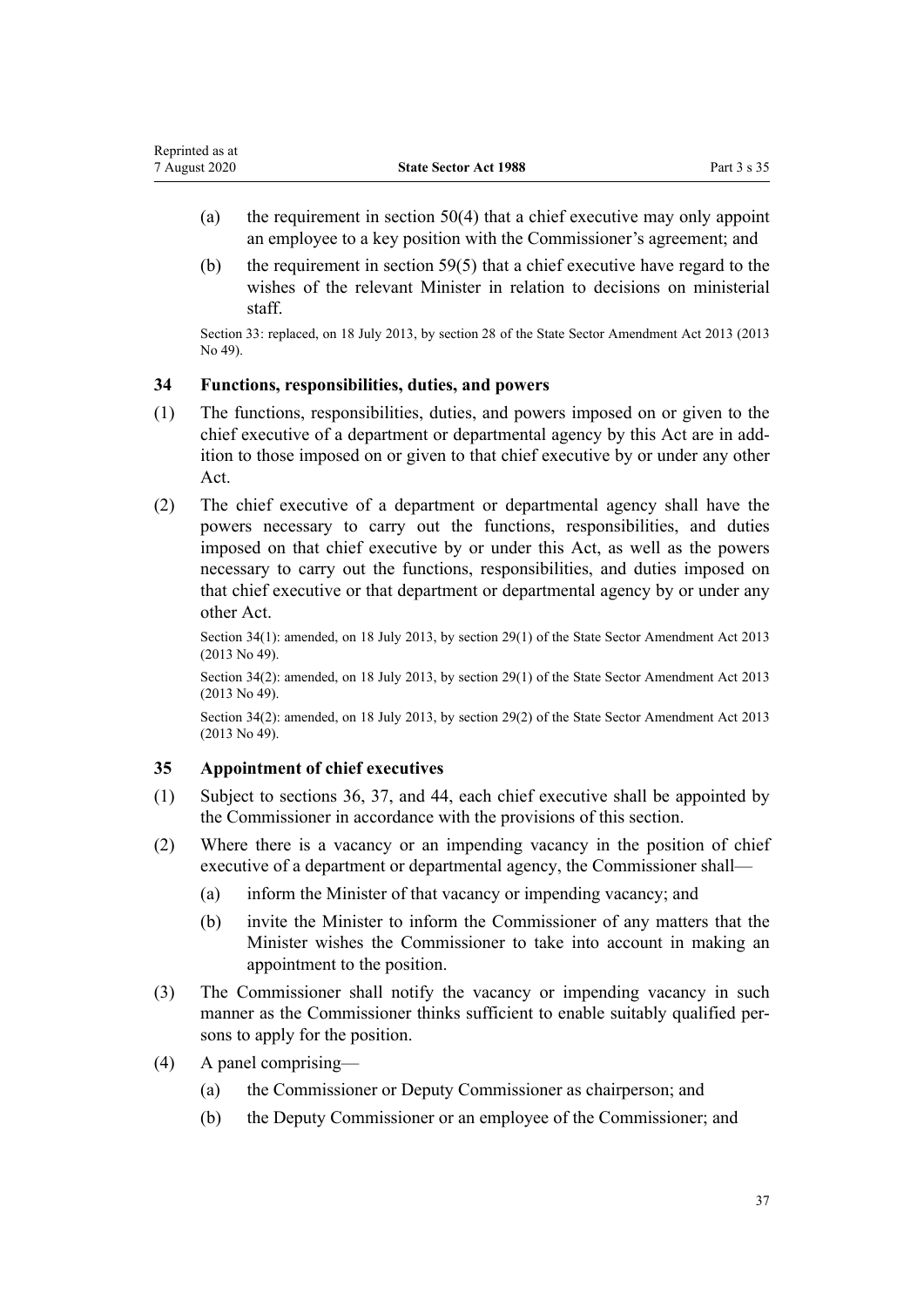(a) the requirement in section 50(4) that a chief executive may only appoint an employee to a key position with the Commissioner's agreement; and

(b) the requirement in section 59(5) that a chief executive have regard to the wishes of the relevant Minister in relation to decisions on ministerial staff.

Section 33: replaced, on 18 July 2013, by section 28 of the State Sector Amendment Act 2013 (2013 No 49).

### 34 Functions, responsibilities, duties, and powers

(1) The functions, responsibilities, duties, and powers imposed on or given to the chief executive of a department or departmental agency by this Act are in addition to those imposed on or given to that chief executive by or under any other Act.

(2) The chief executive of a department or departmental agency shall have the powers necessary to carry out the functions, responsibilities, and duties imposed on that chief executive by or under this Act, as well as the powers necessary to carry out the functions, responsibilities, and duties imposed on that chief executive or that department or departmental agency by or under any other Act.

Section 34(1): amended, on 18 July 2013, by section 29(1) of the State Sector Amendment Act 2013 (2013 No 49).

Section 34(2): amended, on 18 July 2013, by section 29(1) of the State Sector Amendment Act 2013 (2013 No 49).

Section 34(2): amended, on 18 July 2013, by section 29(2) of the State Sector Amendment Act 2013 (2013 No 49).

### 35 Appointment of chief executives

(1) Subject to sections 36, 37, and 44, each chief executive shall be appointed by the Commissioner in accordance with the provisions of this section.

(2) Where there is a vacancy or an impending vacancy in the position of chief executive of a department or departmental agency, the Commissioner shall—

(a) inform the Minister of that vacancy or impending vacancy; and

(b) invite the Minister to inform the Commissioner of any matters that the Minister wishes the Commissioner to take into account in making an appointment to the position.

(3) The Commissioner shall notify the vacancy or impending vacancy in such manner as the Commissioner thinks sufficient to enable suitably qualified persons to apply for the position.

(4) A panel comprising—

(a) the Commissioner or Deputy Commissioner as chairperson; and

(b) the Deputy Commissioner or an employee of the Commissioner; and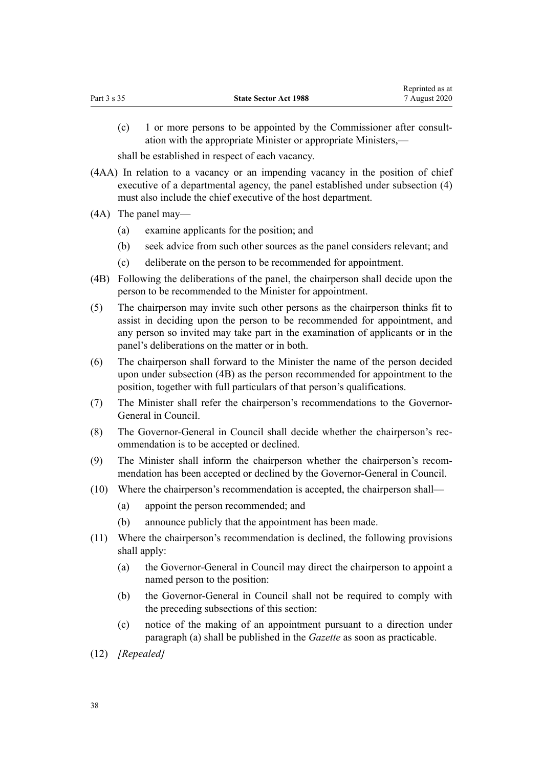(c) 1 or more persons to be appointed by the Commissioner after consultation with the appropriate Minister or appropriate Ministers,—

shall be established in respect of each vacancy.

(4AA) In relation to a vacancy or an impending vacancy in the position of chief executive of a departmental agency, the panel established under subsection (4) must also include the chief executive of the host department.

(4A) The panel may—

(a) examine applicants for the position; and

(b) seek advice from such other sources as the panel considers relevant; and

(c) deliberate on the person to be recommended for appointment.

(4B) Following the deliberations of the panel, the chairperson shall decide upon the person to be recommended to the Minister for appointment.

(5) The chairperson may invite such other persons as the chairperson thinks fit to assist in deciding upon the person to be recommended for appointment, and any person so invited may take part in the examination of applicants or in the panel's deliberations on the matter or in both.

(6) The chairperson shall forward to the Minister the name of the person decided upon under subsection (4B) as the person recommended for appointment to the position, together with full particulars of that person's qualifications.

(7) The Minister shall refer the chairperson's recommendations to the Governor-General in Council.

(8) The Governor-General in Council shall decide whether the chairperson's recommendation is to be accepted or declined.

(9) The Minister shall inform the chairperson whether the chairperson's recommendation has been accepted or declined by the Governor-General in Council.

(10) Where the chairperson's recommendation is accepted, the chairperson shall—

(a) appoint the person recommended; and

(b) announce publicly that the appointment has been made.

(11) Where the chairperson's recommendation is declined, the following provisions shall apply:

(a) the Governor-General in Council may direct the chairperson to appoint a named person to the position:

(b) the Governor-General in Council shall not be required to comply with the preceding subsections of this section:

(c) notice of the making of an appointment pursuant to a direction under paragraph (a) shall be published in the *Gazette* as soon as practicable.

(12) *[Repealed]*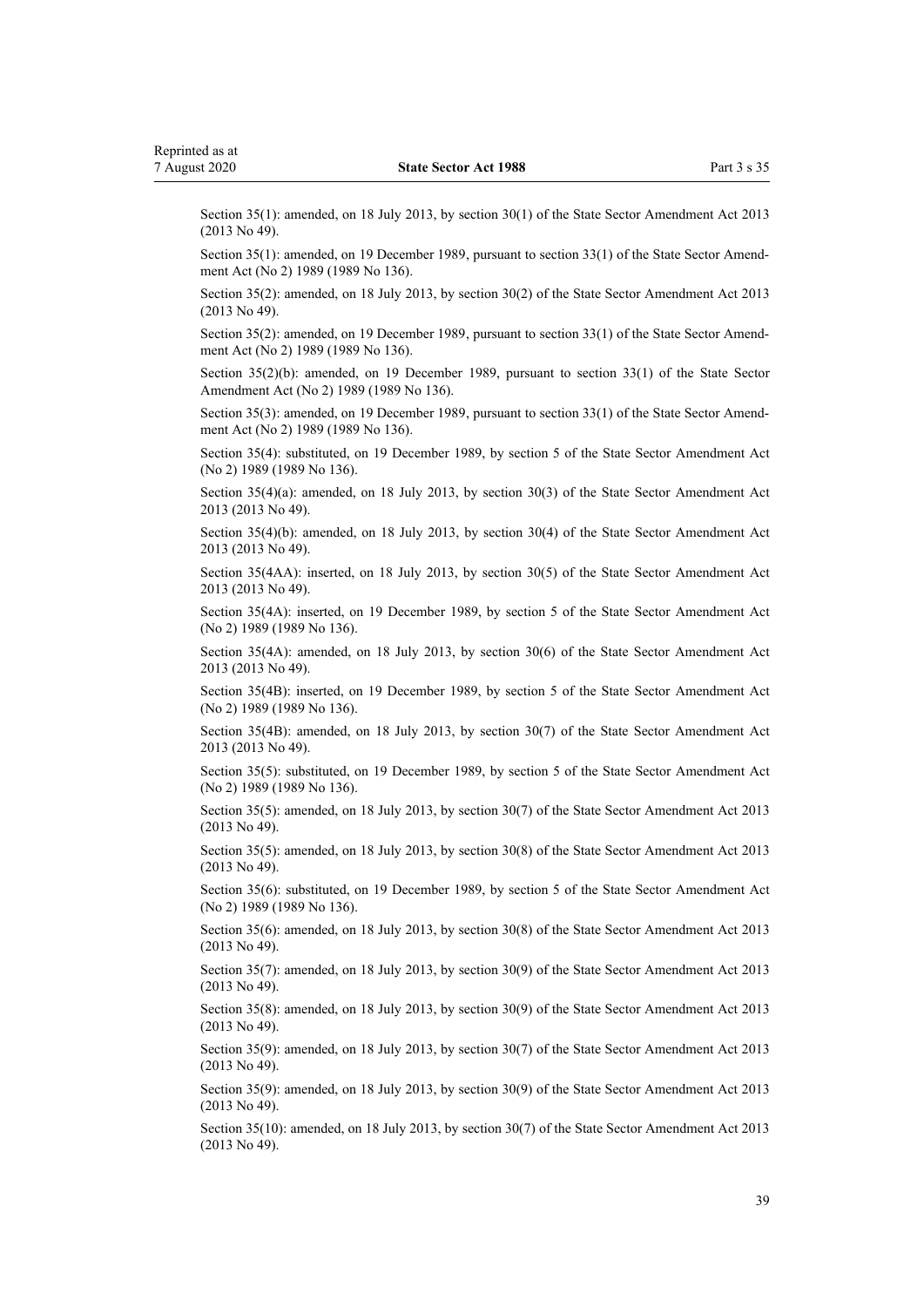Section 35(1): amended, on 18 July 2013, by section 30(1) of the State Sector Amendment Act 2013 (2013 No 49).

Section 35(1): amended, on 19 December 1989, pursuant to section 33(1) of the State Sector Amendment Act (No 2) 1989 (1989 No 136).

Section 35(2): amended, on 18 July 2013, by section 30(2) of the State Sector Amendment Act 2013 (2013 No 49).

Section 35(2): amended, on 19 December 1989, pursuant to section 33(1) of the State Sector Amendment Act (No 2) 1989 (1989 No 136).

Section 35(2)(b): amended, on 19 December 1989, pursuant to section 33(1) of the State Sector Amendment Act (No 2) 1989 (1989 No 136).

Section 35(3): amended, on 19 December 1989, pursuant to section 33(1) of the State Sector Amendment Act (No 2) 1989 (1989 No 136).

Section 35(4): substituted, on 19 December 1989, by section 5 of the State Sector Amendment Act (No 2) 1989 (1989 No 136).

Section 35(4)(a): amended, on 18 July 2013, by section 30(3) of the State Sector Amendment Act 2013 (2013 No 49).

Section 35(4)(b): amended, on 18 July 2013, by section 30(4) of the State Sector Amendment Act 2013 (2013 No 49).

Section 35(4AA): inserted, on 18 July 2013, by section 30(5) of the State Sector Amendment Act 2013 (2013 No 49).

Section 35(4A): inserted, on 19 December 1989, by section 5 of the State Sector Amendment Act (No 2) 1989 (1989 No 136).

Section 35(4A): amended, on 18 July 2013, by section 30(6) of the State Sector Amendment Act 2013 (2013 No 49).

Section 35(4B): inserted, on 19 December 1989, by section 5 of the State Sector Amendment Act (No 2) 1989 (1989 No 136).

Section 35(4B): amended, on 18 July 2013, by section 30(7) of the State Sector Amendment Act 2013 (2013 No 49).

Section 35(5): substituted, on 19 December 1989, by section 5 of the State Sector Amendment Act (No 2) 1989 (1989 No 136).

Section 35(5): amended, on 18 July 2013, by section 30(7) of the State Sector Amendment Act 2013 (2013 No 49).

Section 35(5): amended, on 18 July 2013, by section 30(8) of the State Sector Amendment Act 2013 (2013 No 49).

Section 35(6): substituted, on 19 December 1989, by section 5 of the State Sector Amendment Act (No 2) 1989 (1989 No 136).

Section 35(6): amended, on 18 July 2013, by section 30(8) of the State Sector Amendment Act 2013 (2013 No 49).

Section 35(7): amended, on 18 July 2013, by section 30(9) of the State Sector Amendment Act 2013 (2013 No 49).

Section 35(8): amended, on 18 July 2013, by section 30(9) of the State Sector Amendment Act 2013 (2013 No 49).

Section 35(9): amended, on 18 July 2013, by section 30(7) of the State Sector Amendment Act 2013 (2013 No 49).

Section 35(9): amended, on 18 July 2013, by section 30(9) of the State Sector Amendment Act 2013 (2013 No 49).

Section 35(10): amended, on 18 July 2013, by section 30(7) of the State Sector Amendment Act 2013 (2013 No 49).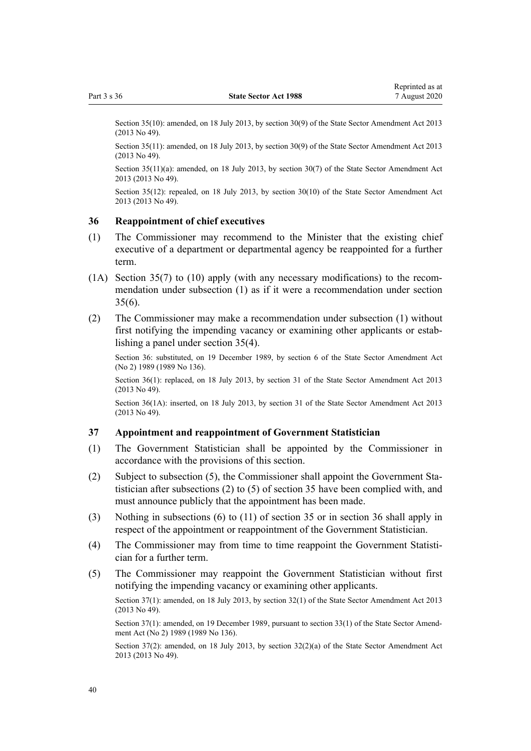Section 35(10): amended, on 18 July 2013, by section 30(9) of the State Sector Amendment Act 2013 (2013 No 49).

Section 35(11): amended, on 18 July 2013, by section 30(9) of the State Sector Amendment Act 2013 (2013 No 49).

Section 35(11)(a): amended, on 18 July 2013, by section 30(7) of the State Sector Amendment Act 2013 (2013 No 49).

Section 35(12): repealed, on 18 July 2013, by section 30(10) of the State Sector Amendment Act 2013 (2013 No 49).

### 36 Reappointment of chief executives

(1) The Commissioner may recommend to the Minister that the existing chief executive of a department or departmental agency be reappointed for a further term.

(1A) Section 35(7) to (10) apply (with any necessary modifications) to the recommendation under subsection (1) as if it were a recommendation under section 35(6).

(2) The Commissioner may make a recommendation under subsection (1) without first notifying the impending vacancy or examining other applicants or establishing a panel under section 35(4).

Section 36: substituted, on 19 December 1989, by section 6 of the State Sector Amendment Act (No 2) 1989 (1989 No 136).

Section 36(1): replaced, on 18 July 2013, by section 31 of the State Sector Amendment Act 2013 (2013 No 49).

Section 36(1A): inserted, on 18 July 2013, by section 31 of the State Sector Amendment Act 2013 (2013 No 49).

### 37 Appointment and reappointment of Government Statistician

(1) The Government Statistician shall be appointed by the Commissioner in accordance with the provisions of this section.

(2) Subject to subsection (5), the Commissioner shall appoint the Government Statistician after subsections (2) to (5) of section 35 have been complied with, and must announce publicly that the appointment has been made.

(3) Nothing in subsections (6) to (11) of section 35 or in section 36 shall apply in respect of the appointment or reappointment of the Government Statistician.

(4) The Commissioner may from time to time reappoint the Government Statistician for a further term.

(5) The Commissioner may reappoint the Government Statistician without first notifying the impending vacancy or examining other applicants.

Section 37(1): amended, on 18 July 2013, by section 32(1) of the State Sector Amendment Act 2013 (2013 No 49).

Section 37(1): amended, on 19 December 1989, pursuant to section 33(1) of the State Sector Amendment Act (No 2) 1989 (1989 No 136).

Section 37(2): amended, on 18 July 2013, by section 32(2)(a) of the State Sector Amendment Act 2013 (2013 No 49).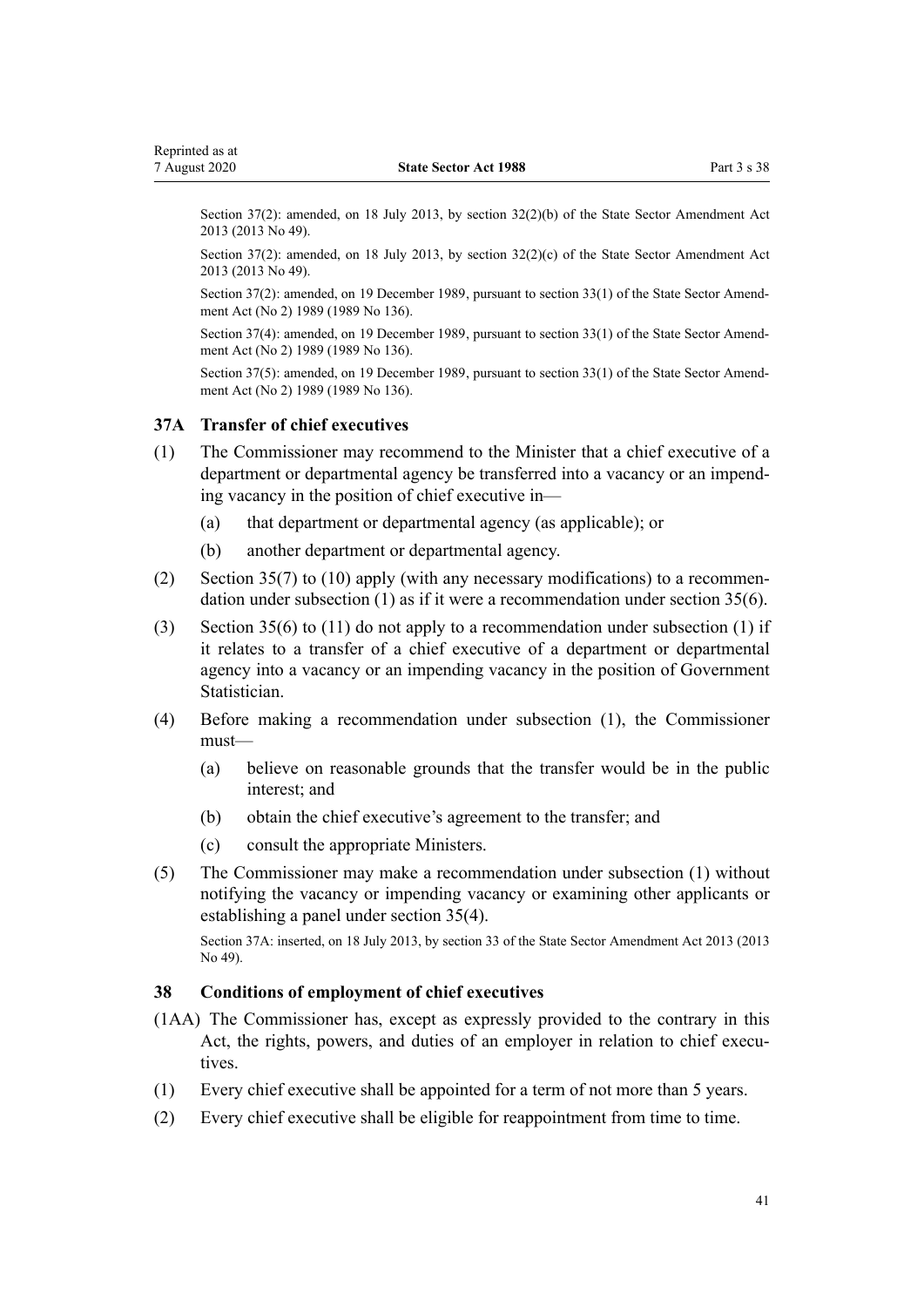Section 37(2): amended, on 18 July 2013, by section 32(2)(b) of the State Sector Amendment Act 2013 (2013 No 49).

Section 37(2): amended, on 18 July 2013, by section 32(2)(c) of the State Sector Amendment Act 2013 (2013 No 49).

Section 37(2): amended, on 19 December 1989, pursuant to section 33(1) of the State Sector Amendment Act (No 2) 1989 (1989 No 136).

Section 37(4): amended, on 19 December 1989, pursuant to section 33(1) of the State Sector Amendment Act (No 2) 1989 (1989 No 136).

Section 37(5): amended, on 19 December 1989, pursuant to section 33(1) of the State Sector Amendment Act (No 2) 1989 (1989 No 136).

### 37A Transfer of chief executives

(1) The Commissioner may recommend to the Minister that a chief executive of a department or departmental agency be transferred into a vacancy or an impending vacancy in the position of chief executive in—

- (a) that department or departmental agency (as applicable); or
- (b) another department or departmental agency.

(2) Section 35(7) to (10) apply (with any necessary modifications) to a recommendation under subsection (1) as if it were a recommendation under section 35(6).

(3) Section 35(6) to (11) do not apply to a recommendation under subsection (1) if it relates to a transfer of a chief executive of a department or departmental agency into a vacancy or an impending vacancy in the position of Government Statistician.

(4) Before making a recommendation under subsection (1), the Commissioner must—

- (a) believe on reasonable grounds that the transfer would be in the public interest; and
- (b) obtain the chief executive's agreement to the transfer; and
- (c) consult the appropriate Ministers.

(5) The Commissioner may make a recommendation under subsection (1) without notifying the vacancy or impending vacancy or examining other applicants or establishing a panel under section 35(4).

Section 37A: inserted, on 18 July 2013, by section 33 of the State Sector Amendment Act 2013 (2013 No 49).

### 38 Conditions of employment of chief executives

(1AA) The Commissioner has, except as expressly provided to the contrary in this Act, the rights, powers, and duties of an employer in relation to chief executives.

(1) Every chief executive shall be appointed for a term of not more than 5 years.

(2) Every chief executive shall be eligible for reappointment from time to time.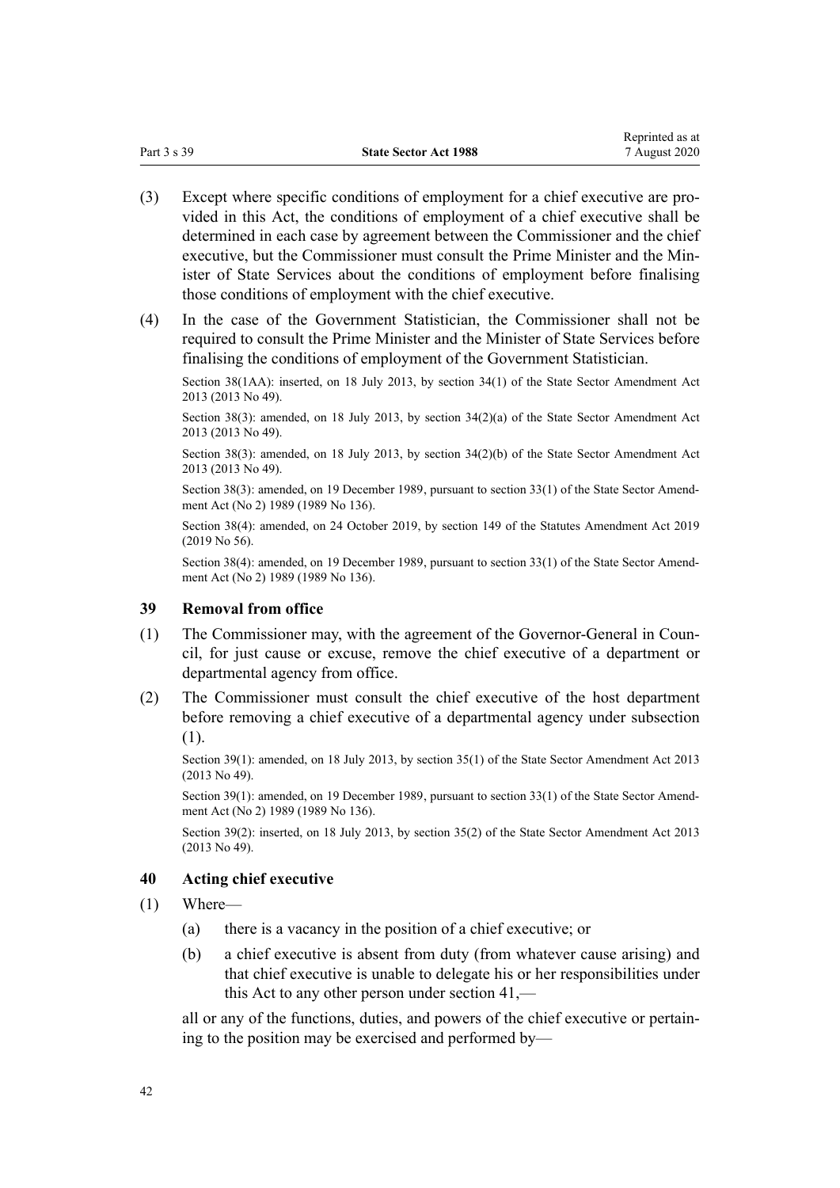(3) Except where specific conditions of employment for a chief executive are provided in this Act, the conditions of employment of a chief executive shall be determined in each case by agreement between the Commissioner and the chief executive, but the Commissioner must consult the Prime Minister and the Minister of State Services about the conditions of employment before finalising those conditions of employment with the chief executive.

(4) In the case of the Government Statistician, the Commissioner shall not be required to consult the Prime Minister and the Minister of State Services before finalising the conditions of employment of the Government Statistician.

Section 38(1AA): inserted, on 18 July 2013, by section 34(1) of the State Sector Amendment Act 2013 (2013 No 49).

Section 38(3): amended, on 18 July 2013, by section 34(2)(a) of the State Sector Amendment Act 2013 (2013 No 49).

Section 38(3): amended, on 18 July 2013, by section 34(2)(b) of the State Sector Amendment Act 2013 (2013 No 49).

Section 38(3): amended, on 19 December 1989, pursuant to section 33(1) of the State Sector Amendment Act (No 2) 1989 (1989 No 136).

Section 38(4): amended, on 24 October 2019, by section 149 of the Statutes Amendment Act 2019 (2019 No 56).

Section 38(4): amended, on 19 December 1989, pursuant to section 33(1) of the State Sector Amendment Act (No 2) 1989 (1989 No 136).

### 39 Removal from office

(1) The Commissioner may, with the agreement of the Governor-General in Council, for just cause or excuse, remove the chief executive of a department or departmental agency from office.

(2) The Commissioner must consult the chief executive of the host department before removing a chief executive of a departmental agency under subsection (1).

Section 39(1): amended, on 18 July 2013, by section 35(1) of the State Sector Amendment Act 2013 (2013 No 49).

Section 39(1): amended, on 19 December 1989, pursuant to section 33(1) of the State Sector Amendment Act (No 2) 1989 (1989 No 136).

Section 39(2): inserted, on 18 July 2013, by section 35(2) of the State Sector Amendment Act 2013 (2013 No 49).

### 40 Acting chief executive

(1) Where—

(a) there is a vacancy in the position of a chief executive; or

(b) a chief executive is absent from duty (from whatever cause arising) and that chief executive is unable to delegate his or her responsibilities under this Act to any other person under section 41,—

all or any of the functions, duties, and powers of the chief executive or pertaining to the position may be exercised and performed by—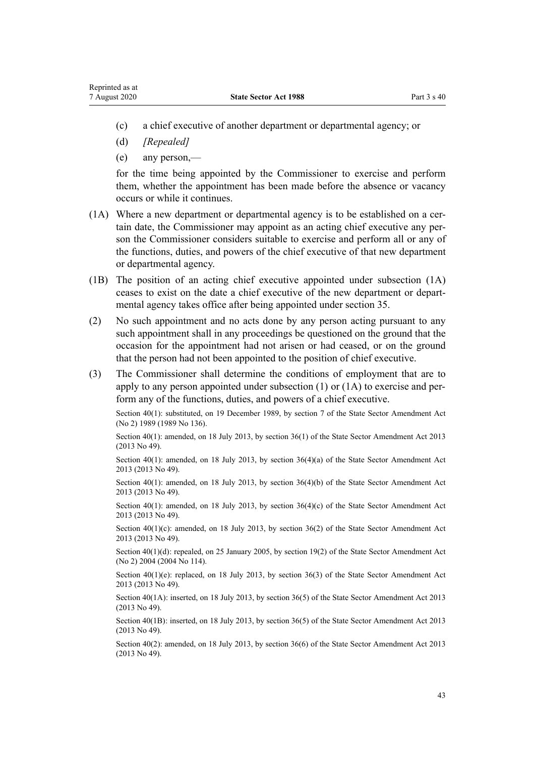(c) a chief executive of another department or departmental agency; or

(d) *[Repealed]*

(e) any person,—

for the time being appointed by the Commissioner to exercise and perform them, whether the appointment has been made before the absence or vacancy occurs or while it continues.

(1A) Where a new department or departmental agency is to be established on a certain date, the Commissioner may appoint as an acting chief executive any person the Commissioner considers suitable to exercise and perform all or any of the functions, duties, and powers of the chief executive of that new department or departmental agency.

(1B) The position of an acting chief executive appointed under subsection (1A) ceases to exist on the date a chief executive of the new department or departmental agency takes office after being appointed under section 35.

(2) No such appointment and no acts done by any person acting pursuant to any such appointment shall in any proceedings be questioned on the ground that the occasion for the appointment had not arisen or had ceased, or on the ground that the person had not been appointed to the position of chief executive.

(3) The Commissioner shall determine the conditions of employment that are to apply to any person appointed under subsection (1) or (1A) to exercise and perform any of the functions, duties, and powers of a chief executive.

Section 40(1): substituted, on 19 December 1989, by section 7 of the State Sector Amendment Act (No 2) 1989 (1989 No 136).

Section 40(1): amended, on 18 July 2013, by section 36(1) of the State Sector Amendment Act 2013 (2013 No 49).

Section 40(1): amended, on 18 July 2013, by section 36(4)(a) of the State Sector Amendment Act 2013 (2013 No 49).

Section 40(1): amended, on 18 July 2013, by section 36(4)(b) of the State Sector Amendment Act 2013 (2013 No 49).

Section 40(1): amended, on 18 July 2013, by section 36(4)(c) of the State Sector Amendment Act 2013 (2013 No 49).

Section 40(1)(c): amended, on 18 July 2013, by section 36(2) of the State Sector Amendment Act 2013 (2013 No 49).

Section 40(1)(d): repealed, on 25 January 2005, by section 19(2) of the State Sector Amendment Act (No 2) 2004 (2004 No 114).

Section 40(1)(e): replaced, on 18 July 2013, by section 36(3) of the State Sector Amendment Act 2013 (2013 No 49).

Section 40(1A): inserted, on 18 July 2013, by section 36(5) of the State Sector Amendment Act 2013 (2013 No 49).

Section 40(1B): inserted, on 18 July 2013, by section 36(5) of the State Sector Amendment Act 2013 (2013 No 49).

Section 40(2): amended, on 18 July 2013, by section 36(6) of the State Sector Amendment Act 2013 (2013 No 49).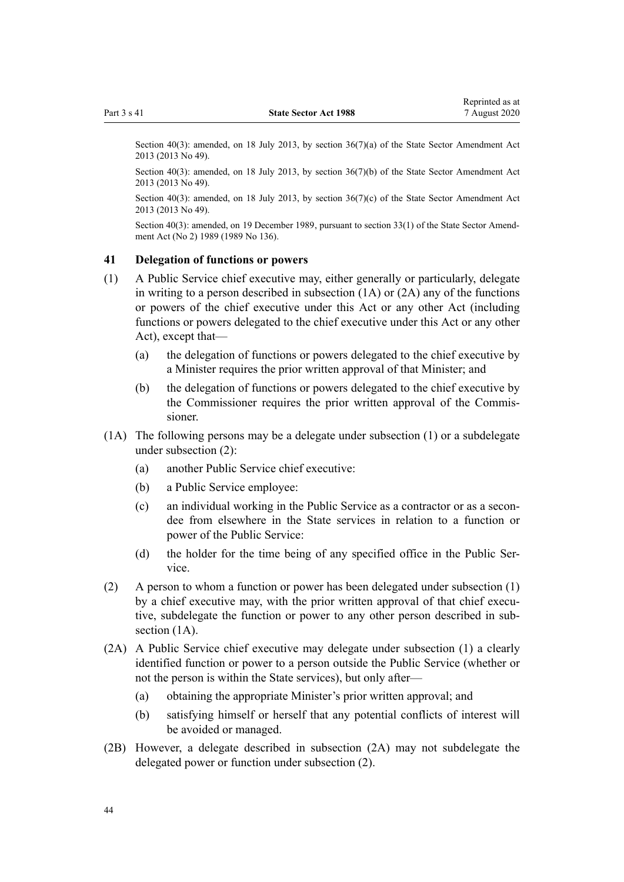Section 40(3): amended, on 18 July 2013, by section 36(7)(a) of the State Sector Amendment Act 2013 (2013 No 49).

Section 40(3): amended, on 18 July 2013, by section 36(7)(b) of the State Sector Amendment Act 2013 (2013 No 49).

Section 40(3): amended, on 18 July 2013, by section 36(7)(c) of the State Sector Amendment Act 2013 (2013 No 49).

Section 40(3): amended, on 19 December 1989, pursuant to section 33(1) of the State Sector Amendment Act (No 2) 1989 (1989 No 136).

### 41 Delegation of functions or powers

(1) A Public Service chief executive may, either generally or particularly, delegate in writing to a person described in subsection (1A) or (2A) any of the functions or powers of the chief executive under this Act or any other Act (including functions or powers delegated to the chief executive under this Act or any other Act), except that—

  (a) the delegation of functions or powers delegated to the chief executive by a Minister requires the prior written approval of that Minister; and

  (b) the delegation of functions or powers delegated to the chief executive by the Commissioner requires the prior written approval of the Commissioner.

(1A) The following persons may be a delegate under subsection (1) or a subdelegate under subsection (2):

  (a) another Public Service chief executive:

  (b) a Public Service employee:

  (c) an individual working in the Public Service as a contractor or as a secondee from elsewhere in the State services in relation to a function or power of the Public Service:

  (d) the holder for the time being of any specified office in the Public Service.

(2) A person to whom a function or power has been delegated under subsection (1) by a chief executive may, with the prior written approval of that chief executive, subdelegate the function or power to any other person described in subsection (1A).

(2A) A Public Service chief executive may delegate under subsection (1) a clearly identified function or power to a person outside the Public Service (whether or not the person is within the State services), but only after—

  (a) obtaining the appropriate Minister's prior written approval; and

  (b) satisfying himself or herself that any potential conflicts of interest will be avoided or managed.

(2B) However, a delegate described in subsection (2A) may not subdelegate the delegated power or function under subsection (2).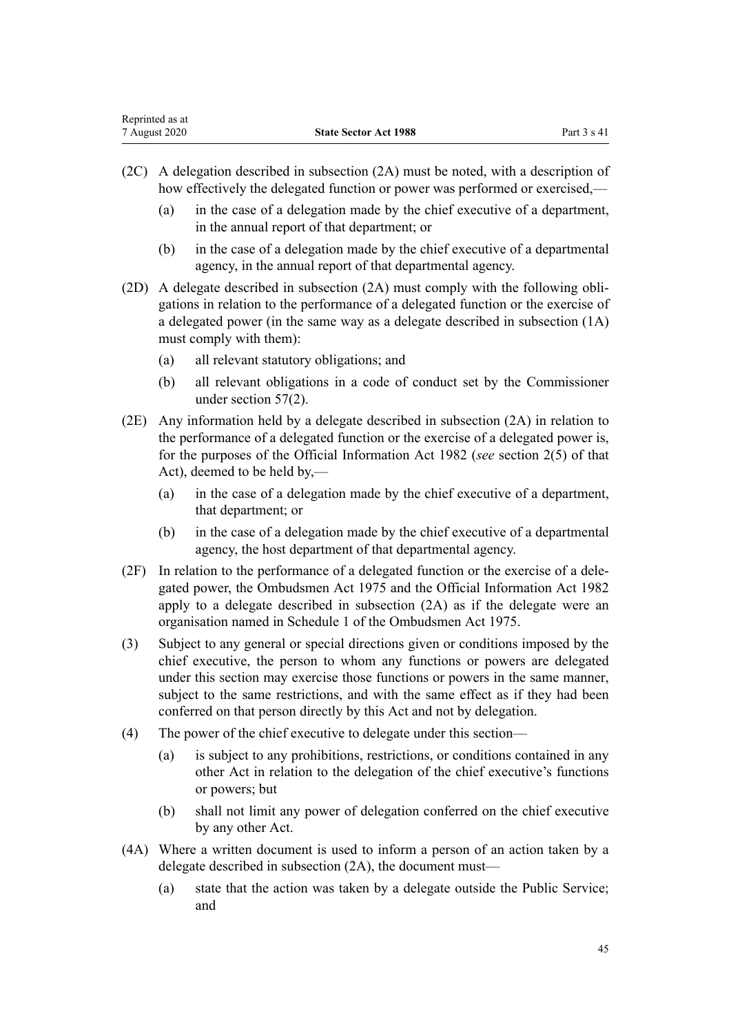(2C) A delegation described in subsection (2A) must be noted, with a description of how effectively the delegated function or power was performed or exercised,—

(a) in the case of a delegation made by the chief executive of a department, in the annual report of that department; or

(b) in the case of a delegation made by the chief executive of a departmental agency, in the annual report of that departmental agency.

(2D) A delegate described in subsection (2A) must comply with the following obligations in relation to the performance of a delegated function or the exercise of a delegated power (in the same way as a delegate described in subsection (1A) must comply with them):

(a) all relevant statutory obligations; and

(b) all relevant obligations in a code of conduct set by the Commissioner under section 57(2).

(2E) Any information held by a delegate described in subsection (2A) in relation to the performance of a delegated function or the exercise of a delegated power is, for the purposes of the Official Information Act 1982 (*see* section 2(5) of that Act), deemed to be held by,—

(a) in the case of a delegation made by the chief executive of a department, that department; or

(b) in the case of a delegation made by the chief executive of a departmental agency, the host department of that departmental agency.

(2F) In relation to the performance of a delegated function or the exercise of a delegated power, the Ombudsmen Act 1975 and the Official Information Act 1982 apply to a delegate described in subsection (2A) as if the delegate were an organisation named in Schedule 1 of the Ombudsmen Act 1975.

(3) Subject to any general or special directions given or conditions imposed by the chief executive, the person to whom any functions or powers are delegated under this section may exercise those functions or powers in the same manner, subject to the same restrictions, and with the same effect as if they had been conferred on that person directly by this Act and not by delegation.

(4) The power of the chief executive to delegate under this section—

(a) is subject to any prohibitions, restrictions, or conditions contained in any other Act in relation to the delegation of the chief executive's functions or powers; but

(b) shall not limit any power of delegation conferred on the chief executive by any other Act.

(4A) Where a written document is used to inform a person of an action taken by a delegate described in subsection (2A), the document must—

(a) state that the action was taken by a delegate outside the Public Service; and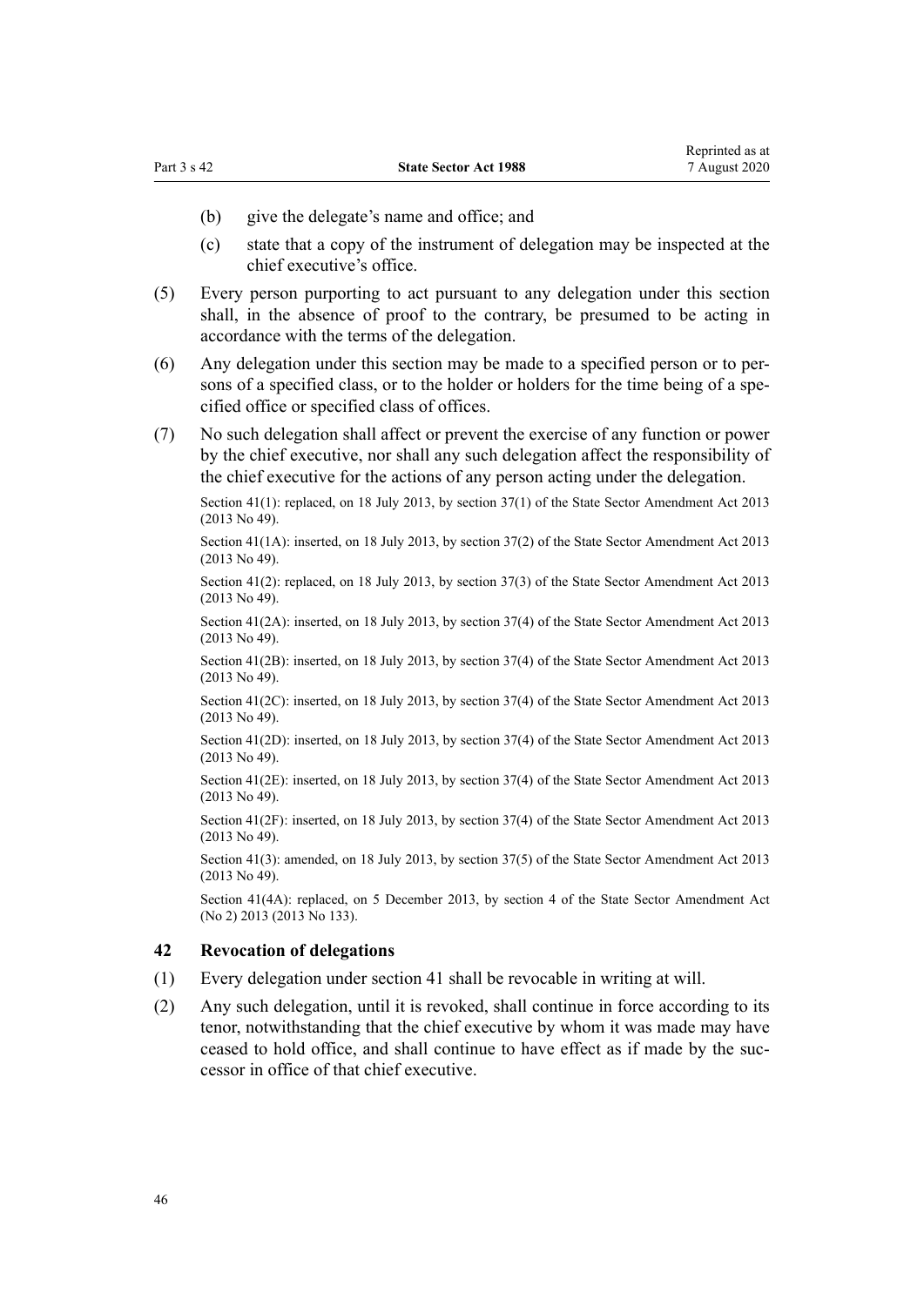(b) give the delegate's name and office; and

(c) state that a copy of the instrument of delegation may be inspected at the chief executive's office.

(5) Every person purporting to act pursuant to any delegation under this section shall, in the absence of proof to the contrary, be presumed to be acting in accordance with the terms of the delegation.

(6) Any delegation under this section may be made to a specified person or to persons of a specified class, or to the holder or holders for the time being of a specified office or specified class of offices.

(7) No such delegation shall affect or prevent the exercise of any function or power by the chief executive, nor shall any such delegation affect the responsibility of the chief executive for the actions of any person acting under the delegation.

Section 41(1): replaced, on 18 July 2013, by section 37(1) of the State Sector Amendment Act 2013 (2013 No 49).

Section 41(1A): inserted, on 18 July 2013, by section 37(2) of the State Sector Amendment Act 2013 (2013 No 49).

Section 41(2): replaced, on 18 July 2013, by section 37(3) of the State Sector Amendment Act 2013 (2013 No 49).

Section 41(2A): inserted, on 18 July 2013, by section 37(4) of the State Sector Amendment Act 2013 (2013 No 49).

Section 41(2B): inserted, on 18 July 2013, by section 37(4) of the State Sector Amendment Act 2013 (2013 No 49).

Section 41(2C): inserted, on 18 July 2013, by section 37(4) of the State Sector Amendment Act 2013 (2013 No 49).

Section 41(2D): inserted, on 18 July 2013, by section 37(4) of the State Sector Amendment Act 2013 (2013 No 49).

Section 41(2E): inserted, on 18 July 2013, by section 37(4) of the State Sector Amendment Act 2013 (2013 No 49).

Section 41(2F): inserted, on 18 July 2013, by section 37(4) of the State Sector Amendment Act 2013 (2013 No 49).

Section 41(3): amended, on 18 July 2013, by section 37(5) of the State Sector Amendment Act 2013 (2013 No 49).

Section 41(4A): replaced, on 5 December 2013, by section 4 of the State Sector Amendment Act (No 2) 2013 (2013 No 133).

### 42 Revocation of delegations

(1) Every delegation under section 41 shall be revocable in writing at will.

(2) Any such delegation, until it is revoked, shall continue in force according to its tenor, notwithstanding that the chief executive by whom it was made may have ceased to hold office, and shall continue to have effect as if made by the successor in office of that chief executive.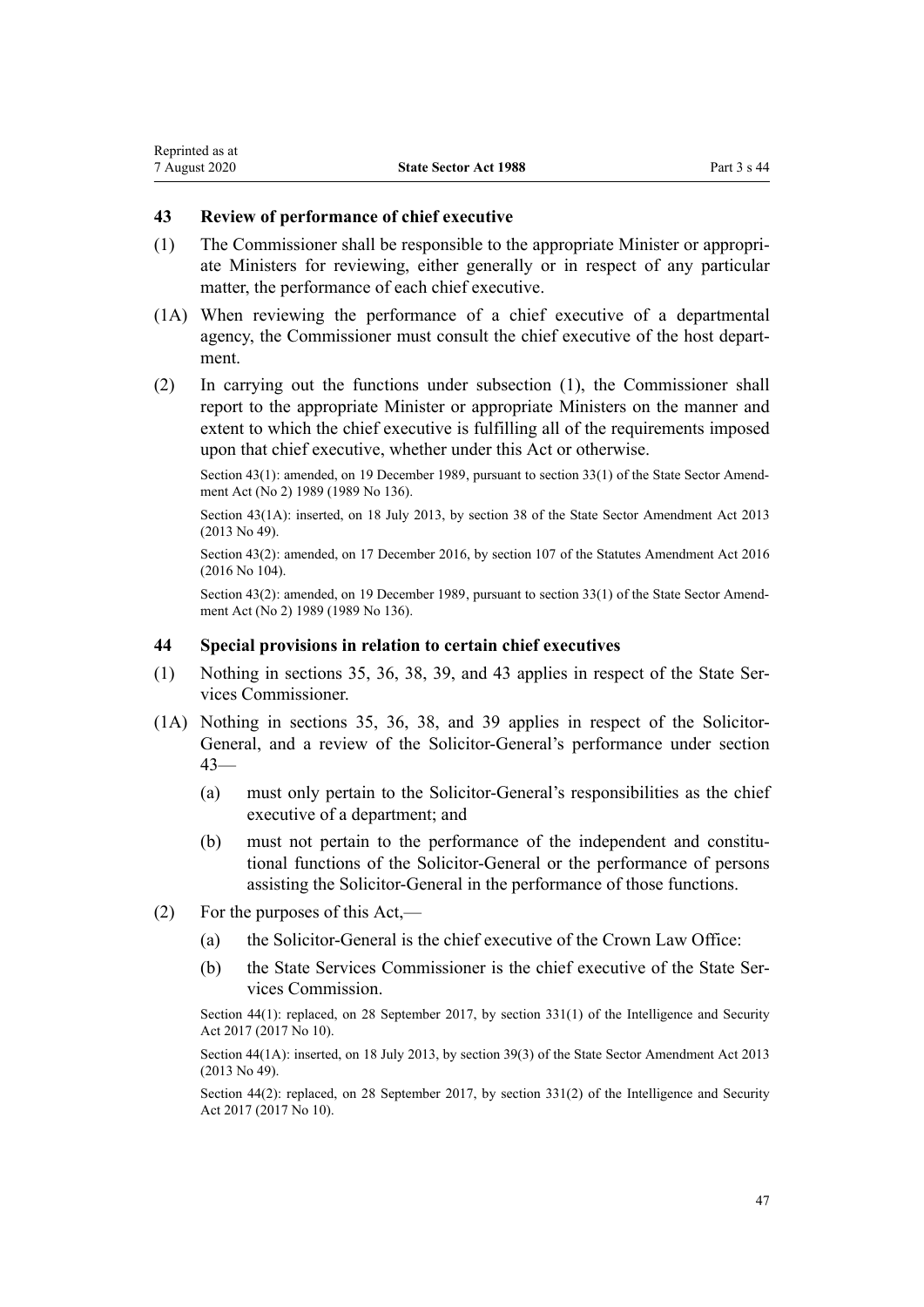### 43 Review of performance of chief executive

(1) The Commissioner shall be responsible to the appropriate Minister or appropriate Ministers for reviewing, either generally or in respect of any particular matter, the performance of each chief executive.

(1A) When reviewing the performance of a chief executive of a departmental agency, the Commissioner must consult the chief executive of the host department.

(2) In carrying out the functions under subsection (1), the Commissioner shall report to the appropriate Minister or appropriate Ministers on the manner and extent to which the chief executive is fulfilling all of the requirements imposed upon that chief executive, whether under this Act or otherwise.

Section 43(1): amended, on 19 December 1989, pursuant to section 33(1) of the State Sector Amendment Act (No 2) 1989 (1989 No 136).

Section 43(1A): inserted, on 18 July 2013, by section 38 of the State Sector Amendment Act 2013 (2013 No 49).

Section 43(2): amended, on 17 December 2016, by section 107 of the Statutes Amendment Act 2016 (2016 No 104).

Section 43(2): amended, on 19 December 1989, pursuant to section 33(1) of the State Sector Amendment Act (No 2) 1989 (1989 No 136).

### 44 Special provisions in relation to certain chief executives

(1) Nothing in sections 35, 36, 38, 39, and 43 applies in respect of the State Services Commissioner.

(1A) Nothing in sections 35, 36, 38, and 39 applies in respect of the Solicitor-General, and a review of the Solicitor-General's performance under section 43—

- (a) must only pertain to the Solicitor-General's responsibilities as the chief executive of a department; and
- (b) must not pertain to the performance of the independent and constitutional functions of the Solicitor-General or the performance of persons assisting the Solicitor-General in the performance of those functions.

(2) For the purposes of this Act,—

- (a) the Solicitor-General is the chief executive of the Crown Law Office:
- (b) the State Services Commissioner is the chief executive of the State Services Commission.

Section 44(1): replaced, on 28 September 2017, by section 331(1) of the Intelligence and Security Act 2017 (2017 No 10).

Section 44(1A): inserted, on 18 July 2013, by section 39(3) of the State Sector Amendment Act 2013 (2013 No 49).

Section 44(2): replaced, on 28 September 2017, by section 331(2) of the Intelligence and Security Act 2017 (2017 No 10).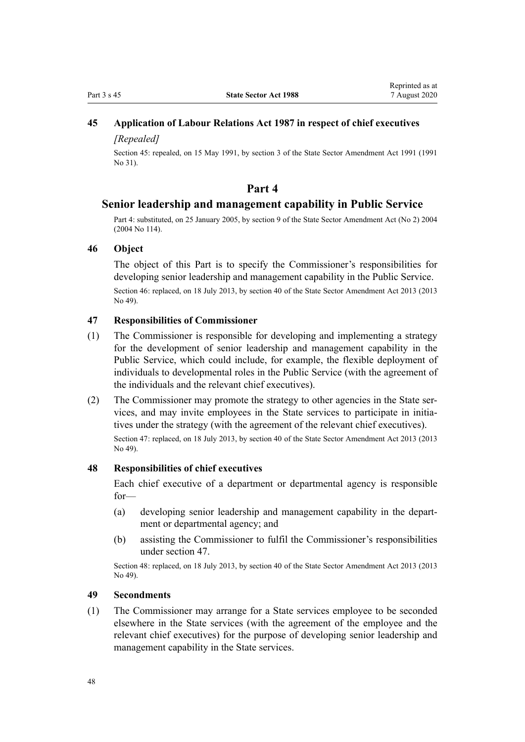### 45 Application of Labour Relations Act 1987 in respect of chief executives

*[Repealed]*

Section 45: repealed, on 15 May 1991, by section 3 of the State Sector Amendment Act 1991 (1991 No 31).

## Part 4

## Senior leadership and management capability in Public Service

Part 4: substituted, on 25 January 2005, by section 9 of the State Sector Amendment Act (No 2) 2004 (2004 No 114).

### 46 Object

The object of this Part is to specify the Commissioner's responsibilities for developing senior leadership and management capability in the Public Service.

Section 46: replaced, on 18 July 2013, by section 40 of the State Sector Amendment Act 2013 (2013 No 49).

### 47 Responsibilities of Commissioner

(1) The Commissioner is responsible for developing and implementing a strategy for the development of senior leadership and management capability in the Public Service, which could include, for example, the flexible deployment of individuals to developmental roles in the Public Service (with the agreement of the individuals and the relevant chief executives).

(2) The Commissioner may promote the strategy to other agencies in the State services, and may invite employees in the State services to participate in initiatives under the strategy (with the agreement of the relevant chief executives).

Section 47: replaced, on 18 July 2013, by section 40 of the State Sector Amendment Act 2013 (2013 No 49).

### 48 Responsibilities of chief executives

Each chief executive of a department or departmental agency is responsible for—

(a) developing senior leadership and management capability in the department or departmental agency; and

(b) assisting the Commissioner to fulfil the Commissioner's responsibilities under section 47.

Section 48: replaced, on 18 July 2013, by section 40 of the State Sector Amendment Act 2013 (2013 No 49).

### 49 Secondments

(1) The Commissioner may arrange for a State services employee to be seconded elsewhere in the State services (with the agreement of the employee and the relevant chief executives) for the purpose of developing senior leadership and management capability in the State services.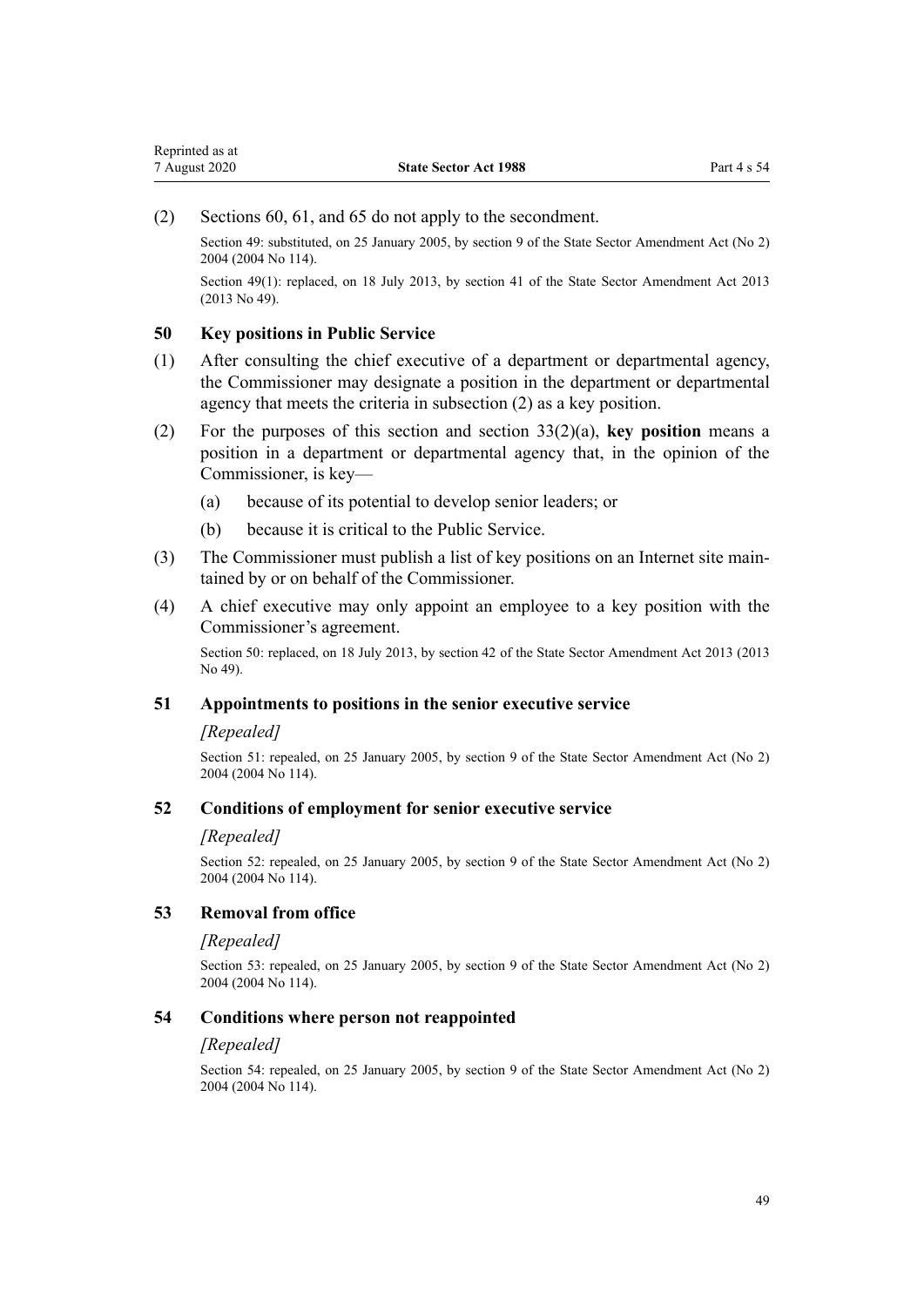(2) Sections 60, 61, and 65 do not apply to the secondment.

Section 49: substituted, on 25 January 2005, by section 9 of the State Sector Amendment Act (No 2) 2004 (2004 No 114).

Section 49(1): replaced, on 18 July 2013, by section 41 of the State Sector Amendment Act 2013 (2013 No 49).

### 50 Key positions in Public Service

(1) After consulting the chief executive of a department or departmental agency, the Commissioner may designate a position in the department or departmental agency that meets the criteria in subsection (2) as a key position.

(2) For the purposes of this section and section 33(2)(a), **key position** means a position in a department or departmental agency that, in the opinion of the Commissioner, is key—

  (a) because of its potential to develop senior leaders; or

  (b) because it is critical to the Public Service.

(3) The Commissioner must publish a list of key positions on an Internet site maintained by or on behalf of the Commissioner.

(4) A chief executive may only appoint an employee to a key position with the Commissioner's agreement.

Section 50: replaced, on 18 July 2013, by section 42 of the State Sector Amendment Act 2013 (2013 No 49).

### 51 Appointments to positions in the senior executive service

*[Repealed]*

Section 51: repealed, on 25 January 2005, by section 9 of the State Sector Amendment Act (No 2) 2004 (2004 No 114).

### 52 Conditions of employment for senior executive service

*[Repealed]*

Section 52: repealed, on 25 January 2005, by section 9 of the State Sector Amendment Act (No 2) 2004 (2004 No 114).

### 53 Removal from office

*[Repealed]*

Section 53: repealed, on 25 January 2005, by section 9 of the State Sector Amendment Act (No 2) 2004 (2004 No 114).

### 54 Conditions where person not reappointed

*[Repealed]*

Section 54: repealed, on 25 January 2005, by section 9 of the State Sector Amendment Act (No 2) 2004 (2004 No 114).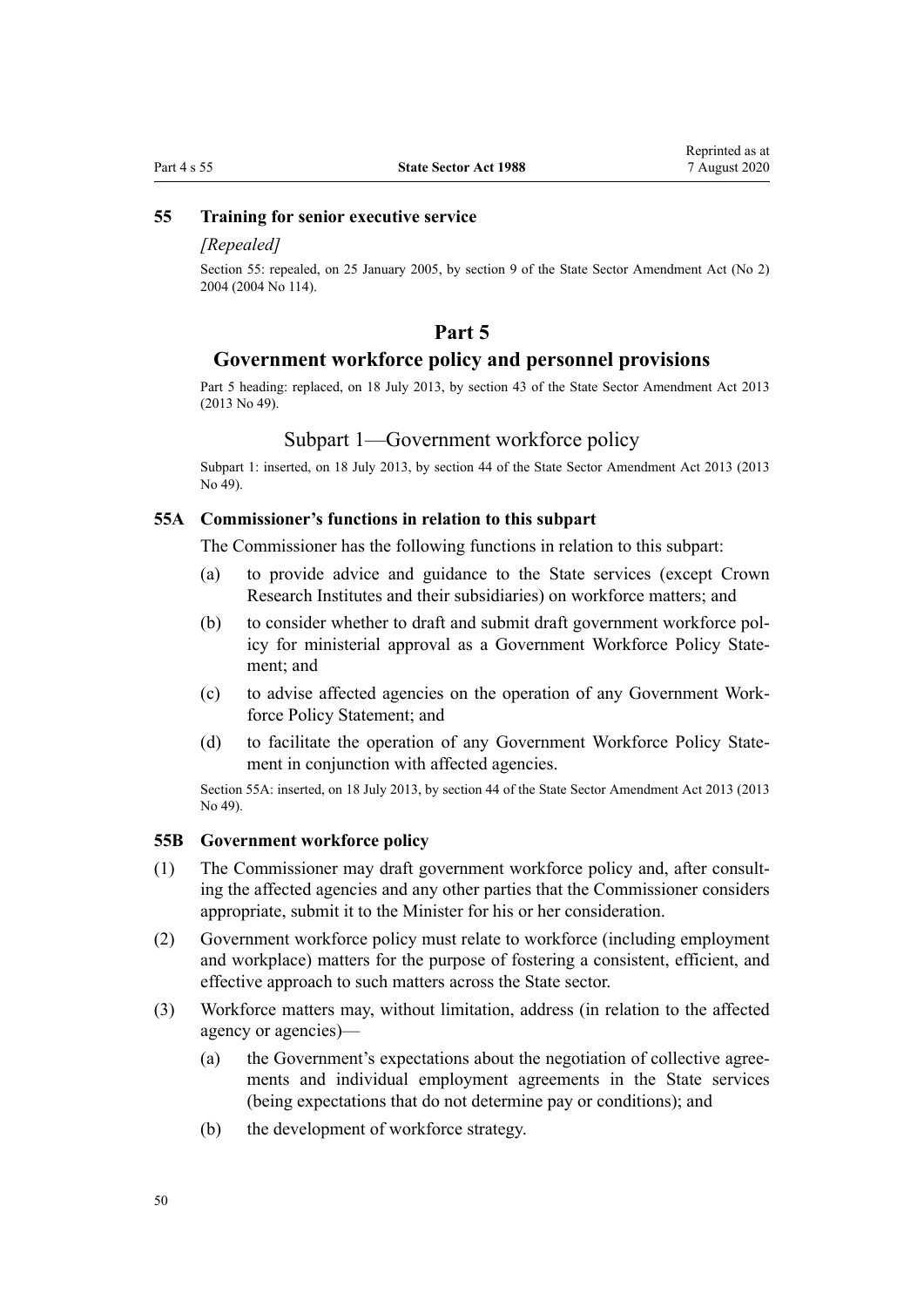### 55 Training for senior executive service

*[Repealed]*

Section 55: repealed, on 25 January 2005, by section 9 of the State Sector Amendment Act (No 2) 2004 (2004 No 114).

## Part 5

## Government workforce policy and personnel provisions

Part 5 heading: replaced, on 18 July 2013, by section 43 of the State Sector Amendment Act 2013 (2013 No 49).

### Subpart 1—Government workforce policy

Subpart 1: inserted, on 18 July 2013, by section 44 of the State Sector Amendment Act 2013 (2013 No 49).

### 55A Commissioner's functions in relation to this subpart

The Commissioner has the following functions in relation to this subpart:

(a) to provide advice and guidance to the State services (except Crown Research Institutes and their subsidiaries) on workforce matters; and

(b) to consider whether to draft and submit draft government workforce policy for ministerial approval as a Government Workforce Policy Statement; and

(c) to advise affected agencies on the operation of any Government Workforce Policy Statement; and

(d) to facilitate the operation of any Government Workforce Policy Statement in conjunction with affected agencies.

Section 55A: inserted, on 18 July 2013, by section 44 of the State Sector Amendment Act 2013 (2013 No 49).

### 55B Government workforce policy

(1) The Commissioner may draft government workforce policy and, after consulting the affected agencies and any other parties that the Commissioner considers appropriate, submit it to the Minister for his or her consideration.

(2) Government workforce policy must relate to workforce (including employment and workplace) matters for the purpose of fostering a consistent, efficient, and effective approach to such matters across the State sector.

(3) Workforce matters may, without limitation, address (in relation to the affected agency or agencies)—

(a) the Government's expectations about the negotiation of collective agreements and individual employment agreements in the State services (being expectations that do not determine pay or conditions); and

(b) the development of workforce strategy.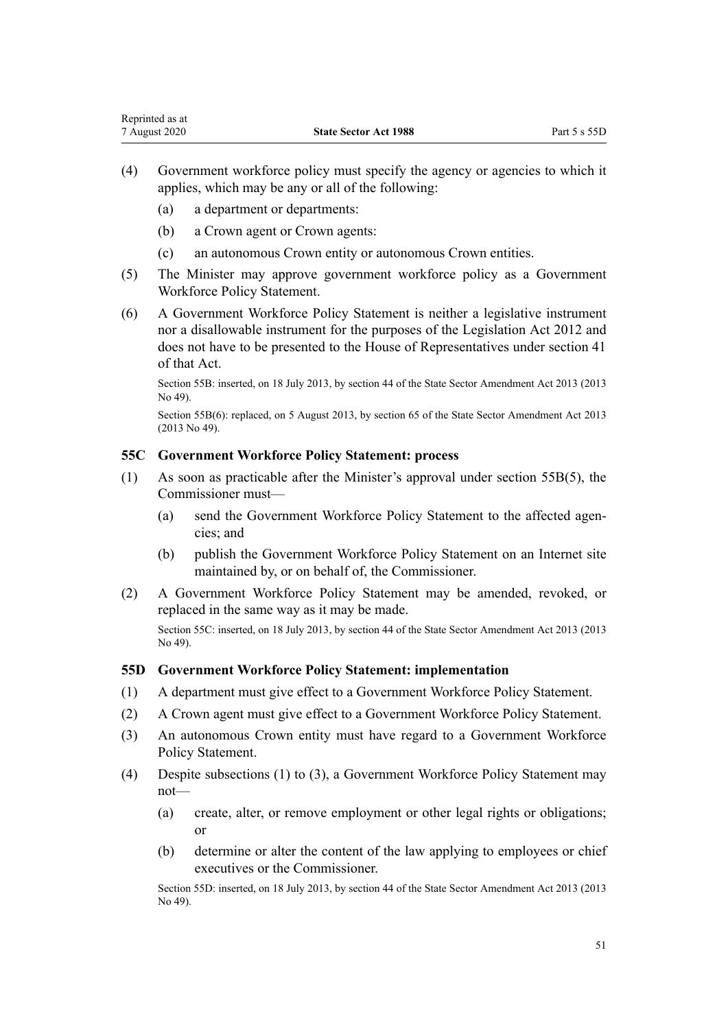(4) Government workforce policy must specify the agency or agencies to which it applies, which may be any or all of the following:

 (a) a department or departments:

 (b) a Crown agent or Crown agents:

 (c) an autonomous Crown entity or autonomous Crown entities.

(5) The Minister may approve government workforce policy as a Government Workforce Policy Statement.

(6) A Government Workforce Policy Statement is neither a legislative instrument nor a disallowable instrument for the purposes of the Legislation Act 2012 and does not have to be presented to the House of Representatives under section 41 of that Act.

Section 55B: inserted, on 18 July 2013, by section 44 of the State Sector Amendment Act 2013 (2013 No 49).

Section 55B(6): replaced, on 5 August 2013, by section 65 of the State Sector Amendment Act 2013 (2013 No 49).

### 55C Government Workforce Policy Statement: process

(1) As soon as practicable after the Minister's approval under section 55B(5), the Commissioner must—

 (a) send the Government Workforce Policy Statement to the affected agencies; and

 (b) publish the Government Workforce Policy Statement on an Internet site maintained by, or on behalf of, the Commissioner.

(2) A Government Workforce Policy Statement may be amended, revoked, or replaced in the same way as it may be made.

Section 55C: inserted, on 18 July 2013, by section 44 of the State Sector Amendment Act 2013 (2013 No 49).

### 55D Government Workforce Policy Statement: implementation

(1) A department must give effect to a Government Workforce Policy Statement.

(2) A Crown agent must give effect to a Government Workforce Policy Statement.

(3) An autonomous Crown entity must have regard to a Government Workforce Policy Statement.

(4) Despite subsections (1) to (3), a Government Workforce Policy Statement may not—

 (a) create, alter, or remove employment or other legal rights or obligations; or

 (b) determine or alter the content of the law applying to employees or chief executives or the Commissioner.

Section 55D: inserted, on 18 July 2013, by section 44 of the State Sector Amendment Act 2013 (2013 No 49).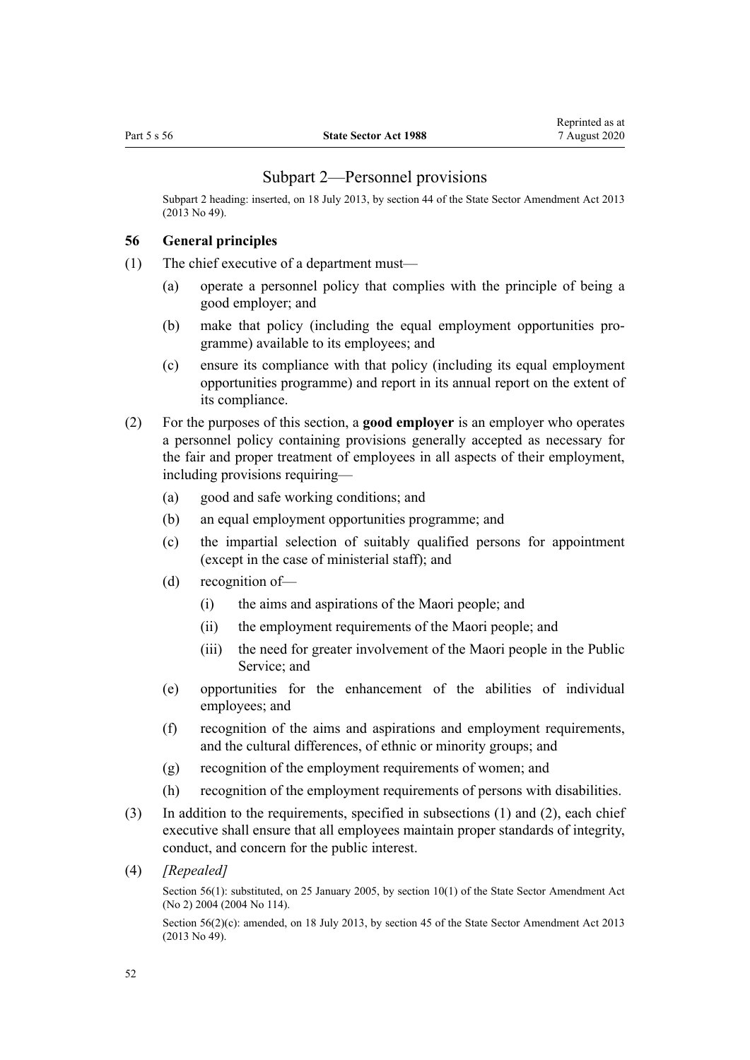## Subpart 2—Personnel provisions

Subpart 2 heading: inserted, on 18 July 2013, by section 44 of the State Sector Amendment Act 2013 (2013 No 49).

### 56 General principles

(1) The chief executive of a department must—

(a) operate a personnel policy that complies with the principle of being a good employer; and

(b) make that policy (including the equal employment opportunities programme) available to its employees; and

(c) ensure its compliance with that policy (including its equal employment opportunities programme) and report in its annual report on the extent of its compliance.

(2) For the purposes of this section, a **good employer** is an employer who operates a personnel policy containing provisions generally accepted as necessary for the fair and proper treatment of employees in all aspects of their employment, including provisions requiring—

(a) good and safe working conditions; and

(b) an equal employment opportunities programme; and

(c) the impartial selection of suitably qualified persons for appointment (except in the case of ministerial staff); and

(d) recognition of—

(i) the aims and aspirations of the Maori people; and

(ii) the employment requirements of the Maori people; and

(iii) the need for greater involvement of the Maori people in the Public Service; and

(e) opportunities for the enhancement of the abilities of individual employees; and

(f) recognition of the aims and aspirations and employment requirements, and the cultural differences, of ethnic or minority groups; and

(g) recognition of the employment requirements of women; and

(h) recognition of the employment requirements of persons with disabilities.

(3) In addition to the requirements, specified in subsections (1) and (2), each chief executive shall ensure that all employees maintain proper standards of integrity, conduct, and concern for the public interest.

(4) *[Repealed]*

Section 56(1): substituted, on 25 January 2005, by section 10(1) of the State Sector Amendment Act (No 2) 2004 (2004 No 114).

Section 56(2)(c): amended, on 18 July 2013, by section 45 of the State Sector Amendment Act 2013 (2013 No 49).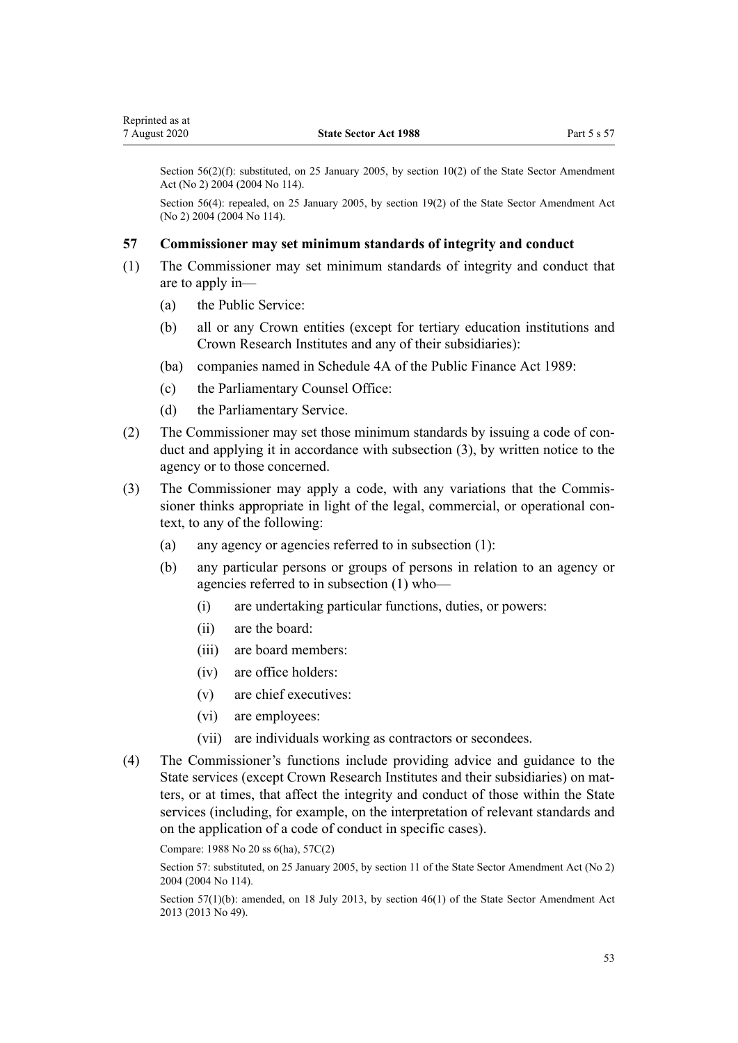Section 56(2)(f): substituted, on 25 January 2005, by section 10(2) of the State Sector Amendment Act (No 2) 2004 (2004 No 114).

Section 56(4): repealed, on 25 January 2005, by section 19(2) of the State Sector Amendment Act (No 2) 2004 (2004 No 114).

### 57 Commissioner may set minimum standards of integrity and conduct

(1) The Commissioner may set minimum standards of integrity and conduct that are to apply in—

  (a) the Public Service:

  (b) all or any Crown entities (except for tertiary education institutions and Crown Research Institutes and any of their subsidiaries):

  (ba) companies named in Schedule 4A of the Public Finance Act 1989:

  (c) the Parliamentary Counsel Office:

  (d) the Parliamentary Service.

(2) The Commissioner may set those minimum standards by issuing a code of conduct and applying it in accordance with subsection (3), by written notice to the agency or to those concerned.

(3) The Commissioner may apply a code, with any variations that the Commissioner thinks appropriate in light of the legal, commercial, or operational context, to any of the following:

  (a) any agency or agencies referred to in subsection (1):

  (b) any particular persons or groups of persons in relation to an agency or agencies referred to in subsection (1) who—

    (i) are undertaking particular functions, duties, or powers:

    (ii) are the board:

    (iii) are board members:

    (iv) are office holders:

    (v) are chief executives:

    (vi) are employees:

    (vii) are individuals working as contractors or secondees.

(4) The Commissioner's functions include providing advice and guidance to the State services (except Crown Research Institutes and their subsidiaries) on matters, or at times, that affect the integrity and conduct of those within the State services (including, for example, on the interpretation of relevant standards and on the application of a code of conduct in specific cases).

Compare: 1988 No 20 ss 6(ha), 57C(2)

Section 57: substituted, on 25 January 2005, by section 11 of the State Sector Amendment Act (No 2) 2004 (2004 No 114).

Section 57(1)(b): amended, on 18 July 2013, by section 46(1) of the State Sector Amendment Act 2013 (2013 No 49).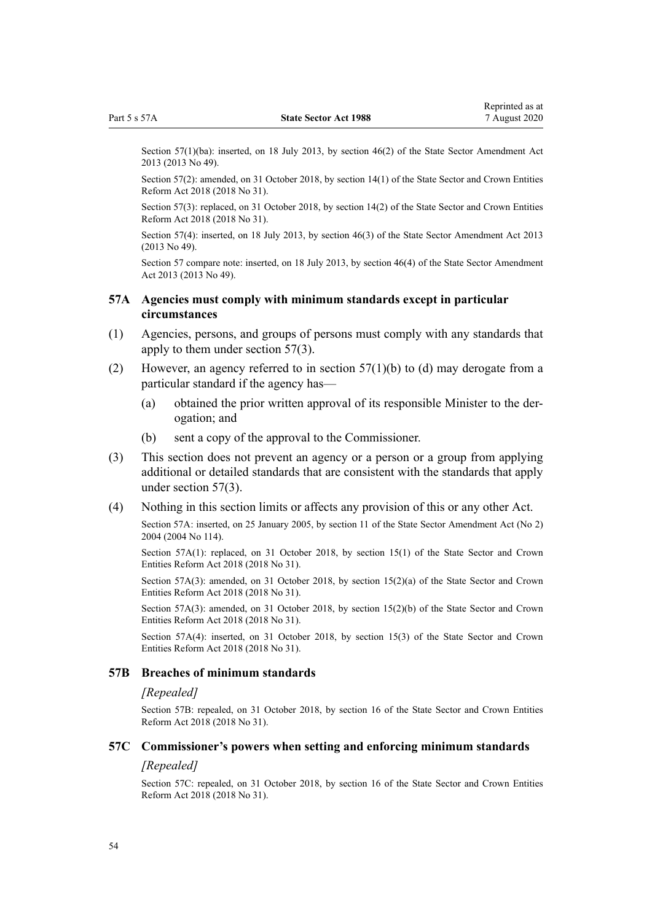Section 57(1)(ba): inserted, on 18 July 2013, by section 46(2) of the State Sector Amendment Act 2013 (2013 No 49).

Section 57(2): amended, on 31 October 2018, by section 14(1) of the State Sector and Crown Entities Reform Act 2018 (2018 No 31).

Section 57(3): replaced, on 31 October 2018, by section 14(2) of the State Sector and Crown Entities Reform Act 2018 (2018 No 31).

Section 57(4): inserted, on 18 July 2013, by section 46(3) of the State Sector Amendment Act 2013 (2013 No 49).

Section 57 compare note: inserted, on 18 July 2013, by section 46(4) of the State Sector Amendment Act 2013 (2013 No 49).

### 57A Agencies must comply with minimum standards except in particular circumstances

(1) Agencies, persons, and groups of persons must comply with any standards that apply to them under section 57(3).

(2) However, an agency referred to in section 57(1)(b) to (d) may derogate from a particular standard if the agency has—

- (a) obtained the prior written approval of its responsible Minister to the derogation; and
- (b) sent a copy of the approval to the Commissioner.

(3) This section does not prevent an agency or a person or a group from applying additional or detailed standards that are consistent with the standards that apply under section 57(3).

(4) Nothing in this section limits or affects any provision of this or any other Act.

Section 57A: inserted, on 25 January 2005, by section 11 of the State Sector Amendment Act (No 2) 2004 (2004 No 114).

Section 57A(1): replaced, on 31 October 2018, by section 15(1) of the State Sector and Crown Entities Reform Act 2018 (2018 No 31).

Section 57A(3): amended, on 31 October 2018, by section 15(2)(a) of the State Sector and Crown Entities Reform Act 2018 (2018 No 31).

Section 57A(3): amended, on 31 October 2018, by section 15(2)(b) of the State Sector and Crown Entities Reform Act 2018 (2018 No 31).

Section 57A(4): inserted, on 31 October 2018, by section 15(3) of the State Sector and Crown Entities Reform Act 2018 (2018 No 31).

### 57B Breaches of minimum standards

*[Repealed]*

Section 57B: repealed, on 31 October 2018, by section 16 of the State Sector and Crown Entities Reform Act 2018 (2018 No 31).

### 57C Commissioner's powers when setting and enforcing minimum standards

*[Repealed]*

Section 57C: repealed, on 31 October 2018, by section 16 of the State Sector and Crown Entities Reform Act 2018 (2018 No 31).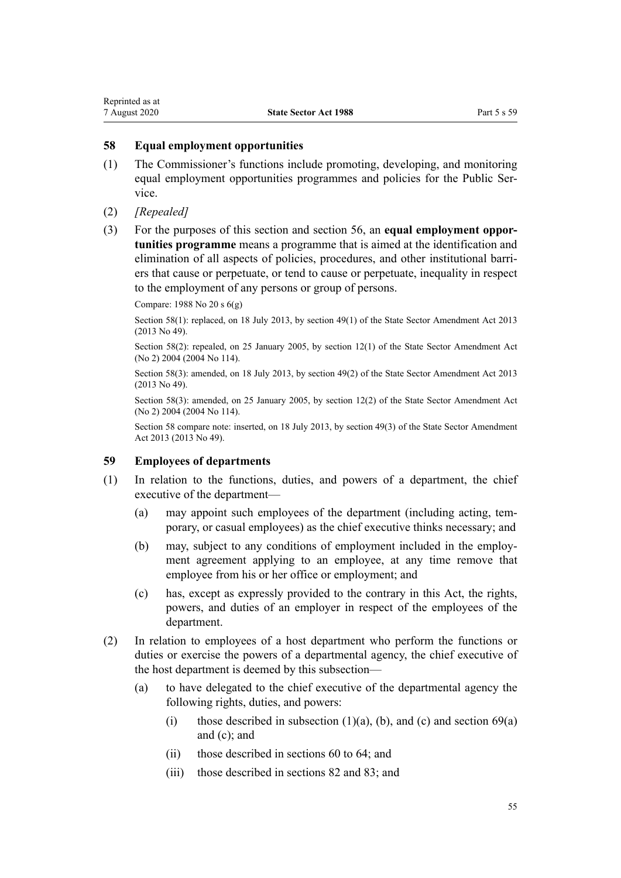## 58 Equal employment opportunities

(1) The Commissioner's functions include promoting, developing, and monitoring equal employment opportunities programmes and policies for the Public Service.

(2) *[Repealed]*

(3) For the purposes of this section and section 56, an **equal employment opportunities programme** means a programme that is aimed at the identification and elimination of all aspects of policies, procedures, and other institutional barriers that cause or perpetuate, or tend to cause or perpetuate, inequality in respect to the employment of any persons or group of persons.

Compare: 1988 No 20 s 6(g)

Section 58(1): replaced, on 18 July 2013, by section 49(1) of the State Sector Amendment Act 2013 (2013 No 49).

Section 58(2): repealed, on 25 January 2005, by section 12(1) of the State Sector Amendment Act (No 2) 2004 (2004 No 114).

Section 58(3): amended, on 18 July 2013, by section 49(2) of the State Sector Amendment Act 2013 (2013 No 49).

Section 58(3): amended, on 25 January 2005, by section 12(2) of the State Sector Amendment Act (No 2) 2004 (2004 No 114).

Section 58 compare note: inserted, on 18 July 2013, by section 49(3) of the State Sector Amendment Act 2013 (2013 No 49).

## 59 Employees of departments

(1) In relation to the functions, duties, and powers of a department, the chief executive of the department—

  (a) may appoint such employees of the department (including acting, temporary, or casual employees) as the chief executive thinks necessary; and

  (b) may, subject to any conditions of employment included in the employment agreement applying to an employee, at any time remove that employee from his or her office or employment; and

  (c) has, except as expressly provided to the contrary in this Act, the rights, powers, and duties of an employer in respect of the employees of the department.

(2) In relation to employees of a host department who perform the functions or duties or exercise the powers of a departmental agency, the chief executive of the host department is deemed by this subsection—

  (a) to have delegated to the chief executive of the departmental agency the following rights, duties, and powers:

    (i) those described in subsection (1)(a), (b), and (c) and section 69(a) and (c); and

    (ii) those described in sections 60 to 64; and

    (iii) those described in sections 82 and 83; and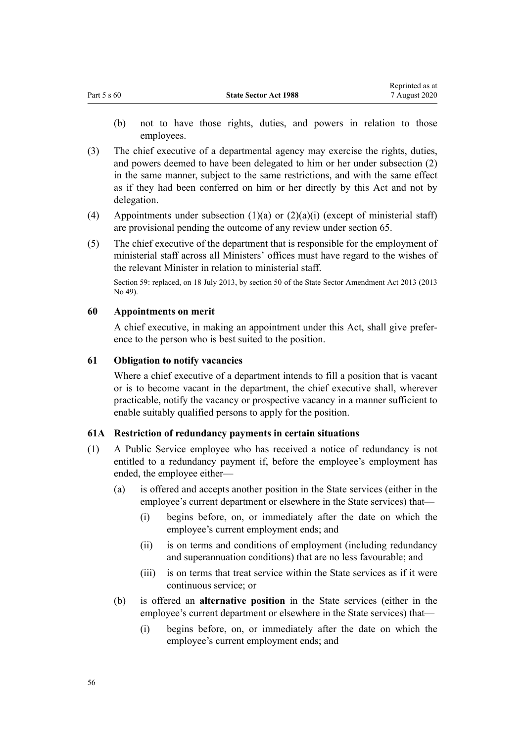(b) not to have those rights, duties, and powers in relation to those employees.

(3) The chief executive of a departmental agency may exercise the rights, duties, and powers deemed to have been delegated to him or her under subsection (2) in the same manner, subject to the same restrictions, and with the same effect as if they had been conferred on him or her directly by this Act and not by delegation.

(4) Appointments under subsection (1)(a) or (2)(a)(i) (except of ministerial staff) are provisional pending the outcome of any review under section 65.

(5) The chief executive of the department that is responsible for the employment of ministerial staff across all Ministers' offices must have regard to the wishes of the relevant Minister in relation to ministerial staff.

Section 59: replaced, on 18 July 2013, by section 50 of the State Sector Amendment Act 2013 (2013 No 49).

### 60 Appointments on merit

A chief executive, in making an appointment under this Act, shall give preference to the person who is best suited to the position.

### 61 Obligation to notify vacancies

Where a chief executive of a department intends to fill a position that is vacant or is to become vacant in the department, the chief executive shall, wherever practicable, notify the vacancy or prospective vacancy in a manner sufficient to enable suitably qualified persons to apply for the position.

### 61A Restriction of redundancy payments in certain situations

(1) A Public Service employee who has received a notice of redundancy is not entitled to a redundancy payment if, before the employee's employment has ended, the employee either—

(a) is offered and accepts another position in the State services (either in the employee's current department or elsewhere in the State services) that—

(i) begins before, on, or immediately after the date on which the employee's current employment ends; and

(ii) is on terms and conditions of employment (including redundancy and superannuation conditions) that are no less favourable; and

(iii) is on terms that treat service within the State services as if it were continuous service; or

(b) is offered an **alternative position** in the State services (either in the employee's current department or elsewhere in the State services) that—

(i) begins before, on, or immediately after the date on which the employee's current employment ends; and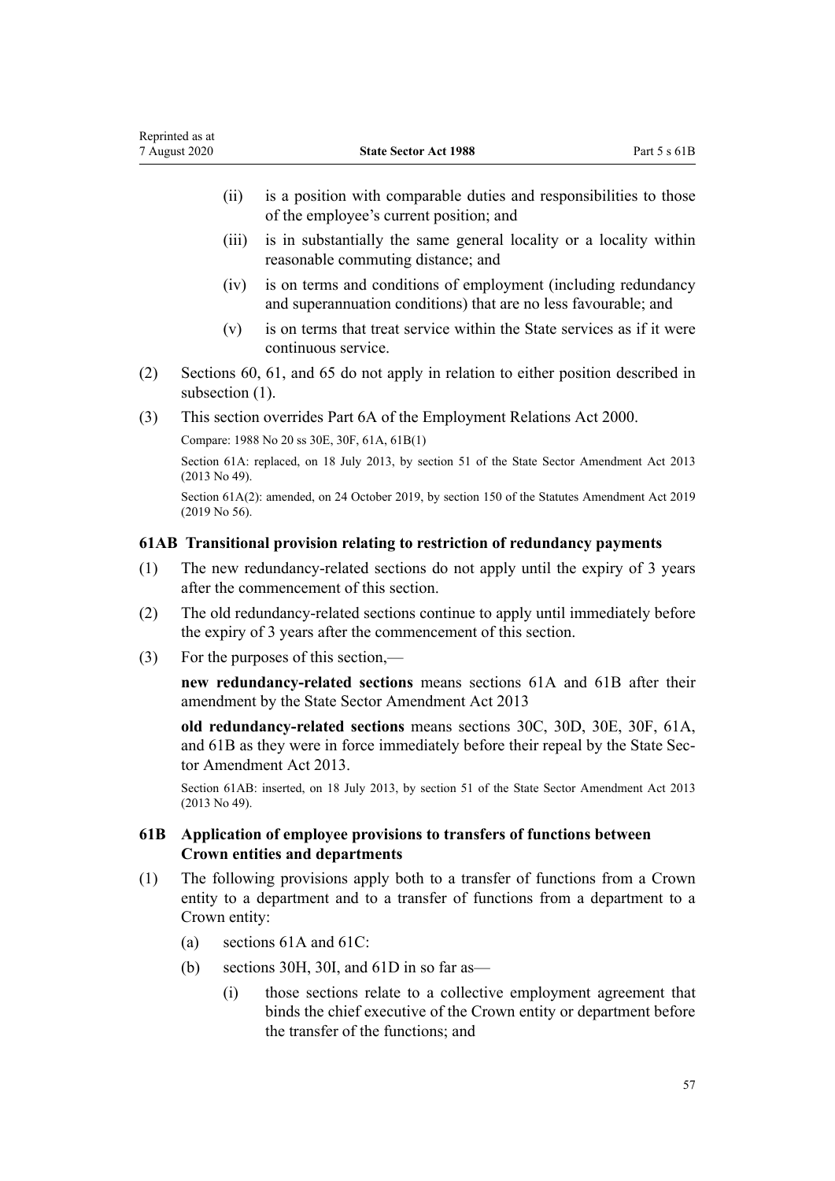(ii) is a position with comparable duties and responsibilities to those of the employee's current position; and

(iii) is in substantially the same general locality or a locality within reasonable commuting distance; and

(iv) is on terms and conditions of employment (including redundancy and superannuation conditions) that are no less favourable; and

(v) is on terms that treat service within the State services as if it were continuous service.

(2) Sections 60, 61, and 65 do not apply in relation to either position described in subsection (1).

(3) This section overrides Part 6A of the Employment Relations Act 2000.

Compare: 1988 No 20 ss 30E, 30F, 61A, 61B(1)

Section 61A: replaced, on 18 July 2013, by section 51 of the State Sector Amendment Act 2013 (2013 No 49).

Section 61A(2): amended, on 24 October 2019, by section 150 of the Statutes Amendment Act 2019 (2019 No 56).

### 61AB Transitional provision relating to restriction of redundancy payments

(1) The new redundancy-related sections do not apply until the expiry of 3 years after the commencement of this section.

(2) The old redundancy-related sections continue to apply until immediately before the expiry of 3 years after the commencement of this section.

(3) For the purposes of this section,—

**new redundancy-related sections** means sections 61A and 61B after their amendment by the State Sector Amendment Act 2013

**old redundancy-related sections** means sections 30C, 30D, 30E, 30F, 61A, and 61B as they were in force immediately before their repeal by the State Sector Amendment Act 2013.

Section 61AB: inserted, on 18 July 2013, by section 51 of the State Sector Amendment Act 2013 (2013 No 49).

### 61B Application of employee provisions to transfers of functions between Crown entities and departments

(1) The following provisions apply both to a transfer of functions from a Crown entity to a department and to a transfer of functions from a department to a Crown entity:

(a) sections 61A and 61C:

(b) sections 30H, 30I, and 61D in so far as—

(i) those sections relate to a collective employment agreement that binds the chief executive of the Crown entity or department before the transfer of the functions; and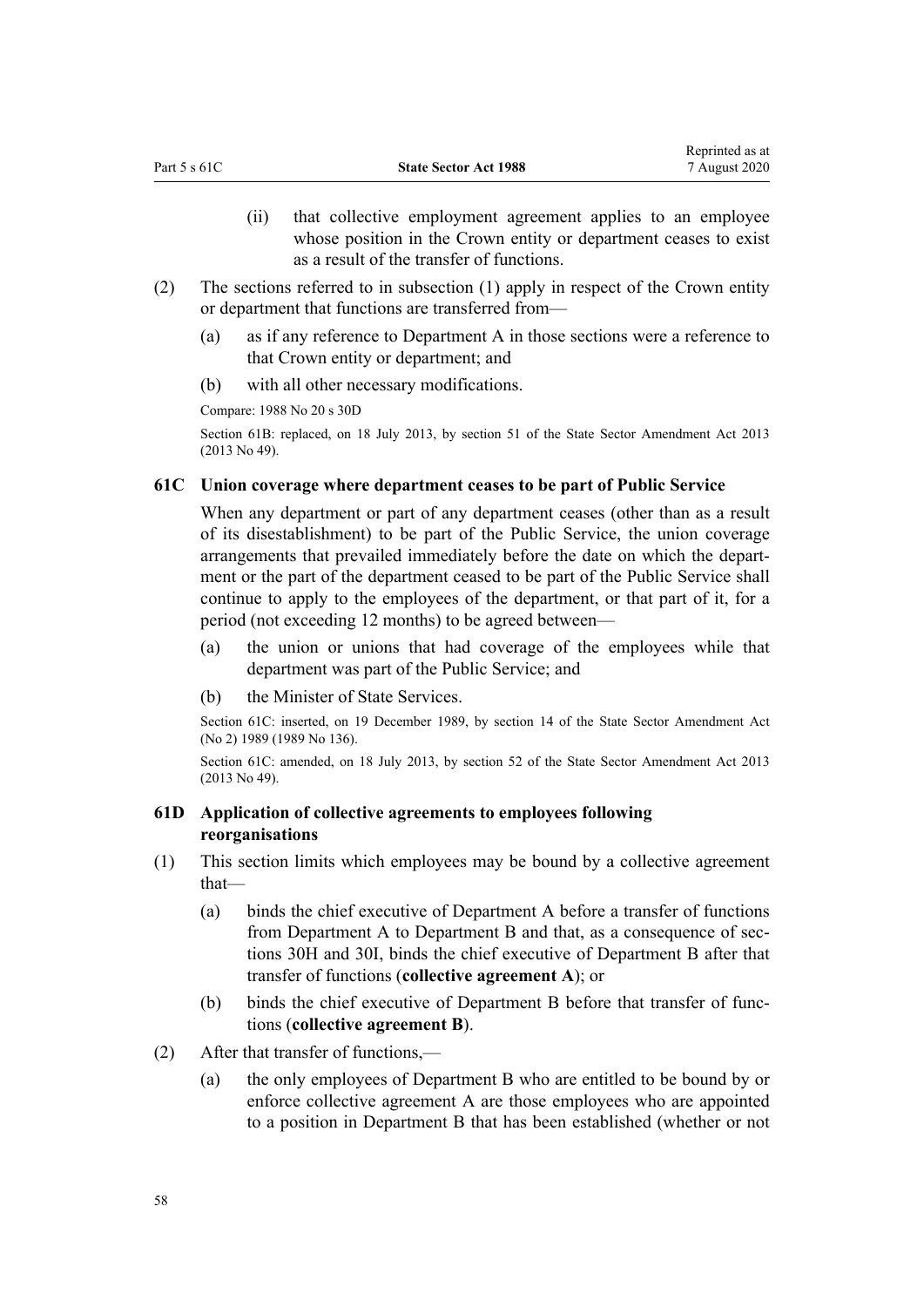(ii) that collective employment agreement applies to an employee whose position in the Crown entity or department ceases to exist as a result of the transfer of functions.

(2) The sections referred to in subsection (1) apply in respect of the Crown entity or department that functions are transferred from—

(a) as if any reference to Department A in those sections were a reference to that Crown entity or department; and

(b) with all other necessary modifications.

Compare: 1988 No 20 s 30D

Section 61B: replaced, on 18 July 2013, by section 51 of the State Sector Amendment Act 2013 (2013 No 49).

### 61C Union coverage where department ceases to be part of Public Service

When any department or part of any department ceases (other than as a result of its disestablishment) to be part of the Public Service, the union coverage arrangements that prevailed immediately before the date on which the department or the part of the department ceased to be part of the Public Service shall continue to apply to the employees of the department, or that part of it, for a period (not exceeding 12 months) to be agreed between—

(a) the union or unions that had coverage of the employees while that department was part of the Public Service; and

(b) the Minister of State Services.

Section 61C: inserted, on 19 December 1989, by section 14 of the State Sector Amendment Act (No 2) 1989 (1989 No 136).

Section 61C: amended, on 18 July 2013, by section 52 of the State Sector Amendment Act 2013 (2013 No 49).

### 61D Application of collective agreements to employees following reorganisations

(1) This section limits which employees may be bound by a collective agreement that—

(a) binds the chief executive of Department A before a transfer of functions from Department A to Department B and that, as a consequence of sections 30H and 30I, binds the chief executive of Department B after that transfer of functions (**collective agreement A**); or

(b) binds the chief executive of Department B before that transfer of functions (**collective agreement B**).

(2) After that transfer of functions,—

(a) the only employees of Department B who are entitled to be bound by or enforce collective agreement A are those employees who are appointed to a position in Department B that has been established (whether or not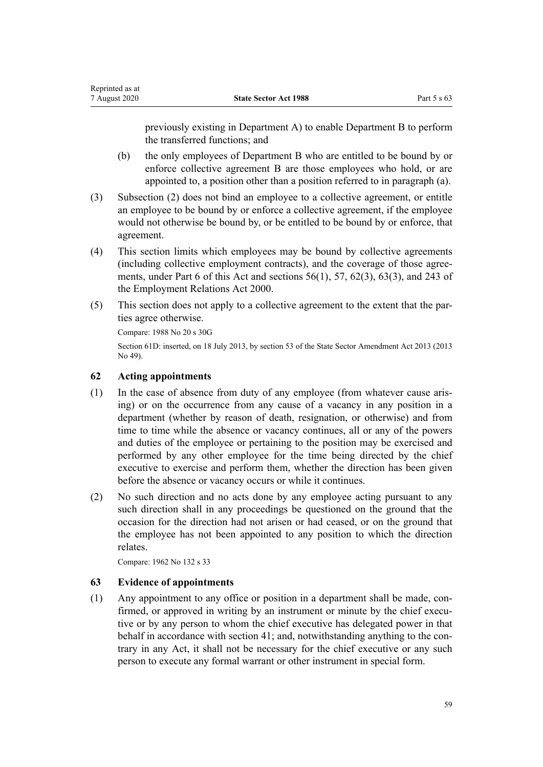previously existing in Department A) to enable Department B to perform the transferred functions; and

(b) the only employees of Department B who are entitled to be bound by or enforce collective agreement B are those employees who hold, or are appointed to, a position other than a position referred to in paragraph (a).

(3) Subsection (2) does not bind an employee to a collective agreement, or entitle an employee to be bound by or enforce a collective agreement, if the employee would not otherwise be bound by, or be entitled to be bound by or enforce, that agreement.

(4) This section limits which employees may be bound by collective agreements (including collective employment contracts), and the coverage of those agreements, under Part 6 of this Act and sections 56(1), 57, 62(3), 63(3), and 243 of the Employment Relations Act 2000.

(5) This section does not apply to a collective agreement to the extent that the parties agree otherwise.

Compare: 1988 No 20 s 30G

Section 61D: inserted, on 18 July 2013, by section 53 of the State Sector Amendment Act 2013 (2013 No 49).

### 62 Acting appointments

(1) In the case of absence from duty of any employee (from whatever cause arising) or on the occurrence from any cause of a vacancy in any position in a department (whether by reason of death, resignation, or otherwise) and from time to time while the absence or vacancy continues, all or any of the powers and duties of the employee or pertaining to the position may be exercised and performed by any other employee for the time being directed by the chief executive to exercise and perform them, whether the direction has been given before the absence or vacancy occurs or while it continues.

(2) No such direction and no acts done by any employee acting pursuant to any such direction shall in any proceedings be questioned on the ground that the occasion for the direction had not arisen or had ceased, or on the ground that the employee has not been appointed to any position to which the direction relates.

Compare: 1962 No 132 s 33

### 63 Evidence of appointments

(1) Any appointment to any office or position in a department shall be made, confirmed, or approved in writing by an instrument or minute by the chief executive or by any person to whom the chief executive has delegated power in that behalf in accordance with section 41; and, notwithstanding anything to the contrary in any Act, it shall not be necessary for the chief executive or any such person to execute any formal warrant or other instrument in special form.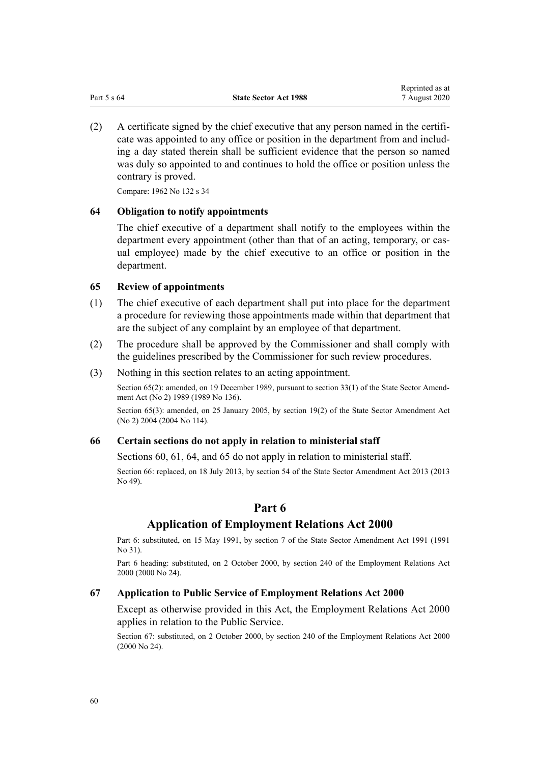(2) A certificate signed by the chief executive that any person named in the certificate was appointed to any office or position in the department from and including a day stated therein shall be sufficient evidence that the person so named was duly so appointed to and continues to hold the office or position unless the contrary is proved.

Compare: 1962 No 132 s 34

### 64 Obligation to notify appointments

The chief executive of a department shall notify to the employees within the department every appointment (other than that of an acting, temporary, or casual employee) made by the chief executive to an office or position in the department.

### 65 Review of appointments

(1) The chief executive of each department shall put into place for the department a procedure for reviewing those appointments made within that department that are the subject of any complaint by an employee of that department.

(2) The procedure shall be approved by the Commissioner and shall comply with the guidelines prescribed by the Commissioner for such review procedures.

(3) Nothing in this section relates to an acting appointment.

Section 65(2): amended, on 19 December 1989, pursuant to section 33(1) of the State Sector Amendment Act (No 2) 1989 (1989 No 136).

Section 65(3): amended, on 25 January 2005, by section 19(2) of the State Sector Amendment Act (No 2) 2004 (2004 No 114).

### 66 Certain sections do not apply in relation to ministerial staff

Sections 60, 61, 64, and 65 do not apply in relation to ministerial staff.

Section 66: replaced, on 18 July 2013, by section 54 of the State Sector Amendment Act 2013 (2013 No 49).

## Part 6

## Application of Employment Relations Act 2000

Part 6: substituted, on 15 May 1991, by section 7 of the State Sector Amendment Act 1991 (1991 No 31).

Part 6 heading: substituted, on 2 October 2000, by section 240 of the Employment Relations Act 2000 (2000 No 24).

### 67 Application to Public Service of Employment Relations Act 2000

Except as otherwise provided in this Act, the Employment Relations Act 2000 applies in relation to the Public Service.

Section 67: substituted, on 2 October 2000, by section 240 of the Employment Relations Act 2000 (2000 No 24).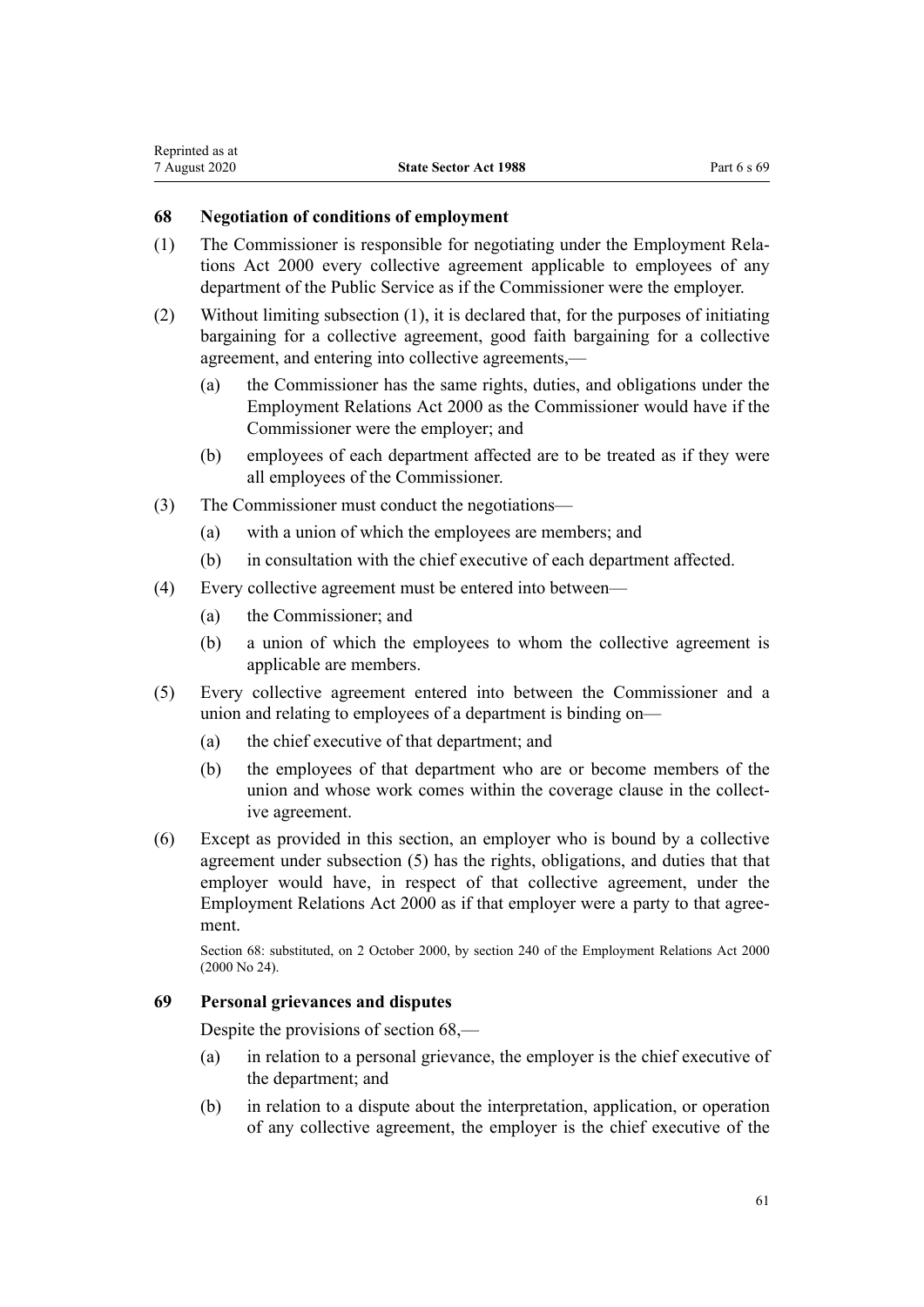### 68 Negotiation of conditions of employment

(1) The Commissioner is responsible for negotiating under the Employment Relations Act 2000 every collective agreement applicable to employees of any department of the Public Service as if the Commissioner were the employer.

(2) Without limiting subsection (1), it is declared that, for the purposes of initiating bargaining for a collective agreement, good faith bargaining for a collective agreement, and entering into collective agreements,—

- (a) the Commissioner has the same rights, duties, and obligations under the Employment Relations Act 2000 as the Commissioner would have if the Commissioner were the employer; and
- (b) employees of each department affected are to be treated as if they were all employees of the Commissioner.

(3) The Commissioner must conduct the negotiations—

- (a) with a union of which the employees are members; and
- (b) in consultation with the chief executive of each department affected.

(4) Every collective agreement must be entered into between—

- (a) the Commissioner; and
- (b) a union of which the employees to whom the collective agreement is applicable are members.

(5) Every collective agreement entered into between the Commissioner and a union and relating to employees of a department is binding on—

- (a) the chief executive of that department; and
- (b) the employees of that department who are or become members of the union and whose work comes within the coverage clause in the collective agreement.

(6) Except as provided in this section, an employer who is bound by a collective agreement under subsection (5) has the rights, obligations, and duties that that employer would have, in respect of that collective agreement, under the Employment Relations Act 2000 as if that employer were a party to that agreement.

Section 68: substituted, on 2 October 2000, by section 240 of the Employment Relations Act 2000 (2000 No 24).

### 69 Personal grievances and disputes

Despite the provisions of section 68,—

- (a) in relation to a personal grievance, the employer is the chief executive of the department; and
- (b) in relation to a dispute about the interpretation, application, or operation of any collective agreement, the employer is the chief executive of the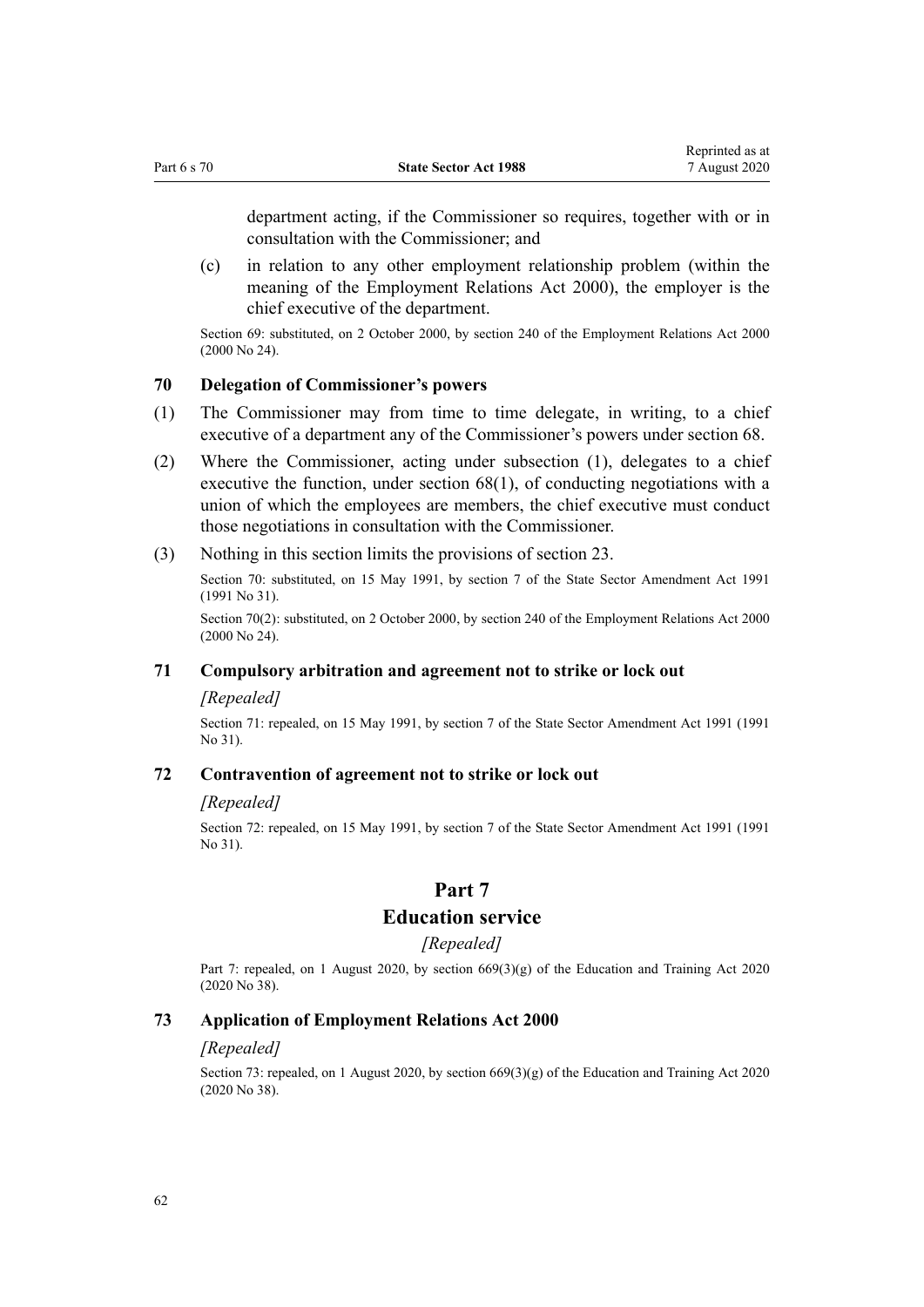department acting, if the Commissioner so requires, together with or in consultation with the Commissioner; and

(c) in relation to any other employment relationship problem (within the meaning of the Employment Relations Act 2000), the employer is the chief executive of the department.

Section 69: substituted, on 2 October 2000, by section 240 of the Employment Relations Act 2000 (2000 No 24).

### 70 Delegation of Commissioner's powers

(1) The Commissioner may from time to time delegate, in writing, to a chief executive of a department any of the Commissioner's powers under section 68.

(2) Where the Commissioner, acting under subsection (1), delegates to a chief executive the function, under section 68(1), of conducting negotiations with a union of which the employees are members, the chief executive must conduct those negotiations in consultation with the Commissioner.

(3) Nothing in this section limits the provisions of section 23.

Section 70: substituted, on 15 May 1991, by section 7 of the State Sector Amendment Act 1991 (1991 No 31).

Section 70(2): substituted, on 2 October 2000, by section 240 of the Employment Relations Act 2000 (2000 No 24).

### 71 Compulsory arbitration and agreement not to strike or lock out

*[Repealed]*

Section 71: repealed, on 15 May 1991, by section 7 of the State Sector Amendment Act 1991 (1991 No 31).

### 72 Contravention of agreement not to strike or lock out

*[Repealed]*

Section 72: repealed, on 15 May 1991, by section 7 of the State Sector Amendment Act 1991 (1991 No 31).

## Part 7
## Education service

*[Repealed]*

Part 7: repealed, on 1 August 2020, by section 669(3)(g) of the Education and Training Act 2020 (2020 No 38).

### 73 Application of Employment Relations Act 2000

*[Repealed]*

Section 73: repealed, on 1 August 2020, by section 669(3)(g) of the Education and Training Act 2020 (2020 No 38).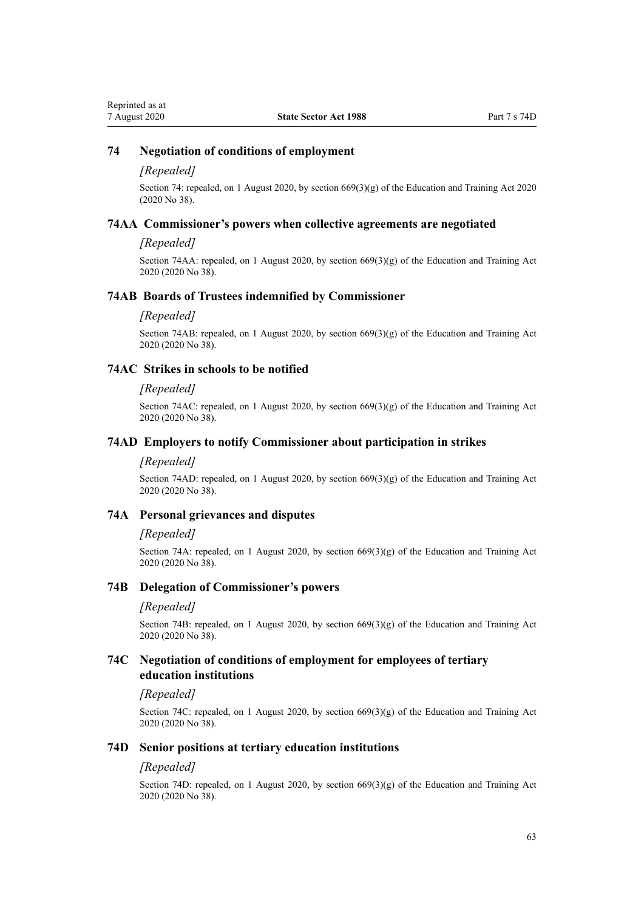## 74 Negotiation of conditions of employment

*[Repealed]*

Section 74: repealed, on 1 August 2020, by section 669(3)(g) of the Education and Training Act 2020 (2020 No 38).

## 74AA Commissioner's powers when collective agreements are negotiated

*[Repealed]*

Section 74AA: repealed, on 1 August 2020, by section 669(3)(g) of the Education and Training Act 2020 (2020 No 38).

## 74AB Boards of Trustees indemnified by Commissioner

*[Repealed]*

Section 74AB: repealed, on 1 August 2020, by section 669(3)(g) of the Education and Training Act 2020 (2020 No 38).

## 74AC Strikes in schools to be notified

*[Repealed]*

Section 74AC: repealed, on 1 August 2020, by section 669(3)(g) of the Education and Training Act 2020 (2020 No 38).

## 74AD Employers to notify Commissioner about participation in strikes

*[Repealed]*

Section 74AD: repealed, on 1 August 2020, by section 669(3)(g) of the Education and Training Act 2020 (2020 No 38).

## 74A Personal grievances and disputes

*[Repealed]*

Section 74A: repealed, on 1 August 2020, by section 669(3)(g) of the Education and Training Act 2020 (2020 No 38).

## 74B Delegation of Commissioner's powers

*[Repealed]*

Section 74B: repealed, on 1 August 2020, by section 669(3)(g) of the Education and Training Act 2020 (2020 No 38).

## 74C Negotiation of conditions of employment for employees of tertiary education institutions

*[Repealed]*

Section 74C: repealed, on 1 August 2020, by section 669(3)(g) of the Education and Training Act 2020 (2020 No 38).

## 74D Senior positions at tertiary education institutions

*[Repealed]*

Section 74D: repealed, on 1 August 2020, by section 669(3)(g) of the Education and Training Act 2020 (2020 No 38).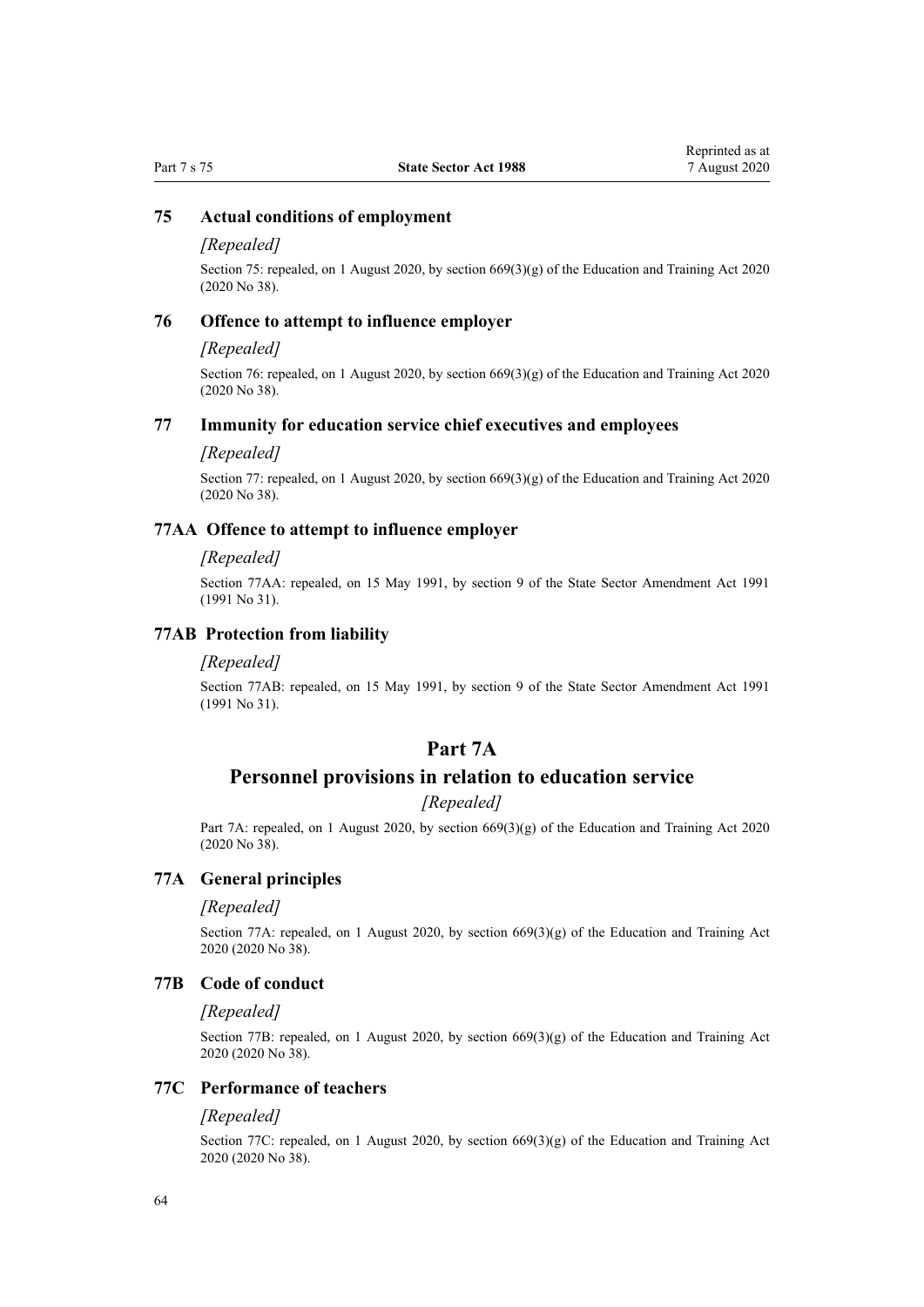### 75 Actual conditions of employment

*[Repealed]*

Section 75: repealed, on 1 August 2020, by section 669(3)(g) of the Education and Training Act 2020 (2020 No 38).

### 76 Offence to attempt to influence employer

*[Repealed]*

Section 76: repealed, on 1 August 2020, by section 669(3)(g) of the Education and Training Act 2020 (2020 No 38).

### 77 Immunity for education service chief executives and employees

*[Repealed]*

Section 77: repealed, on 1 August 2020, by section 669(3)(g) of the Education and Training Act 2020 (2020 No 38).

### 77AA Offence to attempt to influence employer

*[Repealed]*

Section 77AA: repealed, on 15 May 1991, by section 9 of the State Sector Amendment Act 1991 (1991 No 31).

### 77AB Protection from liability

*[Repealed]*

Section 77AB: repealed, on 15 May 1991, by section 9 of the State Sector Amendment Act 1991 (1991 No 31).

## Part 7A

## Personnel provisions in relation to education service

*[Repealed]*

Part 7A: repealed, on 1 August 2020, by section 669(3)(g) of the Education and Training Act 2020 (2020 No 38).

### 77A General principles

*[Repealed]*

Section 77A: repealed, on 1 August 2020, by section 669(3)(g) of the Education and Training Act 2020 (2020 No 38).

### 77B Code of conduct

*[Repealed]*

Section 77B: repealed, on 1 August 2020, by section 669(3)(g) of the Education and Training Act 2020 (2020 No 38).

### 77C Performance of teachers

*[Repealed]*

Section 77C: repealed, on 1 August 2020, by section 669(3)(g) of the Education and Training Act 2020 (2020 No 38).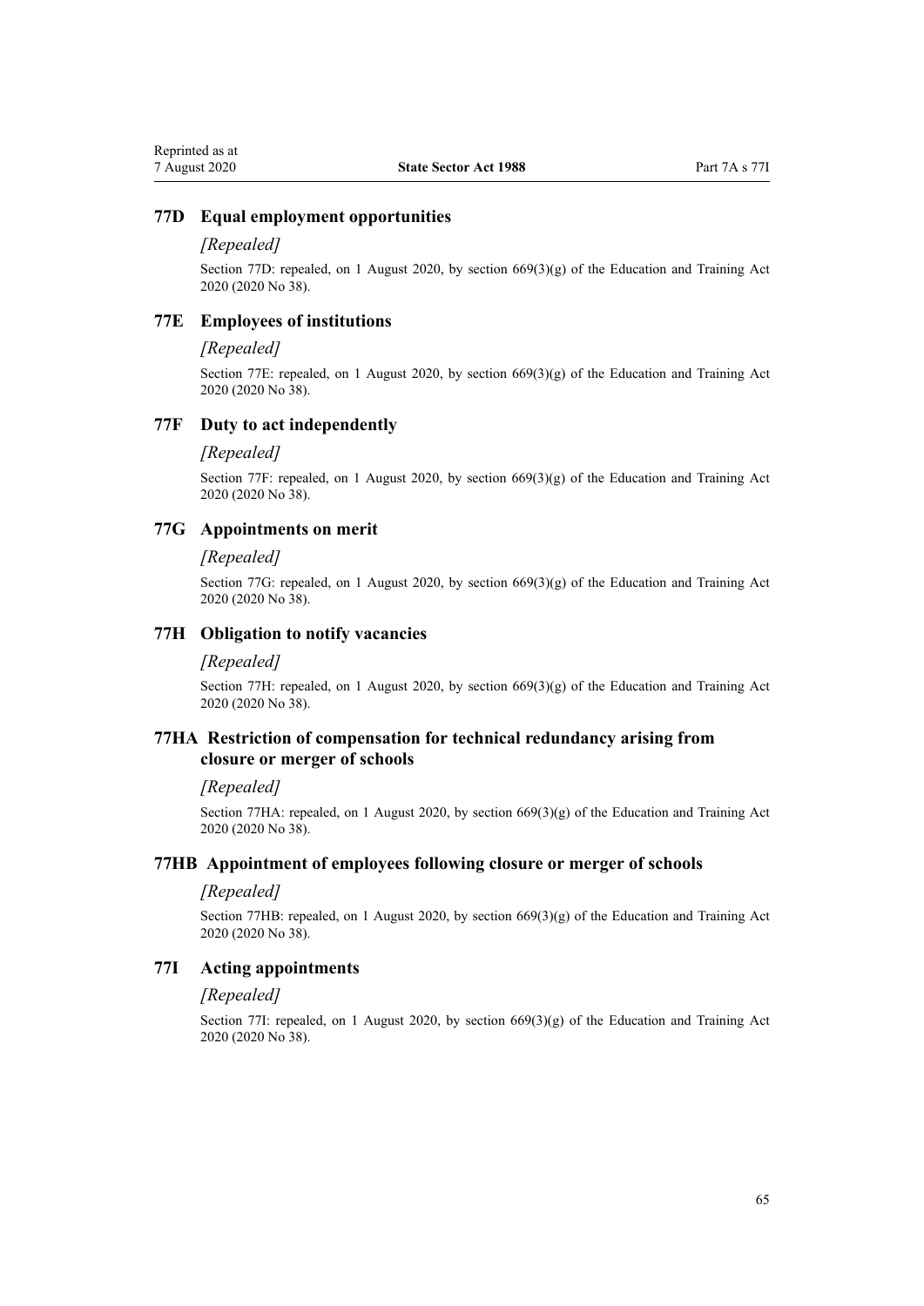### 77D Equal employment opportunities

*[Repealed]*

Section 77D: repealed, on 1 August 2020, by section 669(3)(g) of the Education and Training Act 2020 (2020 No 38).

### 77E Employees of institutions

*[Repealed]*

Section 77E: repealed, on 1 August 2020, by section 669(3)(g) of the Education and Training Act 2020 (2020 No 38).

### 77F Duty to act independently

*[Repealed]*

Section 77F: repealed, on 1 August 2020, by section 669(3)(g) of the Education and Training Act 2020 (2020 No 38).

### 77G Appointments on merit

*[Repealed]*

Section 77G: repealed, on 1 August 2020, by section 669(3)(g) of the Education and Training Act 2020 (2020 No 38).

### 77H Obligation to notify vacancies

*[Repealed]*

Section 77H: repealed, on 1 August 2020, by section 669(3)(g) of the Education and Training Act 2020 (2020 No 38).

### 77HA Restriction of compensation for technical redundancy arising from closure or merger of schools

*[Repealed]*

Section 77HA: repealed, on 1 August 2020, by section 669(3)(g) of the Education and Training Act 2020 (2020 No 38).

### 77HB Appointment of employees following closure or merger of schools

*[Repealed]*

Section 77HB: repealed, on 1 August 2020, by section 669(3)(g) of the Education and Training Act 2020 (2020 No 38).

### 77I Acting appointments

*[Repealed]*

Section 77I: repealed, on 1 August 2020, by section 669(3)(g) of the Education and Training Act 2020 (2020 No 38).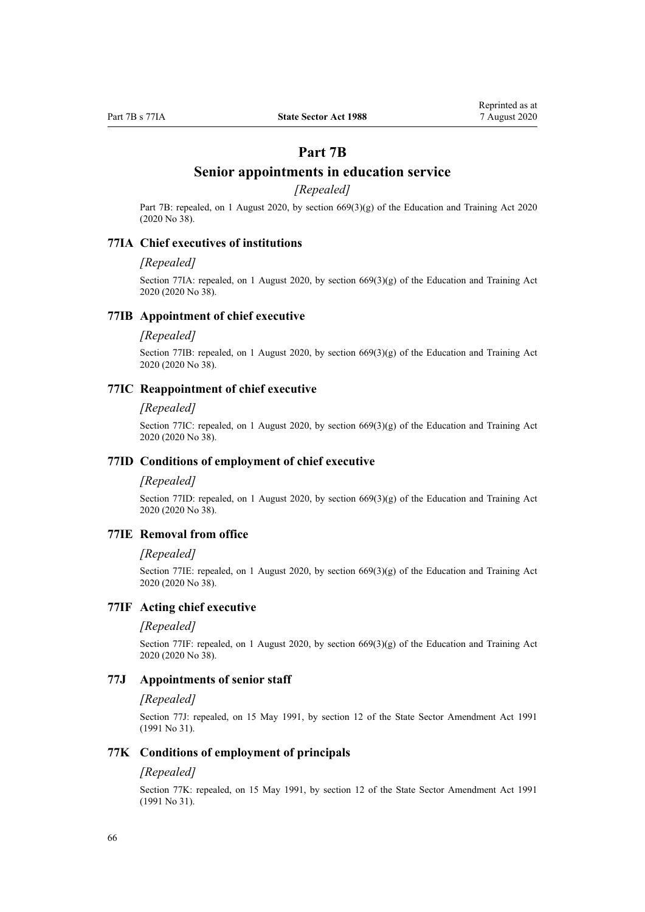# Part 7B

# Senior appointments in education service

*[Repealed]*

Part 7B: repealed, on 1 August 2020, by section 669(3)(g) of the Education and Training Act 2020 (2020 No 38).

### 77IA Chief executives of institutions

*[Repealed]*

Section 77IA: repealed, on 1 August 2020, by section 669(3)(g) of the Education and Training Act 2020 (2020 No 38).

### 77IB Appointment of chief executive

*[Repealed]*

Section 77IB: repealed, on 1 August 2020, by section 669(3)(g) of the Education and Training Act 2020 (2020 No 38).

### 77IC Reappointment of chief executive

*[Repealed]*

Section 77IC: repealed, on 1 August 2020, by section 669(3)(g) of the Education and Training Act 2020 (2020 No 38).

### 77ID Conditions of employment of chief executive

*[Repealed]*

Section 77ID: repealed, on 1 August 2020, by section 669(3)(g) of the Education and Training Act 2020 (2020 No 38).

### 77IE Removal from office

*[Repealed]*

Section 77IE: repealed, on 1 August 2020, by section 669(3)(g) of the Education and Training Act 2020 (2020 No 38).

### 77IF Acting chief executive

*[Repealed]*

Section 77IF: repealed, on 1 August 2020, by section 669(3)(g) of the Education and Training Act 2020 (2020 No 38).

### 77J Appointments of senior staff

*[Repealed]*

Section 77J: repealed, on 15 May 1991, by section 12 of the State Sector Amendment Act 1991 (1991 No 31).

### 77K Conditions of employment of principals

*[Repealed]*

Section 77K: repealed, on 15 May 1991, by section 12 of the State Sector Amendment Act 1991 (1991 No 31).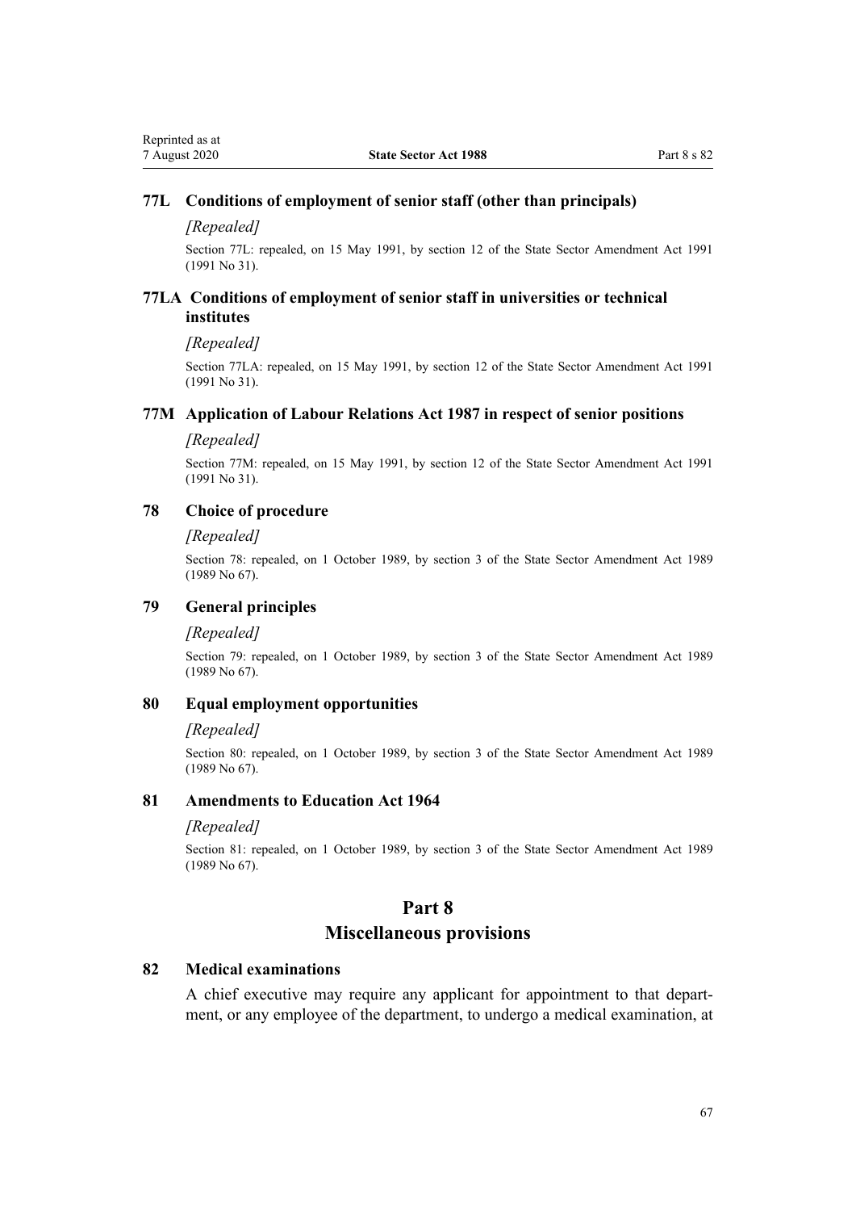### 77L Conditions of employment of senior staff (other than principals)

*[Repealed]*

Section 77L: repealed, on 15 May 1991, by section 12 of the State Sector Amendment Act 1991 (1991 No 31).

### 77LA Conditions of employment of senior staff in universities or technical institutes

*[Repealed]*

Section 77LA: repealed, on 15 May 1991, by section 12 of the State Sector Amendment Act 1991 (1991 No 31).

### 77M Application of Labour Relations Act 1987 in respect of senior positions

*[Repealed]*

Section 77M: repealed, on 15 May 1991, by section 12 of the State Sector Amendment Act 1991 (1991 No 31).

### 78 Choice of procedure

*[Repealed]*

Section 78: repealed, on 1 October 1989, by section 3 of the State Sector Amendment Act 1989 (1989 No 67).

### 79 General principles

*[Repealed]*

Section 79: repealed, on 1 October 1989, by section 3 of the State Sector Amendment Act 1989 (1989 No 67).

### 80 Equal employment opportunities

*[Repealed]*

Section 80: repealed, on 1 October 1989, by section 3 of the State Sector Amendment Act 1989 (1989 No 67).

### 81 Amendments to Education Act 1964

*[Repealed]*

Section 81: repealed, on 1 October 1989, by section 3 of the State Sector Amendment Act 1989 (1989 No 67).

## Part 8
## Miscellaneous provisions

### 82 Medical examinations

A chief executive may require any applicant for appointment to that department, or any employee of the department, to undergo a medical examination, at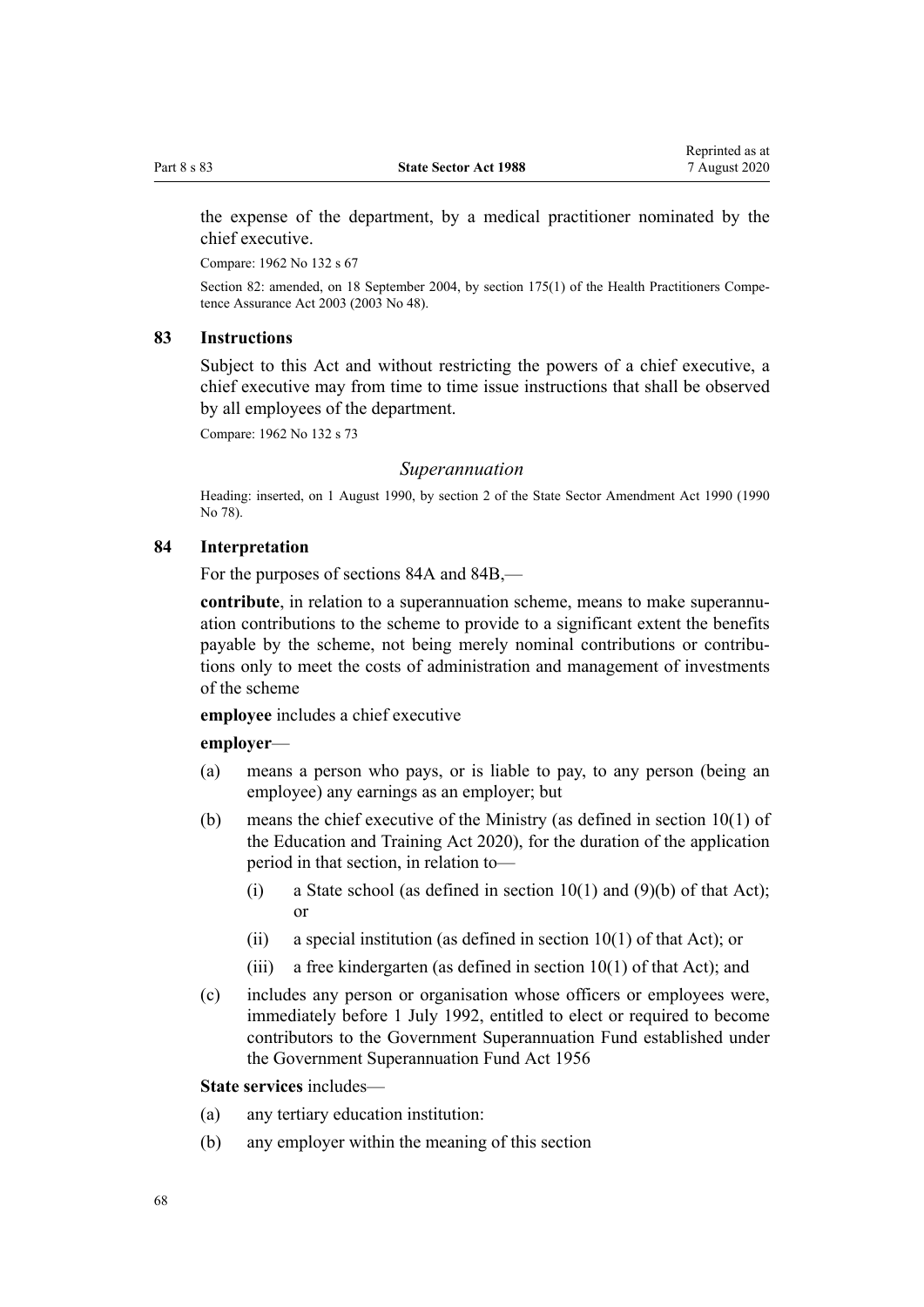the expense of the department, by a medical practitioner nominated by the chief executive.

Compare: 1962 No 132 s 67

Section 82: amended, on 18 September 2004, by section 175(1) of the Health Practitioners Competence Assurance Act 2003 (2003 No 48).

### 83 Instructions

Subject to this Act and without restricting the powers of a chief executive, a chief executive may from time to time issue instructions that shall be observed by all employees of the department.

Compare: 1962 No 132 s 73

#### *Superannuation*

Heading: inserted, on 1 August 1990, by section 2 of the State Sector Amendment Act 1990 (1990 No 78).

### 84 Interpretation

For the purposes of sections 84A and 84B,—

**contribute**, in relation to a superannuation scheme, means to make superannuation contributions to the scheme to provide to a significant extent the benefits payable by the scheme, not being merely nominal contributions or contributions only to meet the costs of administration and management of investments of the scheme

**employee** includes a chief executive

**employer**—

- (a) means a person who pays, or is liable to pay, to any person (being an employee) any earnings as an employer; but
- (b) means the chief executive of the Ministry (as defined in section 10(1) of the Education and Training Act 2020), for the duration of the application period in that section, in relation to—
  - (i) a State school (as defined in section 10(1) and (9)(b) of that Act); or
  - (ii) a special institution (as defined in section 10(1) of that Act); or
  - (iii) a free kindergarten (as defined in section 10(1) of that Act); and
- (c) includes any person or organisation whose officers or employees were, immediately before 1 July 1992, entitled to elect or required to become contributors to the Government Superannuation Fund established under the Government Superannuation Fund Act 1956

**State services** includes—

- (a) any tertiary education institution:
- (b) any employer within the meaning of this section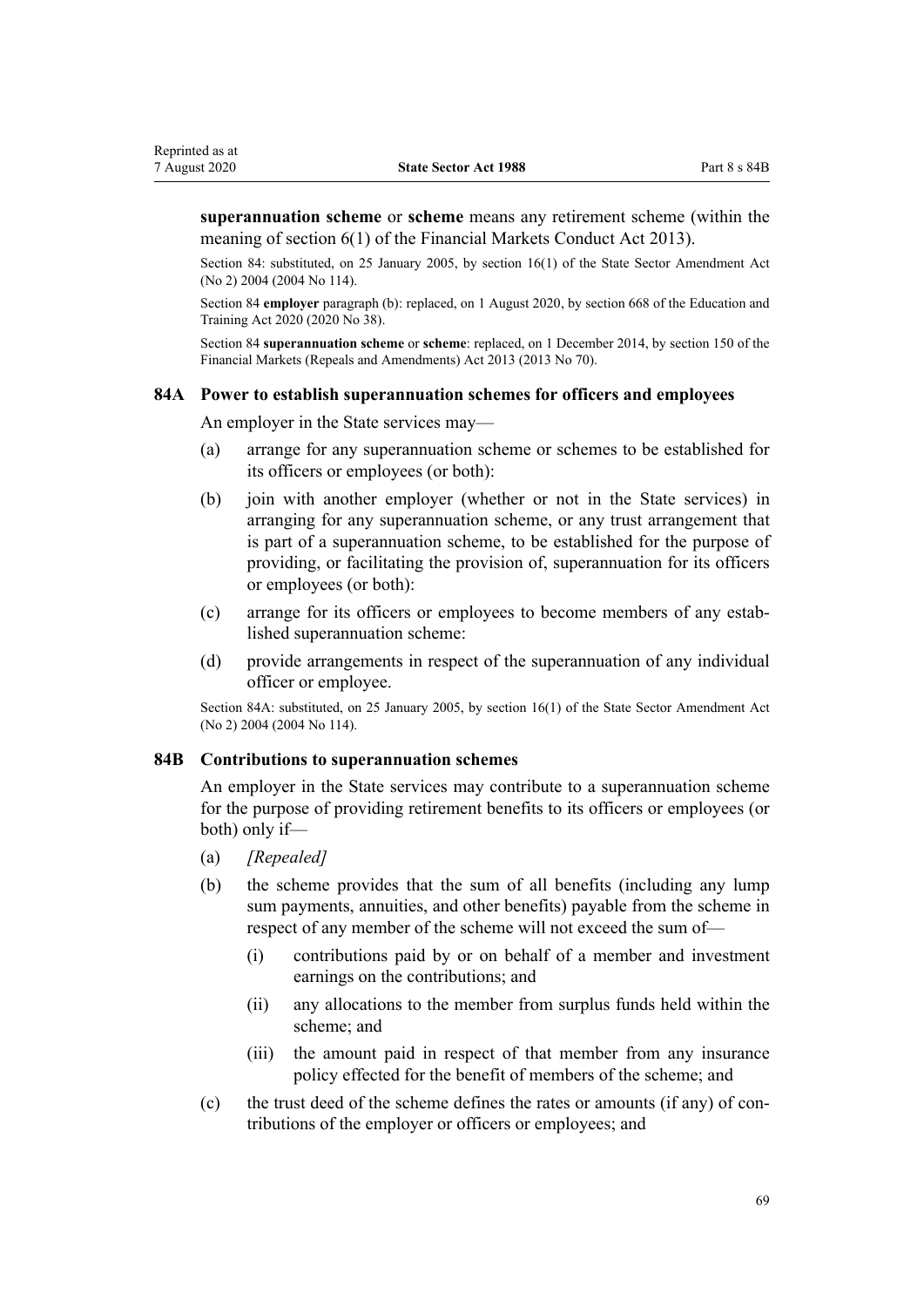**superannuation scheme** or **scheme** means any retirement scheme (within the meaning of section 6(1) of the Financial Markets Conduct Act 2013).

Section 84: substituted, on 25 January 2005, by section 16(1) of the State Sector Amendment Act (No 2) 2004 (2004 No 114).

Section 84 **employer** paragraph (b): replaced, on 1 August 2020, by section 668 of the Education and Training Act 2020 (2020 No 38).

Section 84 **superannuation scheme** or **scheme**: replaced, on 1 December 2014, by section 150 of the Financial Markets (Repeals and Amendments) Act 2013 (2013 No 70).

### 84A Power to establish superannuation schemes for officers and employees

An employer in the State services may—

(a) arrange for any superannuation scheme or schemes to be established for its officers or employees (or both):

(b) join with another employer (whether or not in the State services) in arranging for any superannuation scheme, or any trust arrangement that is part of a superannuation scheme, to be established for the purpose of providing, or facilitating the provision of, superannuation for its officers or employees (or both):

(c) arrange for its officers or employees to become members of any established superannuation scheme:

(d) provide arrangements in respect of the superannuation of any individual officer or employee.

Section 84A: substituted, on 25 January 2005, by section 16(1) of the State Sector Amendment Act (No 2) 2004 (2004 No 114).

### 84B Contributions to superannuation schemes

An employer in the State services may contribute to a superannuation scheme for the purpose of providing retirement benefits to its officers or employees (or both) only if—

(a) *[Repealed]*

(b) the scheme provides that the sum of all benefits (including any lump sum payments, annuities, and other benefits) payable from the scheme in respect of any member of the scheme will not exceed the sum of—

  (i) contributions paid by or on behalf of a member and investment earnings on the contributions; and

  (ii) any allocations to the member from surplus funds held within the scheme; and

  (iii) the amount paid in respect of that member from any insurance policy effected for the benefit of members of the scheme; and

(c) the trust deed of the scheme defines the rates or amounts (if any) of contributions of the employer or officers or employees; and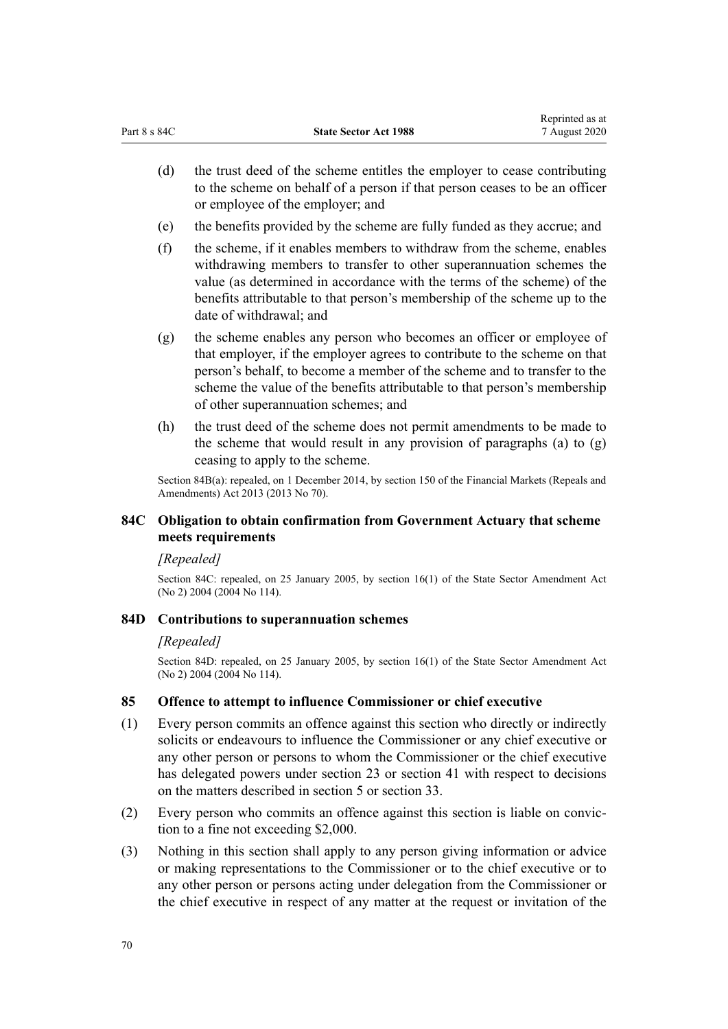(d) the trust deed of the scheme entitles the employer to cease contributing to the scheme on behalf of a person if that person ceases to be an officer or employee of the employer; and

(e) the benefits provided by the scheme are fully funded as they accrue; and

(f) the scheme, if it enables members to withdraw from the scheme, enables withdrawing members to transfer to other superannuation schemes the value (as determined in accordance with the terms of the scheme) of the benefits attributable to that person's membership of the scheme up to the date of withdrawal; and

(g) the scheme enables any person who becomes an officer or employee of that employer, if the employer agrees to contribute to the scheme on that person's behalf, to become a member of the scheme and to transfer to the scheme the value of the benefits attributable to that person's membership of other superannuation schemes; and

(h) the trust deed of the scheme does not permit amendments to be made to the scheme that would result in any provision of paragraphs (a) to (g) ceasing to apply to the scheme.

Section 84B(a): repealed, on 1 December 2014, by section 150 of the Financial Markets (Repeals and Amendments) Act 2013 (2013 No 70).

### 84C Obligation to obtain confirmation from Government Actuary that scheme meets requirements

*[Repealed]*

Section 84C: repealed, on 25 January 2005, by section 16(1) of the State Sector Amendment Act (No 2) 2004 (2004 No 114).

### 84D Contributions to superannuation schemes

*[Repealed]*

Section 84D: repealed, on 25 January 2005, by section 16(1) of the State Sector Amendment Act (No 2) 2004 (2004 No 114).

### 85 Offence to attempt to influence Commissioner or chief executive

(1) Every person commits an offence against this section who directly or indirectly solicits or endeavours to influence the Commissioner or any chief executive or any other person or persons to whom the Commissioner or the chief executive has delegated powers under section 23 or section 41 with respect to decisions on the matters described in section 5 or section 33.

(2) Every person who commits an offence against this section is liable on conviction to a fine not exceeding $2,000.

(3) Nothing in this section shall apply to any person giving information or advice or making representations to the Commissioner or to the chief executive or to any other person or persons acting under delegation from the Commissioner or the chief executive in respect of any matter at the request or invitation of the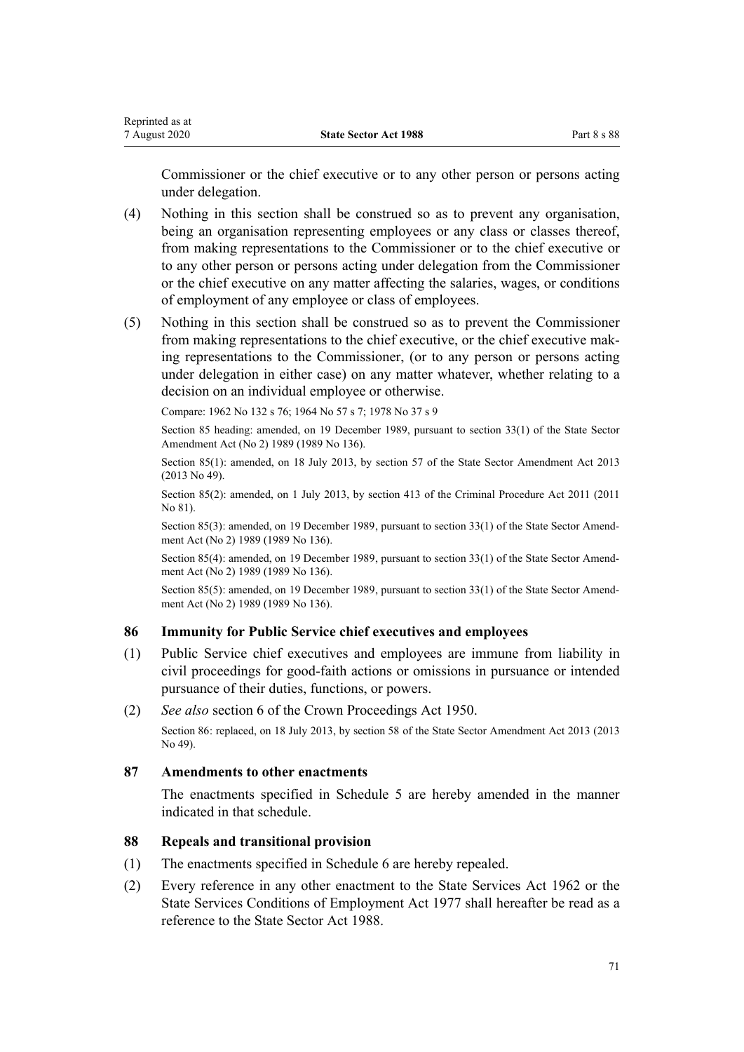Commissioner or the chief executive or to any other person or persons acting under delegation.

(4) Nothing in this section shall be construed so as to prevent any organisation, being an organisation representing employees or any class or classes thereof, from making representations to the Commissioner or to the chief executive or to any other person or persons acting under delegation from the Commissioner or the chief executive on any matter affecting the salaries, wages, or conditions of employment of any employee or class of employees.

(5) Nothing in this section shall be construed so as to prevent the Commissioner from making representations to the chief executive, or the chief executive making representations to the Commissioner, (or to any person or persons acting under delegation in either case) on any matter whatever, whether relating to a decision on an individual employee or otherwise.

Compare: 1962 No 132 s 76; 1964 No 57 s 7; 1978 No 37 s 9

Section 85 heading: amended, on 19 December 1989, pursuant to section 33(1) of the State Sector Amendment Act (No 2) 1989 (1989 No 136).

Section 85(1): amended, on 18 July 2013, by section 57 of the State Sector Amendment Act 2013 (2013 No 49).

Section 85(2): amended, on 1 July 2013, by section 413 of the Criminal Procedure Act 2011 (2011 No 81).

Section 85(3): amended, on 19 December 1989, pursuant to section 33(1) of the State Sector Amendment Act (No 2) 1989 (1989 No 136).

Section 85(4): amended, on 19 December 1989, pursuant to section 33(1) of the State Sector Amendment Act (No 2) 1989 (1989 No 136).

Section 85(5): amended, on 19 December 1989, pursuant to section 33(1) of the State Sector Amendment Act (No 2) 1989 (1989 No 136).

### 86 Immunity for Public Service chief executives and employees

(1) Public Service chief executives and employees are immune from liability in civil proceedings for good-faith actions or omissions in pursuance or intended pursuance of their duties, functions, or powers.

(2) *See also* section 6 of the Crown Proceedings Act 1950.

Section 86: replaced, on 18 July 2013, by section 58 of the State Sector Amendment Act 2013 (2013 No 49).

### 87 Amendments to other enactments

The enactments specified in Schedule 5 are hereby amended in the manner indicated in that schedule.

### 88 Repeals and transitional provision

(1) The enactments specified in Schedule 6 are hereby repealed.

(2) Every reference in any other enactment to the State Services Act 1962 or the State Services Conditions of Employment Act 1977 shall hereafter be read as a reference to the State Sector Act 1988.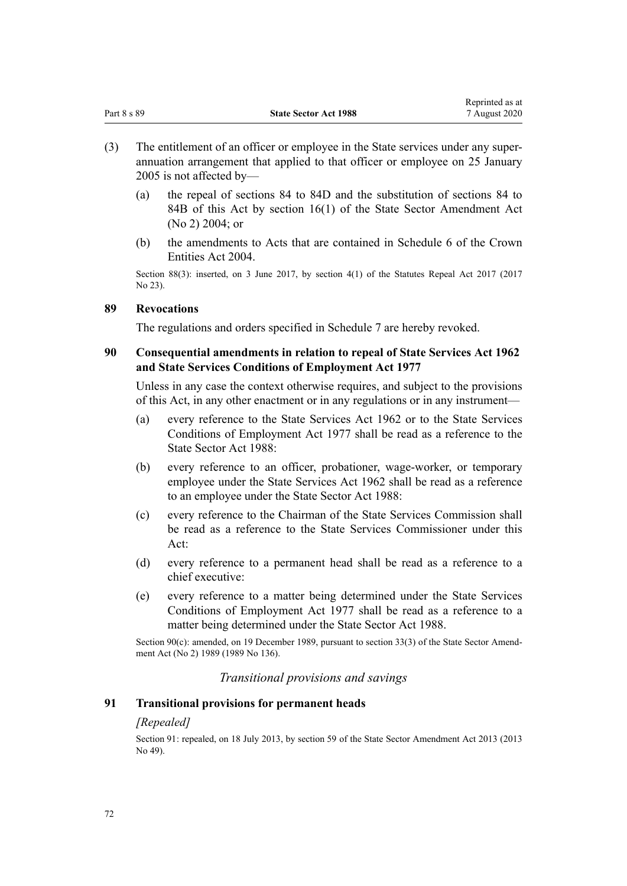(3) The entitlement of an officer or employee in the State services under any superannuation arrangement that applied to that officer or employee on 25 January 2005 is not affected by—

(a) the repeal of sections 84 to 84D and the substitution of sections 84 to 84B of this Act by section 16(1) of the State Sector Amendment Act (No 2) 2004; or

(b) the amendments to Acts that are contained in Schedule 6 of the Crown Entities Act 2004.

Section 88(3): inserted, on 3 June 2017, by section 4(1) of the Statutes Repeal Act 2017 (2017 No 23).

### 89 Revocations

The regulations and orders specified in Schedule 7 are hereby revoked.

### 90 Consequential amendments in relation to repeal of State Services Act 1962 and State Services Conditions of Employment Act 1977

Unless in any case the context otherwise requires, and subject to the provisions of this Act, in any other enactment or in any regulations or in any instrument—

(a) every reference to the State Services Act 1962 or to the State Services Conditions of Employment Act 1977 shall be read as a reference to the State Sector Act 1988:

(b) every reference to an officer, probationer, wage-worker, or temporary employee under the State Services Act 1962 shall be read as a reference to an employee under the State Sector Act 1988:

(c) every reference to the Chairman of the State Services Commission shall be read as a reference to the State Services Commissioner under this Act:

(d) every reference to a permanent head shall be read as a reference to a chief executive:

(e) every reference to a matter being determined under the State Services Conditions of Employment Act 1977 shall be read as a reference to a matter being determined under the State Sector Act 1988.

Section 90(c): amended, on 19 December 1989, pursuant to section 33(3) of the State Sector Amendment Act (No 2) 1989 (1989 No 136).

## *Transitional provisions and savings*

### 91 Transitional provisions for permanent heads

*[Repealed]*

Section 91: repealed, on 18 July 2013, by section 59 of the State Sector Amendment Act 2013 (2013 No 49).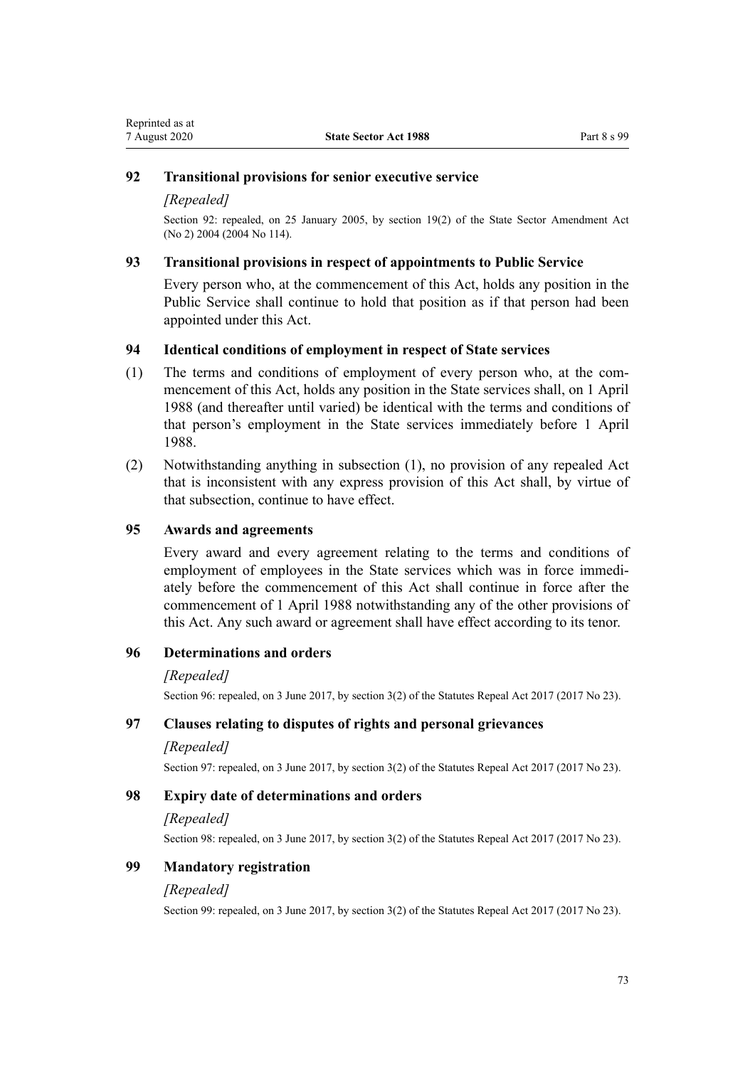### 92 Transitional provisions for senior executive service

*[Repealed]*

Section 92: repealed, on 25 January 2005, by section 19(2) of the State Sector Amendment Act (No 2) 2004 (2004 No 114).

### 93 Transitional provisions in respect of appointments to Public Service

Every person who, at the commencement of this Act, holds any position in the Public Service shall continue to hold that position as if that person had been appointed under this Act.

### 94 Identical conditions of employment in respect of State services

(1) The terms and conditions of employment of every person who, at the commencement of this Act, holds any position in the State services shall, on 1 April 1988 (and thereafter until varied) be identical with the terms and conditions of that person's employment in the State services immediately before 1 April 1988.

(2) Notwithstanding anything in subsection (1), no provision of any repealed Act that is inconsistent with any express provision of this Act shall, by virtue of that subsection, continue to have effect.

### 95 Awards and agreements

Every award and every agreement relating to the terms and conditions of employment of employees in the State services which was in force immediately before the commencement of this Act shall continue in force after the commencement of 1 April 1988 notwithstanding any of the other provisions of this Act. Any such award or agreement shall have effect according to its tenor.

### 96 Determinations and orders

*[Repealed]*

Section 96: repealed, on 3 June 2017, by section 3(2) of the Statutes Repeal Act 2017 (2017 No 23).

### 97 Clauses relating to disputes of rights and personal grievances

*[Repealed]*

Section 97: repealed, on 3 June 2017, by section 3(2) of the Statutes Repeal Act 2017 (2017 No 23).

### 98 Expiry date of determinations and orders

*[Repealed]*

Section 98: repealed, on 3 June 2017, by section 3(2) of the Statutes Repeal Act 2017 (2017 No 23).

### 99 Mandatory registration

*[Repealed]*

Section 99: repealed, on 3 June 2017, by section 3(2) of the Statutes Repeal Act 2017 (2017 No 23).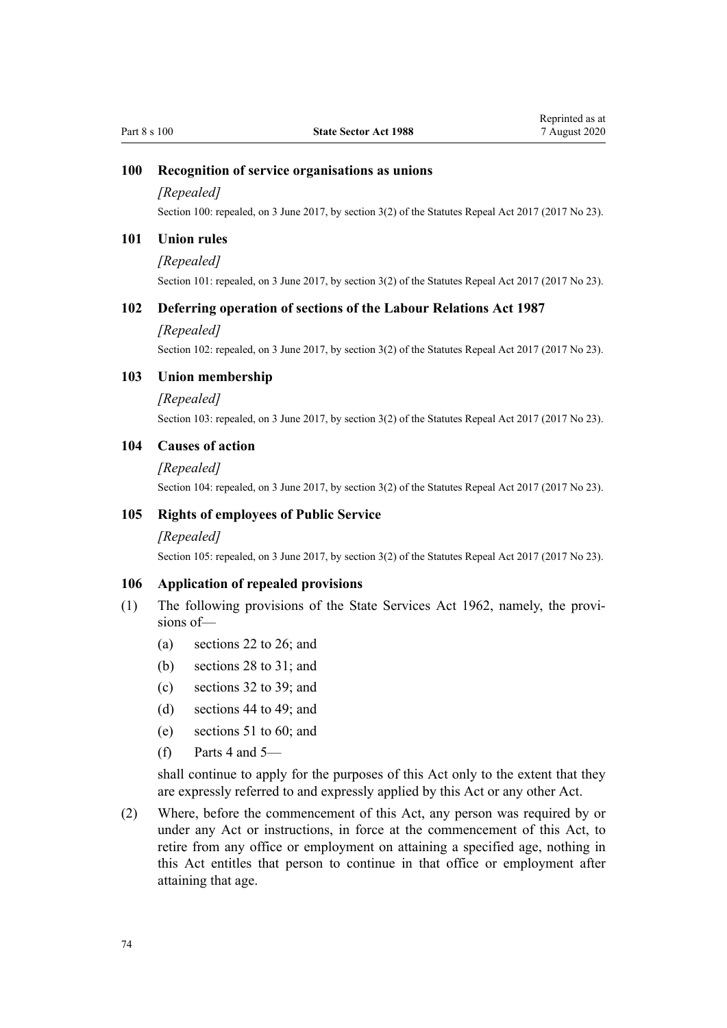### 100 Recognition of service organisations as unions

*[Repealed]*

Section 100: repealed, on 3 June 2017, by section 3(2) of the Statutes Repeal Act 2017 (2017 No 23).

### 101 Union rules

*[Repealed]*

Section 101: repealed, on 3 June 2017, by section 3(2) of the Statutes Repeal Act 2017 (2017 No 23).

### 102 Deferring operation of sections of the Labour Relations Act 1987

*[Repealed]*

Section 102: repealed, on 3 June 2017, by section 3(2) of the Statutes Repeal Act 2017 (2017 No 23).

### 103 Union membership

*[Repealed]*

Section 103: repealed, on 3 June 2017, by section 3(2) of the Statutes Repeal Act 2017 (2017 No 23).

### 104 Causes of action

*[Repealed]*

Section 104: repealed, on 3 June 2017, by section 3(2) of the Statutes Repeal Act 2017 (2017 No 23).

### 105 Rights of employees of Public Service

*[Repealed]*

Section 105: repealed, on 3 June 2017, by section 3(2) of the Statutes Repeal Act 2017 (2017 No 23).

### 106 Application of repealed provisions

(1) The following provisions of the State Services Act 1962, namely, the provisions of—

- (a) sections 22 to 26; and
- (b) sections 28 to 31; and
- (c) sections 32 to 39; and
- (d) sections 44 to 49; and
- (e) sections 51 to 60; and
- (f) Parts 4 and 5—

shall continue to apply for the purposes of this Act only to the extent that they are expressly referred to and expressly applied by this Act or any other Act.

(2) Where, before the commencement of this Act, any person was required by or under any Act or instructions, in force at the commencement of this Act, to retire from any office or employment on attaining a specified age, nothing in this Act entitles that person to continue in that office or employment after attaining that age.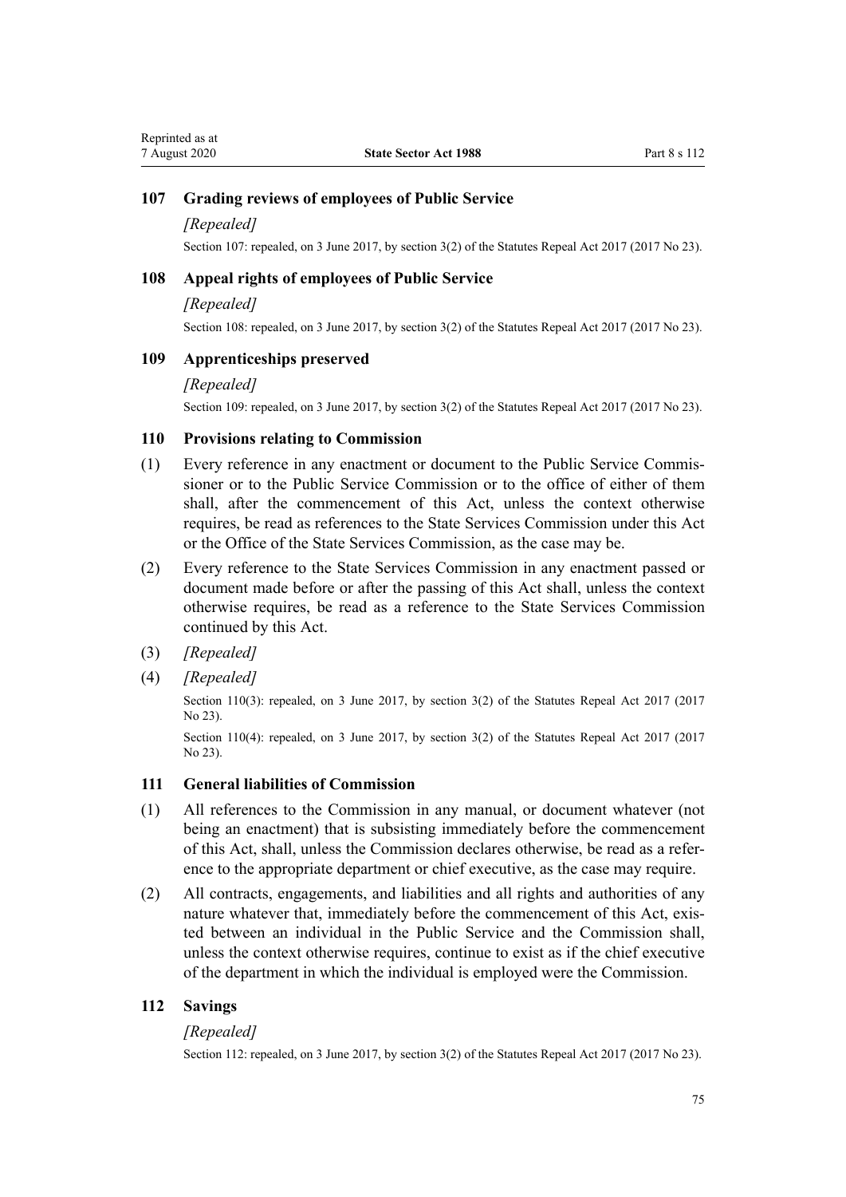### 107 Grading reviews of employees of Public Service

*[Repealed]*

Section 107: repealed, on 3 June 2017, by section 3(2) of the Statutes Repeal Act 2017 (2017 No 23).

### 108 Appeal rights of employees of Public Service

*[Repealed]*

Section 108: repealed, on 3 June 2017, by section 3(2) of the Statutes Repeal Act 2017 (2017 No 23).

### 109 Apprenticeships preserved

*[Repealed]*

Section 109: repealed, on 3 June 2017, by section 3(2) of the Statutes Repeal Act 2017 (2017 No 23).

### 110 Provisions relating to Commission

(1) Every reference in any enactment or document to the Public Service Commissioner or to the Public Service Commission or to the office of either of them shall, after the commencement of this Act, unless the context otherwise requires, be read as references to the State Services Commission under this Act or the Office of the State Services Commission, as the case may be.

(2) Every reference to the State Services Commission in any enactment passed or document made before or after the passing of this Act shall, unless the context otherwise requires, be read as a reference to the State Services Commission continued by this Act.

(3) *[Repealed]*

(4) *[Repealed]*

Section 110(3): repealed, on 3 June 2017, by section 3(2) of the Statutes Repeal Act 2017 (2017 No 23).

Section 110(4): repealed, on 3 June 2017, by section 3(2) of the Statutes Repeal Act 2017 (2017 No 23).

### 111 General liabilities of Commission

(1) All references to the Commission in any manual, or document whatever (not being an enactment) that is subsisting immediately before the commencement of this Act, shall, unless the Commission declares otherwise, be read as a reference to the appropriate department or chief executive, as the case may require.

(2) All contracts, engagements, and liabilities and all rights and authorities of any nature whatever that, immediately before the commencement of this Act, existed between an individual in the Public Service and the Commission shall, unless the context otherwise requires, continue to exist as if the chief executive of the department in which the individual is employed were the Commission.

### 112 Savings

*[Repealed]*

Section 112: repealed, on 3 June 2017, by section 3(2) of the Statutes Repeal Act 2017 (2017 No 23).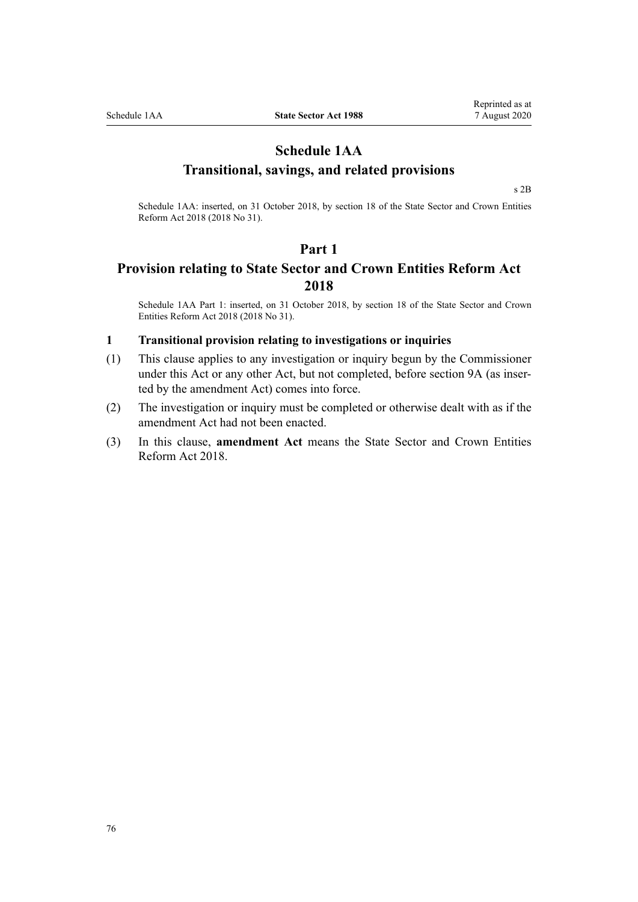# Schedule 1AA
## Transitional, savings, and related provisions

s 2B

Schedule 1AA: inserted, on 31 October 2018, by section 18 of the State Sector and Crown Entities Reform Act 2018 (2018 No 31).

# Part 1
## Provision relating to State Sector and Crown Entities Reform Act 2018

Schedule 1AA Part 1: inserted, on 31 October 2018, by section 18 of the State Sector and Crown Entities Reform Act 2018 (2018 No 31).

### 1 Transitional provision relating to investigations or inquiries

(1) This clause applies to any investigation or inquiry begun by the Commissioner under this Act or any other Act, but not completed, before section 9A (as inserted by the amendment Act) comes into force.

(2) The investigation or inquiry must be completed or otherwise dealt with as if the amendment Act had not been enacted.

(3) In this clause, **amendment Act** means the State Sector and Crown Entities Reform Act 2018.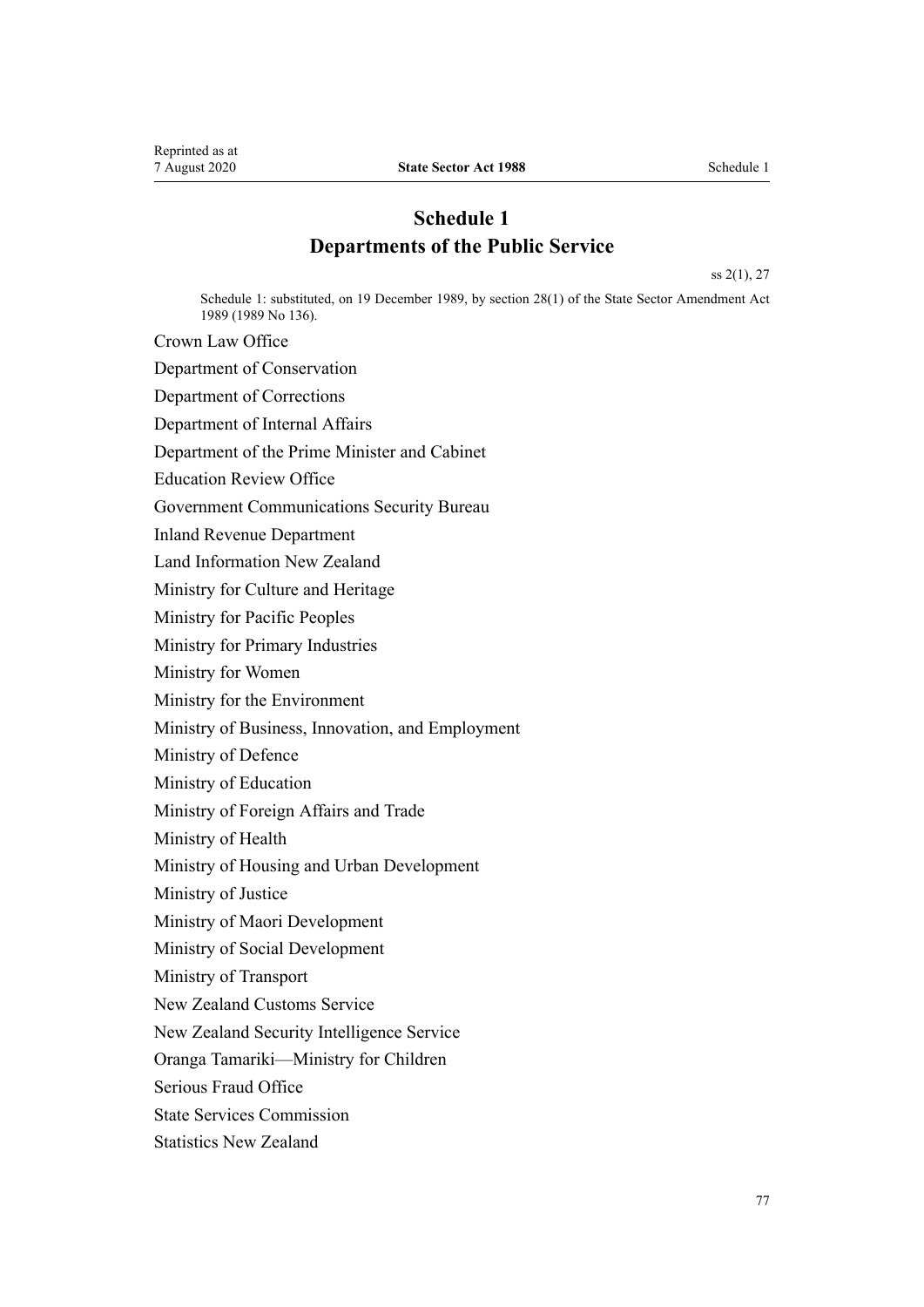# Schedule 1
# Departments of the Public Service

ss 2(1), 27

Schedule 1: substituted, on 19 December 1989, by section 28(1) of the State Sector Amendment Act 1989 (1989 No 136).

Crown Law Office

Department of Conservation

Department of Corrections

Department of Internal Affairs

Department of the Prime Minister and Cabinet

Education Review Office

Government Communications Security Bureau

Inland Revenue Department

Land Information New Zealand

Ministry for Culture and Heritage

Ministry for Pacific Peoples

Ministry for Primary Industries

Ministry for Women

Ministry for the Environment

Ministry of Business, Innovation, and Employment

Ministry of Defence

Ministry of Education

Ministry of Foreign Affairs and Trade

Ministry of Health

Ministry of Housing and Urban Development

Ministry of Justice

Ministry of Maori Development

Ministry of Social Development

Ministry of Transport

New Zealand Customs Service

New Zealand Security Intelligence Service

Oranga Tamariki—Ministry for Children

Serious Fraud Office

State Services Commission

Statistics New Zealand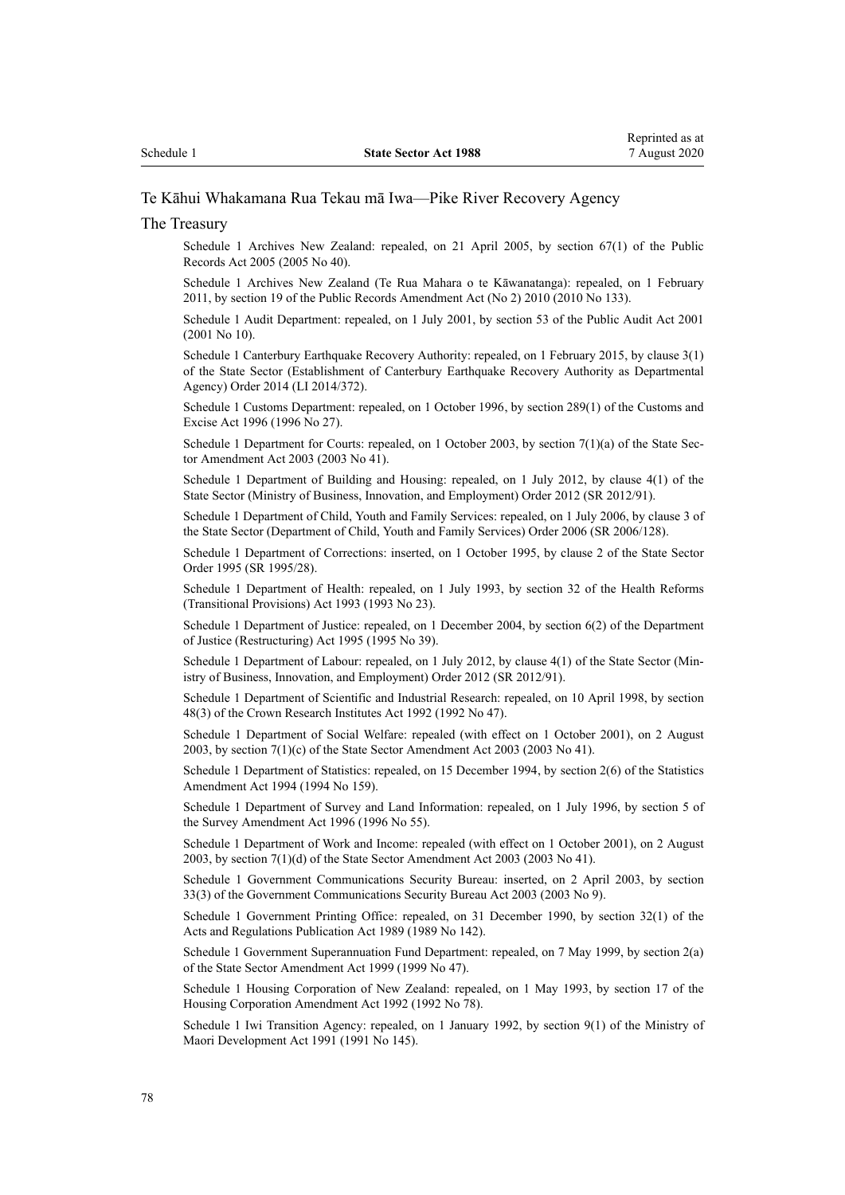Te Kāhui Whakamana Rua Tekau mā Iwa—Pike River Recovery Agency

The Treasury

Schedule 1 Archives New Zealand: repealed, on 21 April 2005, by section 67(1) of the Public Records Act 2005 (2005 No 40).

Schedule 1 Archives New Zealand (Te Rua Mahara o te Kāwanatanga): repealed, on 1 February 2011, by section 19 of the Public Records Amendment Act (No 2) 2010 (2010 No 133).

Schedule 1 Audit Department: repealed, on 1 July 2001, by section 53 of the Public Audit Act 2001 (2001 No 10).

Schedule 1 Canterbury Earthquake Recovery Authority: repealed, on 1 February 2015, by clause 3(1) of the State Sector (Establishment of Canterbury Earthquake Recovery Authority as Departmental Agency) Order 2014 (LI 2014/372).

Schedule 1 Customs Department: repealed, on 1 October 1996, by section 289(1) of the Customs and Excise Act 1996 (1996 No 27).

Schedule 1 Department for Courts: repealed, on 1 October 2003, by section 7(1)(a) of the State Sector Amendment Act 2003 (2003 No 41).

Schedule 1 Department of Building and Housing: repealed, on 1 July 2012, by clause 4(1) of the State Sector (Ministry of Business, Innovation, and Employment) Order 2012 (SR 2012/91).

Schedule 1 Department of Child, Youth and Family Services: repealed, on 1 July 2006, by clause 3 of the State Sector (Department of Child, Youth and Family Services) Order 2006 (SR 2006/128).

Schedule 1 Department of Corrections: inserted, on 1 October 1995, by clause 2 of the State Sector Order 1995 (SR 1995/28).

Schedule 1 Department of Health: repealed, on 1 July 1993, by section 32 of the Health Reforms (Transitional Provisions) Act 1993 (1993 No 23).

Schedule 1 Department of Justice: repealed, on 1 December 2004, by section 6(2) of the Department of Justice (Restructuring) Act 1995 (1995 No 39).

Schedule 1 Department of Labour: repealed, on 1 July 2012, by clause 4(1) of the State Sector (Ministry of Business, Innovation, and Employment) Order 2012 (SR 2012/91).

Schedule 1 Department of Scientific and Industrial Research: repealed, on 10 April 1998, by section 48(3) of the Crown Research Institutes Act 1992 (1992 No 47).

Schedule 1 Department of Social Welfare: repealed (with effect on 1 October 2001), on 2 August 2003, by section 7(1)(c) of the State Sector Amendment Act 2003 (2003 No 41).

Schedule 1 Department of Statistics: repealed, on 15 December 1994, by section 2(6) of the Statistics Amendment Act 1994 (1994 No 159).

Schedule 1 Department of Survey and Land Information: repealed, on 1 July 1996, by section 5 of the Survey Amendment Act 1996 (1996 No 55).

Schedule 1 Department of Work and Income: repealed (with effect on 1 October 2001), on 2 August 2003, by section 7(1)(d) of the State Sector Amendment Act 2003 (2003 No 41).

Schedule 1 Government Communications Security Bureau: inserted, on 2 April 2003, by section 33(3) of the Government Communications Security Bureau Act 2003 (2003 No 9).

Schedule 1 Government Printing Office: repealed, on 31 December 1990, by section 32(1) of the Acts and Regulations Publication Act 1989 (1989 No 142).

Schedule 1 Government Superannuation Fund Department: repealed, on 7 May 1999, by section 2(a) of the State Sector Amendment Act 1999 (1999 No 47).

Schedule 1 Housing Corporation of New Zealand: repealed, on 1 May 1993, by section 17 of the Housing Corporation Amendment Act 1992 (1992 No 78).

Schedule 1 Iwi Transition Agency: repealed, on 1 January 1992, by section 9(1) of the Ministry of Maori Development Act 1991 (1991 No 145).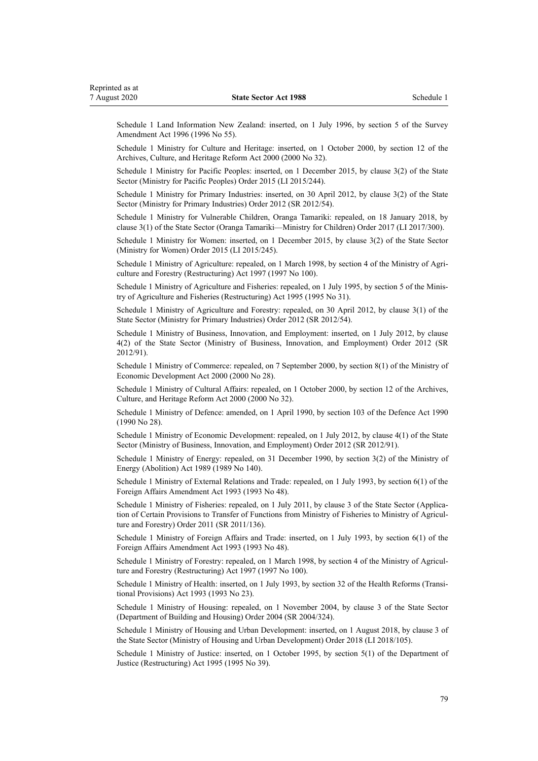Schedule 1 Land Information New Zealand: inserted, on 1 July 1996, by section 5 of the Survey Amendment Act 1996 (1996 No 55).

Schedule 1 Ministry for Culture and Heritage: inserted, on 1 October 2000, by section 12 of the Archives, Culture, and Heritage Reform Act 2000 (2000 No 32).

Schedule 1 Ministry for Pacific Peoples: inserted, on 1 December 2015, by clause 3(2) of the State Sector (Ministry for Pacific Peoples) Order 2015 (LI 2015/244).

Schedule 1 Ministry for Primary Industries: inserted, on 30 April 2012, by clause 3(2) of the State Sector (Ministry for Primary Industries) Order 2012 (SR 2012/54).

Schedule 1 Ministry for Vulnerable Children, Oranga Tamariki: repealed, on 18 January 2018, by clause 3(1) of the State Sector (Oranga Tamariki—Ministry for Children) Order 2017 (LI 2017/300).

Schedule 1 Ministry for Women: inserted, on 1 December 2015, by clause 3(2) of the State Sector (Ministry for Women) Order 2015 (LI 2015/245).

Schedule 1 Ministry of Agriculture: repealed, on 1 March 1998, by section 4 of the Ministry of Agriculture and Forestry (Restructuring) Act 1997 (1997 No 100).

Schedule 1 Ministry of Agriculture and Fisheries: repealed, on 1 July 1995, by section 5 of the Ministry of Agriculture and Fisheries (Restructuring) Act 1995 (1995 No 31).

Schedule 1 Ministry of Agriculture and Forestry: repealed, on 30 April 2012, by clause 3(1) of the State Sector (Ministry for Primary Industries) Order 2012 (SR 2012/54).

Schedule 1 Ministry of Business, Innovation, and Employment: inserted, on 1 July 2012, by clause 4(2) of the State Sector (Ministry of Business, Innovation, and Employment) Order 2012 (SR 2012/91).

Schedule 1 Ministry of Commerce: repealed, on 7 September 2000, by section 8(1) of the Ministry of Economic Development Act 2000 (2000 No 28).

Schedule 1 Ministry of Cultural Affairs: repealed, on 1 October 2000, by section 12 of the Archives, Culture, and Heritage Reform Act 2000 (2000 No 32).

Schedule 1 Ministry of Defence: amended, on 1 April 1990, by section 103 of the Defence Act 1990 (1990 No 28).

Schedule 1 Ministry of Economic Development: repealed, on 1 July 2012, by clause 4(1) of the State Sector (Ministry of Business, Innovation, and Employment) Order 2012 (SR 2012/91).

Schedule 1 Ministry of Energy: repealed, on 31 December 1990, by section 3(2) of the Ministry of Energy (Abolition) Act 1989 (1989 No 140).

Schedule 1 Ministry of External Relations and Trade: repealed, on 1 July 1993, by section 6(1) of the Foreign Affairs Amendment Act 1993 (1993 No 48).

Schedule 1 Ministry of Fisheries: repealed, on 1 July 2011, by clause 3 of the State Sector (Application of Certain Provisions to Transfer of Functions from Ministry of Fisheries to Ministry of Agriculture and Forestry) Order 2011 (SR 2011/136).

Schedule 1 Ministry of Foreign Affairs and Trade: inserted, on 1 July 1993, by section 6(1) of the Foreign Affairs Amendment Act 1993 (1993 No 48).

Schedule 1 Ministry of Forestry: repealed, on 1 March 1998, by section 4 of the Ministry of Agriculture and Forestry (Restructuring) Act 1997 (1997 No 100).

Schedule 1 Ministry of Health: inserted, on 1 July 1993, by section 32 of the Health Reforms (Transitional Provisions) Act 1993 (1993 No 23).

Schedule 1 Ministry of Housing: repealed, on 1 November 2004, by clause 3 of the State Sector (Department of Building and Housing) Order 2004 (SR 2004/324).

Schedule 1 Ministry of Housing and Urban Development: inserted, on 1 August 2018, by clause 3 of the State Sector (Ministry of Housing and Urban Development) Order 2018 (LI 2018/105).

Schedule 1 Ministry of Justice: inserted, on 1 October 1995, by section 5(1) of the Department of Justice (Restructuring) Act 1995 (1995 No 39).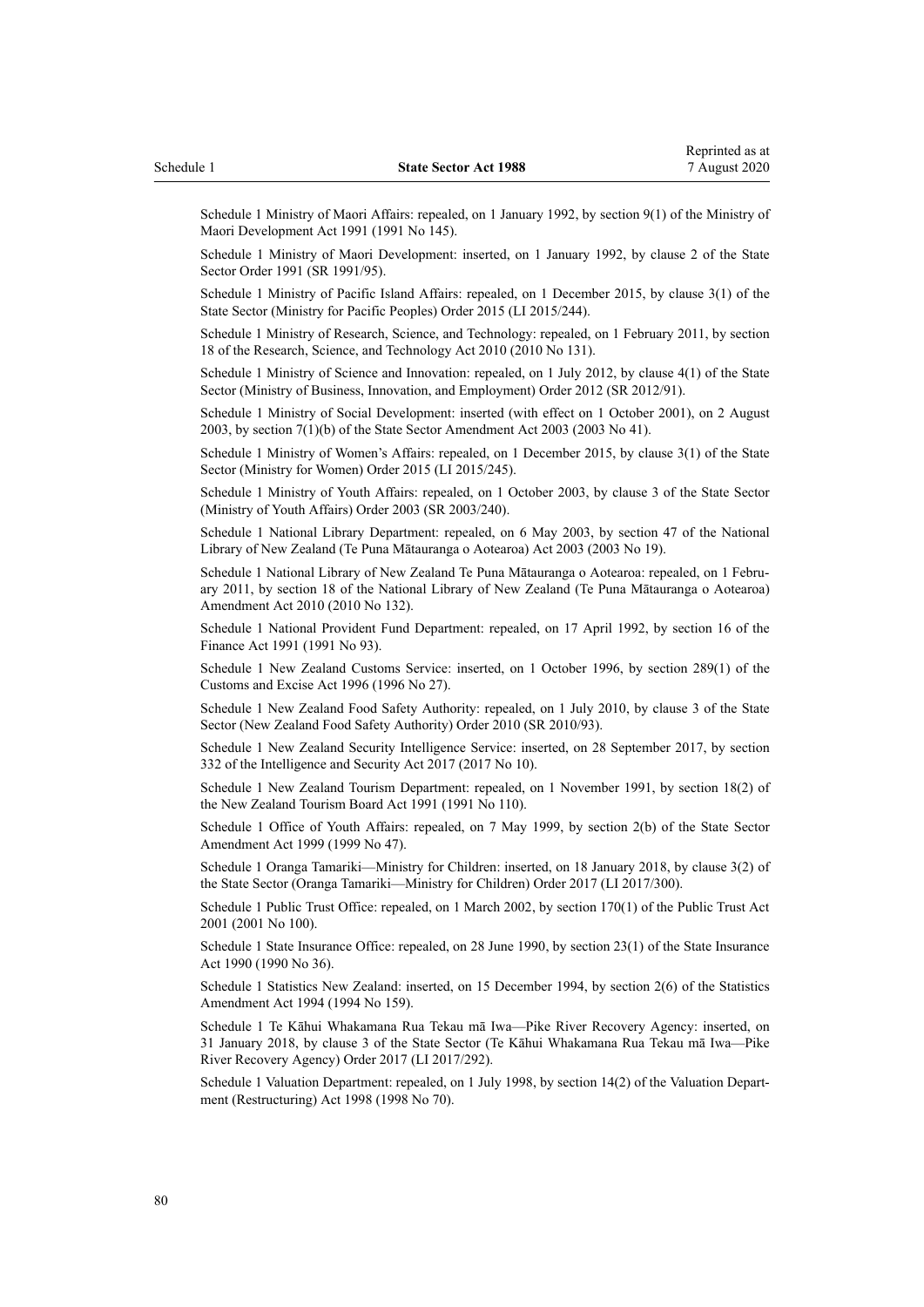Schedule 1 Ministry of Maori Affairs: repealed, on 1 January 1992, by section 9(1) of the Ministry of Maori Development Act 1991 (1991 No 145).

Schedule 1 Ministry of Maori Development: inserted, on 1 January 1992, by clause 2 of the State Sector Order 1991 (SR 1991/95).

Schedule 1 Ministry of Pacific Island Affairs: repealed, on 1 December 2015, by clause 3(1) of the State Sector (Ministry for Pacific Peoples) Order 2015 (LI 2015/244).

Schedule 1 Ministry of Research, Science, and Technology: repealed, on 1 February 2011, by section 18 of the Research, Science, and Technology Act 2010 (2010 No 131).

Schedule 1 Ministry of Science and Innovation: repealed, on 1 July 2012, by clause 4(1) of the State Sector (Ministry of Business, Innovation, and Employment) Order 2012 (SR 2012/91).

Schedule 1 Ministry of Social Development: inserted (with effect on 1 October 2001), on 2 August 2003, by section 7(1)(b) of the State Sector Amendment Act 2003 (2003 No 41).

Schedule 1 Ministry of Women's Affairs: repealed, on 1 December 2015, by clause 3(1) of the State Sector (Ministry for Women) Order 2015 (LI 2015/245).

Schedule 1 Ministry of Youth Affairs: repealed, on 1 October 2003, by clause 3 of the State Sector (Ministry of Youth Affairs) Order 2003 (SR 2003/240).

Schedule 1 National Library Department: repealed, on 6 May 2003, by section 47 of the National Library of New Zealand (Te Puna Mātauranga o Aotearoa) Act 2003 (2003 No 19).

Schedule 1 National Library of New Zealand Te Puna Mātauranga o Aotearoa: repealed, on 1 February 2011, by section 18 of the National Library of New Zealand (Te Puna Mātauranga o Aotearoa) Amendment Act 2010 (2010 No 132).

Schedule 1 National Provident Fund Department: repealed, on 17 April 1992, by section 16 of the Finance Act 1991 (1991 No 93).

Schedule 1 New Zealand Customs Service: inserted, on 1 October 1996, by section 289(1) of the Customs and Excise Act 1996 (1996 No 27).

Schedule 1 New Zealand Food Safety Authority: repealed, on 1 July 2010, by clause 3 of the State Sector (New Zealand Food Safety Authority) Order 2010 (SR 2010/93).

Schedule 1 New Zealand Security Intelligence Service: inserted, on 28 September 2017, by section 332 of the Intelligence and Security Act 2017 (2017 No 10).

Schedule 1 New Zealand Tourism Department: repealed, on 1 November 1991, by section 18(2) of the New Zealand Tourism Board Act 1991 (1991 No 110).

Schedule 1 Office of Youth Affairs: repealed, on 7 May 1999, by section 2(b) of the State Sector Amendment Act 1999 (1999 No 47).

Schedule 1 Oranga Tamariki—Ministry for Children: inserted, on 18 January 2018, by clause 3(2) of the State Sector (Oranga Tamariki—Ministry for Children) Order 2017 (LI 2017/300).

Schedule 1 Public Trust Office: repealed, on 1 March 2002, by section 170(1) of the Public Trust Act 2001 (2001 No 100).

Schedule 1 State Insurance Office: repealed, on 28 June 1990, by section 23(1) of the State Insurance Act 1990 (1990 No 36).

Schedule 1 Statistics New Zealand: inserted, on 15 December 1994, by section 2(6) of the Statistics Amendment Act 1994 (1994 No 159).

Schedule 1 Te Kāhui Whakamana Rua Tekau mā Iwa—Pike River Recovery Agency: inserted, on 31 January 2018, by clause 3 of the State Sector (Te Kāhui Whakamana Rua Tekau mā Iwa—Pike River Recovery Agency) Order 2017 (LI 2017/292).

Schedule 1 Valuation Department: repealed, on 1 July 1998, by section 14(2) of the Valuation Department (Restructuring) Act 1998 (1998 No 70).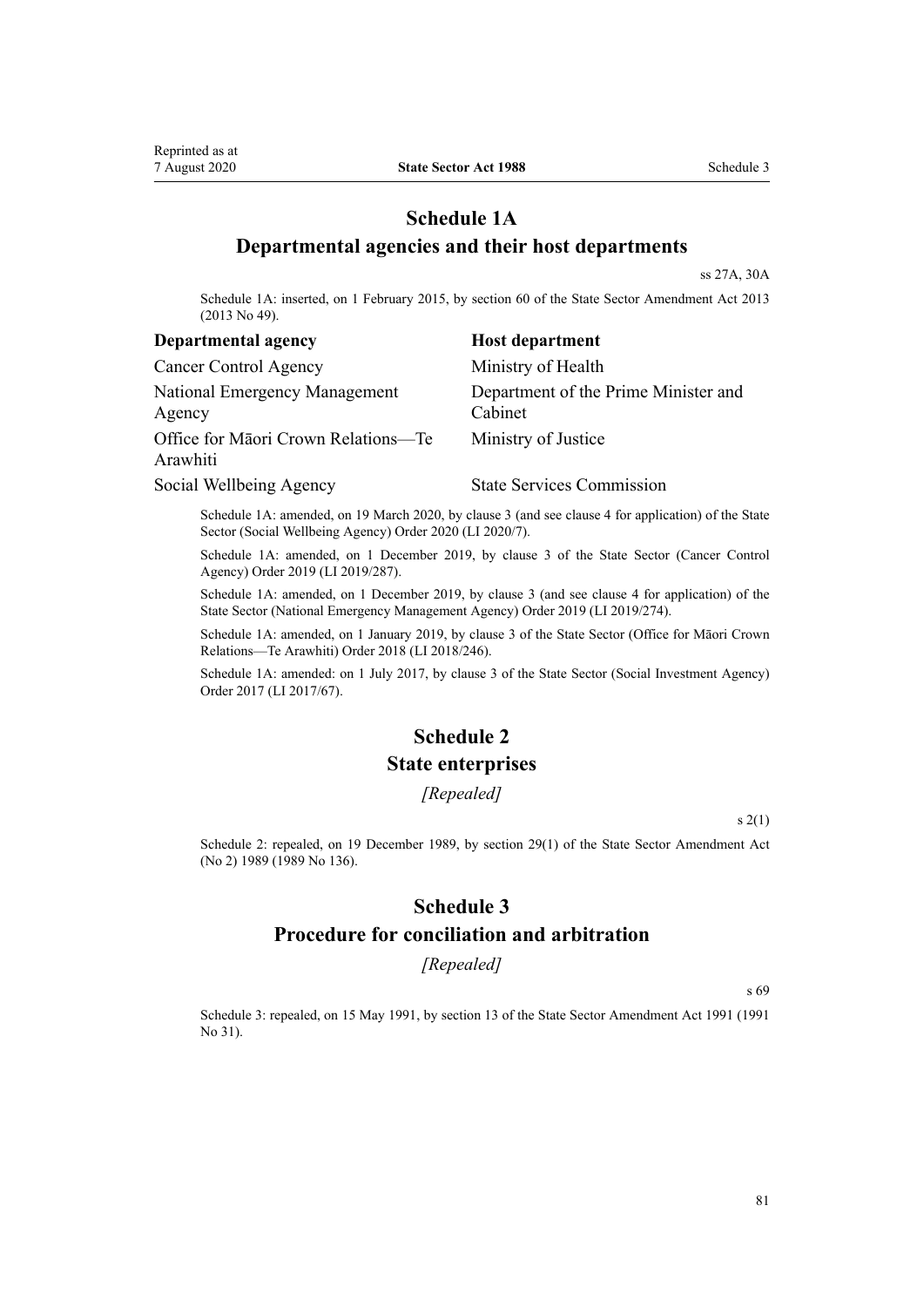# Schedule 1A
## Departmental agencies and their host departments

ss 27A, 30A

Schedule 1A: inserted, on 1 February 2015, by section 60 of the State Sector Amendment Act 2013 (2013 No 49).

| Departmental agency | Host department |
|---|---|
| Cancer Control Agency | Ministry of Health |
| National Emergency Management Agency | Department of the Prime Minister and Cabinet |
| Office for Māori Crown Relations—Te Arawhiti | Ministry of Justice |
| Social Wellbeing Agency | State Services Commission |

Schedule 1A: amended, on 19 March 2020, by clause 3 (and see clause 4 for application) of the State Sector (Social Wellbeing Agency) Order 2020 (LI 2020/7).

Schedule 1A: amended, on 1 December 2019, by clause 3 of the State Sector (Cancer Control Agency) Order 2019 (LI 2019/287).

Schedule 1A: amended, on 1 December 2019, by clause 3 (and see clause 4 for application) of the State Sector (National Emergency Management Agency) Order 2019 (LI 2019/274).

Schedule 1A: amended, on 1 January 2019, by clause 3 of the State Sector (Office for Māori Crown Relations—Te Arawhiti) Order 2018 (LI 2018/246).

Schedule 1A: amended: on 1 July 2017, by clause 3 of the State Sector (Social Investment Agency) Order 2017 (LI 2017/67).

# Schedule 2
## State enterprises

*[Repealed]*

s 2(1)

Schedule 2: repealed, on 19 December 1989, by section 29(1) of the State Sector Amendment Act (No 2) 1989 (1989 No 136).

# Schedule 3
## Procedure for conciliation and arbitration

*[Repealed]*

s 69

Schedule 3: repealed, on 15 May 1991, by section 13 of the State Sector Amendment Act 1991 (1991 No 31).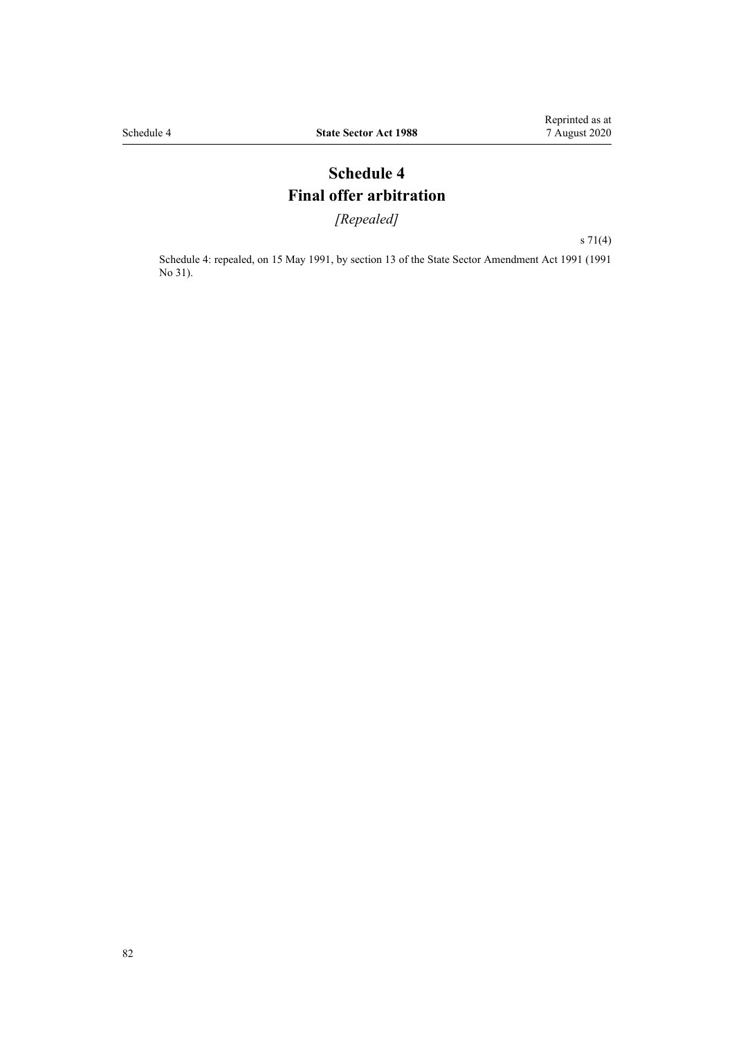# Schedule 4
# Final offer arbitration

*[Repealed]*

s 71(4)

Schedule 4: repealed, on 15 May 1991, by section 13 of the State Sector Amendment Act 1991 (1991 No 31).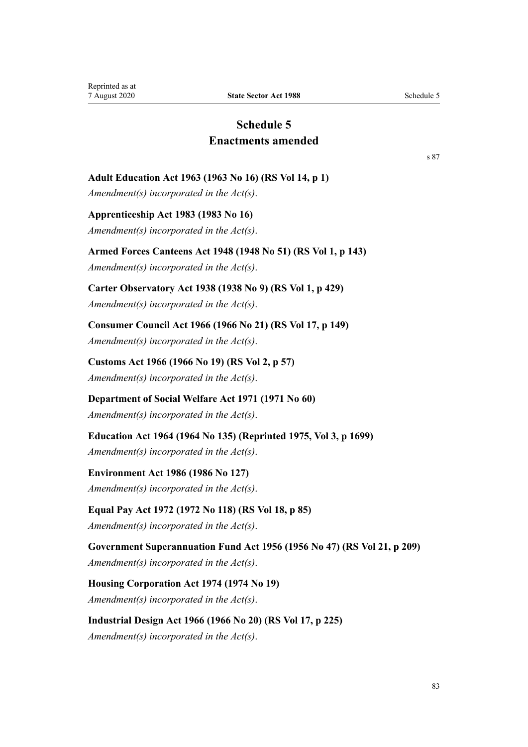# Schedule 5
## Enactments amended

s 87

**Adult Education Act 1963 (1963 No 16) (RS Vol 14, p 1)**

*Amendment(s) incorporated in the Act(s).*

**Apprenticeship Act 1983 (1983 No 16)**

*Amendment(s) incorporated in the Act(s).*

**Armed Forces Canteens Act 1948 (1948 No 51) (RS Vol 1, p 143)**

*Amendment(s) incorporated in the Act(s).*

**Carter Observatory Act 1938 (1938 No 9) (RS Vol 1, p 429)**

*Amendment(s) incorporated in the Act(s).*

**Consumer Council Act 1966 (1966 No 21) (RS Vol 17, p 149)**

*Amendment(s) incorporated in the Act(s).*

**Customs Act 1966 (1966 No 19) (RS Vol 2, p 57)**

*Amendment(s) incorporated in the Act(s).*

**Department of Social Welfare Act 1971 (1971 No 60)**

*Amendment(s) incorporated in the Act(s).*

**Education Act 1964 (1964 No 135) (Reprinted 1975, Vol 3, p 1699)**

*Amendment(s) incorporated in the Act(s).*

**Environment Act 1986 (1986 No 127)**

*Amendment(s) incorporated in the Act(s).*

**Equal Pay Act 1972 (1972 No 118) (RS Vol 18, p 85)**

*Amendment(s) incorporated in the Act(s).*

**Government Superannuation Fund Act 1956 (1956 No 47) (RS Vol 21, p 209)**

*Amendment(s) incorporated in the Act(s).*

**Housing Corporation Act 1974 (1974 No 19)**

*Amendment(s) incorporated in the Act(s).*

**Industrial Design Act 1966 (1966 No 20) (RS Vol 17, p 225)**

*Amendment(s) incorporated in the Act(s).*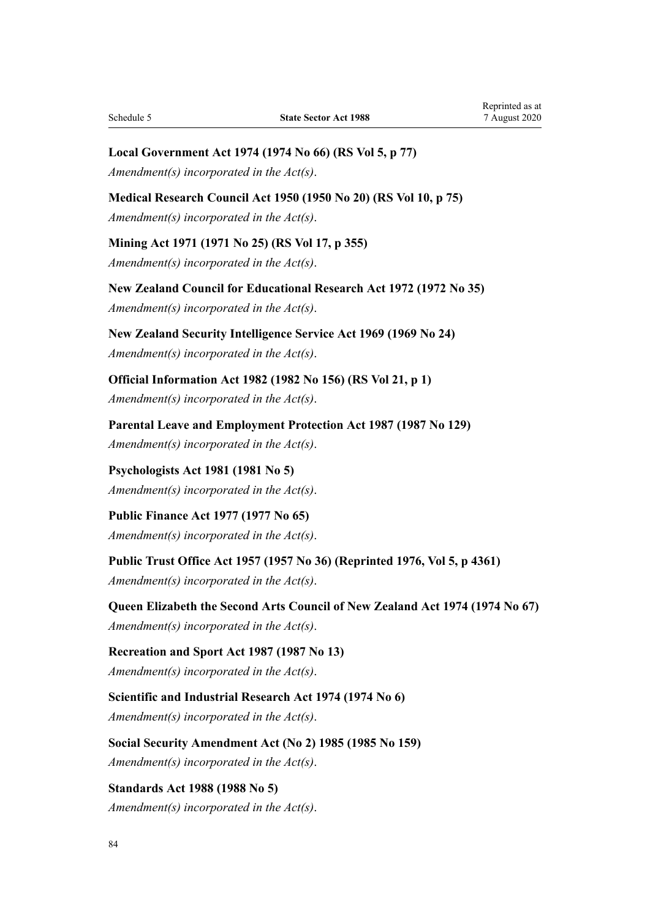**Local Government Act 1974 (1974 No 66) (RS Vol 5, p 77)**

*Amendment(s) incorporated in the Act(s).*

**Medical Research Council Act 1950 (1950 No 20) (RS Vol 10, p 75)**

*Amendment(s) incorporated in the Act(s).*

**Mining Act 1971 (1971 No 25) (RS Vol 17, p 355)**

*Amendment(s) incorporated in the Act(s).*

**New Zealand Council for Educational Research Act 1972 (1972 No 35)**

*Amendment(s) incorporated in the Act(s).*

**New Zealand Security Intelligence Service Act 1969 (1969 No 24)**

*Amendment(s) incorporated in the Act(s).*

**Official Information Act 1982 (1982 No 156) (RS Vol 21, p 1)**

*Amendment(s) incorporated in the Act(s).*

**Parental Leave and Employment Protection Act 1987 (1987 No 129)**

*Amendment(s) incorporated in the Act(s).*

**Psychologists Act 1981 (1981 No 5)**

*Amendment(s) incorporated in the Act(s).*

**Public Finance Act 1977 (1977 No 65)**

*Amendment(s) incorporated in the Act(s).*

**Public Trust Office Act 1957 (1957 No 36) (Reprinted 1976, Vol 5, p 4361)**

*Amendment(s) incorporated in the Act(s).*

**Queen Elizabeth the Second Arts Council of New Zealand Act 1974 (1974 No 67)**

*Amendment(s) incorporated in the Act(s).*

**Recreation and Sport Act 1987 (1987 No 13)**

*Amendment(s) incorporated in the Act(s).*

**Scientific and Industrial Research Act 1974 (1974 No 6)**

*Amendment(s) incorporated in the Act(s).*

**Social Security Amendment Act (No 2) 1985 (1985 No 159)**

*Amendment(s) incorporated in the Act(s).*

**Standards Act 1988 (1988 No 5)**

*Amendment(s) incorporated in the Act(s).*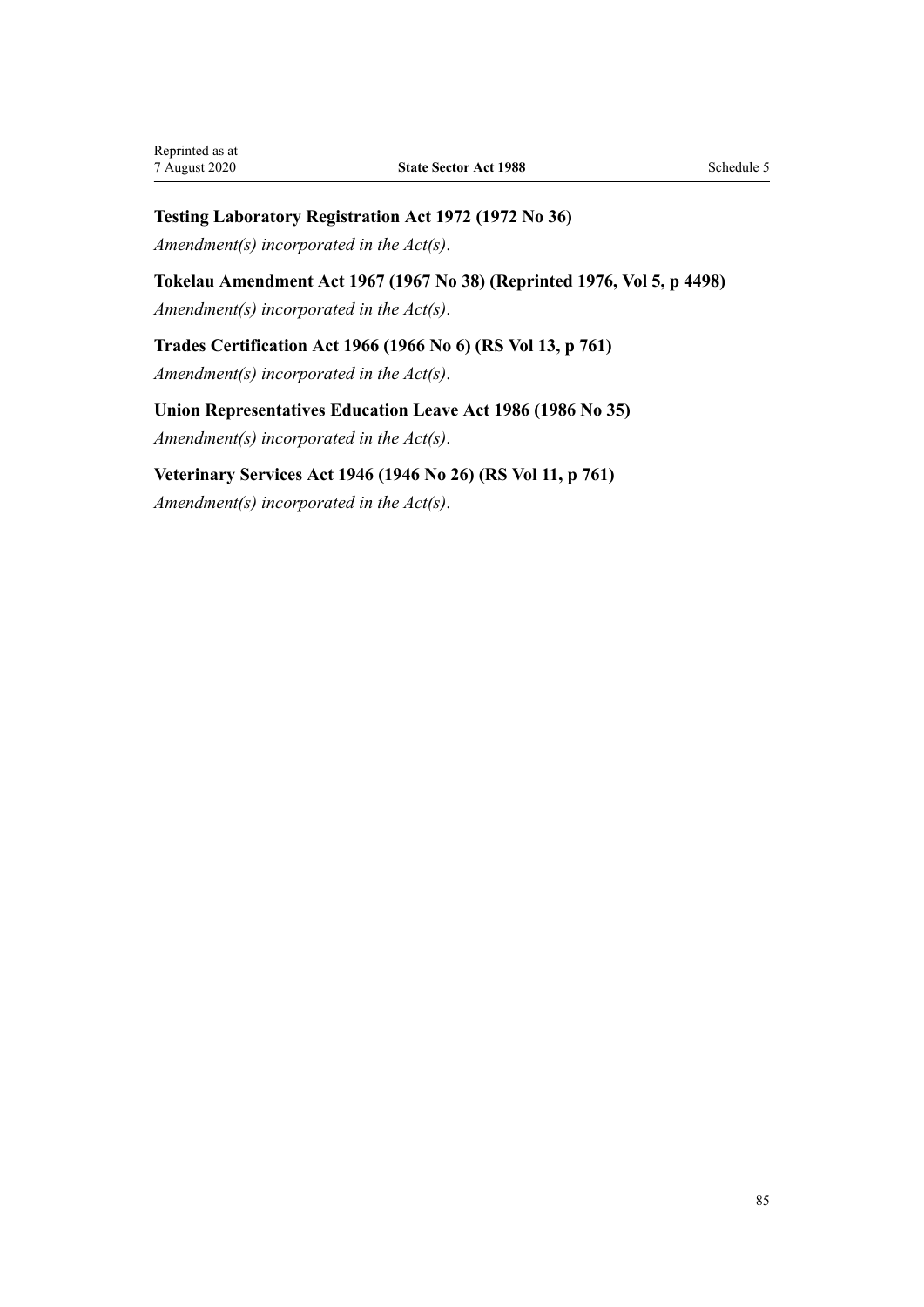**Testing Laboratory Registration Act 1972 (1972 No 36)**

*Amendment(s) incorporated in the Act(s).*

**Tokelau Amendment Act 1967 (1967 No 38) (Reprinted 1976, Vol 5, p 4498)**

*Amendment(s) incorporated in the Act(s).*

**Trades Certification Act 1966 (1966 No 6) (RS Vol 13, p 761)**

*Amendment(s) incorporated in the Act(s).*

**Union Representatives Education Leave Act 1986 (1986 No 35)**

*Amendment(s) incorporated in the Act(s).*

**Veterinary Services Act 1946 (1946 No 26) (RS Vol 11, p 761)**

*Amendment(s) incorporated in the Act(s).*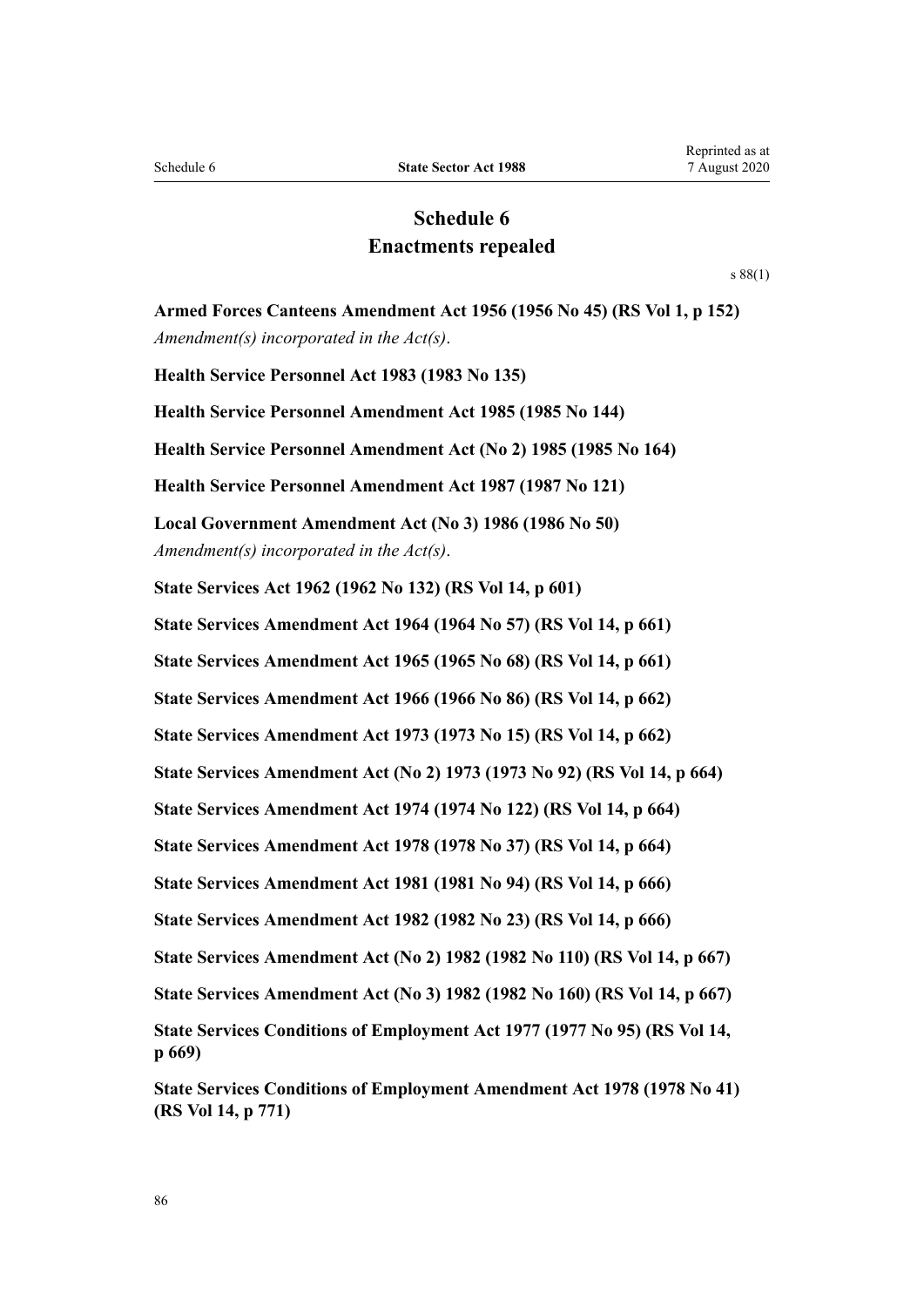# Schedule 6
## Enactments repealed

s 88(1)

**Armed Forces Canteens Amendment Act 1956 (1956 No 45) (RS Vol 1, p 152)**

*Amendment(s) incorporated in the Act(s).*

**Health Service Personnel Act 1983 (1983 No 135)**

**Health Service Personnel Amendment Act 1985 (1985 No 144)**

**Health Service Personnel Amendment Act (No 2) 1985 (1985 No 164)**

**Health Service Personnel Amendment Act 1987 (1987 No 121)**

**Local Government Amendment Act (No 3) 1986 (1986 No 50)**

*Amendment(s) incorporated in the Act(s).*

**State Services Act 1962 (1962 No 132) (RS Vol 14, p 601)**

**State Services Amendment Act 1964 (1964 No 57) (RS Vol 14, p 661)**

**State Services Amendment Act 1965 (1965 No 68) (RS Vol 14, p 661)**

**State Services Amendment Act 1966 (1966 No 86) (RS Vol 14, p 662)**

**State Services Amendment Act 1973 (1973 No 15) (RS Vol 14, p 662)**

**State Services Amendment Act (No 2) 1973 (1973 No 92) (RS Vol 14, p 664)**

**State Services Amendment Act 1974 (1974 No 122) (RS Vol 14, p 664)**

**State Services Amendment Act 1978 (1978 No 37) (RS Vol 14, p 664)**

**State Services Amendment Act 1981 (1981 No 94) (RS Vol 14, p 666)**

**State Services Amendment Act 1982 (1982 No 23) (RS Vol 14, p 666)**

**State Services Amendment Act (No 2) 1982 (1982 No 110) (RS Vol 14, p 667)**

**State Services Amendment Act (No 3) 1982 (1982 No 160) (RS Vol 14, p 667)**

**State Services Conditions of Employment Act 1977 (1977 No 95) (RS Vol 14, p 669)**

**State Services Conditions of Employment Amendment Act 1978 (1978 No 41) (RS Vol 14, p 771)**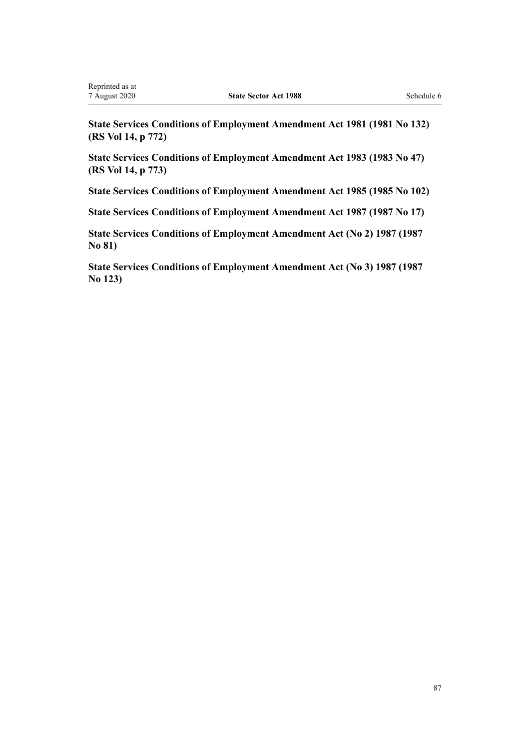**State Services Conditions of Employment Amendment Act 1981 (1981 No 132) (RS Vol 14, p 772)**

**State Services Conditions of Employment Amendment Act 1983 (1983 No 47) (RS Vol 14, p 773)**

**State Services Conditions of Employment Amendment Act 1985 (1985 No 102)**

**State Services Conditions of Employment Amendment Act 1987 (1987 No 17)**

**State Services Conditions of Employment Amendment Act (No 2) 1987 (1987 No 81)**

**State Services Conditions of Employment Amendment Act (No 3) 1987 (1987 No 123)**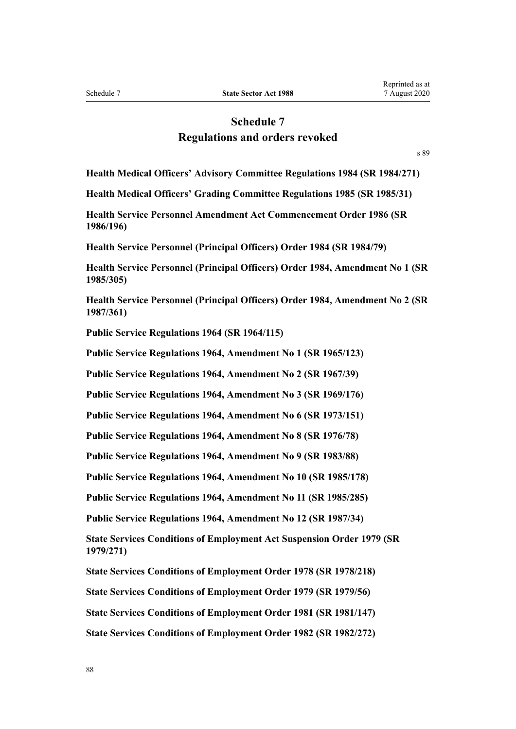# Schedule 7
## Regulations and orders revoked

s 89

**Health Medical Officers' Advisory Committee Regulations 1984 (SR 1984/271)**

**Health Medical Officers' Grading Committee Regulations 1985 (SR 1985/31)**

**Health Service Personnel Amendment Act Commencement Order 1986 (SR 1986/196)**

**Health Service Personnel (Principal Officers) Order 1984 (SR 1984/79)**

**Health Service Personnel (Principal Officers) Order 1984, Amendment No 1 (SR 1985/305)**

**Health Service Personnel (Principal Officers) Order 1984, Amendment No 2 (SR 1987/361)**

**Public Service Regulations 1964 (SR 1964/115)**

**Public Service Regulations 1964, Amendment No 1 (SR 1965/123)**

**Public Service Regulations 1964, Amendment No 2 (SR 1967/39)**

**Public Service Regulations 1964, Amendment No 3 (SR 1969/176)**

**Public Service Regulations 1964, Amendment No 6 (SR 1973/151)**

**Public Service Regulations 1964, Amendment No 8 (SR 1976/78)**

**Public Service Regulations 1964, Amendment No 9 (SR 1983/88)**

**Public Service Regulations 1964, Amendment No 10 (SR 1985/178)**

**Public Service Regulations 1964, Amendment No 11 (SR 1985/285)**

**Public Service Regulations 1964, Amendment No 12 (SR 1987/34)**

**State Services Conditions of Employment Act Suspension Order 1979 (SR 1979/271)**

**State Services Conditions of Employment Order 1978 (SR 1978/218)**

**State Services Conditions of Employment Order 1979 (SR 1979/56)**

**State Services Conditions of Employment Order 1981 (SR 1981/147)**

**State Services Conditions of Employment Order 1982 (SR 1982/272)**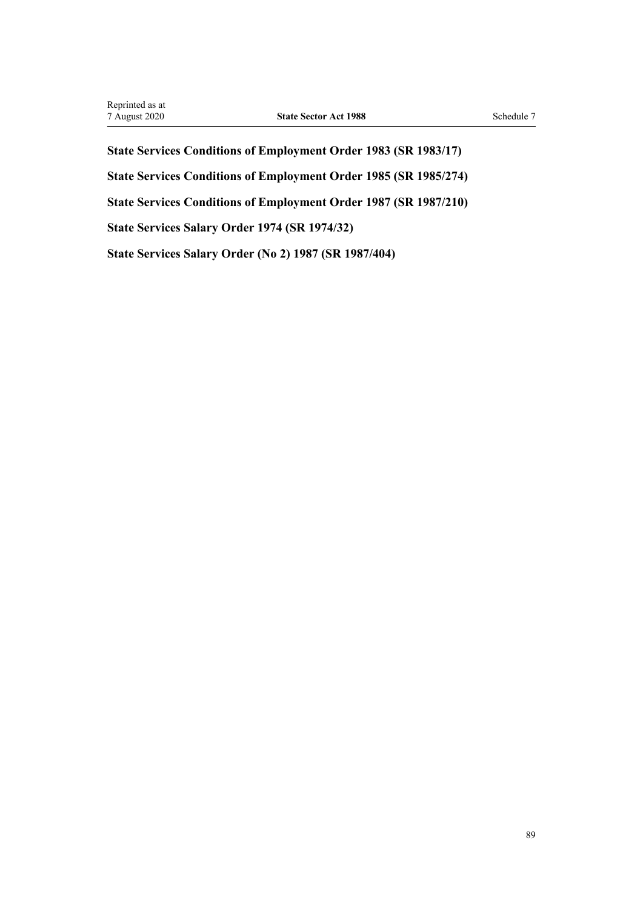**State Services Conditions of Employment Order 1983 (SR 1983/17)**

**State Services Conditions of Employment Order 1985 (SR 1985/274)**

**State Services Conditions of Employment Order 1987 (SR 1987/210)**

**State Services Salary Order 1974 (SR 1974/32)**

**State Services Salary Order (No 2) 1987 (SR 1987/404)**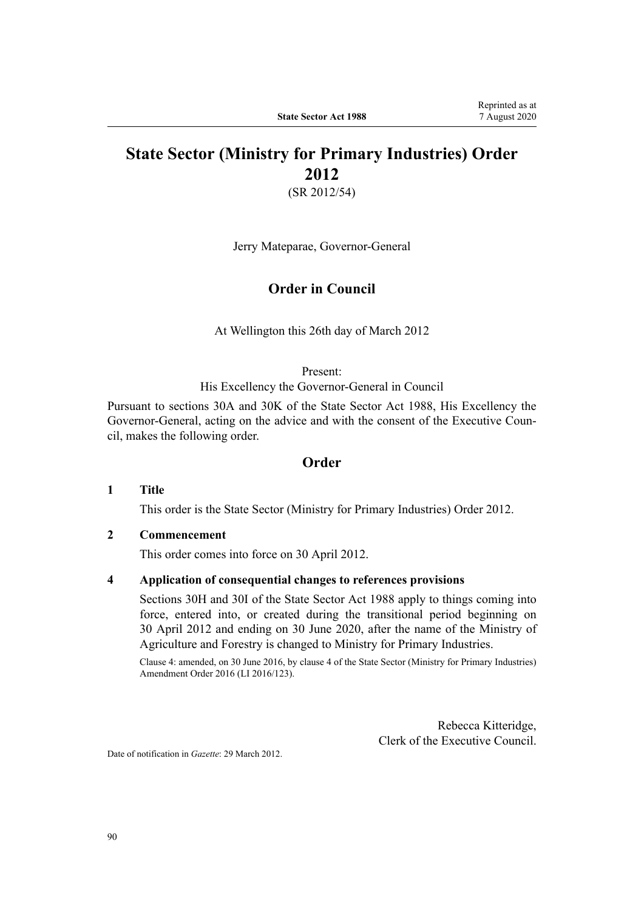# State Sector (Ministry for Primary Industries) Order 2012

(SR 2012/54)

Jerry Mateparae, Governor-General

## Order in Council

At Wellington this 26th day of March 2012

Present:
His Excellency the Governor-General in Council

Pursuant to sections 30A and 30K of the State Sector Act 1988, His Excellency the Governor-General, acting on the advice and with the consent of the Executive Council, makes the following order.

## Order

**1 Title**

This order is the State Sector (Ministry for Primary Industries) Order 2012.

**2 Commencement**

This order comes into force on 30 April 2012.

**4 Application of consequential changes to references provisions**

Sections 30H and 30I of the State Sector Act 1988 apply to things coming into force, entered into, or created during the transitional period beginning on 30 April 2012 and ending on 30 June 2020, after the name of the Ministry of Agriculture and Forestry is changed to Ministry for Primary Industries.

Clause 4: amended, on 30 June 2016, by clause 4 of the State Sector (Ministry for Primary Industries) Amendment Order 2016 (LI 2016/123).

Rebecca Kitteridge,
Clerk of the Executive Council.

Date of notification in *Gazette*: 29 March 2012.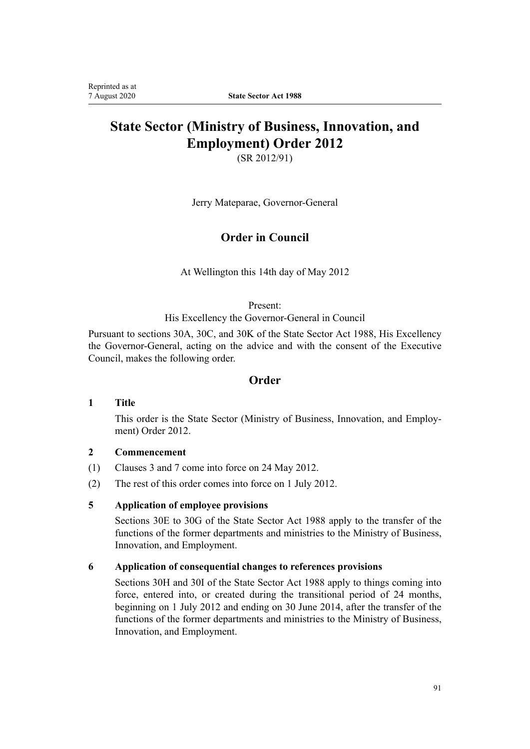# State Sector (Ministry of Business, Innovation, and Employment) Order 2012

(SR 2012/91)

Jerry Mateparae, Governor-General

## Order in Council

At Wellington this 14th day of May 2012

Present:
His Excellency the Governor-General in Council

Pursuant to sections 30A, 30C, and 30K of the State Sector Act 1988, His Excellency the Governor-General, acting on the advice and with the consent of the Executive Council, makes the following order.

## Order

### 1 Title

This order is the State Sector (Ministry of Business, Innovation, and Employment) Order 2012.

### 2 Commencement

(1) Clauses 3 and 7 come into force on 24 May 2012.

(2) The rest of this order comes into force on 1 July 2012.

### 5 Application of employee provisions

Sections 30E to 30G of the State Sector Act 1988 apply to the transfer of the functions of the former departments and ministries to the Ministry of Business, Innovation, and Employment.

### 6 Application of consequential changes to references provisions

Sections 30H and 30I of the State Sector Act 1988 apply to things coming into force, entered into, or created during the transitional period of 24 months, beginning on 1 July 2012 and ending on 30 June 2014, after the transfer of the functions of the former departments and ministries to the Ministry of Business, Innovation, and Employment.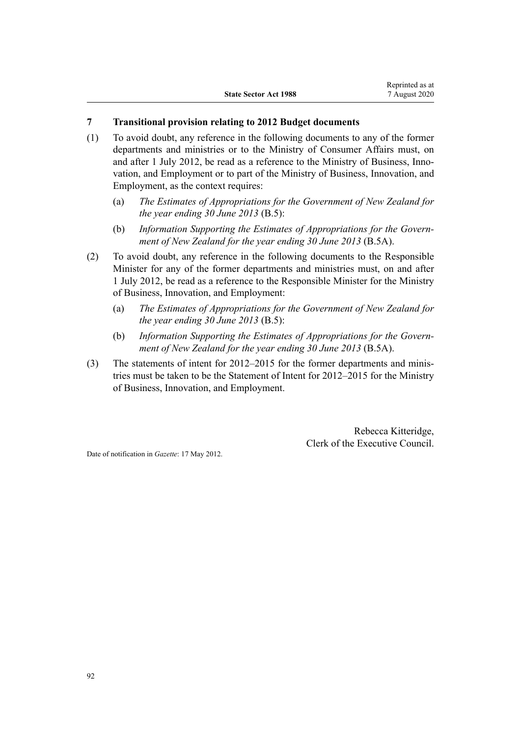### 7 Transitional provision relating to 2012 Budget documents

(1) To avoid doubt, any reference in the following documents to any of the former departments and ministries or to the Ministry of Consumer Affairs must, on and after 1 July 2012, be read as a reference to the Ministry of Business, Innovation, and Employment or to part of the Ministry of Business, Innovation, and Employment, as the context requires:

  (a) *The Estimates of Appropriations for the Government of New Zealand for the year ending 30 June 2013* (B.5):

  (b) *Information Supporting the Estimates of Appropriations for the Government of New Zealand for the year ending 30 June 2013* (B.5A).

(2) To avoid doubt, any reference in the following documents to the Responsible Minister for any of the former departments and ministries must, on and after 1 July 2012, be read as a reference to the Responsible Minister for the Ministry of Business, Innovation, and Employment:

  (a) *The Estimates of Appropriations for the Government of New Zealand for the year ending 30 June 2013* (B.5):

  (b) *Information Supporting the Estimates of Appropriations for the Government of New Zealand for the year ending 30 June 2013* (B.5A).

(3) The statements of intent for 2012–2015 for the former departments and ministries must be taken to be the Statement of Intent for 2012–2015 for the Ministry of Business, Innovation, and Employment.

Rebecca Kitteridge,
Clerk of the Executive Council.

Date of notification in *Gazette*: 17 May 2012.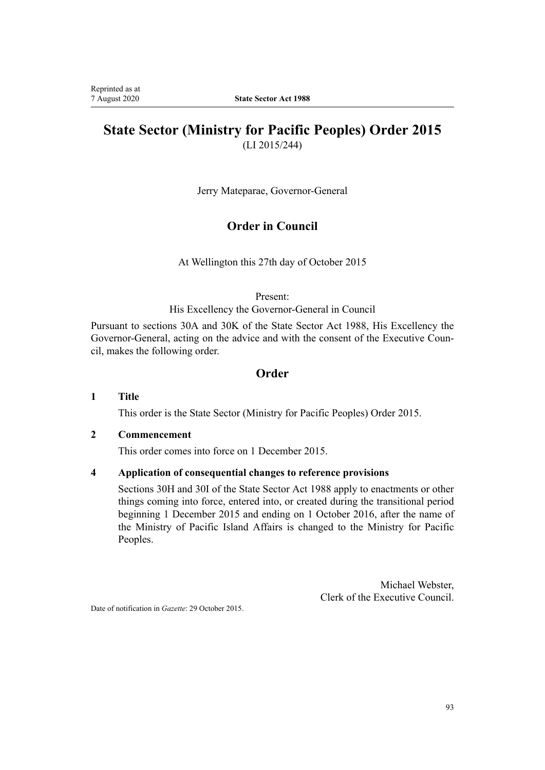# State Sector (Ministry for Pacific Peoples) Order 2015

(LI 2015/244)

Jerry Mateparae, Governor-General

## Order in Council

At Wellington this 27th day of October 2015

Present:
His Excellency the Governor-General in Council

Pursuant to sections 30A and 30K of the State Sector Act 1988, His Excellency the Governor-General, acting on the advice and with the consent of the Executive Council, makes the following order.

## Order

**1 Title**

This order is the State Sector (Ministry for Pacific Peoples) Order 2015.

**2 Commencement**

This order comes into force on 1 December 2015.

**4 Application of consequential changes to reference provisions**

Sections 30H and 30I of the State Sector Act 1988 apply to enactments or other things coming into force, entered into, or created during the transitional period beginning 1 December 2015 and ending on 1 October 2016, after the name of the Ministry of Pacific Island Affairs is changed to the Ministry for Pacific Peoples.

Michael Webster,
Clerk of the Executive Council.

Date of notification in *Gazette*: 29 October 2015.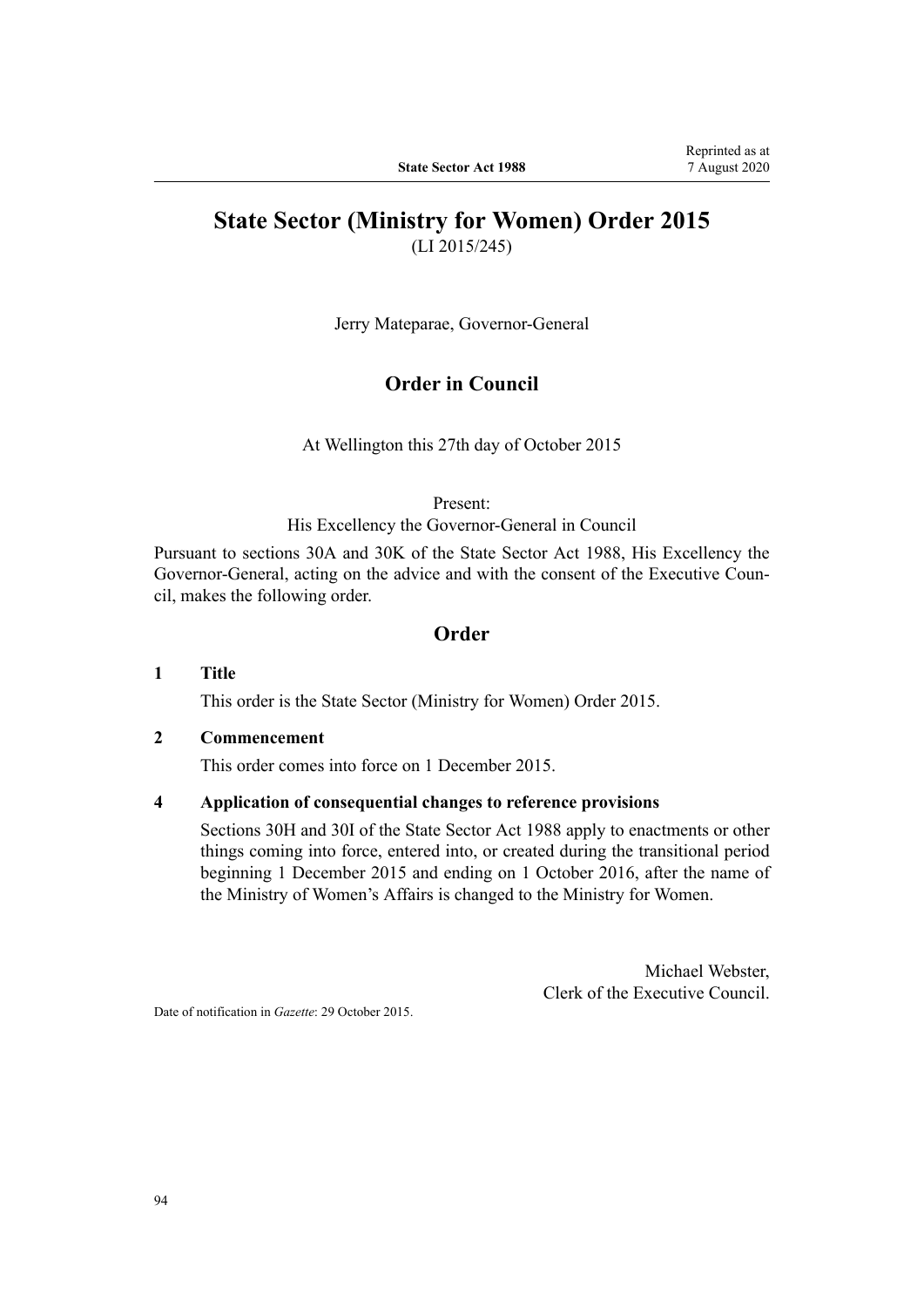# State Sector (Ministry for Women) Order 2015

(LI 2015/245)

Jerry Mateparae, Governor-General

## Order in Council

At Wellington this 27th day of October 2015

Present:
His Excellency the Governor-General in Council

Pursuant to sections 30A and 30K of the State Sector Act 1988, His Excellency the Governor-General, acting on the advice and with the consent of the Executive Council, makes the following order.

## Order

**1 Title**

This order is the State Sector (Ministry for Women) Order 2015.

**2 Commencement**

This order comes into force on 1 December 2015.

**4 Application of consequential changes to reference provisions**

Sections 30H and 30I of the State Sector Act 1988 apply to enactments or other things coming into force, entered into, or created during the transitional period beginning 1 December 2015 and ending on 1 October 2016, after the name of the Ministry of Women's Affairs is changed to the Ministry for Women.

Michael Webster,
Clerk of the Executive Council.

Date of notification in *Gazette*: 29 October 2015.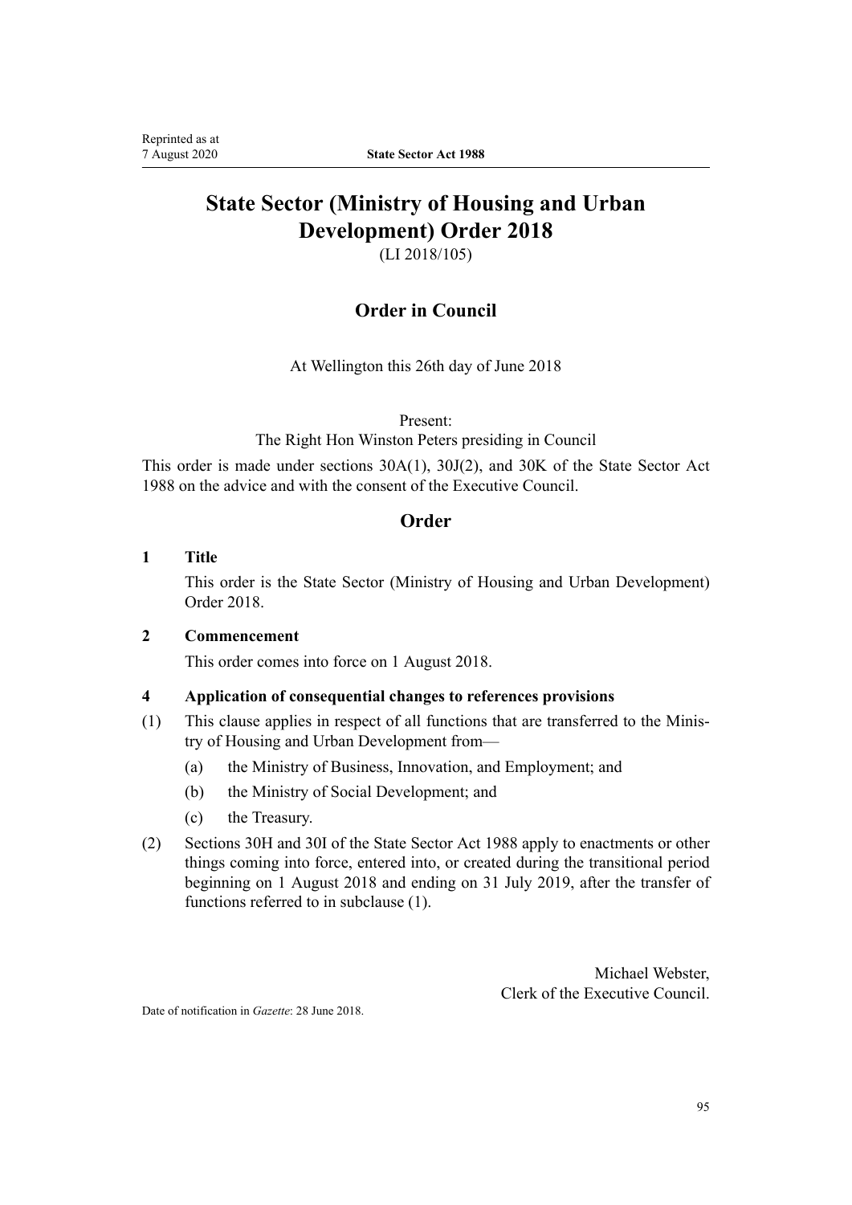# State Sector (Ministry of Housing and Urban Development) Order 2018

(LI 2018/105)

## Order in Council

At Wellington this 26th day of June 2018

Present:
The Right Hon Winston Peters presiding in Council

This order is made under sections 30A(1), 30J(2), and 30K of the State Sector Act 1988 on the advice and with the consent of the Executive Council.

## Order

### 1 Title

This order is the State Sector (Ministry of Housing and Urban Development) Order 2018.

### 2 Commencement

This order comes into force on 1 August 2018.

### 4 Application of consequential changes to references provisions

(1) This clause applies in respect of all functions that are transferred to the Ministry of Housing and Urban Development from—

- (a) the Ministry of Business, Innovation, and Employment; and
- (b) the Ministry of Social Development; and
- (c) the Treasury.

(2) Sections 30H and 30I of the State Sector Act 1988 apply to enactments or other things coming into force, entered into, or created during the transitional period beginning on 1 August 2018 and ending on 31 July 2019, after the transfer of functions referred to in subclause (1).

Michael Webster,
Clerk of the Executive Council.

Date of notification in *Gazette*: 28 June 2018.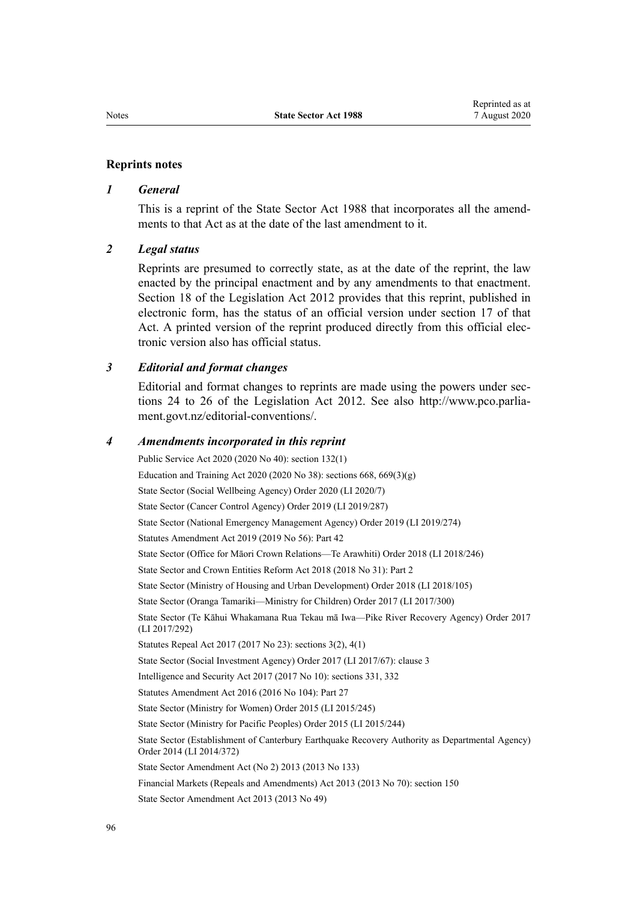## Reprints notes

### *1 General*

This is a reprint of the State Sector Act 1988 that incorporates all the amendments to that Act as at the date of the last amendment to it.

### *2 Legal status*

Reprints are presumed to correctly state, as at the date of the reprint, the law enacted by the principal enactment and by any amendments to that enactment. Section 18 of the Legislation Act 2012 provides that this reprint, published in electronic form, has the status of an official version under section 17 of that Act. A printed version of the reprint produced directly from this official electronic version also has official status.

### *3 Editorial and format changes*

Editorial and format changes to reprints are made using the powers under sections 24 to 26 of the Legislation Act 2012. See also http://www.pco.parliament.govt.nz/editorial-conventions/.

### *4 Amendments incorporated in this reprint*

Public Service Act 2020 (2020 No 40): section 132(1)

Education and Training Act 2020 (2020 No 38): sections 668, 669(3)(g)

State Sector (Social Wellbeing Agency) Order 2020 (LI 2020/7)

State Sector (Cancer Control Agency) Order 2019 (LI 2019/287)

State Sector (National Emergency Management Agency) Order 2019 (LI 2019/274)

Statutes Amendment Act 2019 (2019 No 56): Part 42

State Sector (Office for Māori Crown Relations—Te Arawhiti) Order 2018 (LI 2018/246)

State Sector and Crown Entities Reform Act 2018 (2018 No 31): Part 2

State Sector (Ministry of Housing and Urban Development) Order 2018 (LI 2018/105)

State Sector (Oranga Tamariki—Ministry for Children) Order 2017 (LI 2017/300)

State Sector (Te Kāhui Whakamana Rua Tekau mā Iwa—Pike River Recovery Agency) Order 2017 (LI 2017/292)

Statutes Repeal Act 2017 (2017 No 23): sections 3(2), 4(1)

State Sector (Social Investment Agency) Order 2017 (LI 2017/67): clause 3

Intelligence and Security Act 2017 (2017 No 10): sections 331, 332

Statutes Amendment Act 2016 (2016 No 104): Part 27

State Sector (Ministry for Women) Order 2015 (LI 2015/245)

State Sector (Ministry for Pacific Peoples) Order 2015 (LI 2015/244)

State Sector (Establishment of Canterbury Earthquake Recovery Authority as Departmental Agency) Order 2014 (LI 2014/372)

State Sector Amendment Act (No 2) 2013 (2013 No 133)

Financial Markets (Repeals and Amendments) Act 2013 (2013 No 70): section 150

State Sector Amendment Act 2013 (2013 No 49)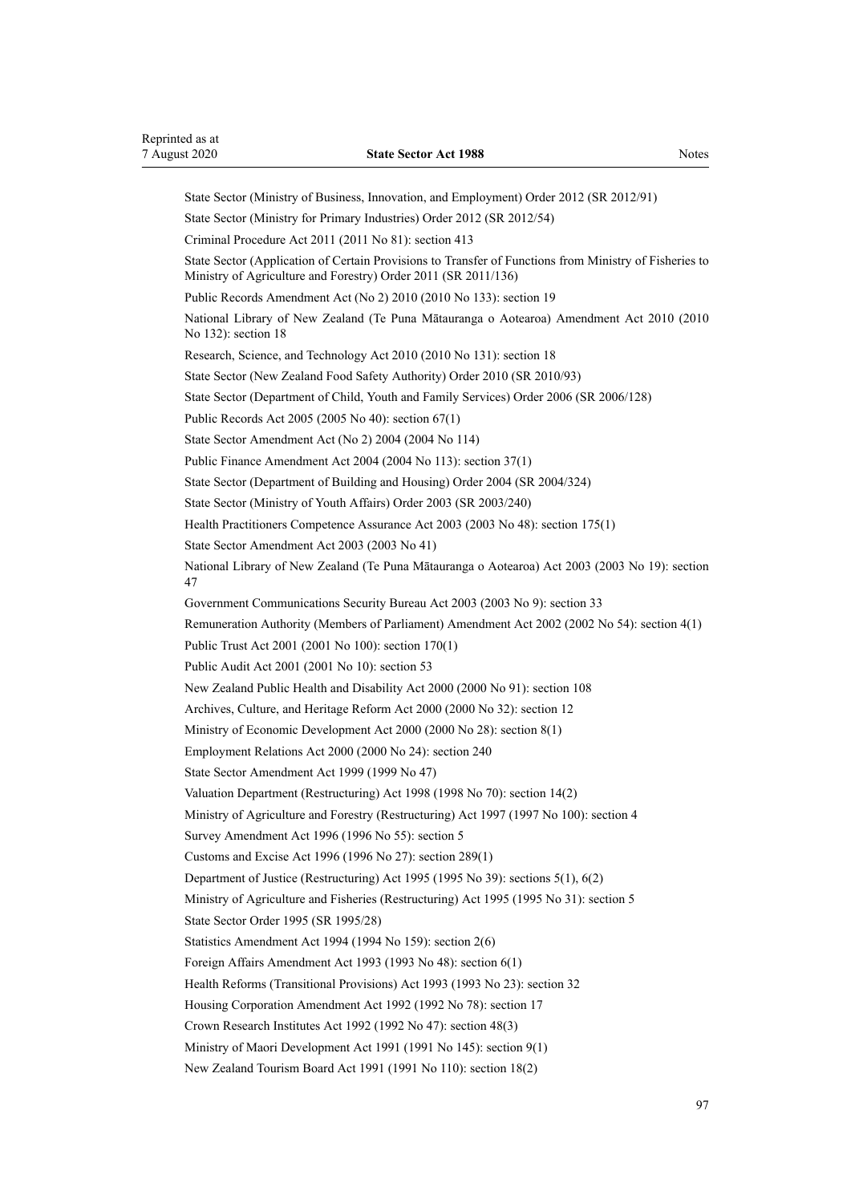State Sector (Ministry of Business, Innovation, and Employment) Order 2012 (SR 2012/91)

State Sector (Ministry for Primary Industries) Order 2012 (SR 2012/54)

Criminal Procedure Act 2011 (2011 No 81): section 413

State Sector (Application of Certain Provisions to Transfer of Functions from Ministry of Fisheries to Ministry of Agriculture and Forestry) Order 2011 (SR 2011/136)

Public Records Amendment Act (No 2) 2010 (2010 No 133): section 19

National Library of New Zealand (Te Puna Mātauranga o Aotearoa) Amendment Act 2010 (2010 No 132): section 18

Research, Science, and Technology Act 2010 (2010 No 131): section 18

State Sector (New Zealand Food Safety Authority) Order 2010 (SR 2010/93)

State Sector (Department of Child, Youth and Family Services) Order 2006 (SR 2006/128)

Public Records Act 2005 (2005 No 40): section 67(1)

State Sector Amendment Act (No 2) 2004 (2004 No 114)

Public Finance Amendment Act 2004 (2004 No 113): section 37(1)

State Sector (Department of Building and Housing) Order 2004 (SR 2004/324)

State Sector (Ministry of Youth Affairs) Order 2003 (SR 2003/240)

Health Practitioners Competence Assurance Act 2003 (2003 No 48): section 175(1)

State Sector Amendment Act 2003 (2003 No 41)

National Library of New Zealand (Te Puna Mātauranga o Aotearoa) Act 2003 (2003 No 19): section 47

Government Communications Security Bureau Act 2003 (2003 No 9): section 33

Remuneration Authority (Members of Parliament) Amendment Act 2002 (2002 No 54): section 4(1)

Public Trust Act 2001 (2001 No 100): section 170(1)

Public Audit Act 2001 (2001 No 10): section 53

New Zealand Public Health and Disability Act 2000 (2000 No 91): section 108

Archives, Culture, and Heritage Reform Act 2000 (2000 No 32): section 12

Ministry of Economic Development Act 2000 (2000 No 28): section 8(1)

Employment Relations Act 2000 (2000 No 24): section 240

State Sector Amendment Act 1999 (1999 No 47)

Valuation Department (Restructuring) Act 1998 (1998 No 70): section 14(2)

Ministry of Agriculture and Forestry (Restructuring) Act 1997 (1997 No 100): section 4

Survey Amendment Act 1996 (1996 No 55): section 5

Customs and Excise Act 1996 (1996 No 27): section 289(1)

Department of Justice (Restructuring) Act 1995 (1995 No 39): sections 5(1), 6(2)

Ministry of Agriculture and Fisheries (Restructuring) Act 1995 (1995 No 31): section 5

State Sector Order 1995 (SR 1995/28)

Statistics Amendment Act 1994 (1994 No 159): section 2(6)

Foreign Affairs Amendment Act 1993 (1993 No 48): section 6(1)

Health Reforms (Transitional Provisions) Act 1993 (1993 No 23): section 32

Housing Corporation Amendment Act 1992 (1992 No 78): section 17

Crown Research Institutes Act 1992 (1992 No 47): section 48(3)

Ministry of Maori Development Act 1991 (1991 No 145): section 9(1)

New Zealand Tourism Board Act 1991 (1991 No 110): section 18(2)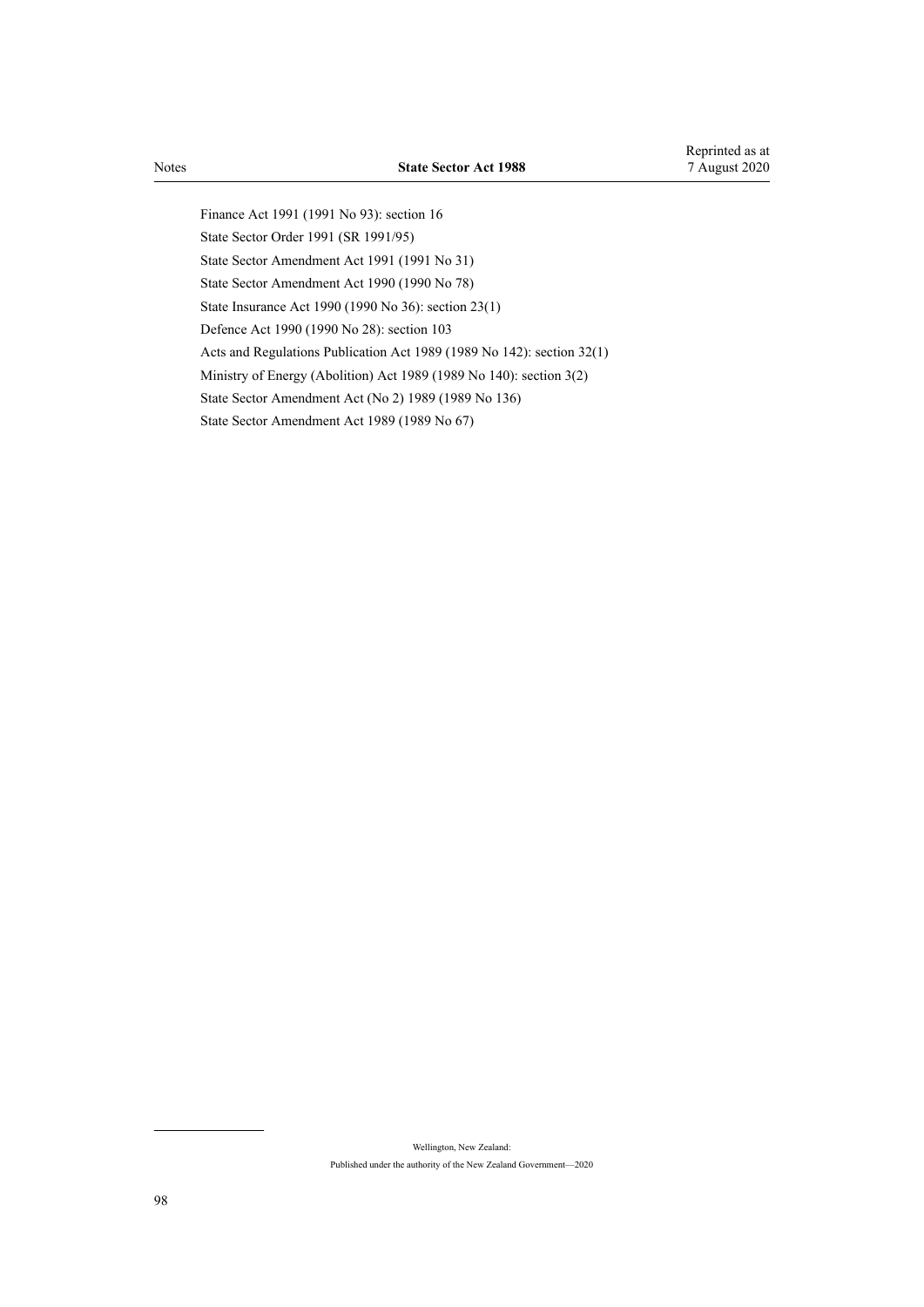Finance Act 1991 (1991 No 93): section 16

State Sector Order 1991 (SR 1991/95)

State Sector Amendment Act 1991 (1991 No 31)

State Sector Amendment Act 1990 (1990 No 78)

State Insurance Act 1990 (1990 No 36): section 23(1)

Defence Act 1990 (1990 No 28): section 103

Acts and Regulations Publication Act 1989 (1989 No 142): section 32(1)

Ministry of Energy (Abolition) Act 1989 (1989 No 140): section 3(2)

State Sector Amendment Act (No 2) 1989 (1989 No 136)

State Sector Amendment Act 1989 (1989 No 67)

Wellington, New Zealand:

Published under the authority of the New Zealand Government—2020